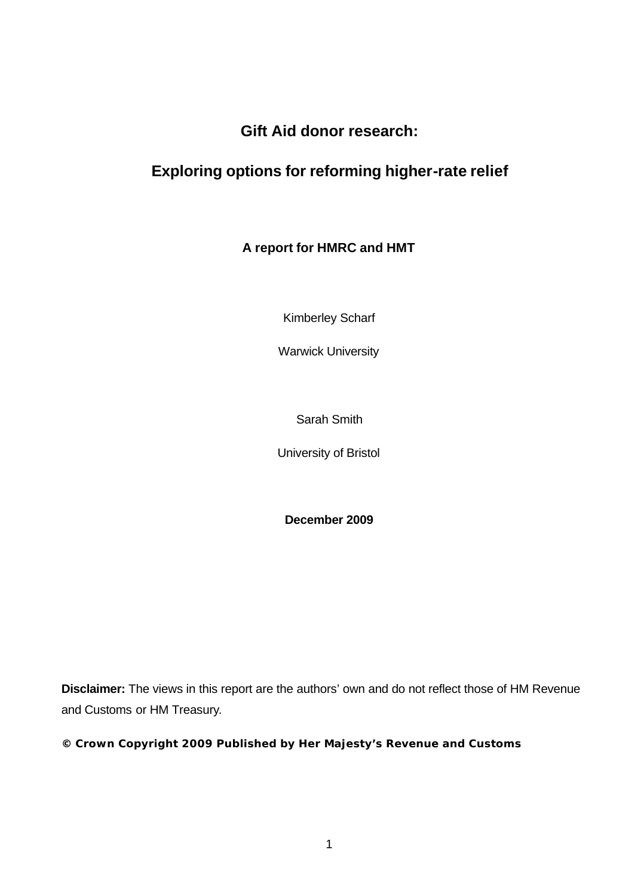# Gift Aid donor research:

# Exploring options for reforming higher-rate relief

**A report for HMRC and HMT**

Kimberley Scharf

Warwick University

Sarah Smith

University of Bristol

**December 2009**

**Disclaimer:** The views in this report are the authors' own and do not reflect those of HM Revenue and Customs or HM Treasury.

**© Crown Copyright 2009 Published by Her Majesty's Revenue and Customs**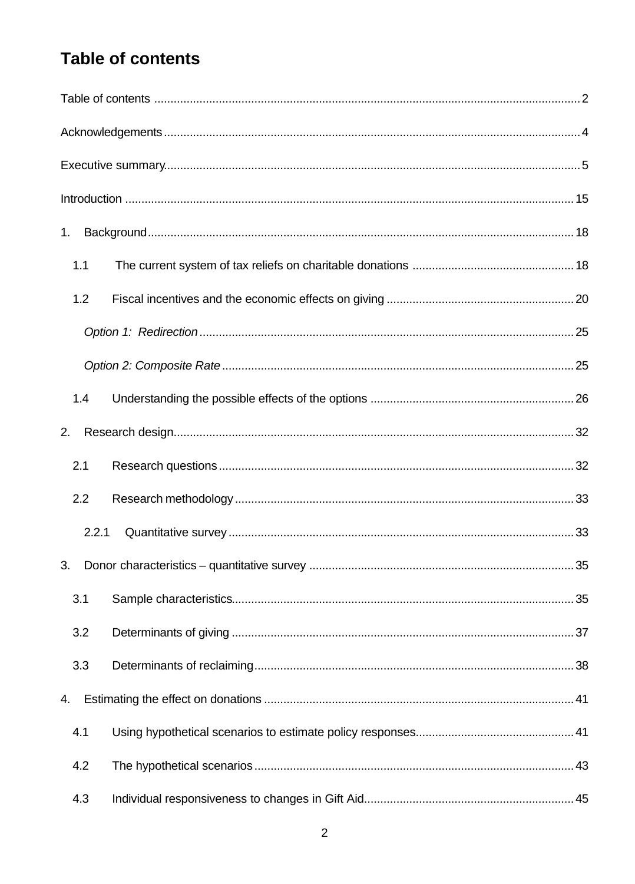# Table of contents

Table of contents .......... 2

Acknowledgements .......... 4

Executive summary .......... 5

Introduction .......... 15

1. Background .......... 18
   - 1.1 The current system of tax reliefs on charitable donations .......... 18
   - 1.2 Fiscal incentives and the economic effects on giving .......... 20
     - *Option 1: Redirection* .......... 25
     - *Option 2: Composite Rate* .......... 25
   - 1.4 Understanding the possible effects of the options .......... 26
2. Research design .......... 32
   - 2.1 Research questions .......... 32
   - 2.2 Research methodology .......... 33
     - 2.2.1 Quantitative survey .......... 33
3. Donor characteristics – quantitative survey .......... 35
   - 3.1 Sample characteristics .......... 35
   - 3.2 Determinants of giving .......... 37
   - 3.3 Determinants of reclaiming .......... 38
4. Estimating the effect on donations .......... 41
   - 4.1 Using hypothetical scenarios to estimate policy responses .......... 41
   - 4.2 The hypothetical scenarios .......... 43
   - 4.3 Individual responsiveness to changes in Gift Aid .......... 45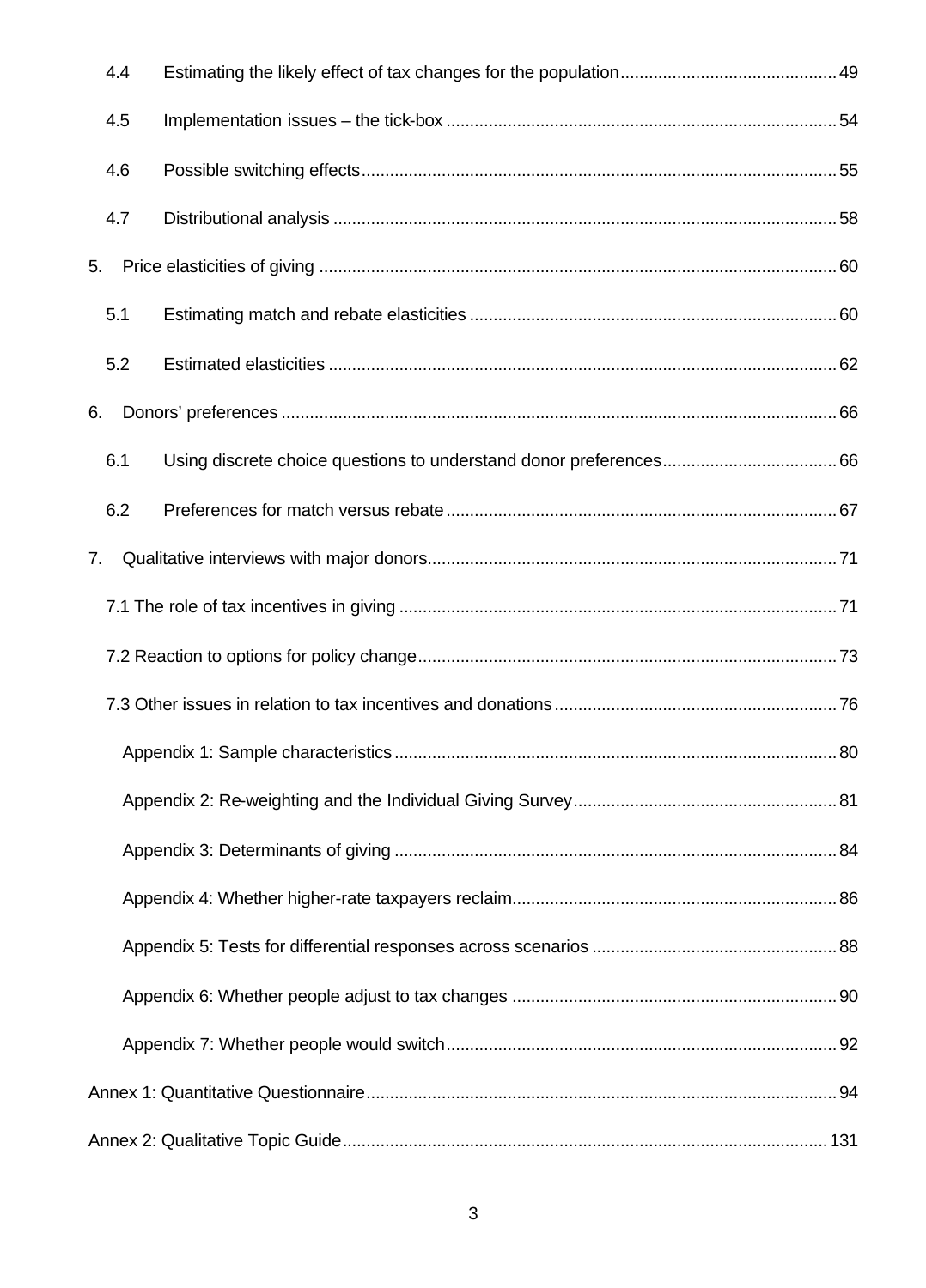4.4 Estimating the likely effect of tax changes for the population ... 49

4.5 Implementation issues – the tick-box ... 54

4.6 Possible switching effects ... 55

4.7 Distributional analysis ... 58

5. Price elasticities of giving ... 60

5.1 Estimating match and rebate elasticities ... 60

5.2 Estimated elasticities ... 62

6. Donors' preferences ... 66

6.1 Using discrete choice questions to understand donor preferences ... 66

6.2 Preferences for match versus rebate ... 67

7. Qualitative interviews with major donors ... 71

7.1 The role of tax incentives in giving ... 71

7.2 Reaction to options for policy change ... 73

7.3 Other issues in relation to tax incentives and donations ... 76

Appendix 1: Sample characteristics ... 80

Appendix 2: Re-weighting and the Individual Giving Survey ... 81

Appendix 3: Determinants of giving ... 84

Appendix 4: Whether higher-rate taxpayers reclaim ... 86

Appendix 5: Tests for differential responses across scenarios ... 88

Appendix 6: Whether people adjust to tax changes ... 90

Appendix 7: Whether people would switch ... 92

Annex 1: Quantitative Questionnaire ... 94

Annex 2: Qualitative Topic Guide ... 131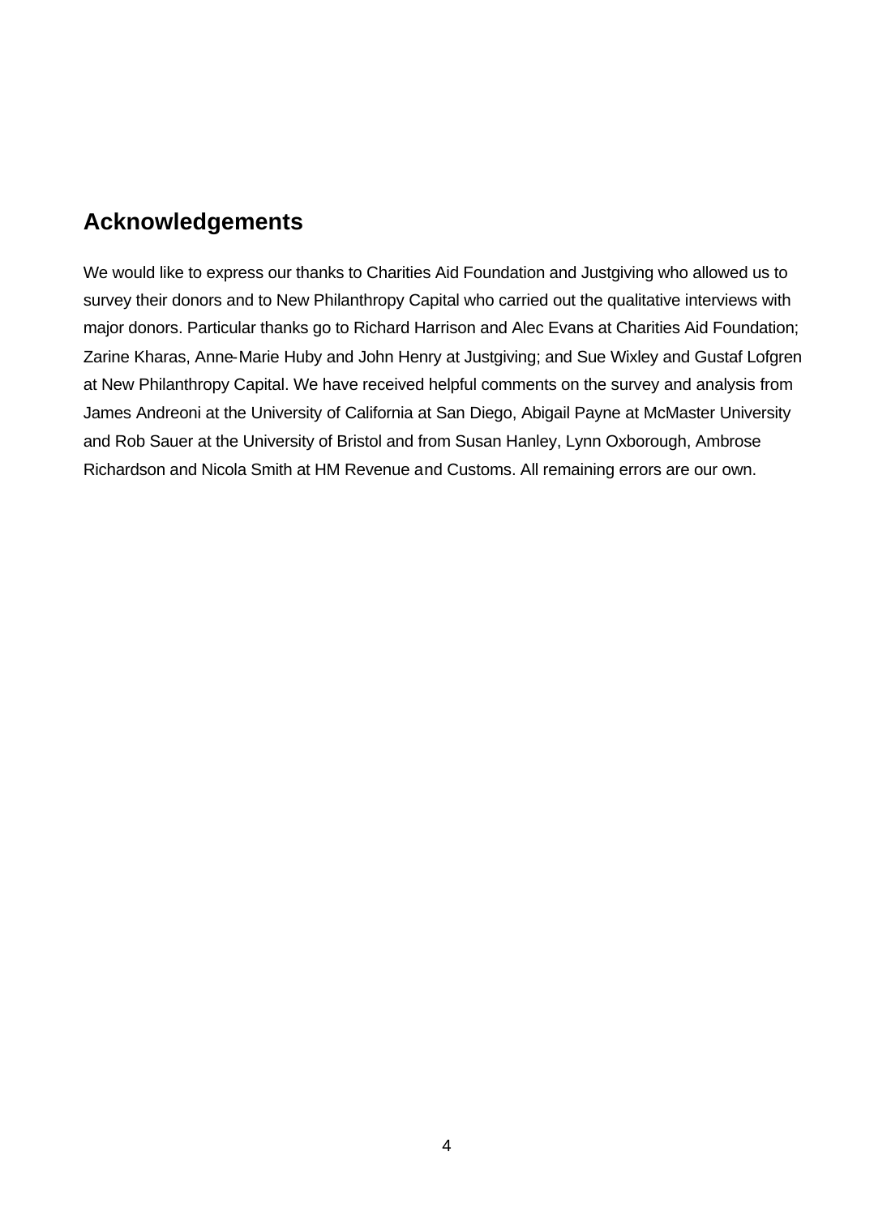## Acknowledgements

We would like to express our thanks to Charities Aid Foundation and Justgiving who allowed us to survey their donors and to New Philanthropy Capital who carried out the qualitative interviews with major donors. Particular thanks go to Richard Harrison and Alec Evans at Charities Aid Foundation; Zarine Kharas, Anne-Marie Huby and John Henry at Justgiving; and Sue Wixley and Gustaf Lofgren at New Philanthropy Capital. We have received helpful comments on the survey and analysis from James Andreoni at the University of California at San Diego, Abigail Payne at McMaster University and Rob Sauer at the University of Bristol and from Susan Hanley, Lynn Oxborough, Ambrose Richardson and Nicola Smith at HM Revenue and Customs. All remaining errors are our own.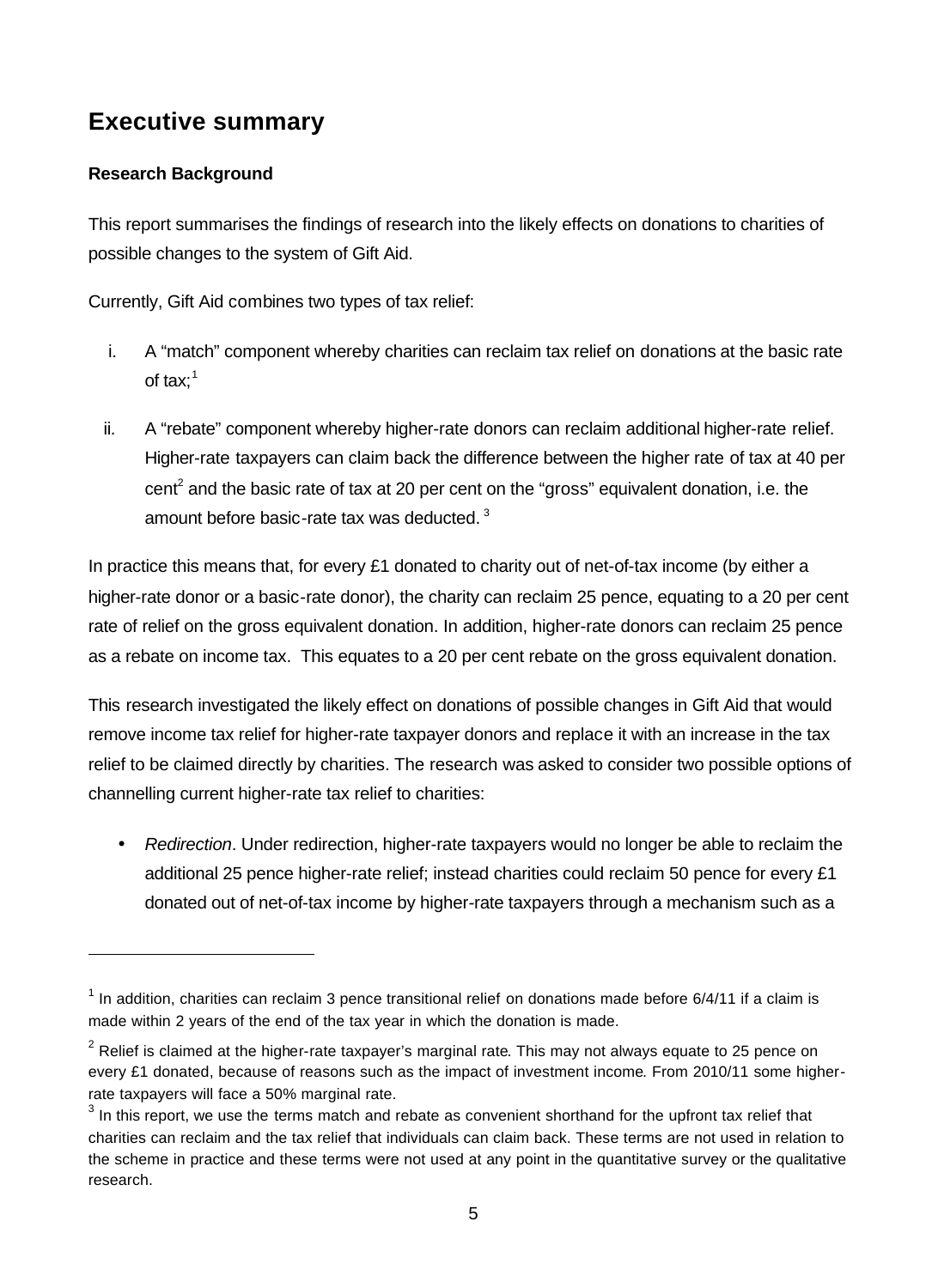## Executive summary

### Research Background

This report summarises the findings of research into the likely effects on donations to charities of possible changes to the system of Gift Aid.

Currently, Gift Aid combines two types of tax relief:

i. A "match" component whereby charities can reclaim tax relief on donations at the basic rate of tax;[1]

ii. A "rebate" component whereby higher-rate donors can reclaim additional higher-rate relief. Higher-rate taxpayers can claim back the difference between the higher rate of tax at 40 per cent[2] and the basic rate of tax at 20 per cent on the "gross" equivalent donation, i.e. the amount before basic-rate tax was deducted. [3]

In practice this means that, for every £1 donated to charity out of net-of-tax income (by either a higher-rate donor or a basic-rate donor), the charity can reclaim 25 pence, equating to a 20 per cent rate of relief on the gross equivalent donation. In addition, higher-rate donors can reclaim 25 pence as a rebate on income tax. This equates to a 20 per cent rebate on the gross equivalent donation.

This research investigated the likely effect on donations of possible changes in Gift Aid that would remove income tax relief for higher-rate taxpayer donors and replace it with an increase in the tax relief to be claimed directly by charities. The research was asked to consider two possible options of channelling current higher-rate tax relief to charities:

- *Redirection*. Under redirection, higher-rate taxpayers would no longer be able to reclaim the additional 25 pence higher-rate relief; instead charities could reclaim 50 pence for every £1 donated out of net-of-tax income by higher-rate taxpayers through a mechanism such as a

---

[1] In addition, charities can reclaim 3 pence transitional relief on donations made before 6/4/11 if a claim is made within 2 years of the end of the tax year in which the donation is made.

[2] Relief is claimed at the higher-rate taxpayer's marginal rate. This may not always equate to 25 pence on every £1 donated, because of reasons such as the impact of investment income. From 2010/11 some higher-rate taxpayers will face a 50% marginal rate.

[3] In this report, we use the terms match and rebate as convenient shorthand for the upfront tax relief that charities can reclaim and the tax relief that individuals can claim back. These terms are not used in relation to the scheme in practice and these terms were not used at any point in the quantitative survey or the qualitative research.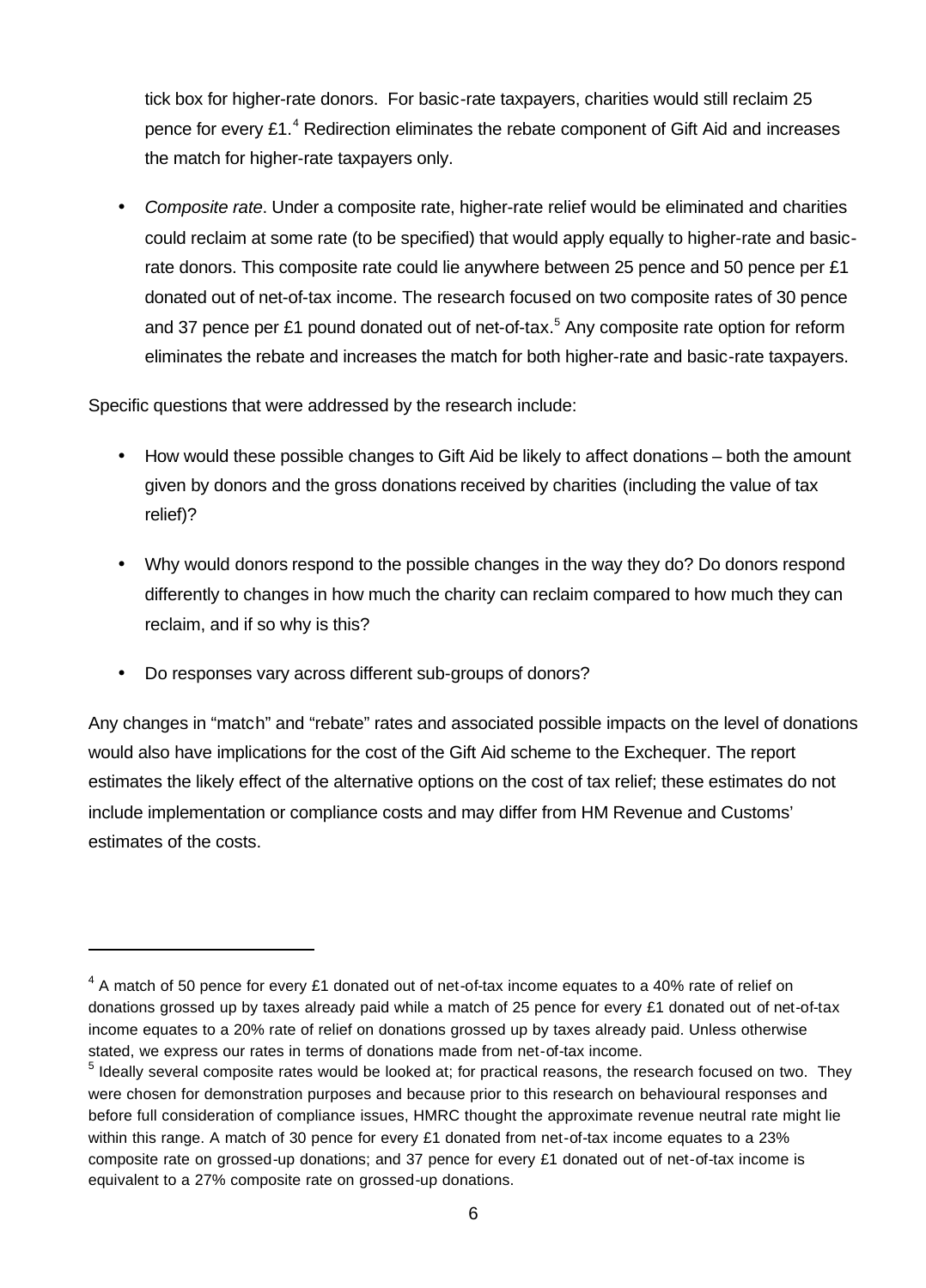tick box for higher-rate donors. For basic-rate taxpayers, charities would still reclaim 25 pence for every £1.[4] Redirection eliminates the rebate component of Gift Aid and increases the match for higher-rate taxpayers only.

- *Composite rate*. Under a composite rate, higher-rate relief would be eliminated and charities could reclaim at some rate (to be specified) that would apply equally to higher-rate and basic-rate donors. This composite rate could lie anywhere between 25 pence and 50 pence per £1 donated out of net-of-tax income. The research focused on two composite rates of 30 pence and 37 pence per £1 pound donated out of net-of-tax.[5] Any composite rate option for reform eliminates the rebate and increases the match for both higher-rate and basic-rate taxpayers.

Specific questions that were addressed by the research include:

- How would these possible changes to Gift Aid be likely to affect donations – both the amount given by donors and the gross donations received by charities (including the value of tax relief)?
- Why would donors respond to the possible changes in the way they do? Do donors respond differently to changes in how much the charity can reclaim compared to how much they can reclaim, and if so why is this?
- Do responses vary across different sub-groups of donors?

Any changes in "match" and "rebate" rates and associated possible impacts on the level of donations would also have implications for the cost of the Gift Aid scheme to the Exchequer. The report estimates the likely effect of the alternative options on the cost of tax relief; these estimates do not include implementation or compliance costs and may differ from HM Revenue and Customs' estimates of the costs.

---

[4] A match of 50 pence for every £1 donated out of net-of-tax income equates to a 40% rate of relief on donations grossed up by taxes already paid while a match of 25 pence for every £1 donated out of net-of-tax income equates to a 20% rate of relief on donations grossed up by taxes already paid. Unless otherwise stated, we express our rates in terms of donations made from net-of-tax income.

[5] Ideally several composite rates would be looked at; for practical reasons, the research focused on two. They were chosen for demonstration purposes and because prior to this research on behavioural responses and before full consideration of compliance issues, HMRC thought the approximate revenue neutral rate might lie within this range. A match of 30 pence for every £1 donated from net-of-tax income equates to a 23% composite rate on grossed-up donations; and 37 pence for every £1 donated out of net-of-tax income is equivalent to a 27% composite rate on grossed-up donations.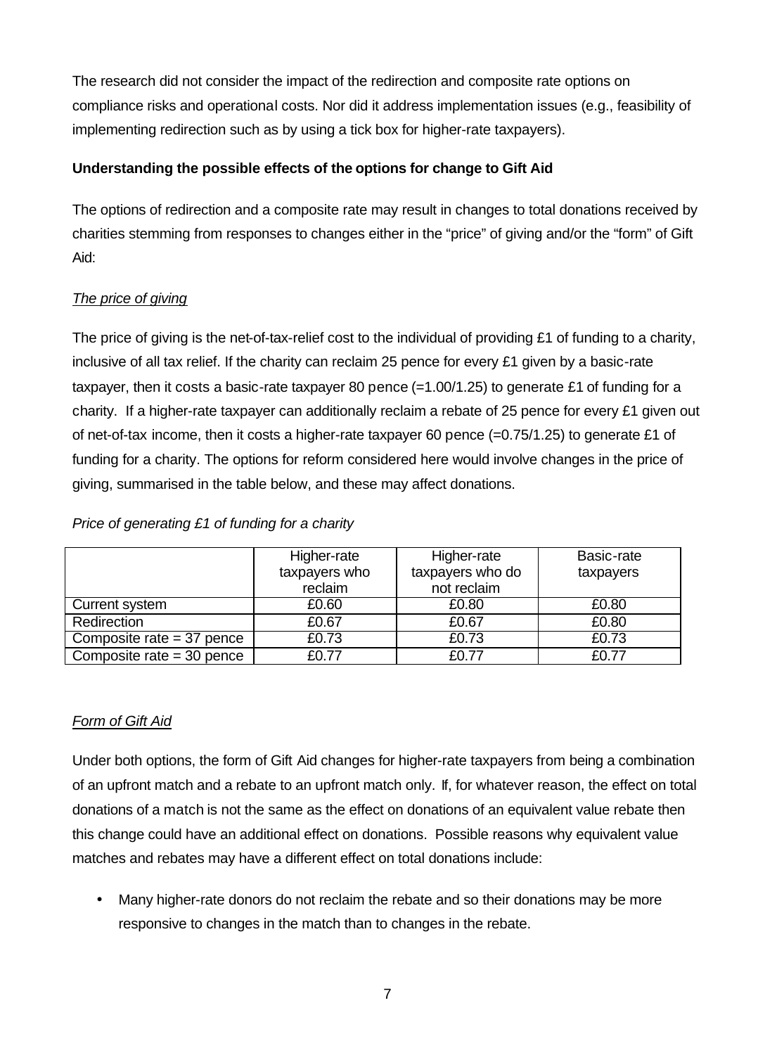The research did not consider the impact of the redirection and composite rate options on compliance risks and operational costs. Nor did it address implementation issues (e.g., feasibility of implementing redirection such as by using a tick box for higher-rate taxpayers).

**Understanding the possible effects of the options for change to Gift Aid**

The options of redirection and a composite rate may result in changes to total donations received by charities stemming from responses to changes either in the "price" of giving and/or the "form" of Gift Aid:

*The price of giving*

The price of giving is the net-of-tax-relief cost to the individual of providing £1 of funding to a charity, inclusive of all tax relief. If the charity can reclaim 25 pence for every £1 given by a basic-rate taxpayer, then it costs a basic-rate taxpayer 80 pence (=1.00/1.25) to generate £1 of funding for a charity. If a higher-rate taxpayer can additionally reclaim a rebate of 25 pence for every £1 given out of net-of-tax income, then it costs a higher-rate taxpayer 60 pence (=0.75/1.25) to generate £1 of funding for a charity. The options for reform considered here would involve changes in the price of giving, summarised in the table below, and these may affect donations.

*Price of generating £1 of funding for a charity*

| | Higher-rate taxpayers who reclaim | Higher-rate taxpayers who do not reclaim | Basic-rate taxpayers |
|---|---|---|---|
| Current system | £0.60 | £0.80 | £0.80 |
| Redirection | £0.67 | £0.67 | £0.80 |
| Composite rate = 37 pence | £0.73 | £0.73 | £0.73 |
| Composite rate = 30 pence | £0.77 | £0.77 | £0.77 |

*Form of Gift Aid*

Under both options, the form of Gift Aid changes for higher-rate taxpayers from being a combination of an upfront match and a rebate to an upfront match only. If, for whatever reason, the effect on total donations of a match is not the same as the effect on donations of an equivalent value rebate then this change could have an additional effect on donations. Possible reasons why equivalent value matches and rebates may have a different effect on total donations include:

- Many higher-rate donors do not reclaim the rebate and so their donations may be more responsive to changes in the match than to changes in the rebate.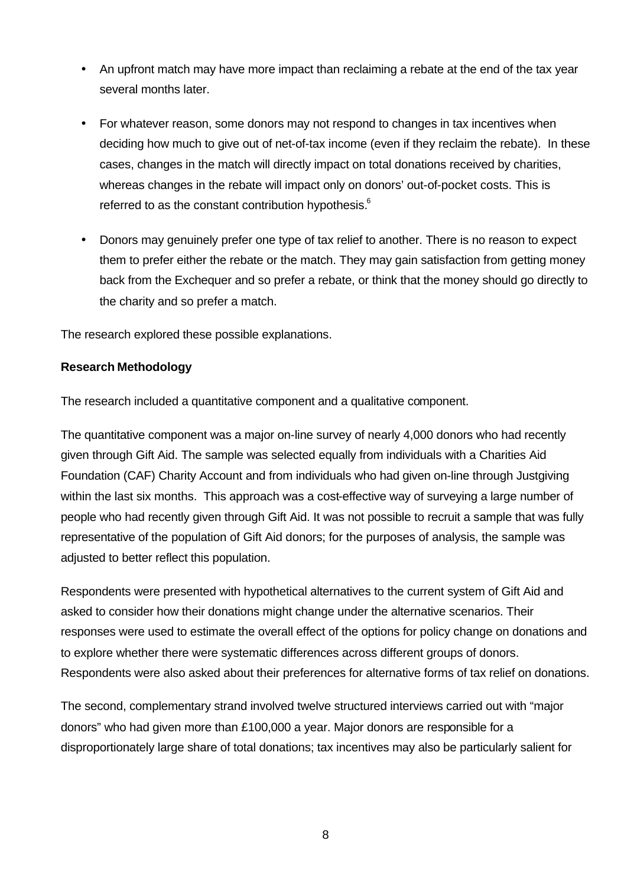- An upfront match may have more impact than reclaiming a rebate at the end of the tax year several months later.
- For whatever reason, some donors may not respond to changes in tax incentives when deciding how much to give out of net-of-tax income (even if they reclaim the rebate). In these cases, changes in the match will directly impact on total donations received by charities, whereas changes in the rebate will impact only on donors' out-of-pocket costs. This is referred to as the constant contribution hypothesis.[6]
- Donors may genuinely prefer one type of tax relief to another. There is no reason to expect them to prefer either the rebate or the match. They may gain satisfaction from getting money back from the Exchequer and so prefer a rebate, or think that the money should go directly to the charity and so prefer a match.

The research explored these possible explanations.

**Research Methodology**

The research included a quantitative component and a qualitative component.

The quantitative component was a major on-line survey of nearly 4,000 donors who had recently given through Gift Aid. The sample was selected equally from individuals with a Charities Aid Foundation (CAF) Charity Account and from individuals who had given on-line through Justgiving within the last six months. This approach was a cost-effective way of surveying a large number of people who had recently given through Gift Aid. It was not possible to recruit a sample that was fully representative of the population of Gift Aid donors; for the purposes of analysis, the sample was adjusted to better reflect this population.

Respondents were presented with hypothetical alternatives to the current system of Gift Aid and asked to consider how their donations might change under the alternative scenarios. Their responses were used to estimate the overall effect of the options for policy change on donations and to explore whether there were systematic differences across different groups of donors. Respondents were also asked about their preferences for alternative forms of tax relief on donations.

The second, complementary strand involved twelve structured interviews carried out with "major donors" who had given more than £100,000 a year. Major donors are responsible for a disproportionately large share of total donations; tax incentives may also be particularly salient for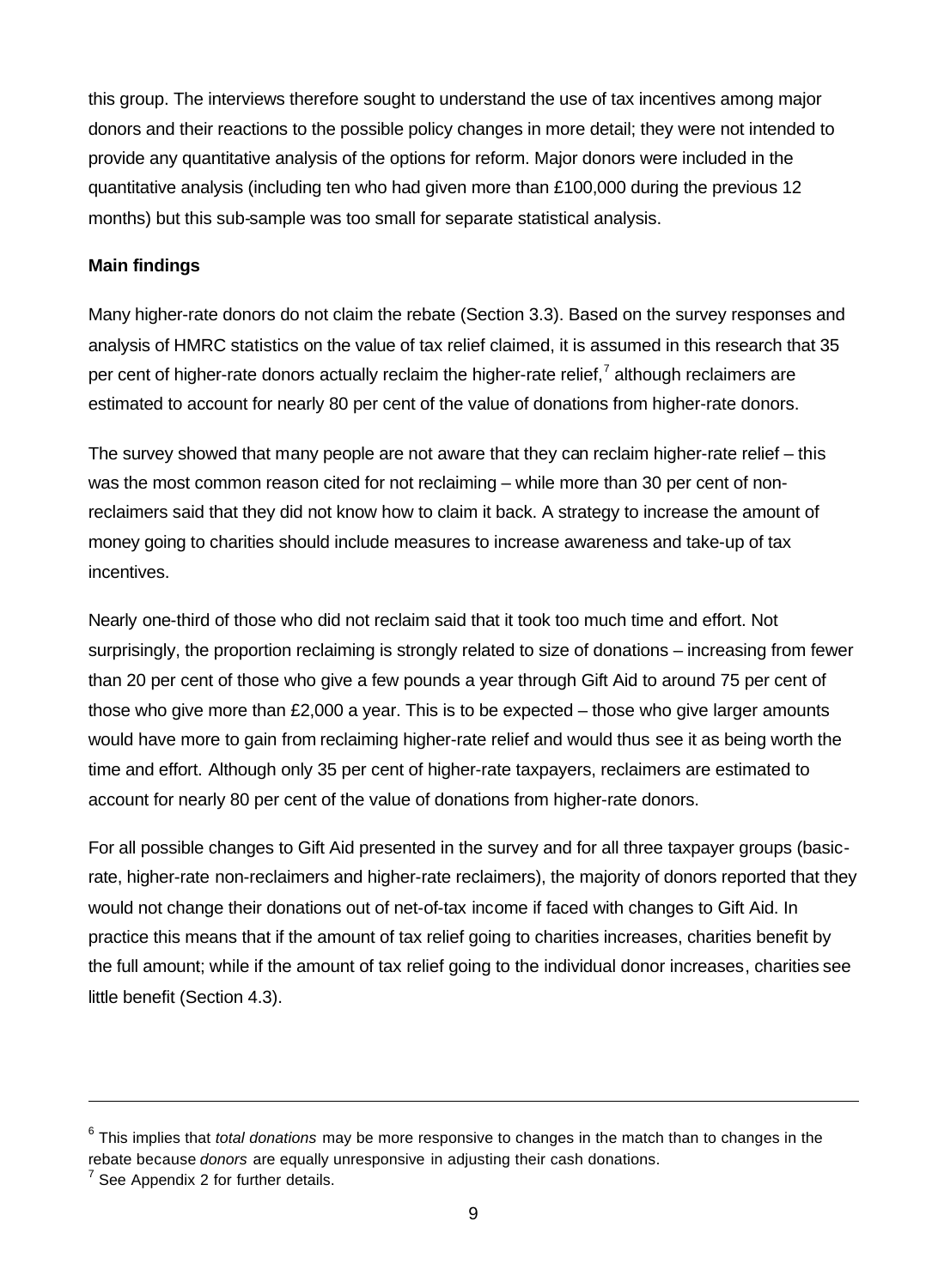this group. The interviews therefore sought to understand the use of tax incentives among major donors and their reactions to the possible policy changes in more detail; they were not intended to provide any quantitative analysis of the options for reform. Major donors were included in the quantitative analysis (including ten who had given more than £100,000 during the previous 12 months) but this sub-sample was too small for separate statistical analysis.

**Main findings**

Many higher-rate donors do not claim the rebate (Section 3.3). Based on the survey responses and analysis of HMRC statistics on the value of tax relief claimed, it is assumed in this research that 35 per cent of higher-rate donors actually reclaim the higher-rate relief,[7] although reclaimers are estimated to account for nearly 80 per cent of the value of donations from higher-rate donors.

The survey showed that many people are not aware that they can reclaim higher-rate relief – this was the most common reason cited for not reclaiming – while more than 30 per cent of non-reclaimers said that they did not know how to claim it back. A strategy to increase the amount of money going to charities should include measures to increase awareness and take-up of tax incentives.

Nearly one-third of those who did not reclaim said that it took too much time and effort. Not surprisingly, the proportion reclaiming is strongly related to size of donations – increasing from fewer than 20 per cent of those who give a few pounds a year through Gift Aid to around 75 per cent of those who give more than £2,000 a year. This is to be expected – those who give larger amounts would have more to gain from reclaiming higher-rate relief and would thus see it as being worth the time and effort. Although only 35 per cent of higher-rate taxpayers, reclaimers are estimated to account for nearly 80 per cent of the value of donations from higher-rate donors.

For all possible changes to Gift Aid presented in the survey and for all three taxpayer groups (basic-rate, higher-rate non-reclaimers and higher-rate reclaimers), the majority of donors reported that they would not change their donations out of net-of-tax income if faced with changes to Gift Aid. In practice this means that if the amount of tax relief going to charities increases, charities benefit by the full amount; while if the amount of tax relief going to the individual donor increases, charities see little benefit (Section 4.3).

---

[6] This implies that *total donations* may be more responsive to changes in the match than to changes in the rebate because *donors* are equally unresponsive in adjusting their cash donations.

[7] See Appendix 2 for further details.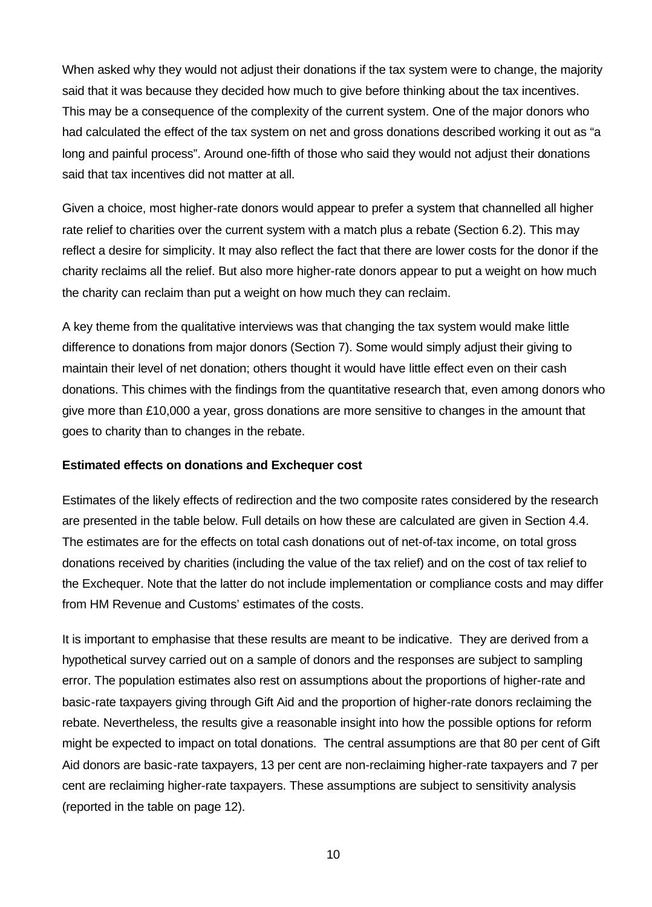When asked why they would not adjust their donations if the tax system were to change, the majority said that it was because they decided how much to give before thinking about the tax incentives. This may be a consequence of the complexity of the current system. One of the major donors who had calculated the effect of the tax system on net and gross donations described working it out as "a long and painful process". Around one-fifth of those who said they would not adjust their donations said that tax incentives did not matter at all.

Given a choice, most higher-rate donors would appear to prefer a system that channelled all higher rate relief to charities over the current system with a match plus a rebate (Section 6.2). This may reflect a desire for simplicity. It may also reflect the fact that there are lower costs for the donor if the charity reclaims all the relief. But also more higher-rate donors appear to put a weight on how much the charity can reclaim than put a weight on how much they can reclaim.

A key theme from the qualitative interviews was that changing the tax system would make little difference to donations from major donors (Section 7). Some would simply adjust their giving to maintain their level of net donation; others thought it would have little effect even on their cash donations. This chimes with the findings from the quantitative research that, even among donors who give more than £10,000 a year, gross donations are more sensitive to changes in the amount that goes to charity than to changes in the rebate.

**Estimated effects on donations and Exchequer cost**

Estimates of the likely effects of redirection and the two composite rates considered by the research are presented in the table below. Full details on how these are calculated are given in Section 4.4. The estimates are for the effects on total cash donations out of net-of-tax income, on total gross donations received by charities (including the value of the tax relief) and on the cost of tax relief to the Exchequer. Note that the latter do not include implementation or compliance costs and may differ from HM Revenue and Customs' estimates of the costs.

It is important to emphasise that these results are meant to be indicative. They are derived from a hypothetical survey carried out on a sample of donors and the responses are subject to sampling error. The population estimates also rest on assumptions about the proportions of higher-rate and basic-rate taxpayers giving through Gift Aid and the proportion of higher-rate donors reclaiming the rebate. Nevertheless, the results give a reasonable insight into how the possible options for reform might be expected to impact on total donations. The central assumptions are that 80 per cent of Gift Aid donors are basic-rate taxpayers, 13 per cent are non-reclaiming higher-rate taxpayers and 7 per cent are reclaiming higher-rate taxpayers. These assumptions are subject to sensitivity analysis (reported in the table on page 12).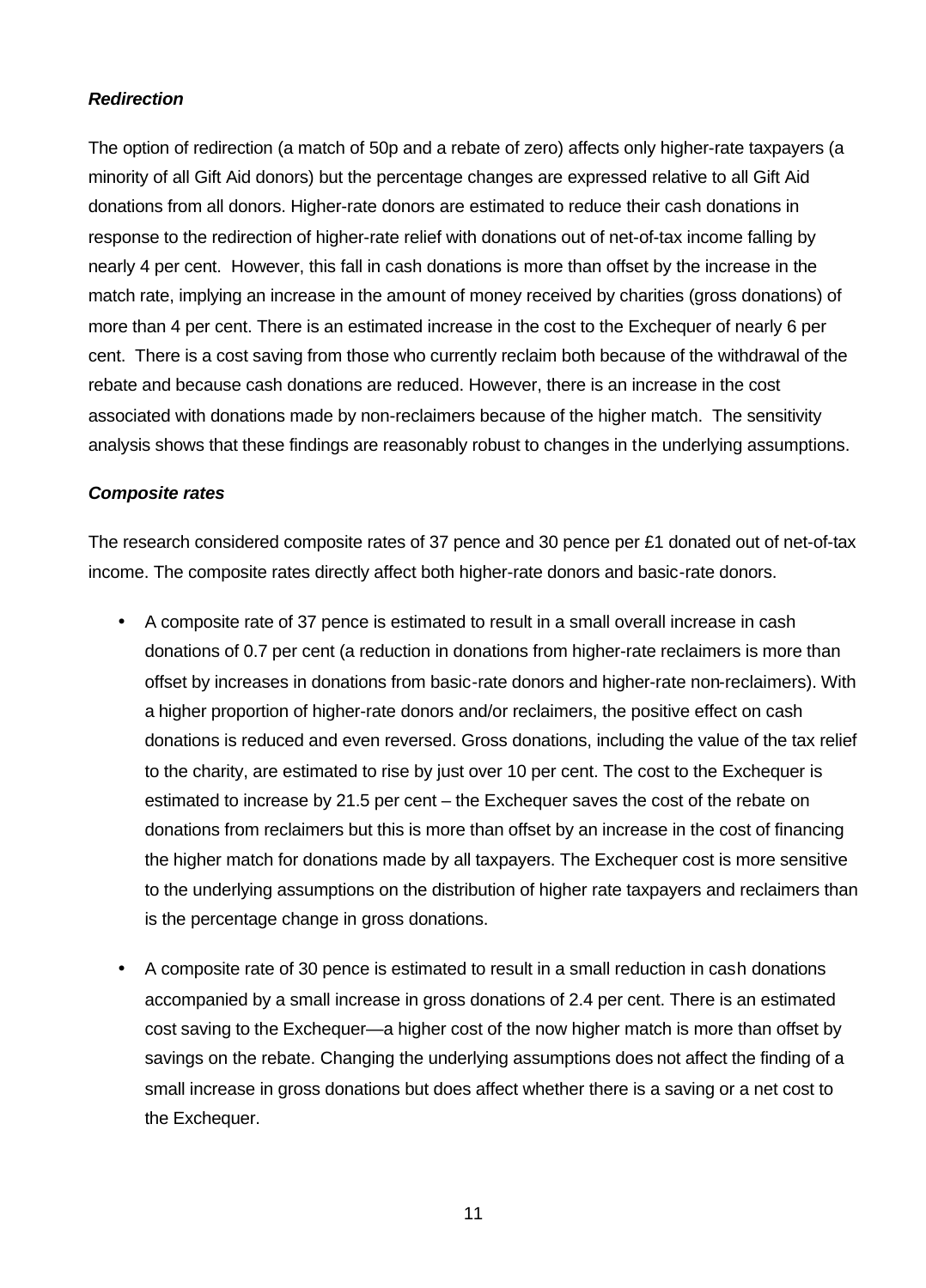***Redirection***

The option of redirection (a match of 50p and a rebate of zero) affects only higher-rate taxpayers (a minority of all Gift Aid donors) but the percentage changes are expressed relative to all Gift Aid donations from all donors. Higher-rate donors are estimated to reduce their cash donations in response to the redirection of higher-rate relief with donations out of net-of-tax income falling by nearly 4 per cent. However, this fall in cash donations is more than offset by the increase in the match rate, implying an increase in the amount of money received by charities (gross donations) of more than 4 per cent. There is an estimated increase in the cost to the Exchequer of nearly 6 per cent. There is a cost saving from those who currently reclaim both because of the withdrawal of the rebate and because cash donations are reduced. However, there is an increase in the cost associated with donations made by non-reclaimers because of the higher match. The sensitivity analysis shows that these findings are reasonably robust to changes in the underlying assumptions.

***Composite rates***

The research considered composite rates of 37 pence and 30 pence per £1 donated out of net-of-tax income. The composite rates directly affect both higher-rate donors and basic-rate donors.

- A composite rate of 37 pence is estimated to result in a small overall increase in cash donations of 0.7 per cent (a reduction in donations from higher-rate reclaimers is more than offset by increases in donations from basic-rate donors and higher-rate non-reclaimers). With a higher proportion of higher-rate donors and/or reclaimers, the positive effect on cash donations is reduced and even reversed. Gross donations, including the value of the tax relief to the charity, are estimated to rise by just over 10 per cent. The cost to the Exchequer is estimated to increase by 21.5 per cent – the Exchequer saves the cost of the rebate on donations from reclaimers but this is more than offset by an increase in the cost of financing the higher match for donations made by all taxpayers. The Exchequer cost is more sensitive to the underlying assumptions on the distribution of higher rate taxpayers and reclaimers than is the percentage change in gross donations.

- A composite rate of 30 pence is estimated to result in a small reduction in cash donations accompanied by a small increase in gross donations of 2.4 per cent. There is an estimated cost saving to the Exchequer—a higher cost of the now higher match is more than offset by savings on the rebate. Changing the underlying assumptions does not affect the finding of a small increase in gross donations but does affect whether there is a saving or a net cost to the Exchequer.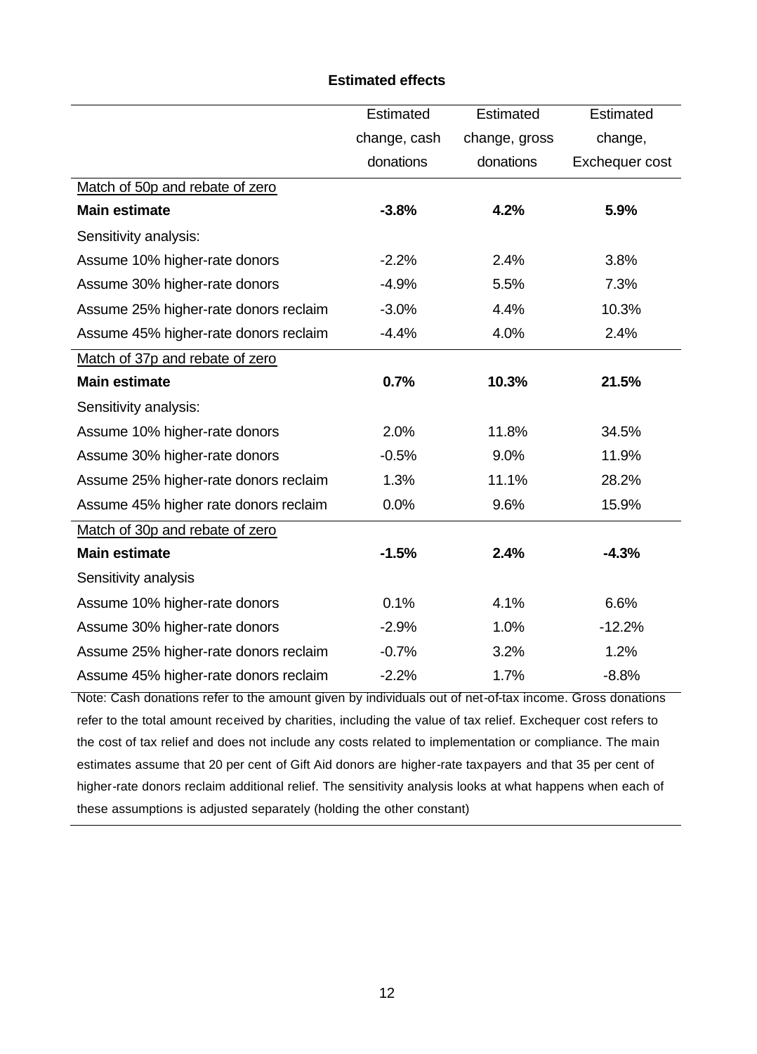**Estimated effects**

| | Estimated change, cash donations | Estimated change, gross donations | Estimated change, Exchequer cost |
|---|---|---|---|
| Match of 50p and rebate of zero | | | |
| **Main estimate** | **-3.8%** | **4.2%** | **5.9%** |
| Sensitivity analysis: | | | |
| Assume 10% higher-rate donors | -2.2% | 2.4% | 3.8% |
| Assume 30% higher-rate donors | -4.9% | 5.5% | 7.3% |
| Assume 25% higher-rate donors reclaim | -3.0% | 4.4% | 10.3% |
| Assume 45% higher-rate donors reclaim | -4.4% | 4.0% | 2.4% |
| Match of 37p and rebate of zero | | | |
| **Main estimate** | **0.7%** | **10.3%** | **21.5%** |
| Sensitivity analysis: | | | |
| Assume 10% higher-rate donors | 2.0% | 11.8% | 34.5% |
| Assume 30% higher-rate donors | -0.5% | 9.0% | 11.9% |
| Assume 25% higher-rate donors reclaim | 1.3% | 11.1% | 28.2% |
| Assume 45% higher rate donors reclaim | 0.0% | 9.6% | 15.9% |
| Match of 30p and rebate of zero | | | |
| **Main estimate** | **-1.5%** | **2.4%** | **-4.3%** |
| Sensitivity analysis | | | |
| Assume 10% higher-rate donors | 0.1% | 4.1% | 6.6% |
| Assume 30% higher-rate donors | -2.9% | 1.0% | -12.2% |
| Assume 25% higher-rate donors reclaim | -0.7% | 3.2% | 1.2% |
| Assume 45% higher-rate donors reclaim | -2.2% | 1.7% | -8.8% |

Note: Cash donations refer to the amount given by individuals out of net-of-tax income. Gross donations refer to the total amount received by charities, including the value of tax relief. Exchequer cost refers to the cost of tax relief and does not include any costs related to implementation or compliance. The main estimates assume that 20 per cent of Gift Aid donors are higher-rate taxpayers and that 35 per cent of higher-rate donors reclaim additional relief. The sensitivity analysis looks at what happens when each of these assumptions is adjusted separately (holding the other constant)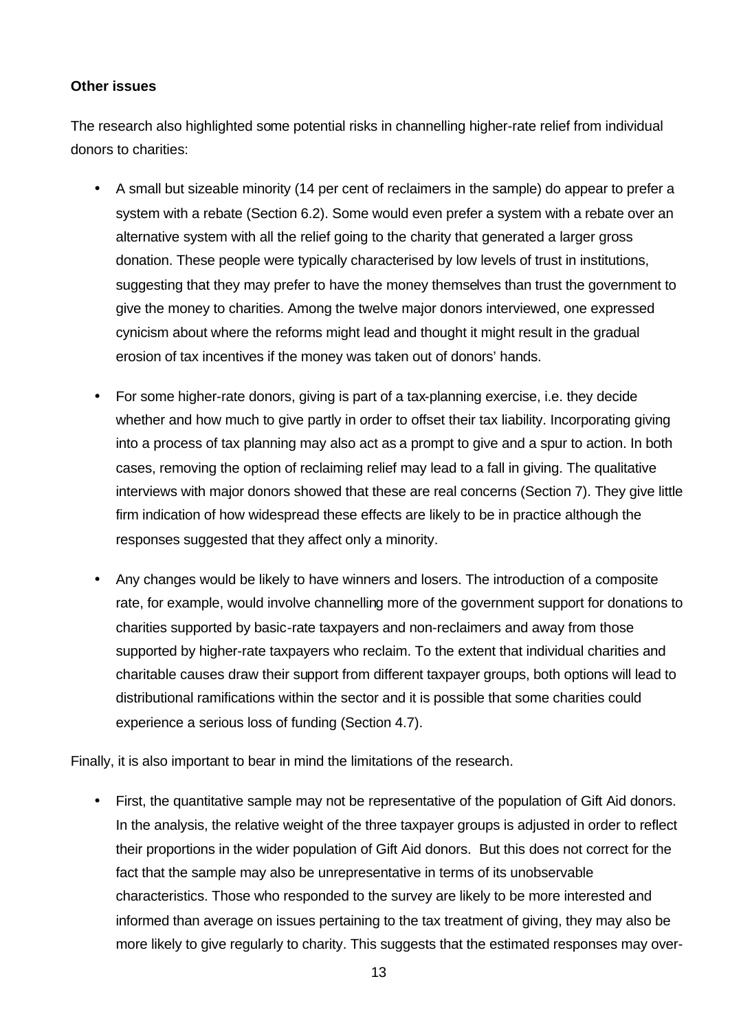**Other issues**

The research also highlighted some potential risks in channelling higher-rate relief from individual donors to charities:

- A small but sizeable minority (14 per cent of reclaimers in the sample) do appear to prefer a system with a rebate (Section 6.2). Some would even prefer a system with a rebate over an alternative system with all the relief going to the charity that generated a larger gross donation. These people were typically characterised by low levels of trust in institutions, suggesting that they may prefer to have the money themselves than trust the government to give the money to charities. Among the twelve major donors interviewed, one expressed cynicism about where the reforms might lead and thought it might result in the gradual erosion of tax incentives if the money was taken out of donors' hands.

- For some higher-rate donors, giving is part of a tax-planning exercise, i.e. they decide whether and how much to give partly in order to offset their tax liability. Incorporating giving into a process of tax planning may also act as a prompt to give and a spur to action. In both cases, removing the option of reclaiming relief may lead to a fall in giving. The qualitative interviews with major donors showed that these are real concerns (Section 7). They give little firm indication of how widespread these effects are likely to be in practice although the responses suggested that they affect only a minority.

- Any changes would be likely to have winners and losers. The introduction of a composite rate, for example, would involve channelling more of the government support for donations to charities supported by basic-rate taxpayers and non-reclaimers and away from those supported by higher-rate taxpayers who reclaim. To the extent that individual charities and charitable causes draw their support from different taxpayer groups, both options will lead to distributional ramifications within the sector and it is possible that some charities could experience a serious loss of funding (Section 4.7).

Finally, it is also important to bear in mind the limitations of the research.

- First, the quantitative sample may not be representative of the population of Gift Aid donors. In the analysis, the relative weight of the three taxpayer groups is adjusted in order to reflect their proportions in the wider population of Gift Aid donors. But this does not correct for the fact that the sample may also be unrepresentative in terms of its unobservable characteristics. Those who responded to the survey are likely to be more interested and informed than average on issues pertaining to the tax treatment of giving, they may also be more likely to give regularly to charity. This suggests that the estimated responses may over-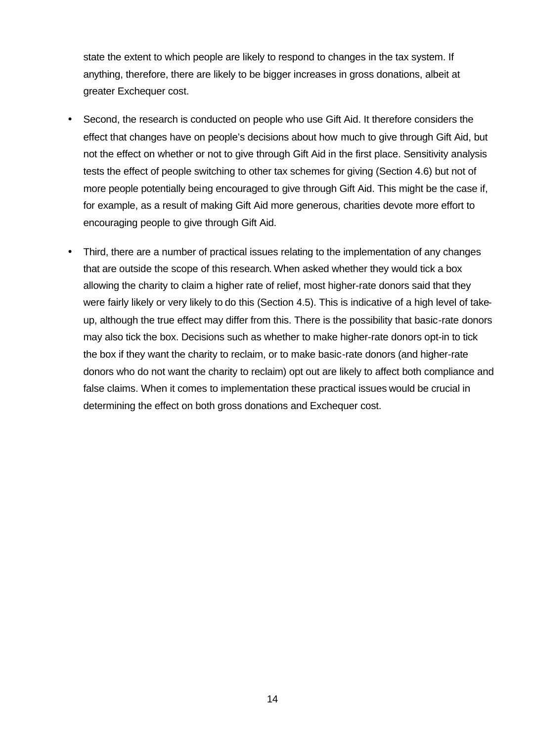state the extent to which people are likely to respond to changes in the tax system. If anything, therefore, there are likely to be bigger increases in gross donations, albeit at greater Exchequer cost.

- Second, the research is conducted on people who use Gift Aid. It therefore considers the effect that changes have on people's decisions about how much to give through Gift Aid, but not the effect on whether or not to give through Gift Aid in the first place. Sensitivity analysis tests the effect of people switching to other tax schemes for giving (Section 4.6) but not of more people potentially being encouraged to give through Gift Aid. This might be the case if, for example, as a result of making Gift Aid more generous, charities devote more effort to encouraging people to give through Gift Aid.

- Third, there are a number of practical issues relating to the implementation of any changes that are outside the scope of this research. When asked whether they would tick a box allowing the charity to claim a higher rate of relief, most higher-rate donors said that they were fairly likely or very likely to do this (Section 4.5). This is indicative of a high level of take-up, although the true effect may differ from this. There is the possibility that basic-rate donors may also tick the box. Decisions such as whether to make higher-rate donors opt-in to tick the box if they want the charity to reclaim, or to make basic-rate donors (and higher-rate donors who do not want the charity to reclaim) opt out are likely to affect both compliance and false claims. When it comes to implementation these practical issues would be crucial in determining the effect on both gross donations and Exchequer cost.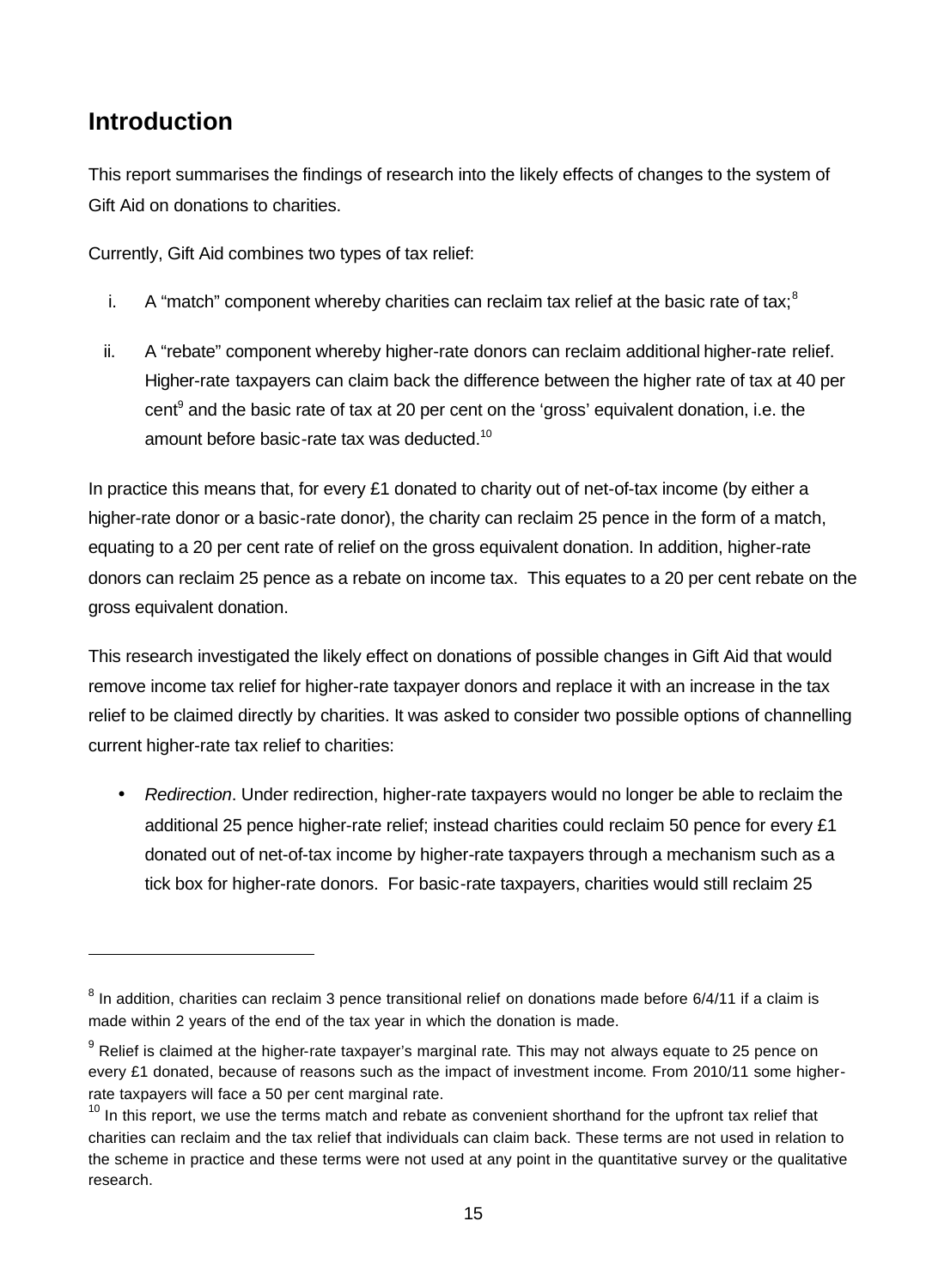## Introduction

This report summarises the findings of research into the likely effects of changes to the system of Gift Aid on donations to charities.

Currently, Gift Aid combines two types of tax relief:

i. A "match" component whereby charities can reclaim tax relief at the basic rate of tax;[8]

ii. A "rebate" component whereby higher-rate donors can reclaim additional higher-rate relief. Higher-rate taxpayers can claim back the difference between the higher rate of tax at 40 per cent[9] and the basic rate of tax at 20 per cent on the 'gross' equivalent donation, i.e. the amount before basic-rate tax was deducted.[10]

In practice this means that, for every £1 donated to charity out of net-of-tax income (by either a higher-rate donor or a basic-rate donor), the charity can reclaim 25 pence in the form of a match, equating to a 20 per cent rate of relief on the gross equivalent donation. In addition, higher-rate donors can reclaim 25 pence as a rebate on income tax. This equates to a 20 per cent rebate on the gross equivalent donation.

This research investigated the likely effect on donations of possible changes in Gift Aid that would remove income tax relief for higher-rate taxpayer donors and replace it with an increase in the tax relief to be claimed directly by charities. It was asked to consider two possible options of channelling current higher-rate tax relief to charities:

- *Redirection*. Under redirection, higher-rate taxpayers would no longer be able to reclaim the additional 25 pence higher-rate relief; instead charities could reclaim 50 pence for every £1 donated out of net-of-tax income by higher-rate taxpayers through a mechanism such as a tick box for higher-rate donors. For basic-rate taxpayers, charities would still reclaim 25

---

[8] In addition, charities can reclaim 3 pence transitional relief on donations made before 6/4/11 if a claim is made within 2 years of the end of the tax year in which the donation is made.

[9] Relief is claimed at the higher-rate taxpayer's marginal rate. This may not always equate to 25 pence on every £1 donated, because of reasons such as the impact of investment income. From 2010/11 some higher-rate taxpayers will face a 50 per cent marginal rate.

[10] In this report, we use the terms match and rebate as convenient shorthand for the upfront tax relief that charities can reclaim and the tax relief that individuals can claim back. These terms are not used in relation to the scheme in practice and these terms were not used at any point in the quantitative survey or the qualitative research.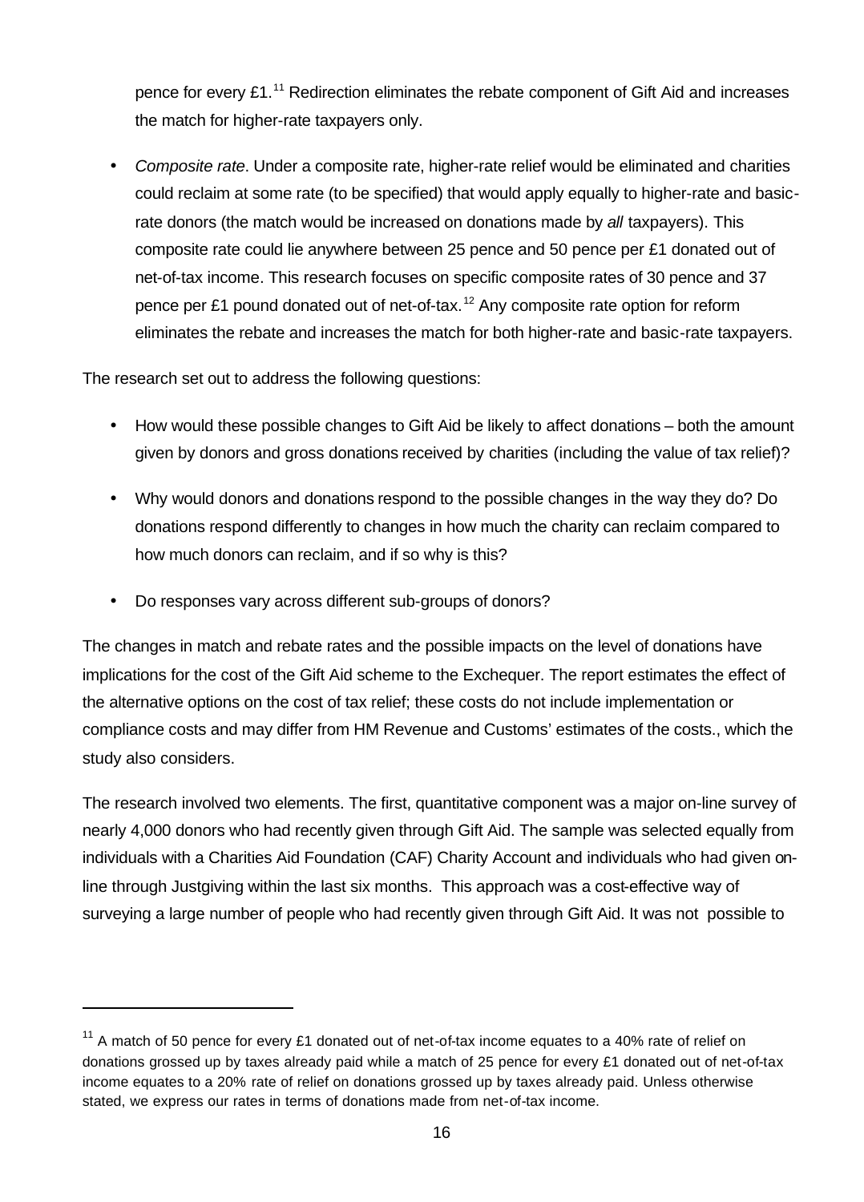pence for every £1.[11] Redirection eliminates the rebate component of Gift Aid and increases the match for higher-rate taxpayers only.

- *Composite rate*. Under a composite rate, higher-rate relief would be eliminated and charities could reclaim at some rate (to be specified) that would apply equally to higher-rate and basic-rate donors (the match would be increased on donations made by *all* taxpayers). This composite rate could lie anywhere between 25 pence and 50 pence per £1 donated out of net-of-tax income. This research focuses on specific composite rates of 30 pence and 37 pence per £1 pound donated out of net-of-tax.[12] Any composite rate option for reform eliminates the rebate and increases the match for both higher-rate and basic-rate taxpayers.

The research set out to address the following questions:

- How would these possible changes to Gift Aid be likely to affect donations – both the amount given by donors and gross donations received by charities (including the value of tax relief)?
- Why would donors and donations respond to the possible changes in the way they do? Do donations respond differently to changes in how much the charity can reclaim compared to how much donors can reclaim, and if so why is this?
- Do responses vary across different sub-groups of donors?

The changes in match and rebate rates and the possible impacts on the level of donations have implications for the cost of the Gift Aid scheme to the Exchequer. The report estimates the effect of the alternative options on the cost of tax relief; these costs do not include implementation or compliance costs and may differ from HM Revenue and Customs' estimates of the costs., which the study also considers.

The research involved two elements. The first, quantitative component was a major on-line survey of nearly 4,000 donors who had recently given through Gift Aid. The sample was selected equally from individuals with a Charities Aid Foundation (CAF) Charity Account and individuals who had given on-line through Justgiving within the last six months. This approach was a cost-effective way of surveying a large number of people who had recently given through Gift Aid. It was not possible to

[11] A match of 50 pence for every £1 donated out of net-of-tax income equates to a 40% rate of relief on donations grossed up by taxes already paid while a match of 25 pence for every £1 donated out of net-of-tax income equates to a 20% rate of relief on donations grossed up by taxes already paid. Unless otherwise stated, we express our rates in terms of donations made from net-of-tax income.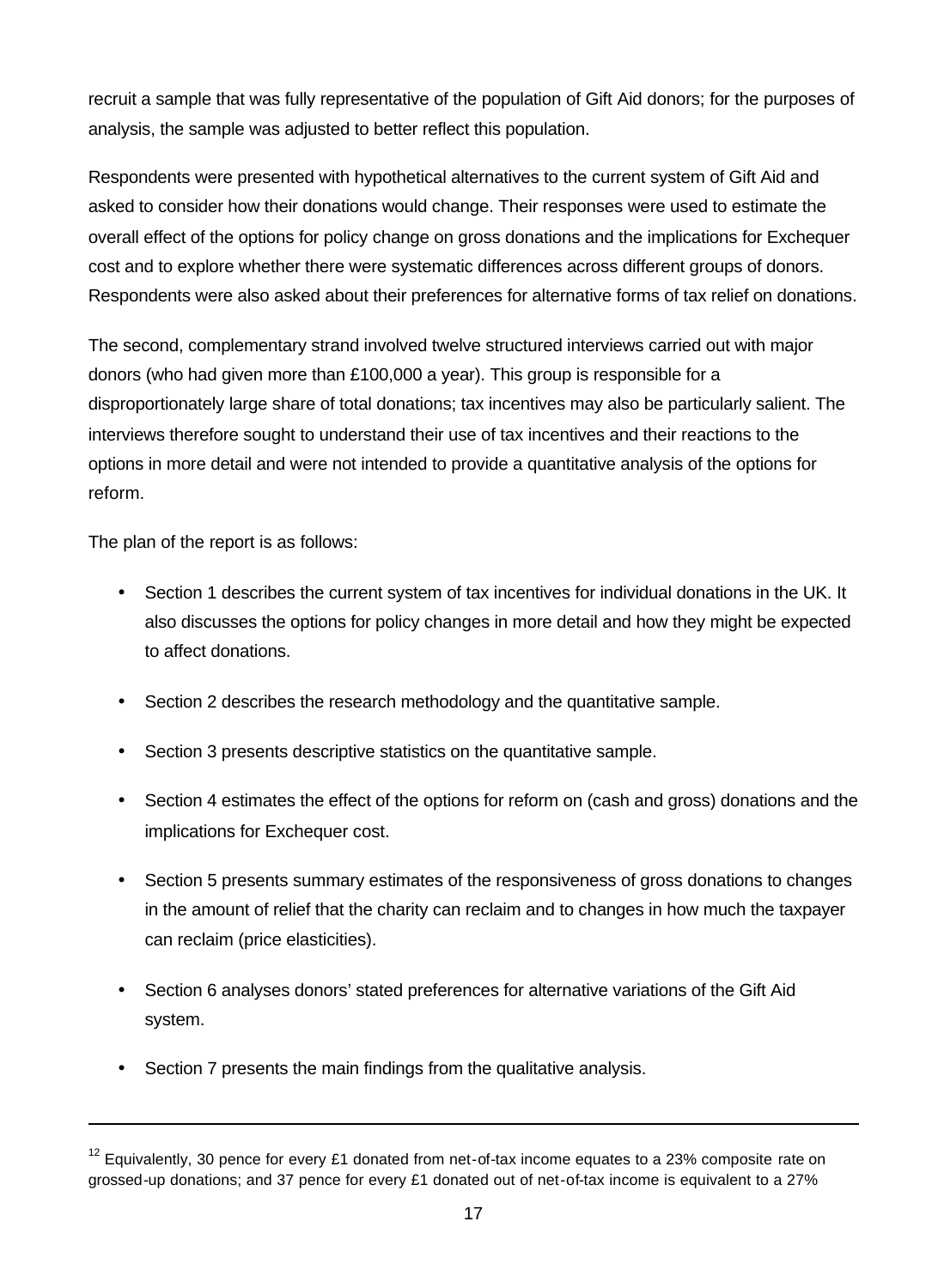recruit a sample that was fully representative of the population of Gift Aid donors; for the purposes of analysis, the sample was adjusted to better reflect this population.

Respondents were presented with hypothetical alternatives to the current system of Gift Aid and asked to consider how their donations would change. Their responses were used to estimate the overall effect of the options for policy change on gross donations and the implications for Exchequer cost and to explore whether there were systematic differences across different groups of donors. Respondents were also asked about their preferences for alternative forms of tax relief on donations.

The second, complementary strand involved twelve structured interviews carried out with major donors (who had given more than £100,000 a year). This group is responsible for a disproportionately large share of total donations; tax incentives may also be particularly salient. The interviews therefore sought to understand their use of tax incentives and their reactions to the options in more detail and were not intended to provide a quantitative analysis of the options for reform.

The plan of the report is as follows:

- Section 1 describes the current system of tax incentives for individual donations in the UK. It also discusses the options for policy changes in more detail and how they might be expected to affect donations.
- Section 2 describes the research methodology and the quantitative sample.
- Section 3 presents descriptive statistics on the quantitative sample.
- Section 4 estimates the effect of the options for reform on (cash and gross) donations and the implications for Exchequer cost.
- Section 5 presents summary estimates of the responsiveness of gross donations to changes in the amount of relief that the charity can reclaim and to changes in how much the taxpayer can reclaim (price elasticities).
- Section 6 analyses donors' stated preferences for alternative variations of the Gift Aid system.
- Section 7 presents the main findings from the qualitative analysis.

---

[12] Equivalently, 30 pence for every £1 donated from net-of-tax income equates to a 23% composite rate on grossed-up donations; and 37 pence for every £1 donated out of net-of-tax income is equivalent to a 27%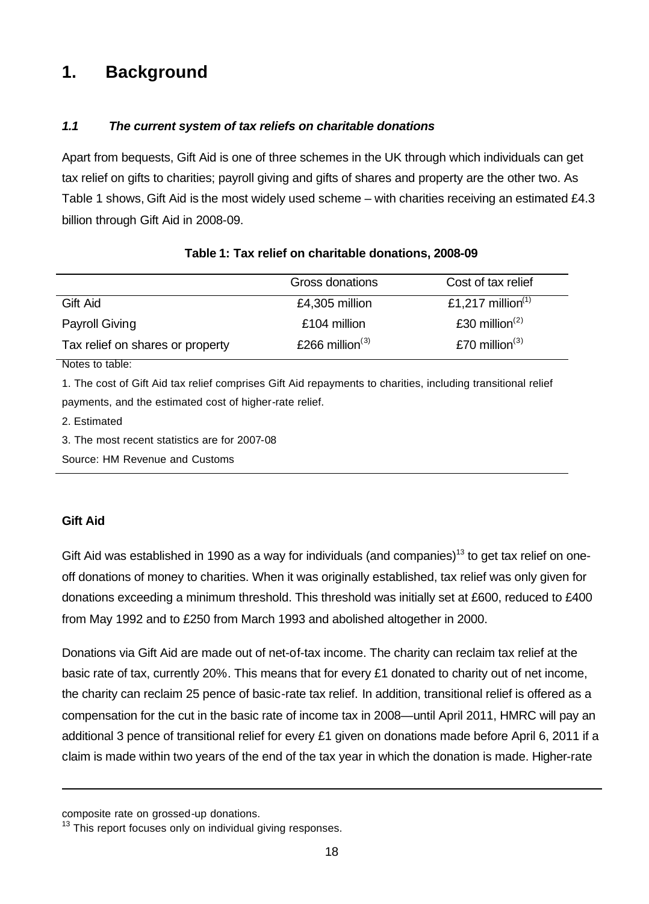# 1. Background

### *1.1 The current system of tax reliefs on charitable donations*

Apart from bequests, Gift Aid is one of three schemes in the UK through which individuals can get tax relief on gifts to charities; payroll giving and gifts of shares and property are the other two. As Table 1 shows, Gift Aid is the most widely used scheme – with charities receiving an estimated £4.3 billion through Gift Aid in 2008-09.

**Table 1: Tax relief on charitable donations, 2008-09**

| | Gross donations | Cost of tax relief |
|---|---|---|
| Gift Aid | £4,305 million | £1,217 million(1) |
| Payroll Giving | £104 million | £30 million(2) |
| Tax relief on shares or property | £266 million(3) | £70 million(3) |

Notes to table:

1. The cost of Gift Aid tax relief comprises Gift Aid repayments to charities, including transitional relief payments, and the estimated cost of higher-rate relief.

2. Estimated

3. The most recent statistics are for 2007-08

Source: HM Revenue and Customs

**Gift Aid**

Gift Aid was established in 1990 as a way for individuals (and companies)[13] to get tax relief on one-off donations of money to charities. When it was originally established, tax relief was only given for donations exceeding a minimum threshold. This threshold was initially set at £600, reduced to £400 from May 1992 and to £250 from March 1993 and abolished altogether in 2000.

Donations via Gift Aid are made out of net-of-tax income. The charity can reclaim tax relief at the basic rate of tax, currently 20%. This means that for every £1 donated to charity out of net income, the charity can reclaim 25 pence of basic-rate tax relief. In addition, transitional relief is offered as a compensation for the cut in the basic rate of income tax in 2008—until April 2011, HMRC will pay an additional 3 pence of transitional relief for every £1 given on donations made before April 6, 2011 if a claim is made within two years of the end of the tax year in which the donation is made. Higher-rate

composite rate on grossed-up donations.

[13] This report focuses only on individual giving responses.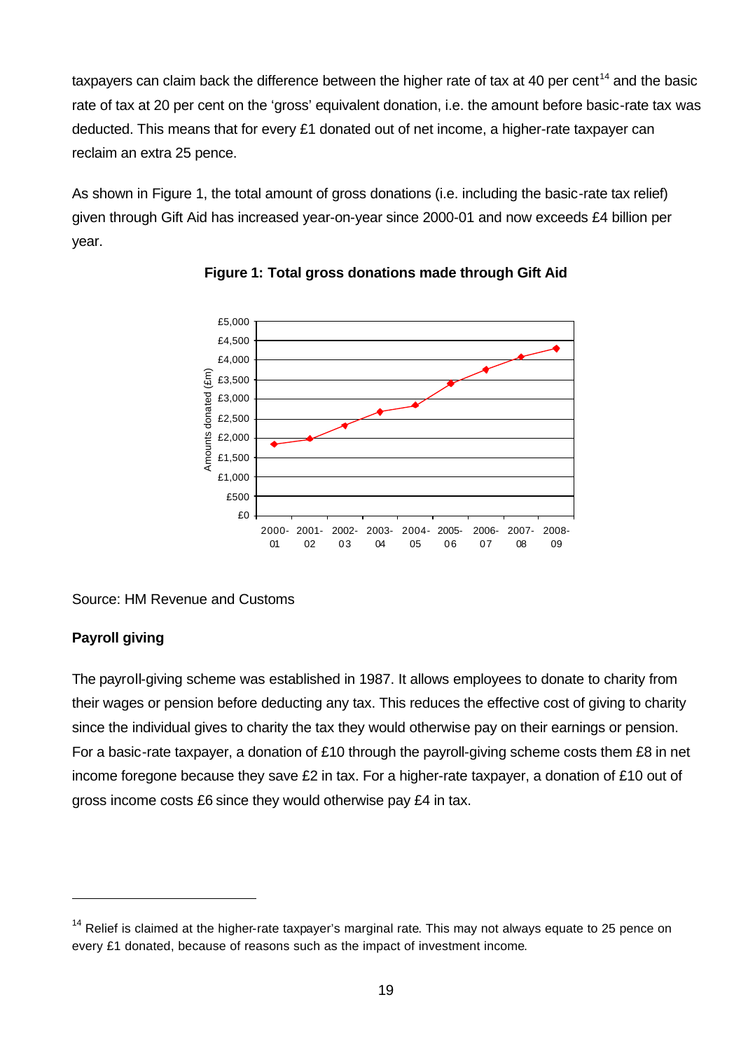taxpayers can claim back the difference between the higher rate of tax at 40 per cent[14] and the basic rate of tax at 20 per cent on the 'gross' equivalent donation, i.e. the amount before basic-rate tax was deducted. This means that for every £1 donated out of net income, a higher-rate taxpayer can reclaim an extra 25 pence.

As shown in Figure 1, the total amount of gross donations (i.e. including the basic-rate tax relief) given through Gift Aid has increased year-on-year since 2000-01 and now exceeds £4 billion per year.

**Figure 1: Total gross donations made through Gift Aid**

Source: HM Revenue and Customs

**Payroll giving**

The payroll-giving scheme was established in 1987. It allows employees to donate to charity from their wages or pension before deducting any tax. This reduces the effective cost of giving to charity since the individual gives to charity the tax they would otherwise pay on their earnings or pension. For a basic-rate taxpayer, a donation of £10 through the payroll-giving scheme costs them £8 in net income foregone because they save £2 in tax. For a higher-rate taxpayer, a donation of £10 out of gross income costs £6 since they would otherwise pay £4 in tax.

---

[14] Relief is claimed at the higher-rate taxpayer's marginal rate. This may not always equate to 25 pence on every £1 donated, because of reasons such as the impact of investment income.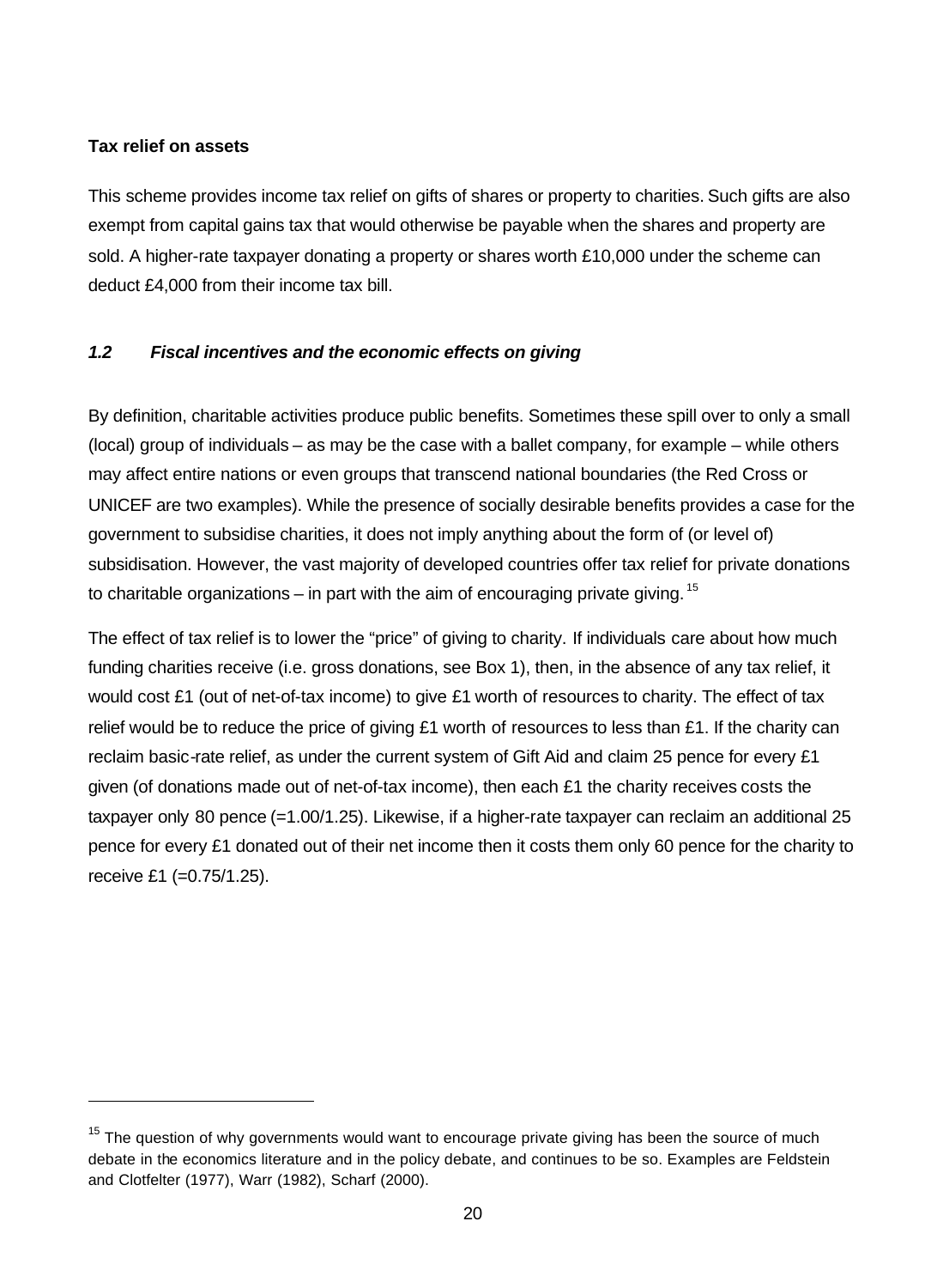**Tax relief on assets**

This scheme provides income tax relief on gifts of shares or property to charities. Such gifts are also exempt from capital gains tax that would otherwise be payable when the shares and property are sold. A higher-rate taxpayer donating a property or shares worth £10,000 under the scheme can deduct £4,000 from their income tax bill.

### *1.2 Fiscal incentives and the economic effects on giving*

By definition, charitable activities produce public benefits. Sometimes these spill over to only a small (local) group of individuals – as may be the case with a ballet company, for example – while others may affect entire nations or even groups that transcend national boundaries (the Red Cross or UNICEF are two examples). While the presence of socially desirable benefits provides a case for the government to subsidise charities, it does not imply anything about the form of (or level of) subsidisation. However, the vast majority of developed countries offer tax relief for private donations to charitable organizations – in part with the aim of encouraging private giving.[15]

The effect of tax relief is to lower the "price" of giving to charity. If individuals care about how much funding charities receive (i.e. gross donations, see Box 1), then, in the absence of any tax relief, it would cost £1 (out of net-of-tax income) to give £1 worth of resources to charity. The effect of tax relief would be to reduce the price of giving £1 worth of resources to less than £1. If the charity can reclaim basic-rate relief, as under the current system of Gift Aid and claim 25 pence for every £1 given (of donations made out of net-of-tax income), then each £1 the charity receives costs the taxpayer only 80 pence (=1.00/1.25). Likewise, if a higher-rate taxpayer can reclaim an additional 25 pence for every £1 donated out of their net income then it costs them only 60 pence for the charity to receive £1 (=0.75/1.25).

---

[15] The question of why governments would want to encourage private giving has been the source of much debate in the economics literature and in the policy debate, and continues to be so. Examples are Feldstein and Clotfelter (1977), Warr (1982), Scharf (2000).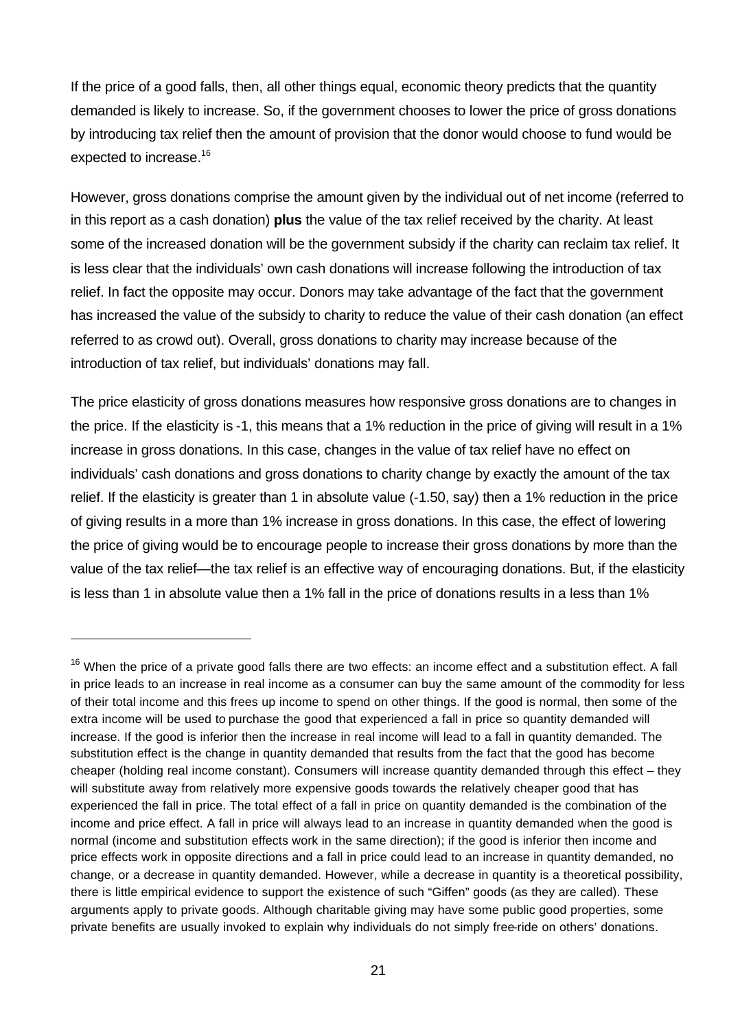If the price of a good falls, then, all other things equal, economic theory predicts that the quantity demanded is likely to increase. So, if the government chooses to lower the price of gross donations by introducing tax relief then the amount of provision that the donor would choose to fund would be expected to increase.[16]

However, gross donations comprise the amount given by the individual out of net income (referred to in this report as a cash donation) **plus** the value of the tax relief received by the charity. At least some of the increased donation will be the government subsidy if the charity can reclaim tax relief. It is less clear that the individuals' own cash donations will increase following the introduction of tax relief. In fact the opposite may occur. Donors may take advantage of the fact that the government has increased the value of the subsidy to charity to reduce the value of their cash donation (an effect referred to as crowd out). Overall, gross donations to charity may increase because of the introduction of tax relief, but individuals' donations may fall.

The price elasticity of gross donations measures how responsive gross donations are to changes in the price. If the elasticity is -1, this means that a 1% reduction in the price of giving will result in a 1% increase in gross donations. In this case, changes in the value of tax relief have no effect on individuals' cash donations and gross donations to charity change by exactly the amount of the tax relief. If the elasticity is greater than 1 in absolute value (-1.50, say) then a 1% reduction in the price of giving results in a more than 1% increase in gross donations. In this case, the effect of lowering the price of giving would be to encourage people to increase their gross donations by more than the value of the tax relief—the tax relief is an effective way of encouraging donations. But, if the elasticity is less than 1 in absolute value then a 1% fall in the price of donations results in a less than 1%

---

[16] When the price of a private good falls there are two effects: an income effect and a substitution effect. A fall in price leads to an increase in real income as a consumer can buy the same amount of the commodity for less of their total income and this frees up income to spend on other things. If the good is normal, then some of the extra income will be used to purchase the good that experienced a fall in price so quantity demanded will increase. If the good is inferior then the increase in real income will lead to a fall in quantity demanded. The substitution effect is the change in quantity demanded that results from the fact that the good has become cheaper (holding real income constant). Consumers will increase quantity demanded through this effect – they will substitute away from relatively more expensive goods towards the relatively cheaper good that has experienced the fall in price. The total effect of a fall in price on quantity demanded is the combination of the income and price effect. A fall in price will always lead to an increase in quantity demanded when the good is normal (income and substitution effects work in the same direction); if the good is inferior then income and price effects work in opposite directions and a fall in price could lead to an increase in quantity demanded, no change, or a decrease in quantity demanded. However, while a decrease in quantity is a theoretical possibility, there is little empirical evidence to support the existence of such "Giffen" goods (as they are called). These arguments apply to private goods. Although charitable giving may have some public good properties, some private benefits are usually invoked to explain why individuals do not simply free-ride on others' donations.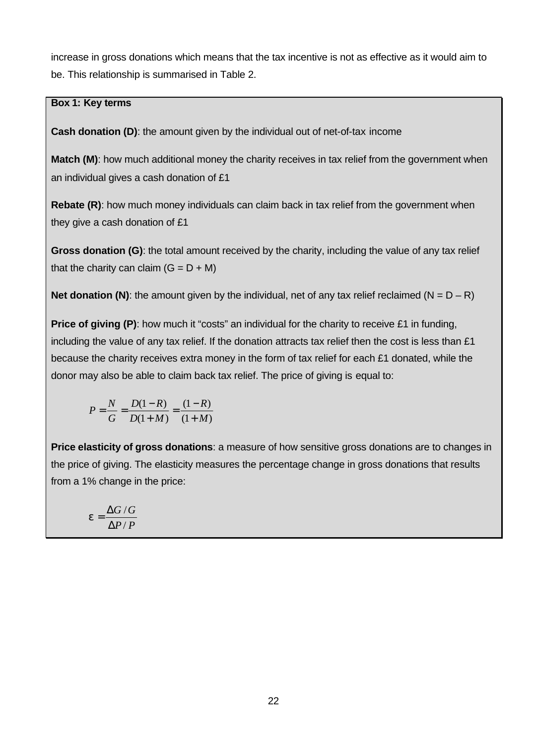increase in gross donations which means that the tax incentive is not as effective as it would aim to be. This relationship is summarised in Table 2.

**Box 1: Key terms**

**Cash donation (D)**: the amount given by the individual out of net-of-tax income

**Match (M)**: how much additional money the charity receives in tax relief from the government when an individual gives a cash donation of £1

**Rebate (R)**: how much money individuals can claim back in tax relief from the government when they give a cash donation of £1

**Gross donation (G)**: the total amount received by the charity, including the value of any tax relief that the charity can claim (G = D + M)

**Net donation (N)**: the amount given by the individual, net of any tax relief reclaimed (N = D – R)

**Price of giving (P)**: how much it "costs" an individual for the charity to receive £1 in funding, including the value of any tax relief. If the donation attracts tax relief then the cost is less than £1 because the charity receives extra money in the form of tax relief for each £1 donated, while the donor may also be able to claim back tax relief. The price of giving is equal to:

$$P = \frac{N}{G} = \frac{D(1-R)}{D(1+M)} = \frac{(1-R)}{(1+M)}$$

**Price elasticity of gross donations**: a measure of how sensitive gross donations are to changes in the price of giving. The elasticity measures the percentage change in gross donations that results from a 1% change in the price:

$$\varepsilon = \frac{\Delta G / G}{\Delta P / P}$$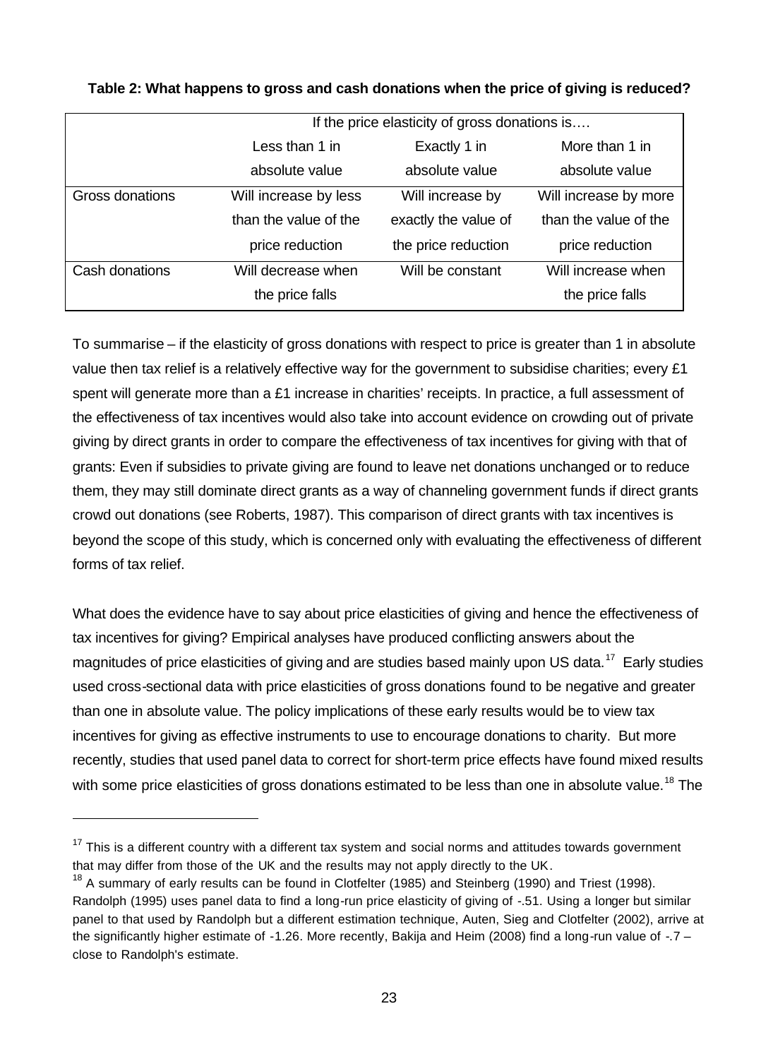**Table 2: What happens to gross and cash donations when the price of giving is reduced?**

| | If the price elasticity of gross donations is…. | | |
|---|---|---|---|
| | Less than 1 in absolute value | Exactly 1 in absolute value | More than 1 in absolute value |
| Gross donations | Will increase by less than the value of the price reduction | Will increase by exactly the value of the price reduction | Will increase by more than the value of the price reduction |
| Cash donations | Will decrease when the price falls | Will be constant | Will increase when the price falls |

To summarise – if the elasticity of gross donations with respect to price is greater than 1 in absolute value then tax relief is a relatively effective way for the government to subsidise charities; every £1 spent will generate more than a £1 increase in charities' receipts. In practice, a full assessment of the effectiveness of tax incentives would also take into account evidence on crowding out of private giving by direct grants in order to compare the effectiveness of tax incentives for giving with that of grants: Even if subsidies to private giving are found to leave net donations unchanged or to reduce them, they may still dominate direct grants as a way of channeling government funds if direct grants crowd out donations (see Roberts, 1987). This comparison of direct grants with tax incentives is beyond the scope of this study, which is concerned only with evaluating the effectiveness of different forms of tax relief.

What does the evidence have to say about price elasticities of giving and hence the effectiveness of tax incentives for giving? Empirical analyses have produced conflicting answers about the magnitudes of price elasticities of giving and are studies based mainly upon US data.[17] Early studies used cross-sectional data with price elasticities of gross donations found to be negative and greater than one in absolute value. The policy implications of these early results would be to view tax incentives for giving as effective instruments to use to encourage donations to charity. But more recently, studies that used panel data to correct for short-term price effects have found mixed results with some price elasticities of gross donations estimated to be less than one in absolute value.[18] The

[17] This is a different country with a different tax system and social norms and attitudes towards government that may differ from those of the UK and the results may not apply directly to the UK.

[18] A summary of early results can be found in Clotfelter (1985) and Steinberg (1990) and Triest (1998). Randolph (1995) uses panel data to find a long-run price elasticity of giving of -.51. Using a longer but similar panel to that used by Randolph but a different estimation technique, Auten, Sieg and Clotfelter (2002), arrive at the significantly higher estimate of -1.26. More recently, Bakija and Heim (2008) find a long-run value of -.7 – close to Randolph's estimate.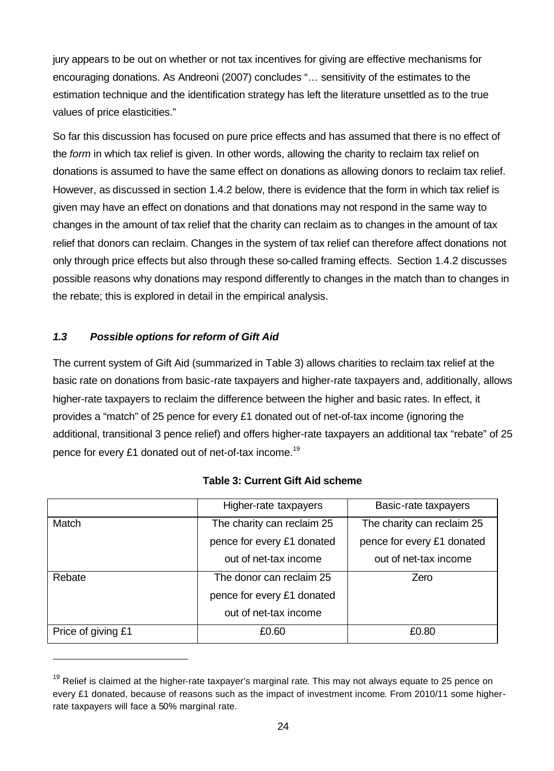jury appears to be out on whether or not tax incentives for giving are effective mechanisms for encouraging donations. As Andreoni (2007) concludes "… sensitivity of the estimates to the estimation technique and the identification strategy has left the literature unsettled as to the true values of price elasticities."

So far this discussion has focused on pure price effects and has assumed that there is no effect of the *form* in which tax relief is given. In other words, allowing the charity to reclaim tax relief on donations is assumed to have the same effect on donations as allowing donors to reclaim tax relief. However, as discussed in section 1.4.2 below, there is evidence that the form in which tax relief is given may have an effect on donations and that donations may not respond in the same way to changes in the amount of tax relief that the charity can reclaim as to changes in the amount of tax relief that donors can reclaim. Changes in the system of tax relief can therefore affect donations not only through price effects but also through these so-called framing effects. Section 1.4.2 discusses possible reasons why donations may respond differently to changes in the match than to changes in the rebate; this is explored in detail in the empirical analysis.

### *1.3 Possible options for reform of Gift Aid*

The current system of Gift Aid (summarized in Table 3) allows charities to reclaim tax relief at the basic rate on donations from basic-rate taxpayers and higher-rate taxpayers and, additionally, allows higher-rate taxpayers to reclaim the difference between the higher and basic rates. In effect, it provides a "match" of 25 pence for every £1 donated out of net-of-tax income (ignoring the additional, transitional 3 pence relief) and offers higher-rate taxpayers an additional tax "rebate" of 25 pence for every £1 donated out of net-of-tax income.[19]

**Table 3: Current Gift Aid scheme**

| | Higher-rate taxpayers | Basic-rate taxpayers |
|---|---|---|
| Match | The charity can reclaim 25 pence for every £1 donated out of net-tax income | The charity can reclaim 25 pence for every £1 donated out of net-tax income |
| Rebate | The donor can reclaim 25 pence for every £1 donated out of net-tax income | Zero |
| Price of giving £1 | £0.60 | £0.80 |

[19] Relief is claimed at the higher-rate taxpayer's marginal rate. This may not always equate to 25 pence on every £1 donated, because of reasons such as the impact of investment income. From 2010/11 some higher-rate taxpayers will face a 50% marginal rate.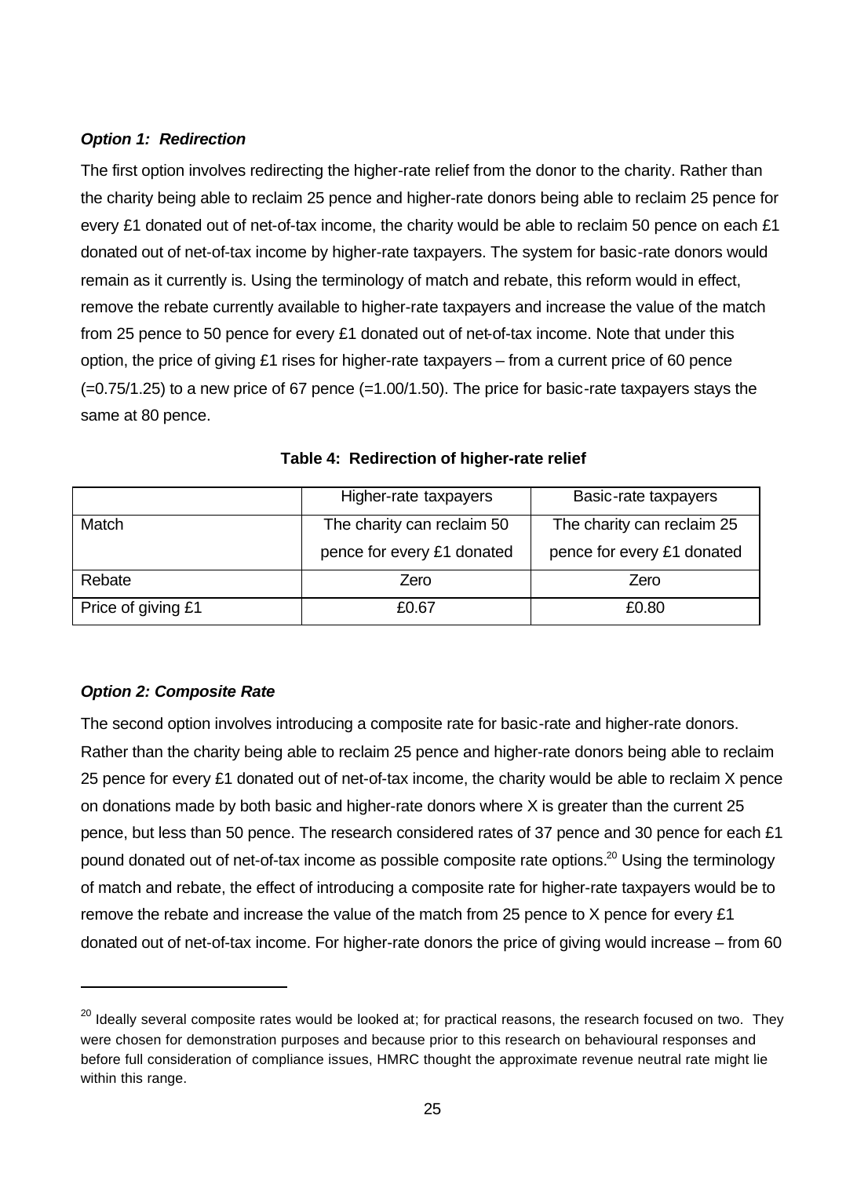***Option 1: Redirection***

The first option involves redirecting the higher-rate relief from the donor to the charity. Rather than the charity being able to reclaim 25 pence and higher-rate donors being able to reclaim 25 pence for every £1 donated out of net-of-tax income, the charity would be able to reclaim 50 pence on each £1 donated out of net-of-tax income by higher-rate taxpayers. The system for basic-rate donors would remain as it currently is. Using the terminology of match and rebate, this reform would in effect, remove the rebate currently available to higher-rate taxpayers and increase the value of the match from 25 pence to 50 pence for every £1 donated out of net-of-tax income. Note that under this option, the price of giving £1 rises for higher-rate taxpayers – from a current price of 60 pence (=0.75/1.25) to a new price of 67 pence (=1.00/1.50). The price for basic-rate taxpayers stays the same at 80 pence.

**Table 4: Redirection of higher-rate relief**

| | Higher-rate taxpayers | Basic-rate taxpayers |
|---|---|---|
| Match | The charity can reclaim 50 pence for every £1 donated | The charity can reclaim 25 pence for every £1 donated |
| Rebate | Zero | Zero |
| Price of giving £1 | £0.67 | £0.80 |

***Option 2: Composite Rate***

The second option involves introducing a composite rate for basic-rate and higher-rate donors. Rather than the charity being able to reclaim 25 pence and higher-rate donors being able to reclaim 25 pence for every £1 donated out of net-of-tax income, the charity would be able to reclaim X pence on donations made by both basic and higher-rate donors where X is greater than the current 25 pence, but less than 50 pence. The research considered rates of 37 pence and 30 pence for each £1 pound donated out of net-of-tax income as possible composite rate options.[20] Using the terminology of match and rebate, the effect of introducing a composite rate for higher-rate taxpayers would be to remove the rebate and increase the value of the match from 25 pence to X pence for every £1 donated out of net-of-tax income. For higher-rate donors the price of giving would increase – from 60

---

[20] Ideally several composite rates would be looked at; for practical reasons, the research focused on two. They were chosen for demonstration purposes and because prior to this research on behavioural responses and before full consideration of compliance issues, HMRC thought the approximate revenue neutral rate might lie within this range.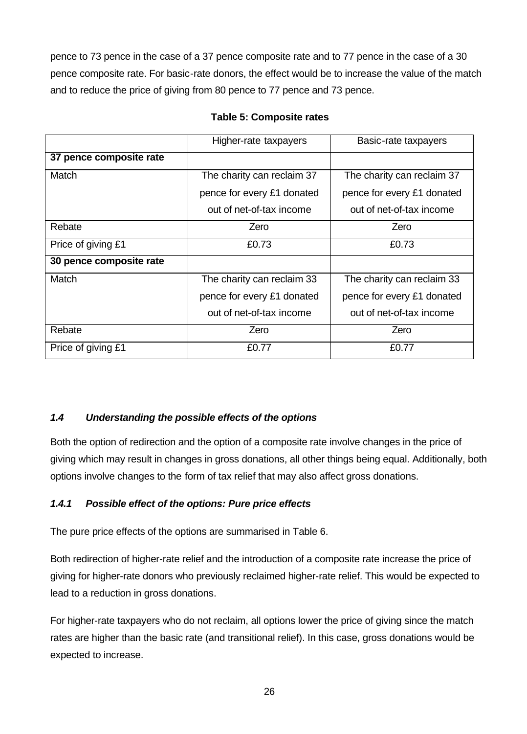pence to 73 pence in the case of a 37 pence composite rate and to 77 pence in the case of a 30 pence composite rate. For basic-rate donors, the effect would be to increase the value of the match and to reduce the price of giving from 80 pence to 77 pence and 73 pence.

**Table 5: Composite rates**

| | Higher-rate taxpayers | Basic-rate taxpayers |
|---|---|---|
| **37 pence composite rate** | | |
| Match | The charity can reclaim 37 pence for every £1 donated out of net-of-tax income | The charity can reclaim 37 pence for every £1 donated out of net-of-tax income |
| Rebate | Zero | Zero |
| Price of giving £1 | £0.73 | £0.73 |
| **30 pence composite rate** | | |
| Match | The charity can reclaim 33 pence for every £1 donated out of net-of-tax income | The charity can reclaim 33 pence for every £1 donated out of net-of-tax income |
| Rebate | Zero | Zero |
| Price of giving £1 | £0.77 | £0.77 |

### *1.4 Understanding the possible effects of the options*

Both the option of redirection and the option of a composite rate involve changes in the price of giving which may result in changes in gross donations, all other things being equal. Additionally, both options involve changes to the form of tax relief that may also affect gross donations.

#### *1.4.1 Possible effect of the options: Pure price effects*

The pure price effects of the options are summarised in Table 6.

Both redirection of higher-rate relief and the introduction of a composite rate increase the price of giving for higher-rate donors who previously reclaimed higher-rate relief. This would be expected to lead to a reduction in gross donations.

For higher-rate taxpayers who do not reclaim, all options lower the price of giving since the match rates are higher than the basic rate (and transitional relief). In this case, gross donations would be expected to increase.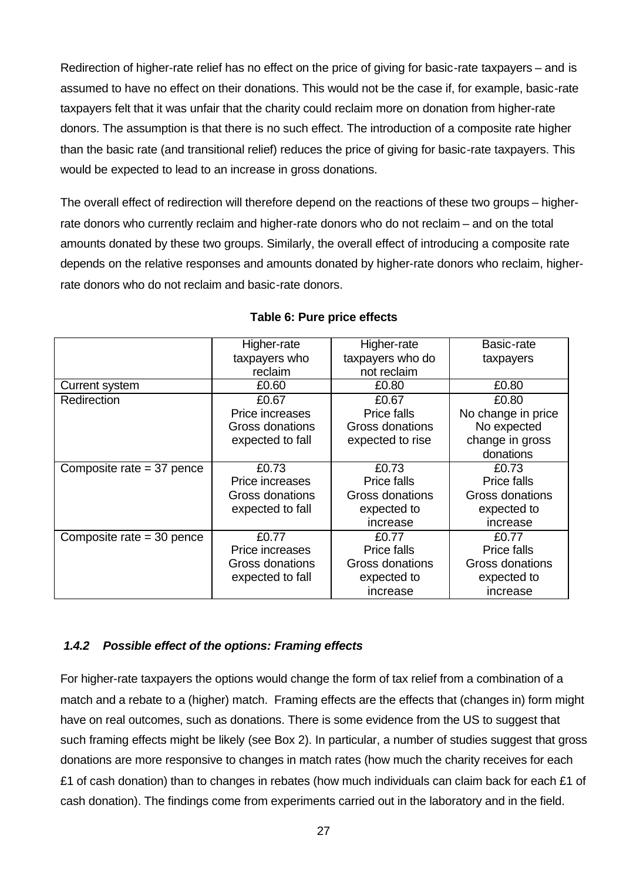Redirection of higher-rate relief has no effect on the price of giving for basic-rate taxpayers – and is assumed to have no effect on their donations. This would not be the case if, for example, basic-rate taxpayers felt that it was unfair that the charity could reclaim more on donation from higher-rate donors. The assumption is that there is no such effect. The introduction of a composite rate higher than the basic rate (and transitional relief) reduces the price of giving for basic-rate taxpayers. This would be expected to lead to an increase in gross donations.

The overall effect of redirection will therefore depend on the reactions of these two groups – higher-rate donors who currently reclaim and higher-rate donors who do not reclaim – and on the total amounts donated by these two groups. Similarly, the overall effect of introducing a composite rate depends on the relative responses and amounts donated by higher-rate donors who reclaim, higher-rate donors who do not reclaim and basic-rate donors.

**Table 6: Pure price effects**

| | Higher-rate taxpayers who reclaim | Higher-rate taxpayers who do not reclaim | Basic-rate taxpayers |
|---|---|---|---|
| Current system | £0.60 | £0.80 | £0.80 |
| Redirection | £0.67 Price increases Gross donations expected to fall | £0.67 Price falls Gross donations expected to rise | £0.80 No change in price No expected change in gross donations |
| Composite rate = 37 pence | £0.73 Price increases Gross donations expected to fall | £0.73 Price falls Gross donations expected to increase | £0.73 Price falls Gross donations expected to increase |
| Composite rate = 30 pence | £0.77 Price increases Gross donations expected to fall | £0.77 Price falls Gross donations expected to increase | £0.77 Price falls Gross donations expected to increase |

### *1.4.2 Possible effect of the options: Framing effects*

For higher-rate taxpayers the options would change the form of tax relief from a combination of a match and a rebate to a (higher) match. Framing effects are the effects that (changes in) form might have on real outcomes, such as donations. There is some evidence from the US to suggest that such framing effects might be likely (see Box 2). In particular, a number of studies suggest that gross donations are more responsive to changes in match rates (how much the charity receives for each £1 of cash donation) than to changes in rebates (how much individuals can claim back for each £1 of cash donation). The findings come from experiments carried out in the laboratory and in the field.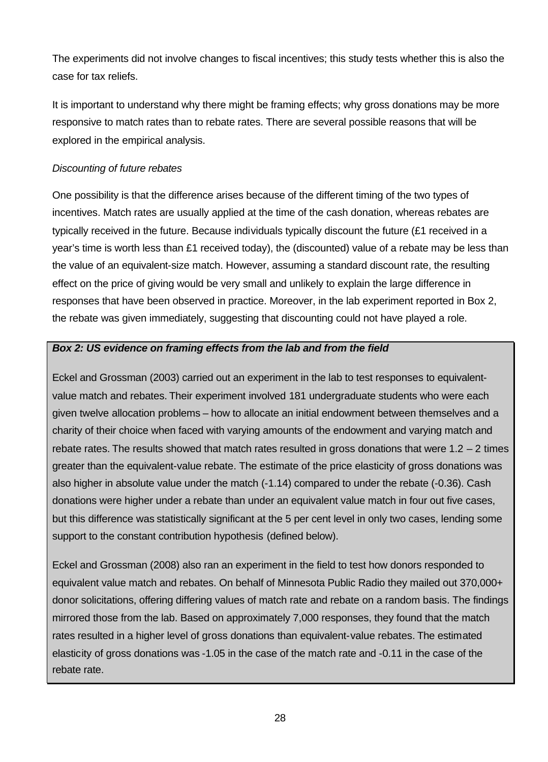The experiments did not involve changes to fiscal incentives; this study tests whether this is also the case for tax reliefs.

It is important to understand why there might be framing effects; why gross donations may be more responsive to match rates than to rebate rates. There are several possible reasons that will be explored in the empirical analysis.

*Discounting of future rebates*

One possibility is that the difference arises because of the different timing of the two types of incentives. Match rates are usually applied at the time of the cash donation, whereas rebates are typically received in the future. Because individuals typically discount the future (£1 received in a year's time is worth less than £1 received today), the (discounted) value of a rebate may be less than the value of an equivalent-size match. However, assuming a standard discount rate, the resulting effect on the price of giving would be very small and unlikely to explain the large difference in responses that have been observed in practice. Moreover, in the lab experiment reported in Box 2, the rebate was given immediately, suggesting that discounting could not have played a role.

***Box 2: US evidence on framing effects from the lab and from the field***

Eckel and Grossman (2003) carried out an experiment in the lab to test responses to equivalent-value match and rebates. Their experiment involved 181 undergraduate students who were each given twelve allocation problems – how to allocate an initial endowment between themselves and a charity of their choice when faced with varying amounts of the endowment and varying match and rebate rates. The results showed that match rates resulted in gross donations that were 1.2 – 2 times greater than the equivalent-value rebate. The estimate of the price elasticity of gross donations was also higher in absolute value under the match (-1.14) compared to under the rebate (-0.36). Cash donations were higher under a rebate than under an equivalent value match in four out five cases, but this difference was statistically significant at the 5 per cent level in only two cases, lending some support to the constant contribution hypothesis (defined below).

Eckel and Grossman (2008) also ran an experiment in the field to test how donors responded to equivalent value match and rebates. On behalf of Minnesota Public Radio they mailed out 370,000+ donor solicitations, offering differing values of match rate and rebate on a random basis. The findings mirrored those from the lab. Based on approximately 7,000 responses, they found that the match rates resulted in a higher level of gross donations than equivalent-value rebates. The estimated elasticity of gross donations was -1.05 in the case of the match rate and -0.11 in the case of the rebate rate.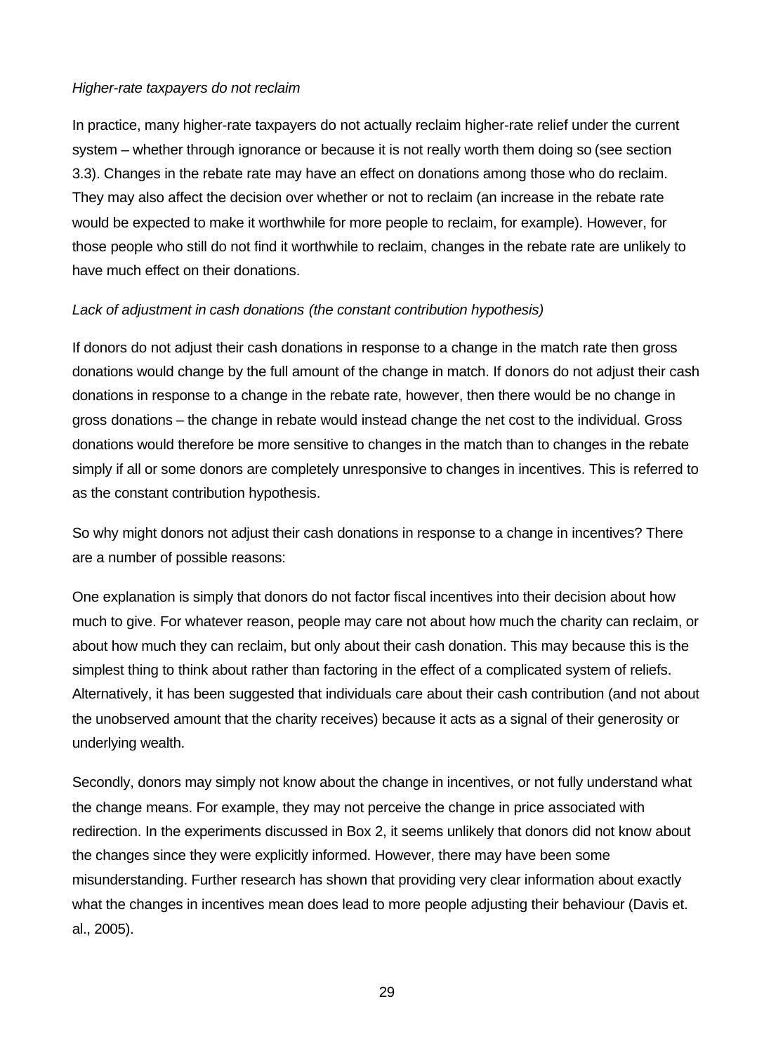*Higher-rate taxpayers do not reclaim*

In practice, many higher-rate taxpayers do not actually reclaim higher-rate relief under the current system – whether through ignorance or because it is not really worth them doing so (see section 3.3). Changes in the rebate rate may have an effect on donations among those who do reclaim. They may also affect the decision over whether or not to reclaim (an increase in the rebate rate would be expected to make it worthwhile for more people to reclaim, for example). However, for those people who still do not find it worthwhile to reclaim, changes in the rebate rate are unlikely to have much effect on their donations.

*Lack of adjustment in cash donations (the constant contribution hypothesis)*

If donors do not adjust their cash donations in response to a change in the match rate then gross donations would change by the full amount of the change in match. If donors do not adjust their cash donations in response to a change in the rebate rate, however, then there would be no change in gross donations – the change in rebate would instead change the net cost to the individual. Gross donations would therefore be more sensitive to changes in the match than to changes in the rebate simply if all or some donors are completely unresponsive to changes in incentives. This is referred to as the constant contribution hypothesis.

So why might donors not adjust their cash donations in response to a change in incentives? There are a number of possible reasons:

One explanation is simply that donors do not factor fiscal incentives into their decision about how much to give. For whatever reason, people may care not about how much the charity can reclaim, or about how much they can reclaim, but only about their cash donation. This may because this is the simplest thing to think about rather than factoring in the effect of a complicated system of reliefs. Alternatively, it has been suggested that individuals care about their cash contribution (and not about the unobserved amount that the charity receives) because it acts as a signal of their generosity or underlying wealth.

Secondly, donors may simply not know about the change in incentives, or not fully understand what the change means. For example, they may not perceive the change in price associated with redirection. In the experiments discussed in Box 2, it seems unlikely that donors did not know about the changes since they were explicitly informed. However, there may have been some misunderstanding. Further research has shown that providing very clear information about exactly what the changes in incentives mean does lead to more people adjusting their behaviour (Davis et. al., 2005).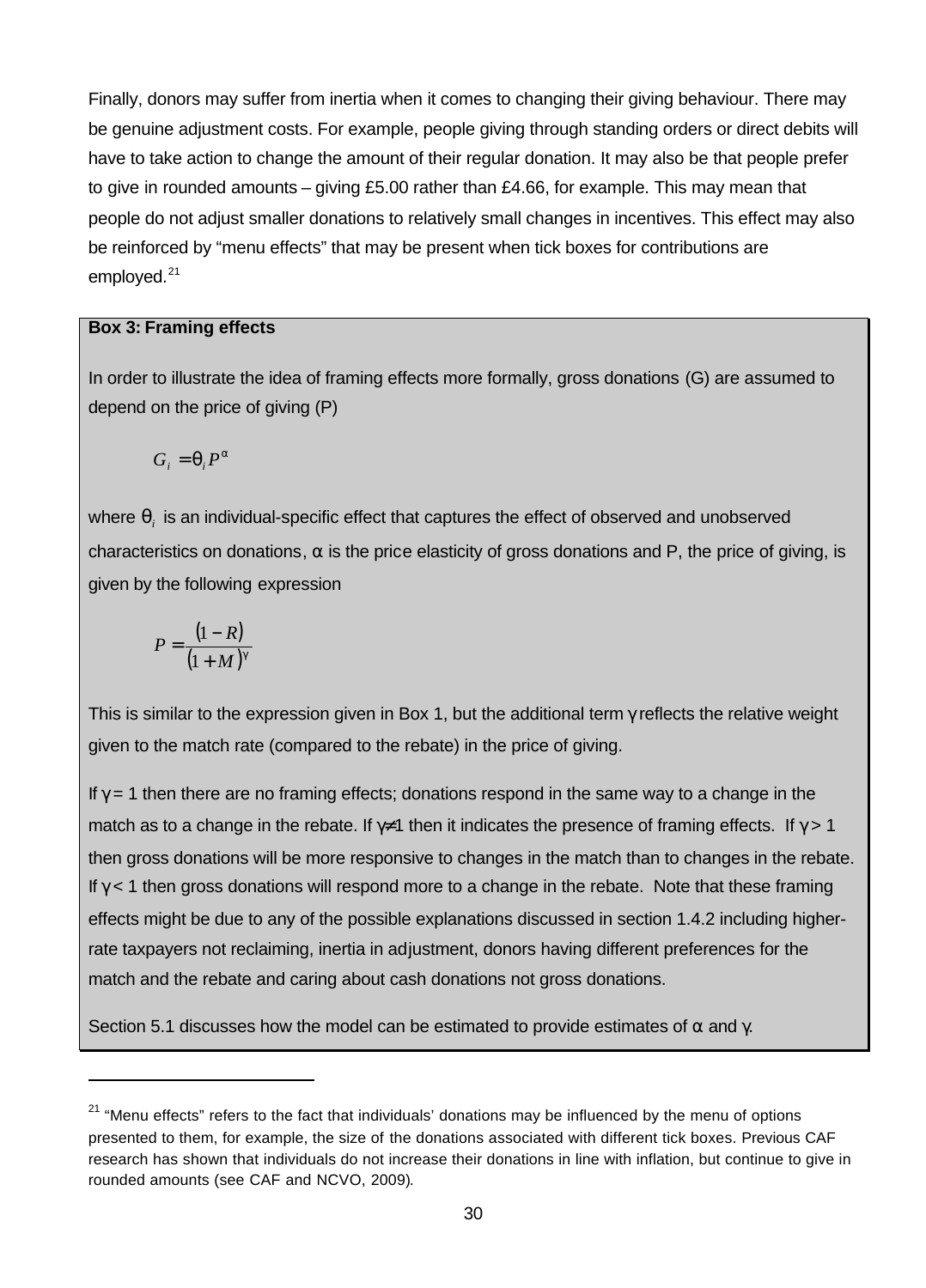Finally, donors may suffer from inertia when it comes to changing their giving behaviour. There may be genuine adjustment costs. For example, people giving through standing orders or direct debits will have to take action to change the amount of their regular donation. It may also be that people prefer to give in rounded amounts – giving £5.00 rather than £4.66, for example. This may mean that people do not adjust smaller donations to relatively small changes in incentives. This effect may also be reinforced by "menu effects" that may be present when tick boxes for contributions are employed.[21]

**Box 3: Framing effects**

In order to illustrate the idea of framing effects more formally, gross donations (G) are assumed to depend on the price of giving (P)

$$G_i = \theta_i P^{\alpha}$$

where $\theta_i$ is an individual-specific effect that captures the effect of observed and unobserved characteristics on donations, $\alpha$ is the price elasticity of gross donations and P, the price of giving, is given by the following expression

$$P = \frac{(1-R)}{(1+M)^{\gamma}}$$

This is similar to the expression given in Box 1, but the additional term $\gamma$ reflects the relative weight given to the match rate (compared to the rebate) in the price of giving.

If $\gamma = 1$ then there are no framing effects; donations respond in the same way to a change in the match as to a change in the rebate. If $\gamma \neq 1$ then it indicates the presence of framing effects. If $\gamma > 1$ then gross donations will be more responsive to changes in the match than to changes in the rebate. If $\gamma < 1$ then gross donations will respond more to a change in the rebate. Note that these framing effects might be due to any of the possible explanations discussed in section 1.4.2 including higher-rate taxpayers not reclaiming, inertia in adjustment, donors having different preferences for the match and the rebate and caring about cash donations not gross donations.

Section 5.1 discusses how the model can be estimated to provide estimates of $\alpha$ and $\gamma$.

---

[21] "Menu effects" refers to the fact that individuals' donations may be influenced by the menu of options presented to them, for example, the size of the donations associated with different tick boxes. Previous CAF research has shown that individuals do not increase their donations in line with inflation, but continue to give in rounded amounts (see CAF and NCVO, 2009).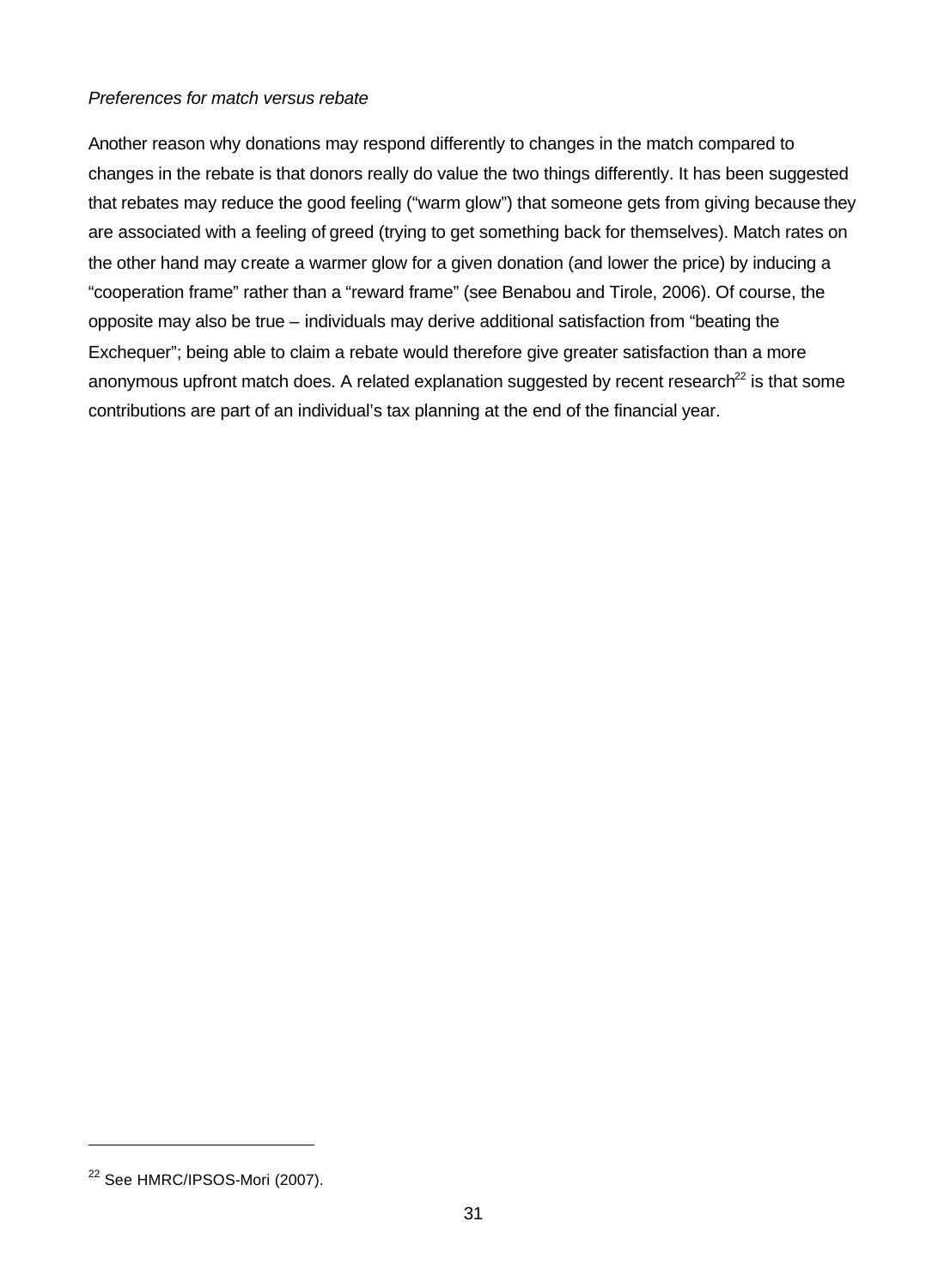*Preferences for match versus rebate*

Another reason why donations may respond differently to changes in the match compared to changes in the rebate is that donors really do value the two things differently. It has been suggested that rebates may reduce the good feeling ("warm glow") that someone gets from giving because they are associated with a feeling of greed (trying to get something back for themselves). Match rates on the other hand may create a warmer glow for a given donation (and lower the price) by inducing a "cooperation frame" rather than a "reward frame" (see Benabou and Tirole, 2006). Of course, the opposite may also be true – individuals may derive additional satisfaction from "beating the Exchequer"; being able to claim a rebate would therefore give greater satisfaction than a more anonymous upfront match does. A related explanation suggested by recent research[22] is that some contributions are part of an individual's tax planning at the end of the financial year.

[22] See HMRC/IPSOS-Mori (2007).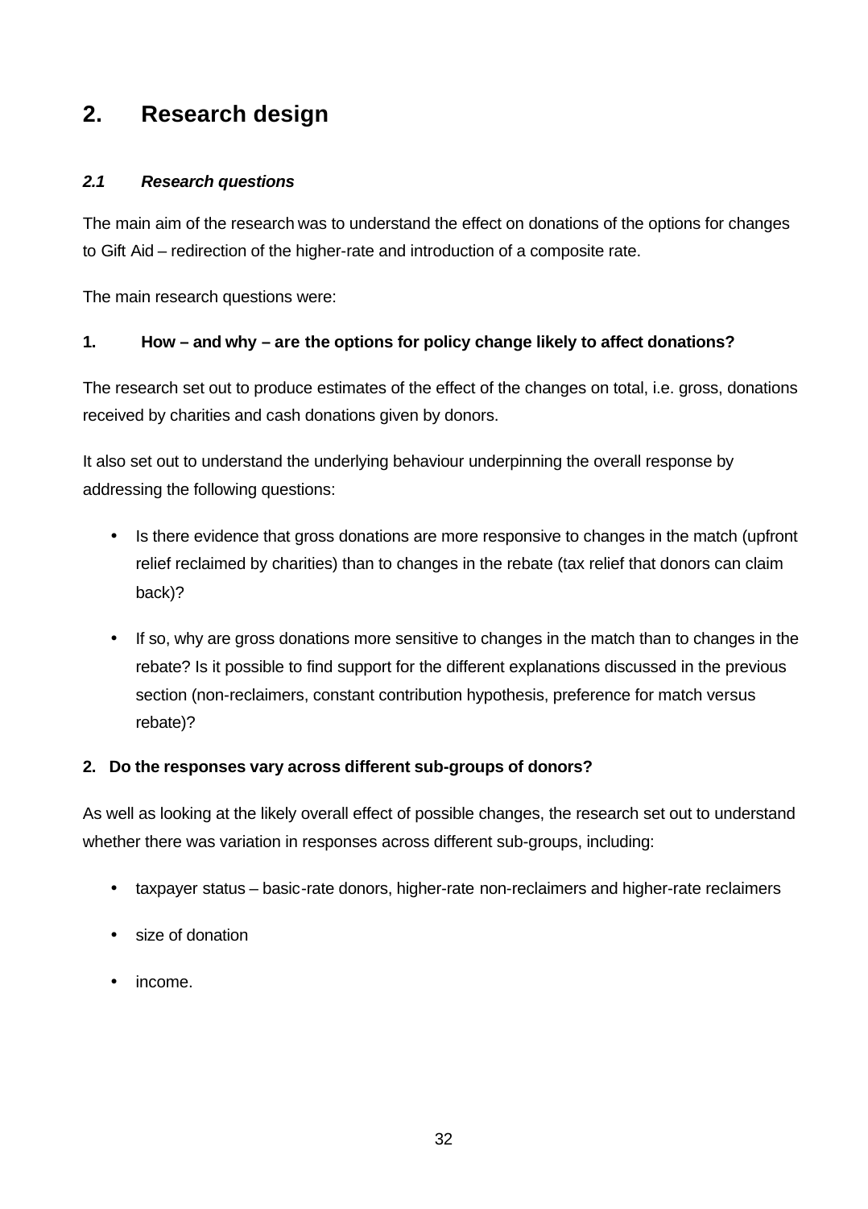# 2. Research design

### *2.1 Research questions*

The main aim of the research was to understand the effect on donations of the options for changes to Gift Aid – redirection of the higher-rate and introduction of a composite rate.

The main research questions were:

**1. How – and why – are the options for policy change likely to affect donations?**

The research set out to produce estimates of the effect of the changes on total, i.e. gross, donations received by charities and cash donations given by donors.

It also set out to understand the underlying behaviour underpinning the overall response by addressing the following questions:

- Is there evidence that gross donations are more responsive to changes in the match (upfront relief reclaimed by charities) than to changes in the rebate (tax relief that donors can claim back)?
- If so, why are gross donations more sensitive to changes in the match than to changes in the rebate? Is it possible to find support for the different explanations discussed in the previous section (non-reclaimers, constant contribution hypothesis, preference for match versus rebate)?

**2. Do the responses vary across different sub-groups of donors?**

As well as looking at the likely overall effect of possible changes, the research set out to understand whether there was variation in responses across different sub-groups, including:

- taxpayer status – basic-rate donors, higher-rate non-reclaimers and higher-rate reclaimers
- size of donation
- income.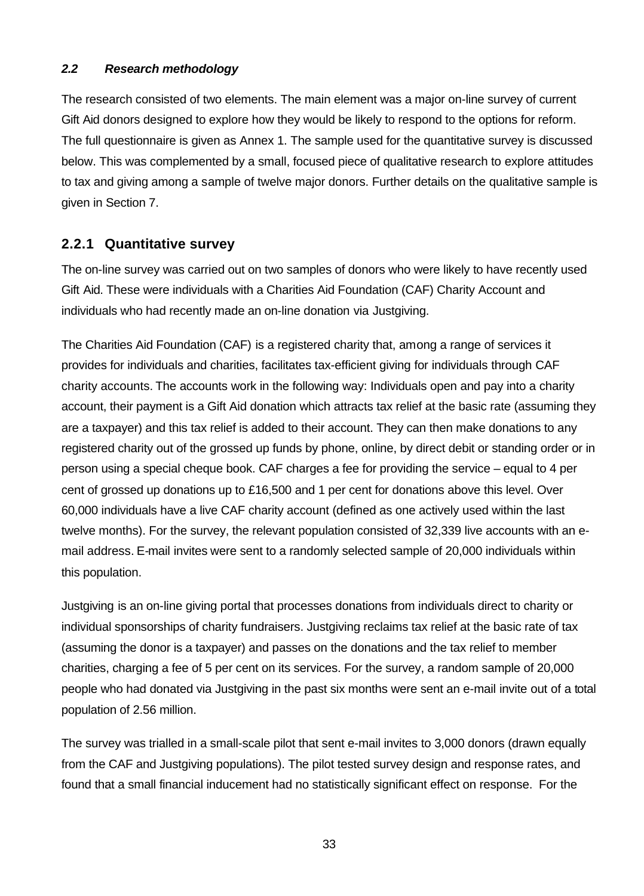### *2.2 Research methodology*

The research consisted of two elements. The main element was a major on-line survey of current Gift Aid donors designed to explore how they would be likely to respond to the options for reform. The full questionnaire is given as Annex 1. The sample used for the quantitative survey is discussed below. This was complemented by a small, focused piece of qualitative research to explore attitudes to tax and giving among a sample of twelve major donors. Further details on the qualitative sample is given in Section 7.

### 2.2.1 Quantitative survey

The on-line survey was carried out on two samples of donors who were likely to have recently used Gift Aid. These were individuals with a Charities Aid Foundation (CAF) Charity Account and individuals who had recently made an on-line donation via Justgiving.

The Charities Aid Foundation (CAF) is a registered charity that, among a range of services it provides for individuals and charities, facilitates tax-efficient giving for individuals through CAF charity accounts. The accounts work in the following way: Individuals open and pay into a charity account, their payment is a Gift Aid donation which attracts tax relief at the basic rate (assuming they are a taxpayer) and this tax relief is added to their account. They can then make donations to any registered charity out of the grossed up funds by phone, online, by direct debit or standing order or in person using a special cheque book. CAF charges a fee for providing the service – equal to 4 per cent of grossed up donations up to £16,500 and 1 per cent for donations above this level. Over 60,000 individuals have a live CAF charity account (defined as one actively used within the last twelve months). For the survey, the relevant population consisted of 32,339 live accounts with an e-mail address. E-mail invites were sent to a randomly selected sample of 20,000 individuals within this population.

Justgiving is an on-line giving portal that processes donations from individuals direct to charity or individual sponsorships of charity fundraisers. Justgiving reclaims tax relief at the basic rate of tax (assuming the donor is a taxpayer) and passes on the donations and the tax relief to member charities, charging a fee of 5 per cent on its services. For the survey, a random sample of 20,000 people who had donated via Justgiving in the past six months were sent an e-mail invite out of a total population of 2.56 million.

The survey was trialled in a small-scale pilot that sent e-mail invites to 3,000 donors (drawn equally from the CAF and Justgiving populations). The pilot tested survey design and response rates, and found that a small financial inducement had no statistically significant effect on response. For the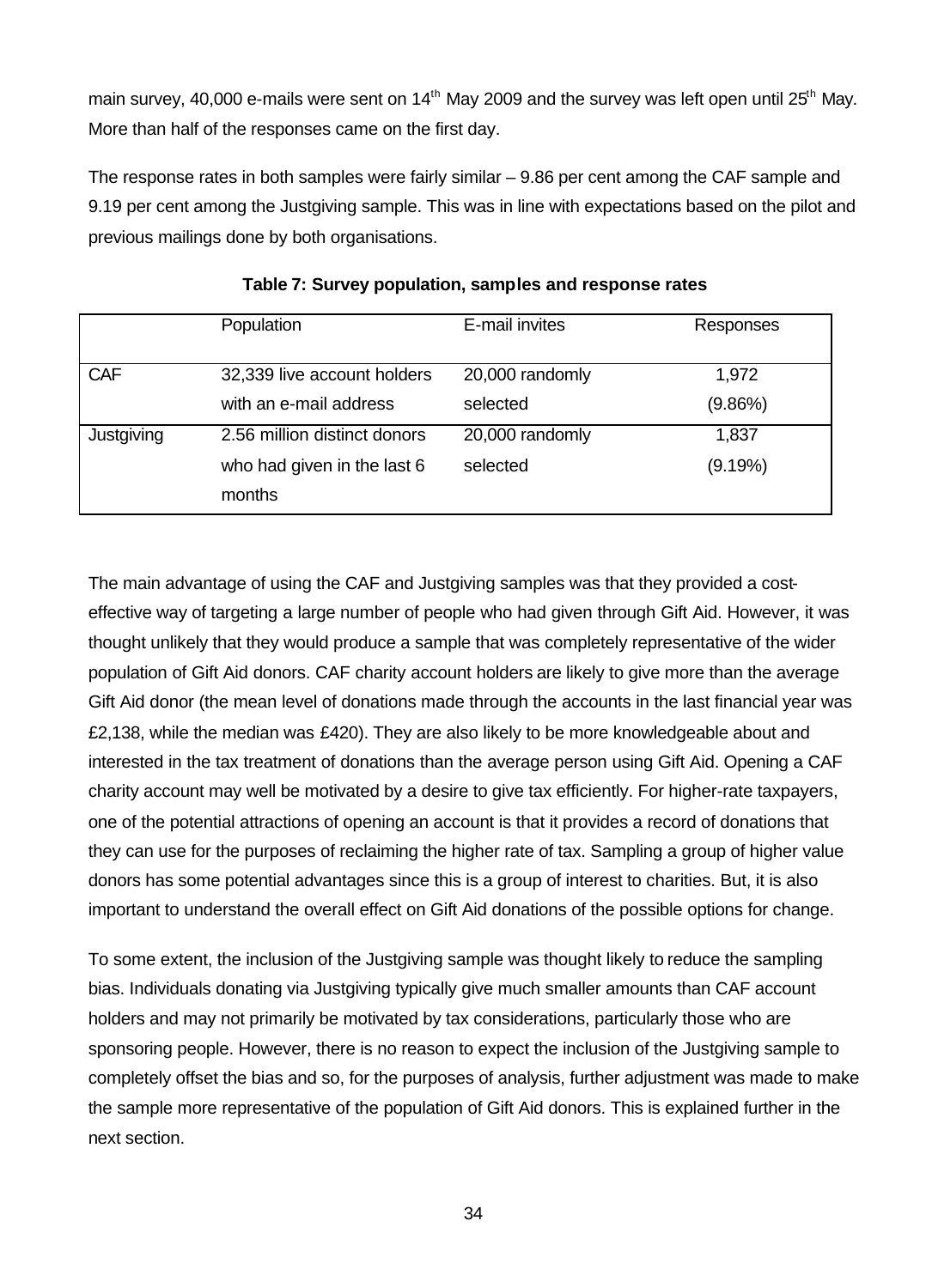main survey, 40,000 e-mails were sent on 14th May 2009 and the survey was left open until 25th May. More than half of the responses came on the first day.

The response rates in both samples were fairly similar – 9.86 per cent among the CAF sample and 9.19 per cent among the Justgiving sample. This was in line with expectations based on the pilot and previous mailings done by both organisations.

**Table 7: Survey population, samples and response rates**

| | Population | E-mail invites | Responses |
|---|---|---|---|
| CAF | 32,339 live account holders with an e-mail address | 20,000 randomly selected | 1,972 (9.86%) |
| Justgiving | 2.56 million distinct donors who had given in the last 6 months | 20,000 randomly selected | 1,837 (9.19%) |

The main advantage of using the CAF and Justgiving samples was that they provided a cost-effective way of targeting a large number of people who had given through Gift Aid. However, it was thought unlikely that they would produce a sample that was completely representative of the wider population of Gift Aid donors. CAF charity account holders are likely to give more than the average Gift Aid donor (the mean level of donations made through the accounts in the last financial year was £2,138, while the median was £420). They are also likely to be more knowledgeable about and interested in the tax treatment of donations than the average person using Gift Aid. Opening a CAF charity account may well be motivated by a desire to give tax efficiently. For higher-rate taxpayers, one of the potential attractions of opening an account is that it provides a record of donations that they can use for the purposes of reclaiming the higher rate of tax. Sampling a group of higher value donors has some potential advantages since this is a group of interest to charities. But, it is also important to understand the overall effect on Gift Aid donations of the possible options for change.

To some extent, the inclusion of the Justgiving sample was thought likely to reduce the sampling bias. Individuals donating via Justgiving typically give much smaller amounts than CAF account holders and may not primarily be motivated by tax considerations, particularly those who are sponsoring people. However, there is no reason to expect the inclusion of the Justgiving sample to completely offset the bias and so, for the purposes of analysis, further adjustment was made to make the sample more representative of the population of Gift Aid donors. This is explained further in the next section.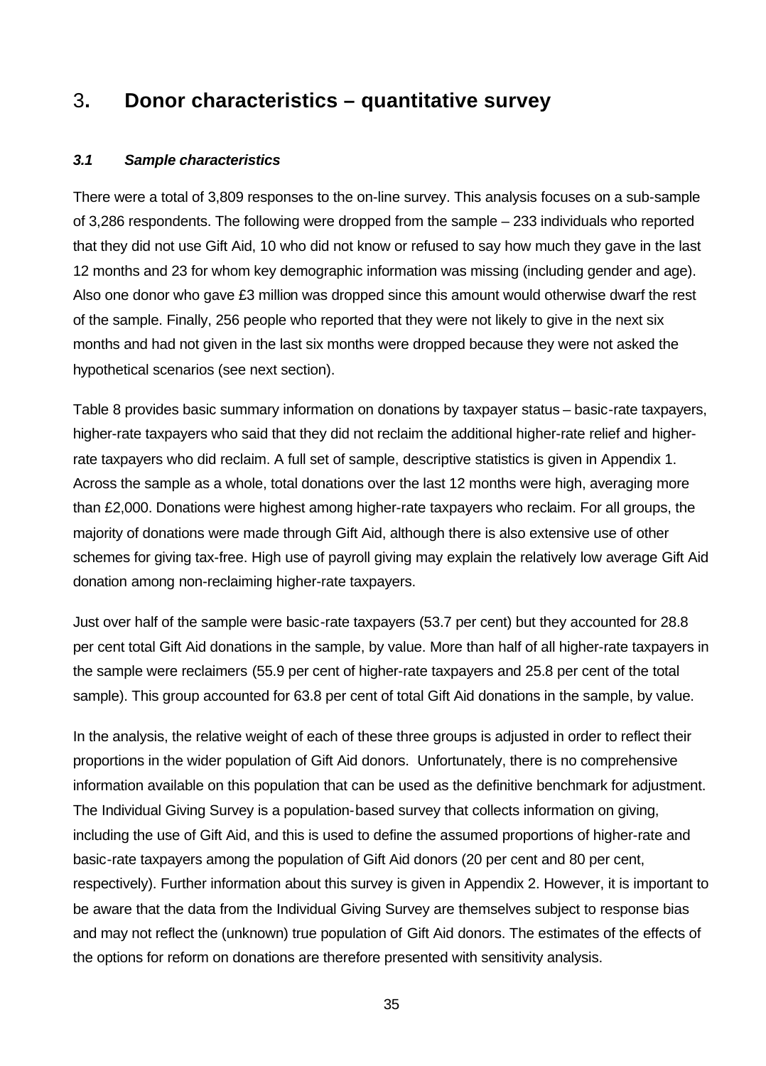# 3. Donor characteristics – quantitative survey

### *3.1 Sample characteristics*

There were a total of 3,809 responses to the on-line survey. This analysis focuses on a sub-sample of 3,286 respondents. The following were dropped from the sample – 233 individuals who reported that they did not use Gift Aid, 10 who did not know or refused to say how much they gave in the last 12 months and 23 for whom key demographic information was missing (including gender and age). Also one donor who gave £3 million was dropped since this amount would otherwise dwarf the rest of the sample. Finally, 256 people who reported that they were not likely to give in the next six months and had not given in the last six months were dropped because they were not asked the hypothetical scenarios (see next section).

Table 8 provides basic summary information on donations by taxpayer status – basic-rate taxpayers, higher-rate taxpayers who said that they did not reclaim the additional higher-rate relief and higher-rate taxpayers who did reclaim. A full set of sample, descriptive statistics is given in Appendix 1. Across the sample as a whole, total donations over the last 12 months were high, averaging more than £2,000. Donations were highest among higher-rate taxpayers who reclaim. For all groups, the majority of donations were made through Gift Aid, although there is also extensive use of other schemes for giving tax-free. High use of payroll giving may explain the relatively low average Gift Aid donation among non-reclaiming higher-rate taxpayers.

Just over half of the sample were basic-rate taxpayers (53.7 per cent) but they accounted for 28.8 per cent total Gift Aid donations in the sample, by value. More than half of all higher-rate taxpayers in the sample were reclaimers (55.9 per cent of higher-rate taxpayers and 25.8 per cent of the total sample). This group accounted for 63.8 per cent of total Gift Aid donations in the sample, by value.

In the analysis, the relative weight of each of these three groups is adjusted in order to reflect their proportions in the wider population of Gift Aid donors. Unfortunately, there is no comprehensive information available on this population that can be used as the definitive benchmark for adjustment. The Individual Giving Survey is a population-based survey that collects information on giving, including the use of Gift Aid, and this is used to define the assumed proportions of higher-rate and basic-rate taxpayers among the population of Gift Aid donors (20 per cent and 80 per cent, respectively). Further information about this survey is given in Appendix 2. However, it is important to be aware that the data from the Individual Giving Survey are themselves subject to response bias and may not reflect the (unknown) true population of Gift Aid donors. The estimates of the effects of the options for reform on donations are therefore presented with sensitivity analysis.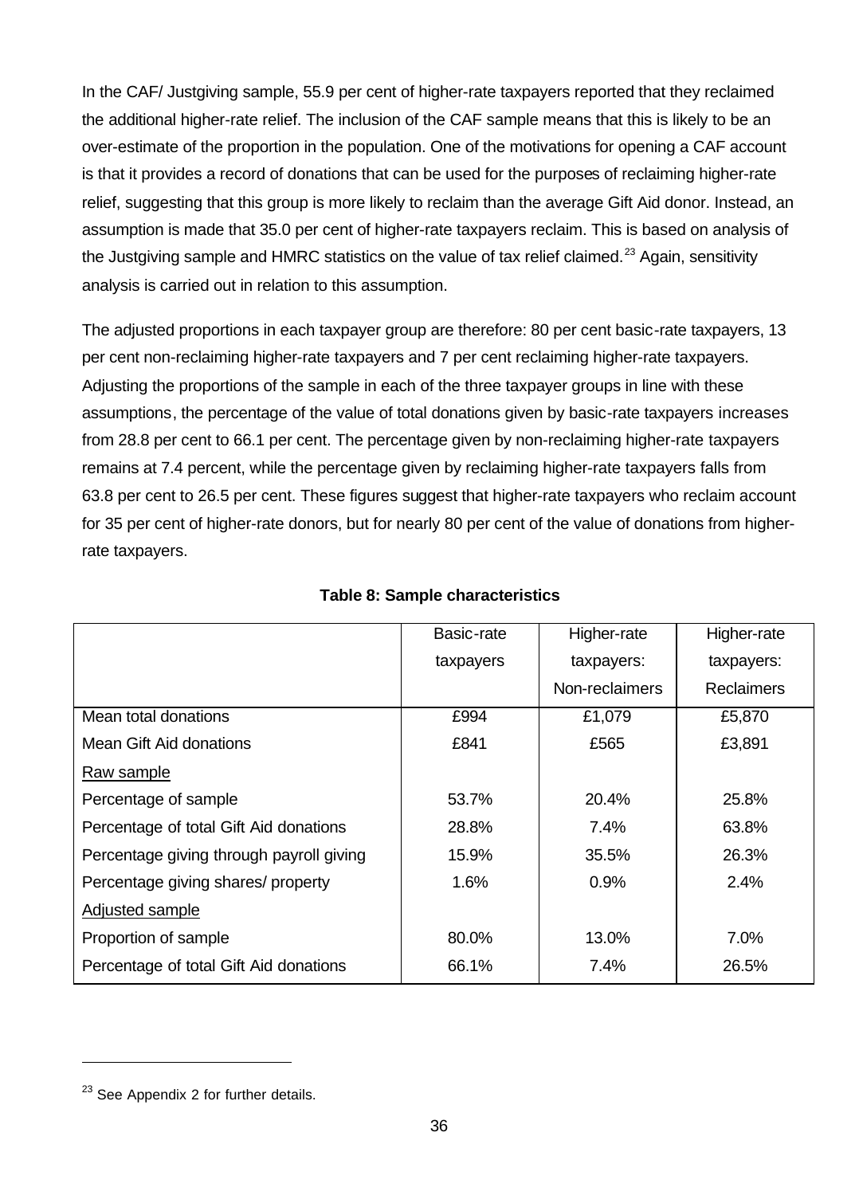In the CAF/ Justgiving sample, 55.9 per cent of higher-rate taxpayers reported that they reclaimed the additional higher-rate relief. The inclusion of the CAF sample means that this is likely to be an over-estimate of the proportion in the population. One of the motivations for opening a CAF account is that it provides a record of donations that can be used for the purposes of reclaiming higher-rate relief, suggesting that this group is more likely to reclaim than the average Gift Aid donor. Instead, an assumption is made that 35.0 per cent of higher-rate taxpayers reclaim. This is based on analysis of the Justgiving sample and HMRC statistics on the value of tax relief claimed.[23] Again, sensitivity analysis is carried out in relation to this assumption.

The adjusted proportions in each taxpayer group are therefore: 80 per cent basic-rate taxpayers, 13 per cent non-reclaiming higher-rate taxpayers and 7 per cent reclaiming higher-rate taxpayers. Adjusting the proportions of the sample in each of the three taxpayer groups in line with these assumptions, the percentage of the value of total donations given by basic-rate taxpayers increases from 28.8 per cent to 66.1 per cent. The percentage given by non-reclaiming higher-rate taxpayers remains at 7.4 percent, while the percentage given by reclaiming higher-rate taxpayers falls from 63.8 per cent to 26.5 per cent. These figures suggest that higher-rate taxpayers who reclaim account for 35 per cent of higher-rate donors, but for nearly 80 per cent of the value of donations from higher-rate taxpayers.

**Table 8: Sample characteristics**

| | Basic-rate taxpayers | Higher-rate taxpayers: Non-reclaimers | Higher-rate taxpayers: Reclaimers |
|---|---|---|---|
| Mean total donations | £994 | £1,079 | £5,870 |
| Mean Gift Aid donations | £841 | £565 | £3,891 |
| Raw sample | | | |
| Percentage of sample | 53.7% | 20.4% | 25.8% |
| Percentage of total Gift Aid donations | 28.8% | 7.4% | 63.8% |
| Percentage giving through payroll giving | 15.9% | 35.5% | 26.3% |
| Percentage giving shares/ property | 1.6% | 0.9% | 2.4% |
| Adjusted sample | | | |
| Proportion of sample | 80.0% | 13.0% | 7.0% |
| Percentage of total Gift Aid donations | 66.1% | 7.4% | 26.5% |

[23] See Appendix 2 for further details.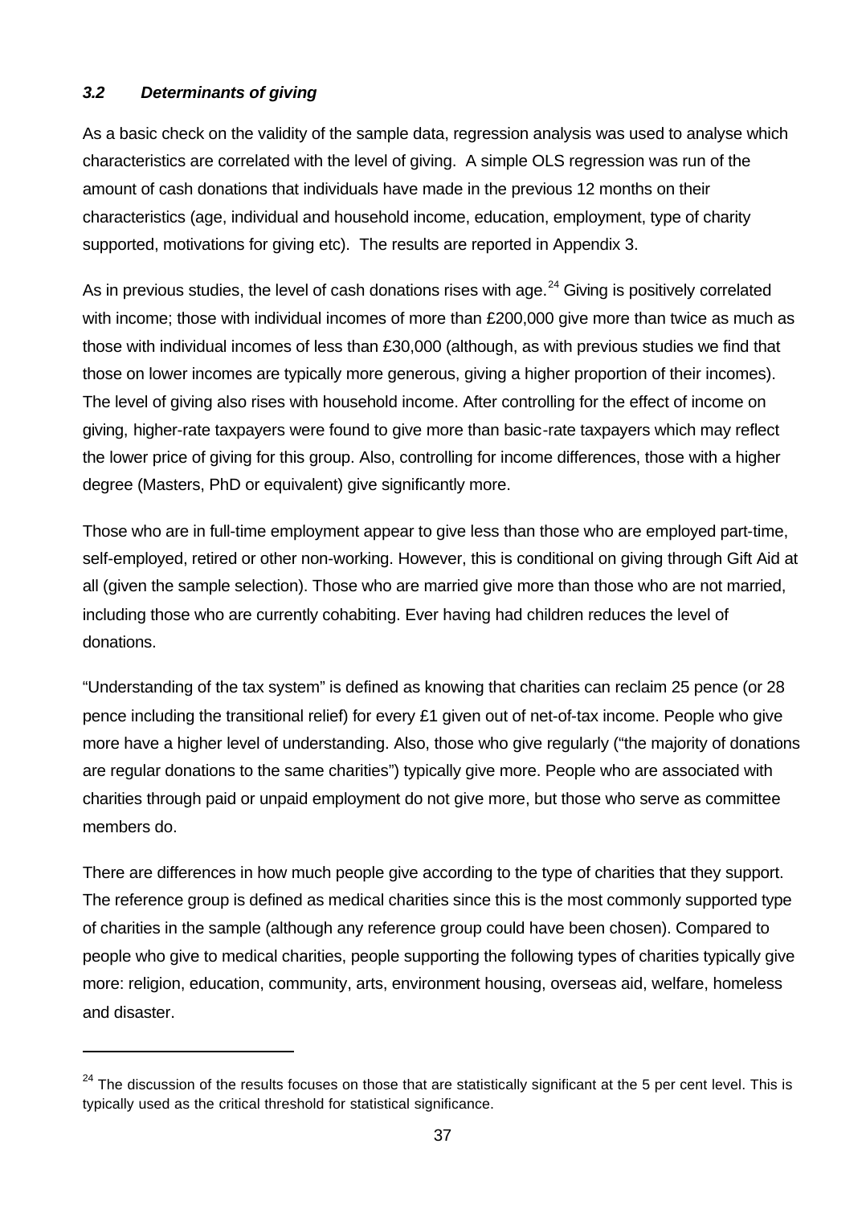### *3.2 Determinants of giving*

As a basic check on the validity of the sample data, regression analysis was used to analyse which characteristics are correlated with the level of giving. A simple OLS regression was run of the amount of cash donations that individuals have made in the previous 12 months on their characteristics (age, individual and household income, education, employment, type of charity supported, motivations for giving etc). The results are reported in Appendix 3.

As in previous studies, the level of cash donations rises with age.[24] Giving is positively correlated with income; those with individual incomes of more than £200,000 give more than twice as much as those with individual incomes of less than £30,000 (although, as with previous studies we find that those on lower incomes are typically more generous, giving a higher proportion of their incomes). The level of giving also rises with household income. After controlling for the effect of income on giving, higher-rate taxpayers were found to give more than basic-rate taxpayers which may reflect the lower price of giving for this group. Also, controlling for income differences, those with a higher degree (Masters, PhD or equivalent) give significantly more.

Those who are in full-time employment appear to give less than those who are employed part-time, self-employed, retired or other non-working. However, this is conditional on giving through Gift Aid at all (given the sample selection). Those who are married give more than those who are not married, including those who are currently cohabiting. Ever having had children reduces the level of donations.

"Understanding of the tax system" is defined as knowing that charities can reclaim 25 pence (or 28 pence including the transitional relief) for every £1 given out of net-of-tax income. People who give more have a higher level of understanding. Also, those who give regularly ("the majority of donations are regular donations to the same charities") typically give more. People who are associated with charities through paid or unpaid employment do not give more, but those who serve as committee members do.

There are differences in how much people give according to the type of charities that they support. The reference group is defined as medical charities since this is the most commonly supported type of charities in the sample (although any reference group could have been chosen). Compared to people who give to medical charities, people supporting the following types of charities typically give more: religion, education, community, arts, environment housing, overseas aid, welfare, homeless and disaster.

[24] The discussion of the results focuses on those that are statistically significant at the 5 per cent level. This is typically used as the critical threshold for statistical significance.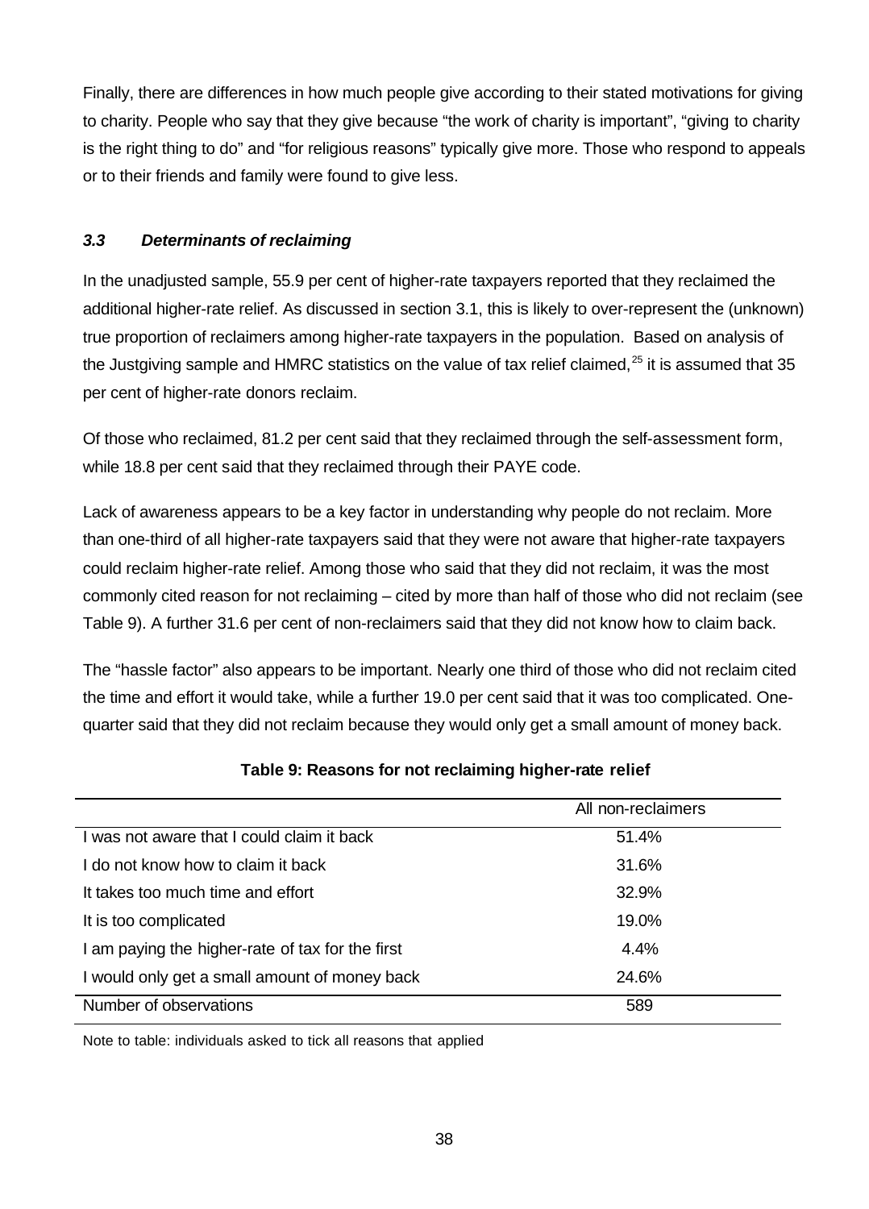Finally, there are differences in how much people give according to their stated motivations for giving to charity. People who say that they give because "the work of charity is important", "giving to charity is the right thing to do" and "for religious reasons" typically give more. Those who respond to appeals or to their friends and family were found to give less.

### *3.3 Determinants of reclaiming*

In the unadjusted sample, 55.9 per cent of higher-rate taxpayers reported that they reclaimed the additional higher-rate relief. As discussed in section 3.1, this is likely to over-represent the (unknown) true proportion of reclaimers among higher-rate taxpayers in the population. Based on analysis of the Justgiving sample and HMRC statistics on the value of tax relief claimed,[25] it is assumed that 35 per cent of higher-rate donors reclaim.

Of those who reclaimed, 81.2 per cent said that they reclaimed through the self-assessment form, while 18.8 per cent said that they reclaimed through their PAYE code.

Lack of awareness appears to be a key factor in understanding why people do not reclaim. More than one-third of all higher-rate taxpayers said that they were not aware that higher-rate taxpayers could reclaim higher-rate relief. Among those who said that they did not reclaim, it was the most commonly cited reason for not reclaiming – cited by more than half of those who did not reclaim (see Table 9). A further 31.6 per cent of non-reclaimers said that they did not know how to claim back.

The "hassle factor" also appears to be important. Nearly one third of those who did not reclaim cited the time and effort it would take, while a further 19.0 per cent said that it was too complicated. One-quarter said that they did not reclaim because they would only get a small amount of money back.

**Table 9: Reasons for not reclaiming higher-rate relief**

| | All non-reclaimers |
|---|---|
| I was not aware that I could claim it back | 51.4% |
| I do not know how to claim it back | 31.6% |
| It takes too much time and effort | 32.9% |
| It is too complicated | 19.0% |
| I am paying the higher-rate of tax for the first | 4.4% |
| I would only get a small amount of money back | 24.6% |
| Number of observations | 589 |

Note to table: individuals asked to tick all reasons that applied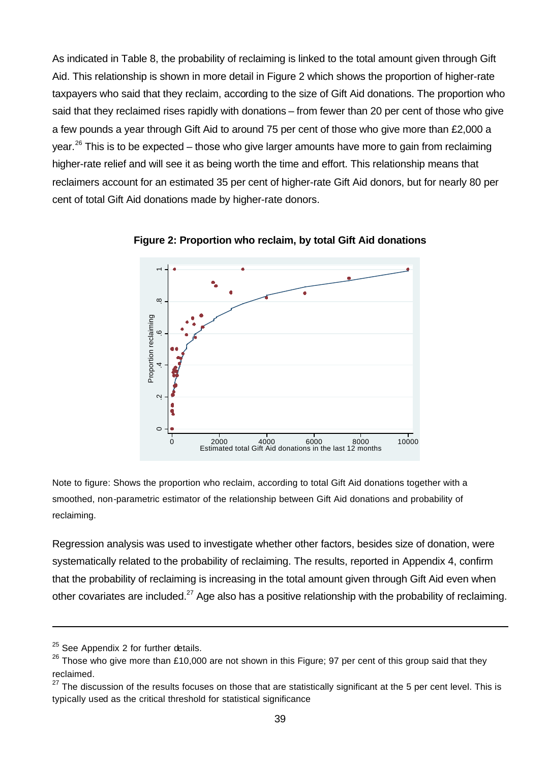As indicated in Table 8, the probability of reclaiming is linked to the total amount given through Gift Aid. This relationship is shown in more detail in Figure 2 which shows the proportion of higher-rate taxpayers who said that they reclaim, according to the size of Gift Aid donations. The proportion who said that they reclaimed rises rapidly with donations – from fewer than 20 per cent of those who give a few pounds a year through Gift Aid to around 75 per cent of those who give more than £2,000 a year.[26] This is to be expected – those who give larger amounts have more to gain from reclaiming higher-rate relief and will see it as being worth the time and effort. This relationship means that reclaimers account for an estimated 35 per cent of higher-rate Gift Aid donors, but for nearly 80 per cent of total Gift Aid donations made by higher-rate donors.

**Figure 2: Proportion who reclaim, by total Gift Aid donations**

Note to figure: Shows the proportion who reclaim, according to total Gift Aid donations together with a smoothed, non-parametric estimator of the relationship between Gift Aid donations and probability of reclaiming.

Regression analysis was used to investigate whether other factors, besides size of donation, were systematically related to the probability of reclaiming. The results, reported in Appendix 4, confirm that the probability of reclaiming is increasing in the total amount given through Gift Aid even when other covariates are included.[27] Age also has a positive relationship with the probability of reclaiming.

---

[25] See Appendix 2 for further details.

[26] Those who give more than £10,000 are not shown in this Figure; 97 per cent of this group said that they reclaimed.

[27] The discussion of the results focuses on those that are statistically significant at the 5 per cent level. This is typically used as the critical threshold for statistical significance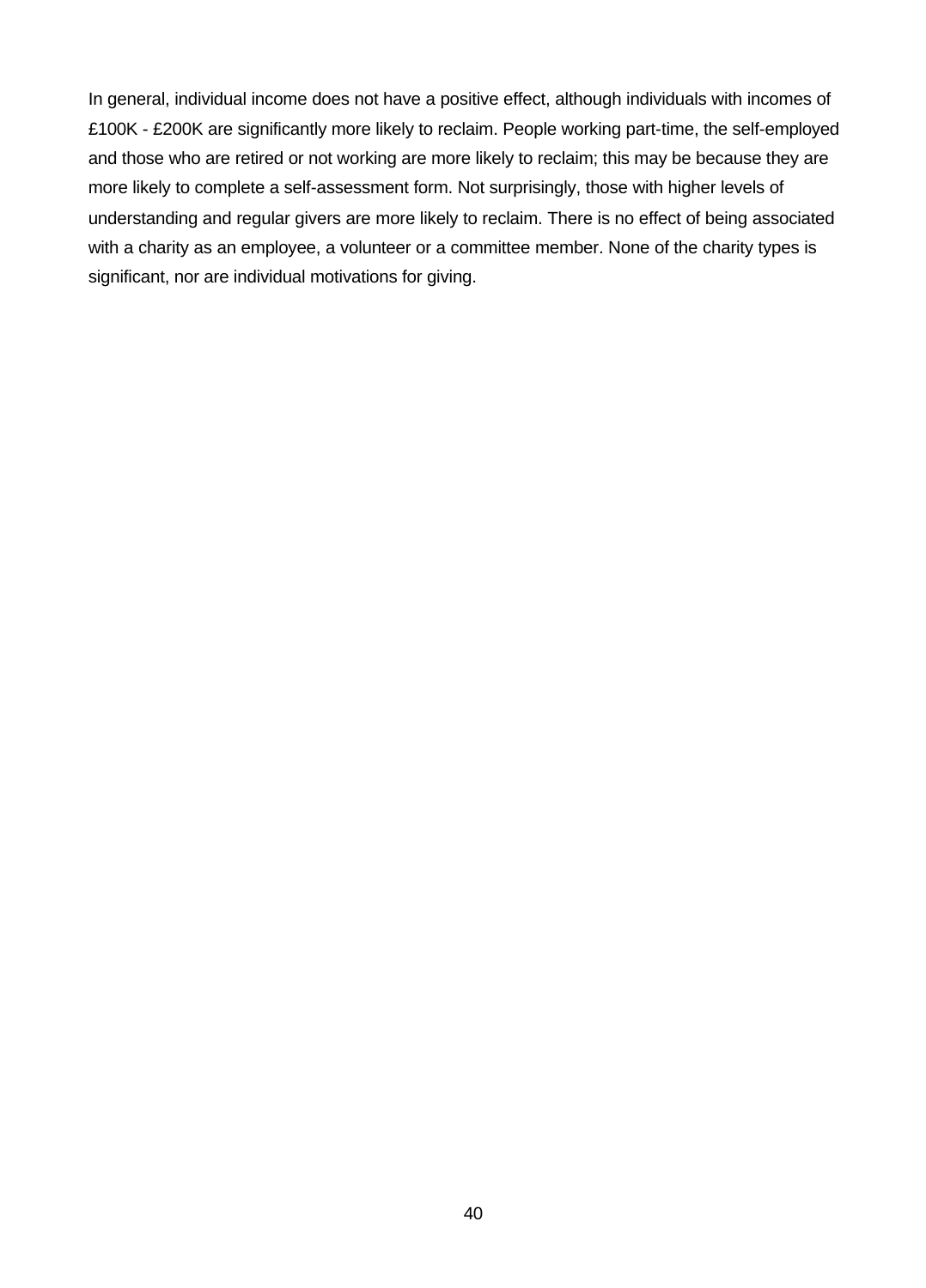In general, individual income does not have a positive effect, although individuals with incomes of £100K - £200K are significantly more likely to reclaim. People working part-time, the self-employed and those who are retired or not working are more likely to reclaim; this may be because they are more likely to complete a self-assessment form. Not surprisingly, those with higher levels of understanding and regular givers are more likely to reclaim. There is no effect of being associated with a charity as an employee, a volunteer or a committee member. None of the charity types is significant, nor are individual motivations for giving.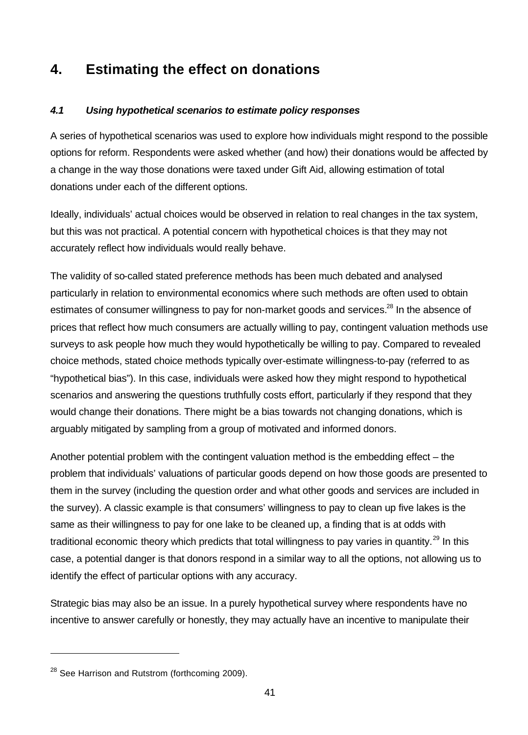# 4. Estimating the effect on donations

### *4.1 Using hypothetical scenarios to estimate policy responses*

A series of hypothetical scenarios was used to explore how individuals might respond to the possible options for reform. Respondents were asked whether (and how) their donations would be affected by a change in the way those donations were taxed under Gift Aid, allowing estimation of total donations under each of the different options.

Ideally, individuals' actual choices would be observed in relation to real changes in the tax system, but this was not practical. A potential concern with hypothetical choices is that they may not accurately reflect how individuals would really behave.

The validity of so-called stated preference methods has been much debated and analysed particularly in relation to environmental economics where such methods are often used to obtain estimates of consumer willingness to pay for non-market goods and services.[28] In the absence of prices that reflect how much consumers are actually willing to pay, contingent valuation methods use surveys to ask people how much they would hypothetically be willing to pay. Compared to revealed choice methods, stated choice methods typically over-estimate willingness-to-pay (referred to as "hypothetical bias"). In this case, individuals were asked how they might respond to hypothetical scenarios and answering the questions truthfully costs effort, particularly if they respond that they would change their donations. There might be a bias towards not changing donations, which is arguably mitigated by sampling from a group of motivated and informed donors.

Another potential problem with the contingent valuation method is the embedding effect – the problem that individuals' valuations of particular goods depend on how those goods are presented to them in the survey (including the question order and what other goods and services are included in the survey). A classic example is that consumers' willingness to pay to clean up five lakes is the same as their willingness to pay for one lake to be cleaned up, a finding that is at odds with traditional economic theory which predicts that total willingness to pay varies in quantity.[29] In this case, a potential danger is that donors respond in a similar way to all the options, not allowing us to identify the effect of particular options with any accuracy.

Strategic bias may also be an issue. In a purely hypothetical survey where respondents have no incentive to answer carefully or honestly, they may actually have an incentive to manipulate their

---

[28] See Harrison and Rutstrom (forthcoming 2009).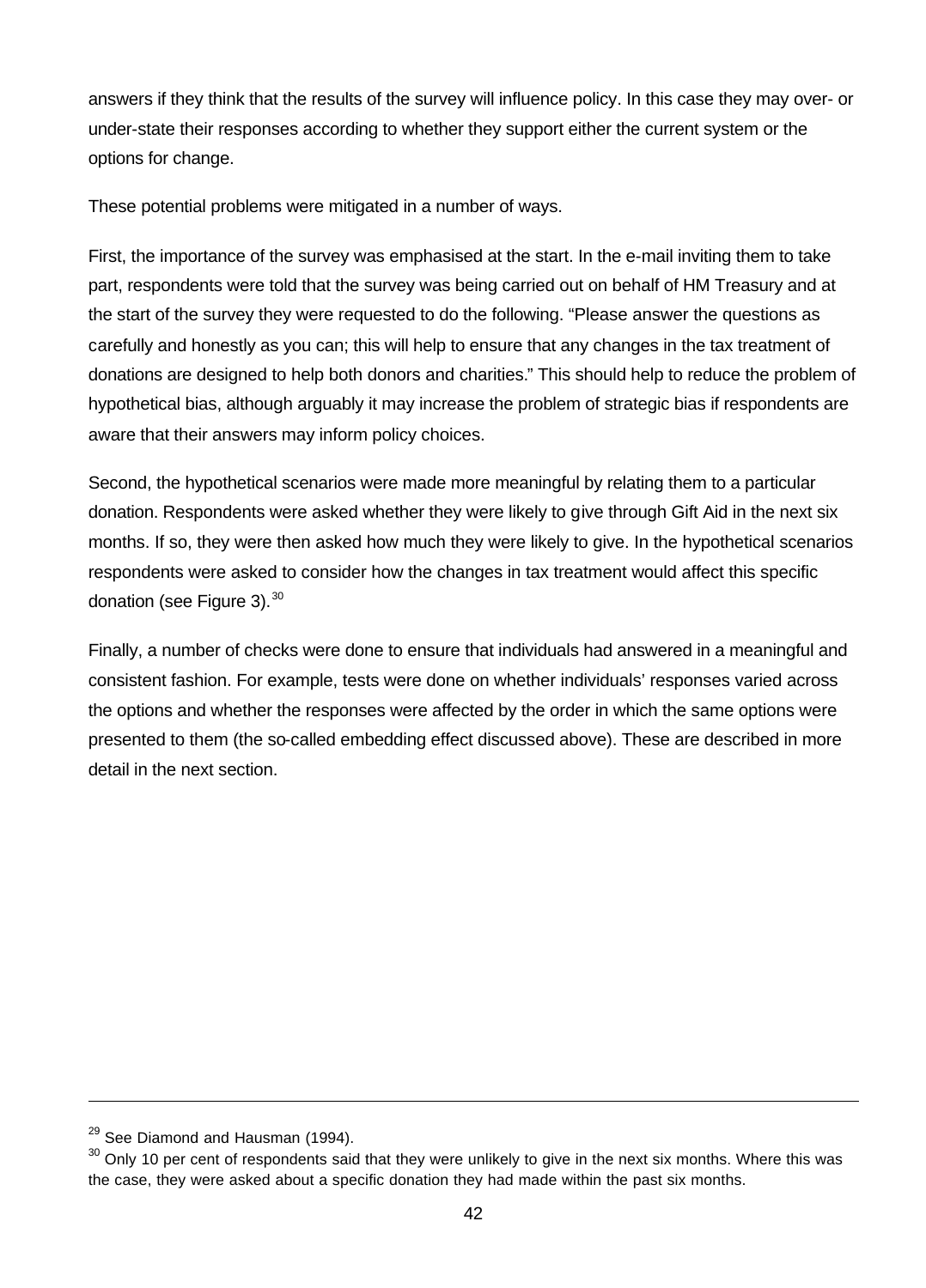answers if they think that the results of the survey will influence policy. In this case they may over- or under-state their responses according to whether they support either the current system or the options for change.

These potential problems were mitigated in a number of ways.

First, the importance of the survey was emphasised at the start. In the e-mail inviting them to take part, respondents were told that the survey was being carried out on behalf of HM Treasury and at the start of the survey they were requested to do the following. "Please answer the questions as carefully and honestly as you can; this will help to ensure that any changes in the tax treatment of donations are designed to help both donors and charities." This should help to reduce the problem of hypothetical bias, although arguably it may increase the problem of strategic bias if respondents are aware that their answers may inform policy choices.

Second, the hypothetical scenarios were made more meaningful by relating them to a particular donation. Respondents were asked whether they were likely to give through Gift Aid in the next six months. If so, they were then asked how much they were likely to give. In the hypothetical scenarios respondents were asked to consider how the changes in tax treatment would affect this specific donation (see Figure 3).[30]

Finally, a number of checks were done to ensure that individuals had answered in a meaningful and consistent fashion. For example, tests were done on whether individuals' responses varied across the options and whether the responses were affected by the order in which the same options were presented to them (the so-called embedding effect discussed above). These are described in more detail in the next section.

---

[29] See Diamond and Hausman (1994).

[30] Only 10 per cent of respondents said that they were unlikely to give in the next six months. Where this was the case, they were asked about a specific donation they had made within the past six months.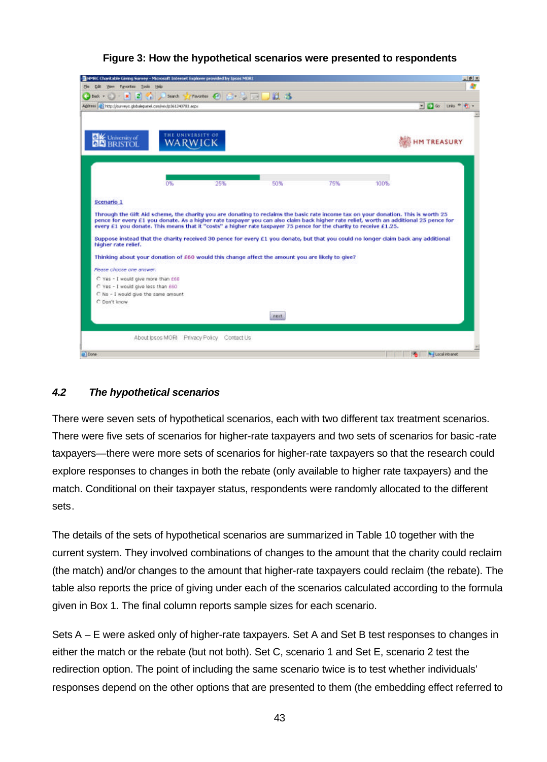**Figure 3: How the hypothetical scenarios were presented to respondents**

Scenario 1

Through the Gift Aid scheme, the charity you are donating to reclaims the basic rate income tax on your donation. This is worth 25 pence for every £1 you donate. As a higher rate taxpayer you can also claim back higher rate relief, worth an additional 25 pence for every £1 you donate. This means that it "costs" a higher rate taxpayer 75 pence for the charity to receive £1.25.

Suppose instead that the charity received 30 pence for every £1 you donate, but that you could no longer claim back any additional higher rate relief.

Thinking about your donation of £60 would this change affect the amount you are likely to give?

Please choose one answer.

- Yes – I would give more than £60
- Yes – I would give less than £60
- No – I would give the same amount
- Don't know

### *4.2 The hypothetical scenarios*

There were seven sets of hypothetical scenarios, each with two different tax treatment scenarios. There were five sets of scenarios for higher-rate taxpayers and two sets of scenarios for basic-rate taxpayers—there were more sets of scenarios for higher-rate taxpayers so that the research could explore responses to changes in both the rebate (only available to higher rate taxpayers) and the match. Conditional on their taxpayer status, respondents were randomly allocated to the different sets.

The details of the sets of hypothetical scenarios are summarized in Table 10 together with the current system. They involved combinations of changes to the amount that the charity could reclaim (the match) and/or changes to the amount that higher-rate taxpayers could reclaim (the rebate). The table also reports the price of giving under each of the scenarios calculated according to the formula given in Box 1. The final column reports sample sizes for each scenario.

Sets A – E were asked only of higher-rate taxpayers. Set A and Set B test responses to changes in either the match or the rebate (but not both). Set C, scenario 1 and Set E, scenario 2 test the redirection option. The point of including the same scenario twice is to test whether individuals' responses depend on the other options that are presented to them (the embedding effect referred to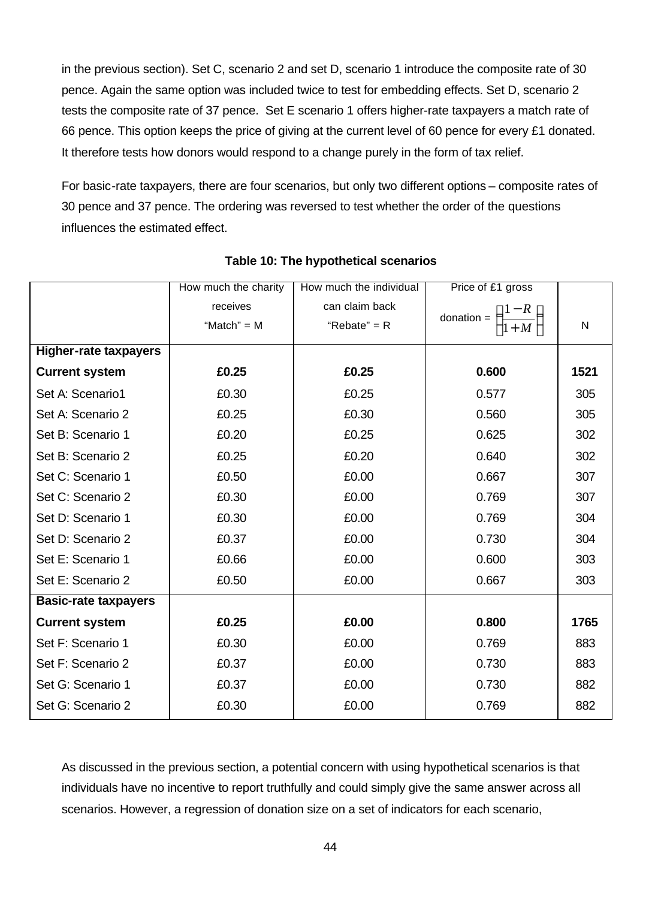in the previous section). Set C, scenario 2 and set D, scenario 1 introduce the composite rate of 30 pence. Again the same option was included twice to test for embedding effects. Set D, scenario 2 tests the composite rate of 37 pence. Set E scenario 1 offers higher-rate taxpayers a match rate of 66 pence. This option keeps the price of giving at the current level of 60 pence for every £1 donated. It therefore tests how donors would respond to a change purely in the form of tax relief.

For basic-rate taxpayers, there are four scenarios, but only two different options – composite rates of 30 pence and 37 pence. The ordering was reversed to test whether the order of the questions influences the estimated effect.

**Table 10: The hypothetical scenarios**

| | How much the charity receives "Match" = M | How much the individual can claim back "Rebate" = R | Price of £1 gross donation = $\left(\frac{1-R}{1+M}\right)$ | N |
|---|---|---|---|---|
| **Higher-rate taxpayers** | | | | |
| **Current system** | **£0.25** | **£0.25** | **0.600** | **1521** |
| Set A: Scenario1 | £0.30 | £0.25 | 0.577 | 305 |
| Set A: Scenario 2 | £0.25 | £0.30 | 0.560 | 305 |
| Set B: Scenario 1 | £0.20 | £0.25 | 0.625 | 302 |
| Set B: Scenario 2 | £0.25 | £0.20 | 0.640 | 302 |
| Set C: Scenario 1 | £0.50 | £0.00 | 0.667 | 307 |
| Set C: Scenario 2 | £0.30 | £0.00 | 0.769 | 307 |
| Set D: Scenario 1 | £0.30 | £0.00 | 0.769 | 304 |
| Set D: Scenario 2 | £0.37 | £0.00 | 0.730 | 304 |
| Set E: Scenario 1 | £0.66 | £0.00 | 0.600 | 303 |
| Set E: Scenario 2 | £0.50 | £0.00 | 0.667 | 303 |
| **Basic-rate taxpayers** | | | | |
| **Current system** | **£0.25** | **£0.00** | **0.800** | **1765** |
| Set F: Scenario 1 | £0.30 | £0.00 | 0.769 | 883 |
| Set F: Scenario 2 | £0.37 | £0.00 | 0.730 | 883 |
| Set G: Scenario 1 | £0.37 | £0.00 | 0.730 | 882 |
| Set G: Scenario 2 | £0.30 | £0.00 | 0.769 | 882 |

As discussed in the previous section, a potential concern with using hypothetical scenarios is that individuals have no incentive to report truthfully and could simply give the same answer across all scenarios. However, a regression of donation size on a set of indicators for each scenario,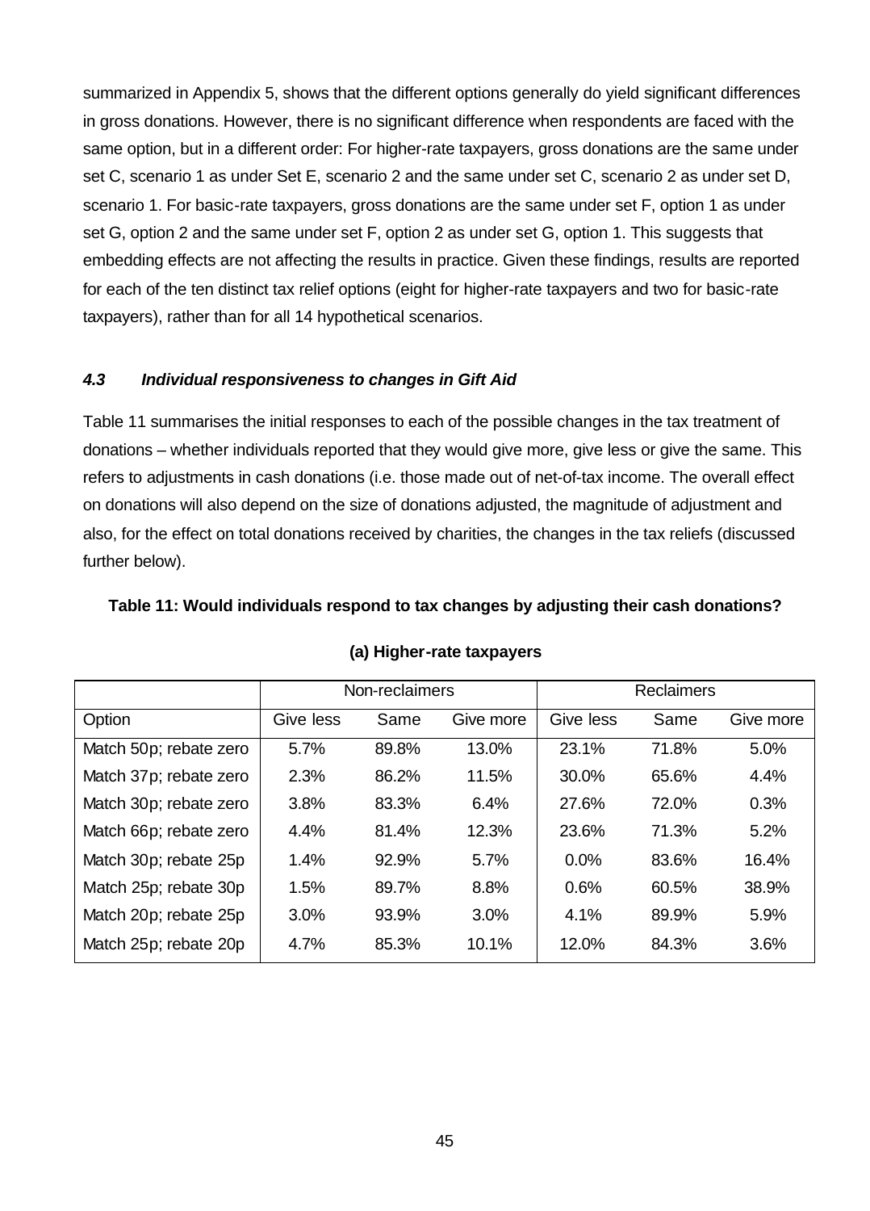summarized in Appendix 5, shows that the different options generally do yield significant differences in gross donations. However, there is no significant difference when respondents are faced with the same option, but in a different order: For higher-rate taxpayers, gross donations are the same under set C, scenario 1 as under Set E, scenario 2 and the same under set C, scenario 2 as under set D, scenario 1. For basic-rate taxpayers, gross donations are the same under set F, option 1 as under set G, option 2 and the same under set F, option 2 as under set G, option 1. This suggests that embedding effects are not affecting the results in practice. Given these findings, results are reported for each of the ten distinct tax relief options (eight for higher-rate taxpayers and two for basic-rate taxpayers), rather than for all 14 hypothetical scenarios.

### *4.3 Individual responsiveness to changes in Gift Aid*

Table 11 summarises the initial responses to each of the possible changes in the tax treatment of donations – whether individuals reported that they would give more, give less or give the same. This refers to adjustments in cash donations (i.e. those made out of net-of-tax income. The overall effect on donations will also depend on the size of donations adjusted, the magnitude of adjustment and also, for the effect on total donations received by charities, the changes in the tax reliefs (discussed further below).

**Table 11: Would individuals respond to tax changes by adjusting their cash donations?**

**(a) Higher-rate taxpayers**

| | Non-reclaimers | | | Reclaimers | | |
|---|---|---|---|---|---|---|
| Option | Give less | Same | Give more | Give less | Same | Give more |
| Match 50p; rebate zero | 5.7% | 89.8% | 13.0% | 23.1% | 71.8% | 5.0% |
| Match 37p; rebate zero | 2.3% | 86.2% | 11.5% | 30.0% | 65.6% | 4.4% |
| Match 30p; rebate zero | 3.8% | 83.3% | 6.4% | 27.6% | 72.0% | 0.3% |
| Match 66p; rebate zero | 4.4% | 81.4% | 12.3% | 23.6% | 71.3% | 5.2% |
| Match 30p; rebate 25p | 1.4% | 92.9% | 5.7% | 0.0% | 83.6% | 16.4% |
| Match 25p; rebate 30p | 1.5% | 89.7% | 8.8% | 0.6% | 60.5% | 38.9% |
| Match 20p; rebate 25p | 3.0% | 93.9% | 3.0% | 4.1% | 89.9% | 5.9% |
| Match 25p; rebate 20p | 4.7% | 85.3% | 10.1% | 12.0% | 84.3% | 3.6% |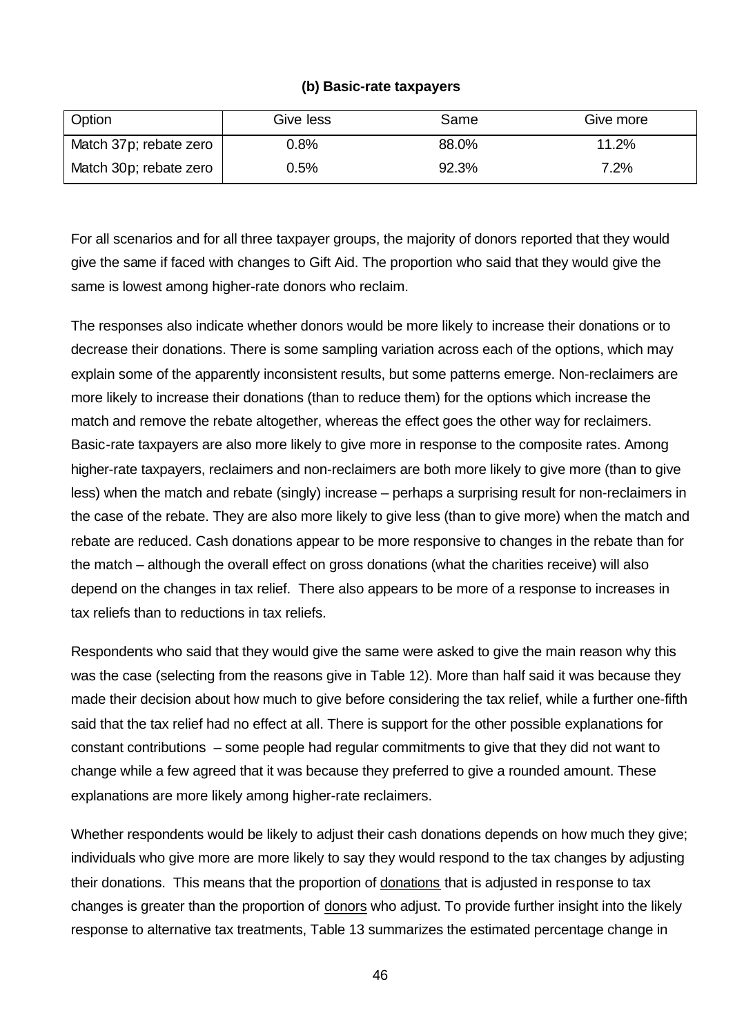**(b) Basic-rate taxpayers**

| Option | Give less | Same | Give more |
|---|---|---|---|
| Match 37p; rebate zero | 0.8% | 88.0% | 11.2% |
| Match 30p; rebate zero | 0.5% | 92.3% | 7.2% |

For all scenarios and for all three taxpayer groups, the majority of donors reported that they would give the same if faced with changes to Gift Aid. The proportion who said that they would give the same is lowest among higher-rate donors who reclaim.

The responses also indicate whether donors would be more likely to increase their donations or to decrease their donations. There is some sampling variation across each of the options, which may explain some of the apparently inconsistent results, but some patterns emerge. Non-reclaimers are more likely to increase their donations (than to reduce them) for the options which increase the match and remove the rebate altogether, whereas the effect goes the other way for reclaimers. Basic-rate taxpayers are also more likely to give more in response to the composite rates. Among higher-rate taxpayers, reclaimers and non-reclaimers are both more likely to give more (than to give less) when the match and rebate (singly) increase – perhaps a surprising result for non-reclaimers in the case of the rebate. They are also more likely to give less (than to give more) when the match and rebate are reduced. Cash donations appear to be more responsive to changes in the rebate than for the match – although the overall effect on gross donations (what the charities receive) will also depend on the changes in tax relief. There also appears to be more of a response to increases in tax reliefs than to reductions in tax reliefs.

Respondents who said that they would give the same were asked to give the main reason why this was the case (selecting from the reasons give in Table 12). More than half said it was because they made their decision about how much to give before considering the tax relief, while a further one-fifth said that the tax relief had no effect at all. There is support for the other possible explanations for constant contributions – some people had regular commitments to give that they did not want to change while a few agreed that it was because they preferred to give a rounded amount. These explanations are more likely among higher-rate reclaimers.

Whether respondents would be likely to adjust their cash donations depends on how much they give; individuals who give more are more likely to say they would respond to the tax changes by adjusting their donations. This means that the proportion of donations that is adjusted in response to tax changes is greater than the proportion of donors who adjust. To provide further insight into the likely response to alternative tax treatments, Table 13 summarizes the estimated percentage change in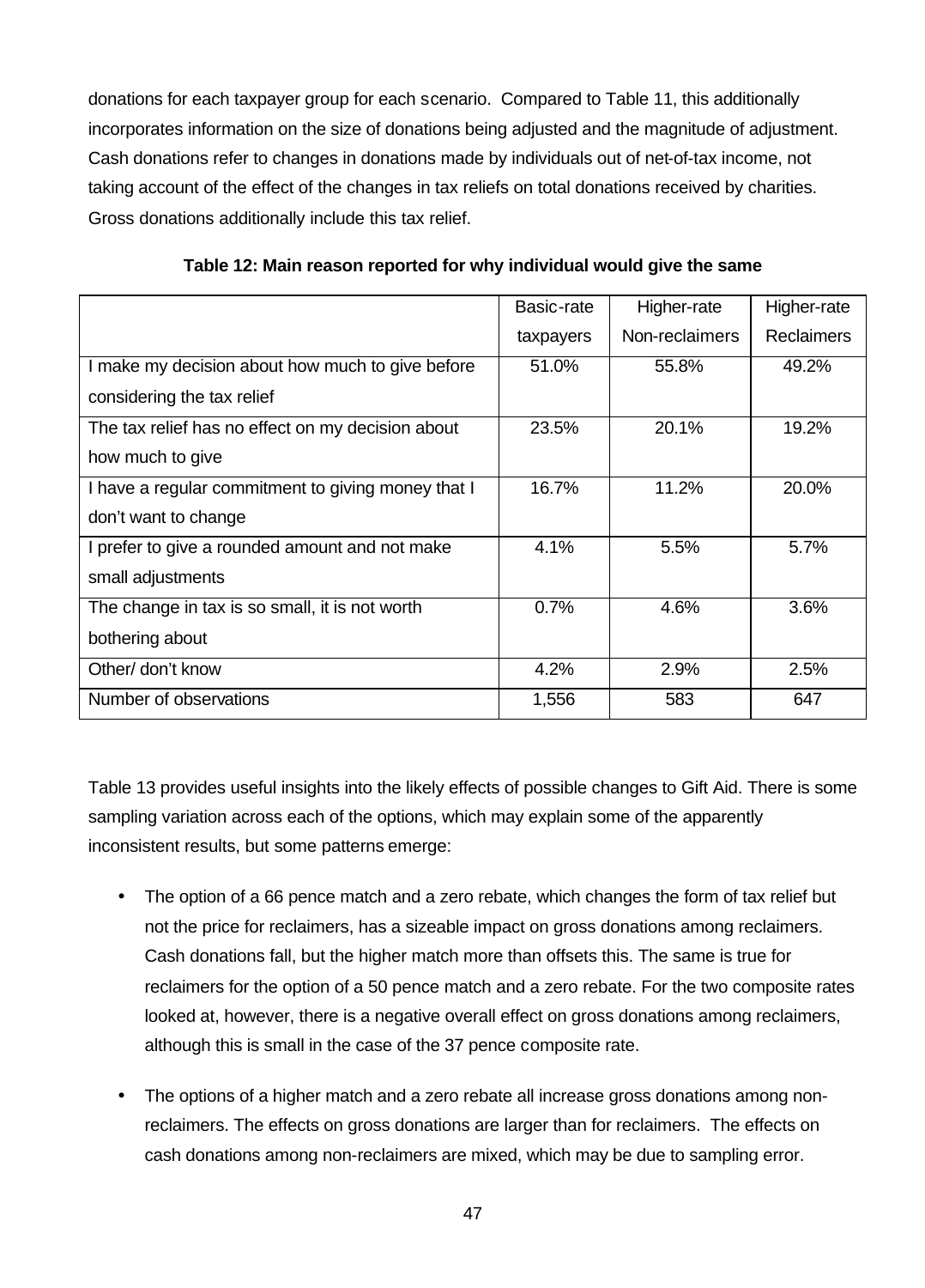donations for each taxpayer group for each scenario. Compared to Table 11, this additionally incorporates information on the size of donations being adjusted and the magnitude of adjustment. Cash donations refer to changes in donations made by individuals out of net-of-tax income, not taking account of the effect of the changes in tax reliefs on total donations received by charities. Gross donations additionally include this tax relief.

**Table 12: Main reason reported for why individual would give the same**

| | Basic-rate taxpayers | Higher-rate Non-reclaimers | Higher-rate Reclaimers |
|---|---|---|---|
| I make my decision about how much to give before considering the tax relief | 51.0% | 55.8% | 49.2% |
| The tax relief has no effect on my decision about how much to give | 23.5% | 20.1% | 19.2% |
| I have a regular commitment to giving money that I don't want to change | 16.7% | 11.2% | 20.0% |
| I prefer to give a rounded amount and not make small adjustments | 4.1% | 5.5% | 5.7% |
| The change in tax is so small, it is not worth bothering about | 0.7% | 4.6% | 3.6% |
| Other/ don't know | 4.2% | 2.9% | 2.5% |
| Number of observations | 1,556 | 583 | 647 |

Table 13 provides useful insights into the likely effects of possible changes to Gift Aid. There is some sampling variation across each of the options, which may explain some of the apparently inconsistent results, but some patterns emerge:

- The option of a 66 pence match and a zero rebate, which changes the form of tax relief but not the price for reclaimers, has a sizeable impact on gross donations among reclaimers. Cash donations fall, but the higher match more than offsets this. The same is true for reclaimers for the option of a 50 pence match and a zero rebate. For the two composite rates looked at, however, there is a negative overall effect on gross donations among reclaimers, although this is small in the case of the 37 pence composite rate.

- The options of a higher match and a zero rebate all increase gross donations among non-reclaimers. The effects on gross donations are larger than for reclaimers. The effects on cash donations among non-reclaimers are mixed, which may be due to sampling error.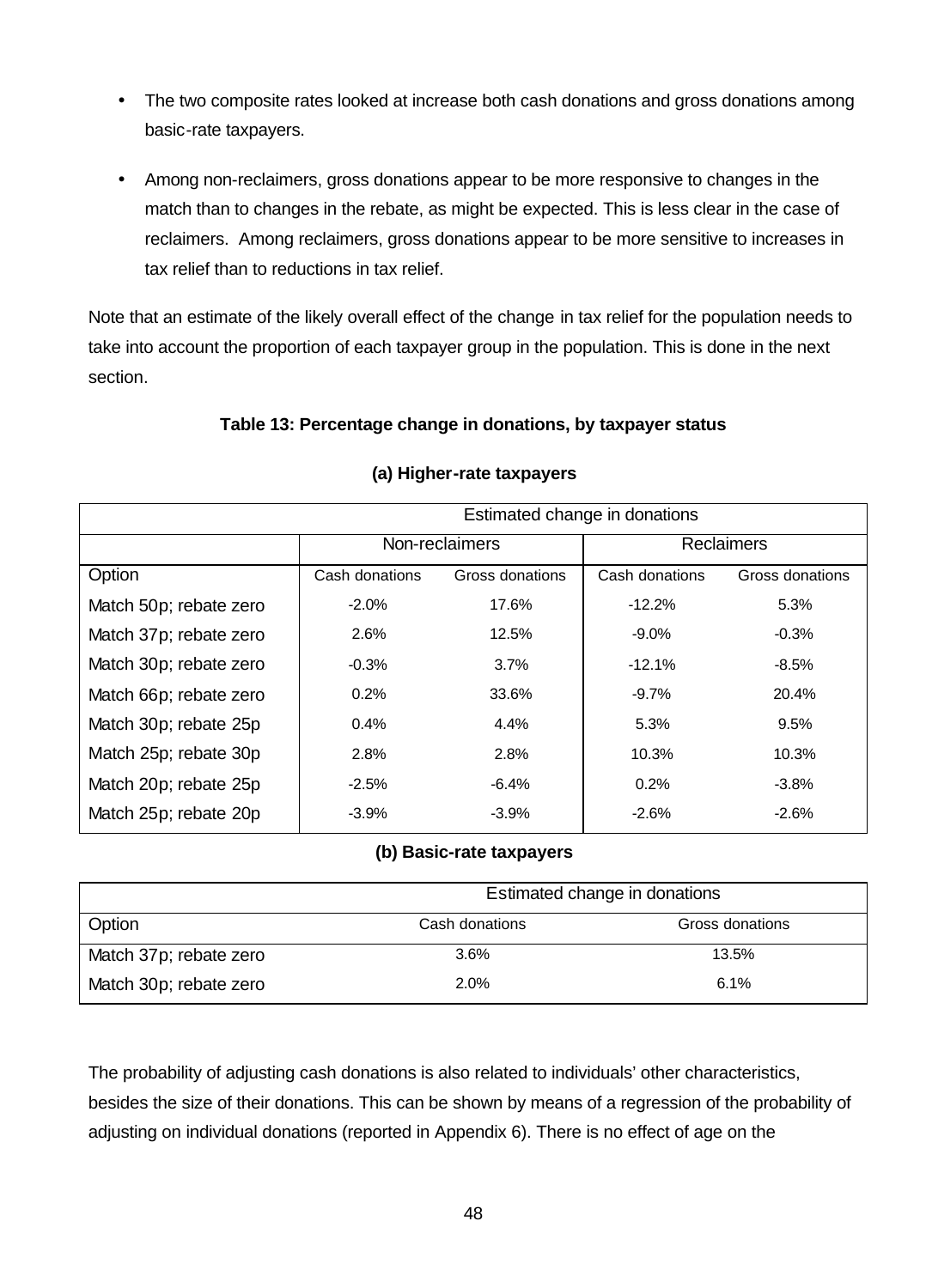- The two composite rates looked at increase both cash donations and gross donations among basic-rate taxpayers.
- Among non-reclaimers, gross donations appear to be more responsive to changes in the match than to changes in the rebate, as might be expected. This is less clear in the case of reclaimers. Among reclaimers, gross donations appear to be more sensitive to increases in tax relief than to reductions in tax relief.

Note that an estimate of the likely overall effect of the change in tax relief for the population needs to take into account the proportion of each taxpayer group in the population. This is done in the next section.

**Table 13: Percentage change in donations, by taxpayer status**

**(a) Higher-rate taxpayers**

| | Estimated change in donations | | | |
|---|---|---|---|---|
| | Non-reclaimers | | Reclaimers | |
| Option | Cash donations | Gross donations | Cash donations | Gross donations |
| Match 50p; rebate zero | -2.0% | 17.6% | -12.2% | 5.3% |
| Match 37p; rebate zero | 2.6% | 12.5% | -9.0% | -0.3% |
| Match 30p; rebate zero | -0.3% | 3.7% | -12.1% | -8.5% |
| Match 66p; rebate zero | 0.2% | 33.6% | -9.7% | 20.4% |
| Match 30p; rebate 25p | 0.4% | 4.4% | 5.3% | 9.5% |
| Match 25p; rebate 30p | 2.8% | 2.8% | 10.3% | 10.3% |
| Match 20p; rebate 25p | -2.5% | -6.4% | 0.2% | -3.8% |
| Match 25p; rebate 20p | -3.9% | -3.9% | -2.6% | -2.6% |

**(b) Basic-rate taxpayers**

| | Estimated change in donations | |
|---|---|---|
| Option | Cash donations | Gross donations |
| Match 37p; rebate zero | 3.6% | 13.5% |
| Match 30p; rebate zero | 2.0% | 6.1% |

The probability of adjusting cash donations is also related to individuals' other characteristics, besides the size of their donations. This can be shown by means of a regression of the probability of adjusting on individual donations (reported in Appendix 6). There is no effect of age on the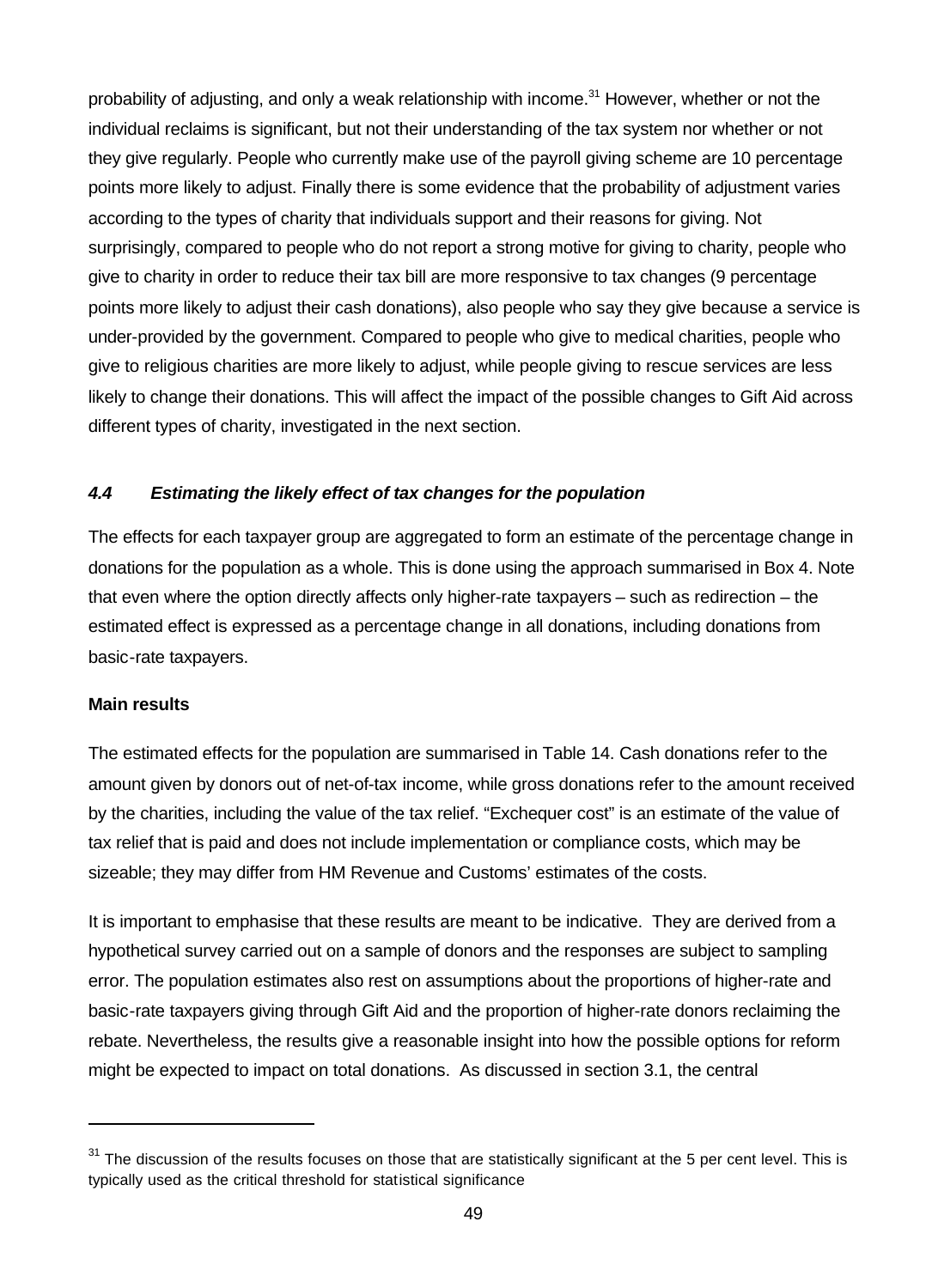probability of adjusting, and only a weak relationship with income.[31] However, whether or not the individual reclaims is significant, but not their understanding of the tax system nor whether or not they give regularly. People who currently make use of the payroll giving scheme are 10 percentage points more likely to adjust. Finally there is some evidence that the probability of adjustment varies according to the types of charity that individuals support and their reasons for giving. Not surprisingly, compared to people who do not report a strong motive for giving to charity, people who give to charity in order to reduce their tax bill are more responsive to tax changes (9 percentage points more likely to adjust their cash donations), also people who say they give because a service is under-provided by the government. Compared to people who give to medical charities, people who give to religious charities are more likely to adjust, while people giving to rescue services are less likely to change their donations. This will affect the impact of the possible changes to Gift Aid across different types of charity, investigated in the next section.

### *4.4 Estimating the likely effect of tax changes for the population*

The effects for each taxpayer group are aggregated to form an estimate of the percentage change in donations for the population as a whole. This is done using the approach summarised in Box 4. Note that even where the option directly affects only higher-rate taxpayers – such as redirection – the estimated effect is expressed as a percentage change in all donations, including donations from basic-rate taxpayers.

**Main results**

The estimated effects for the population are summarised in Table 14. Cash donations refer to the amount given by donors out of net-of-tax income, while gross donations refer to the amount received by the charities, including the value of the tax relief. "Exchequer cost" is an estimate of the value of tax relief that is paid and does not include implementation or compliance costs, which may be sizeable; they may differ from HM Revenue and Customs' estimates of the costs.

It is important to emphasise that these results are meant to be indicative. They are derived from a hypothetical survey carried out on a sample of donors and the responses are subject to sampling error. The population estimates also rest on assumptions about the proportions of higher-rate and basic-rate taxpayers giving through Gift Aid and the proportion of higher-rate donors reclaiming the rebate. Nevertheless, the results give a reasonable insight into how the possible options for reform might be expected to impact on total donations. As discussed in section 3.1, the central

---

[31] The discussion of the results focuses on those that are statistically significant at the 5 per cent level. This is typically used as the critical threshold for statistical significance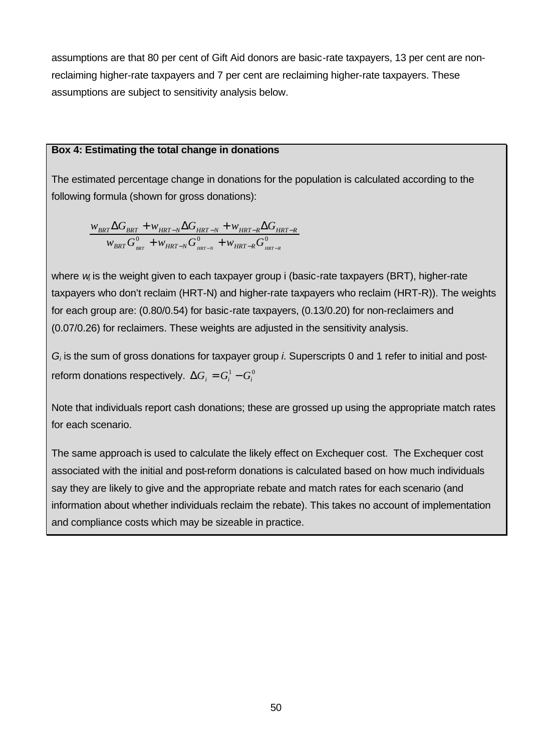assumptions are that 80 per cent of Gift Aid donors are basic-rate taxpayers, 13 per cent are non-reclaiming higher-rate taxpayers and 7 per cent are reclaiming higher-rate taxpayers. These assumptions are subject to sensitivity analysis below.

**Box 4: Estimating the total change in donations**

The estimated percentage change in donations for the population is calculated according to the following formula (shown for gross donations):

$$\frac{w_{BRT}\Delta G_{BRT} + w_{HRT-N}\Delta G_{HRT-N} + w_{HRT-R}\Delta G_{HRT-R}}{w_{BRT}G^0_{BRT} + w_{HRT-N}G^0_{HRT-N} + w_{HRT-R}G^0_{HRT-R}}$$

where $w_i$ is the weight given to each taxpayer group i (basic-rate taxpayers (BRT), higher-rate taxpayers who don't reclaim (HRT-N) and higher-rate taxpayers who reclaim (HRT-R)). The weights for each group are: (0.80/0.54) for basic-rate taxpayers, (0.13/0.20) for non-reclaimers and (0.07/0.26) for reclaimers. These weights are adjusted in the sensitivity analysis.

$G_i$ is the sum of gross donations for taxpayer group *i*. Superscripts 0 and 1 refer to initial and post-reform donations respectively. $\Delta G_i = G^1_i - G^0_i$

Note that individuals report cash donations; these are grossed up using the appropriate match rates for each scenario.

The same approach is used to calculate the likely effect on Exchequer cost. The Exchequer cost associated with the initial and post-reform donations is calculated based on how much individuals say they are likely to give and the appropriate rebate and match rates for each scenario (and information about whether individuals reclaim the rebate). This takes no account of implementation and compliance costs which may be sizeable in practice.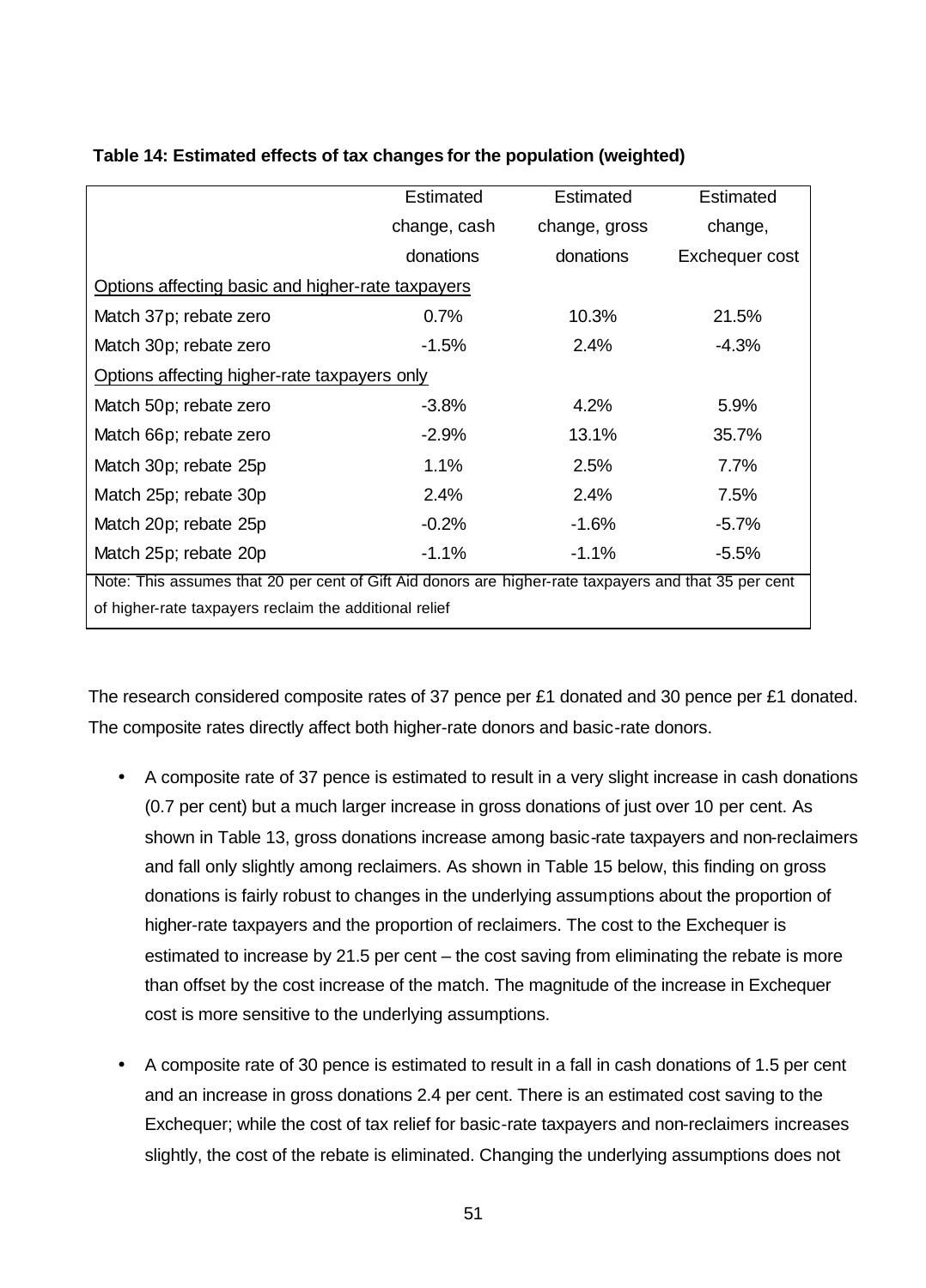**Table 14: Estimated effects of tax changes for the population (weighted)**

| | Estimated change, cash donations | Estimated change, gross donations | Estimated change, Exchequer cost |
|---|---|---|---|
| Options affecting basic and higher-rate taxpayers | | | |
| Match 37p; rebate zero | 0.7% | 10.3% | 21.5% |
| Match 30p; rebate zero | -1.5% | 2.4% | -4.3% |
| Options affecting higher-rate taxpayers only | | | |
| Match 50p; rebate zero | -3.8% | 4.2% | 5.9% |
| Match 66p; rebate zero | -2.9% | 13.1% | 35.7% |
| Match 30p; rebate 25p | 1.1% | 2.5% | 7.7% |
| Match 25p; rebate 30p | 2.4% | 2.4% | 7.5% |
| Match 20p; rebate 25p | -0.2% | -1.6% | -5.7% |
| Match 25p; rebate 20p | -1.1% | -1.1% | -5.5% |

Note: This assumes that 20 per cent of Gift Aid donors are higher-rate taxpayers and that 35 per cent of higher-rate taxpayers reclaim the additional relief

The research considered composite rates of 37 pence per £1 donated and 30 pence per £1 donated. The composite rates directly affect both higher-rate donors and basic-rate donors.

- A composite rate of 37 pence is estimated to result in a very slight increase in cash donations (0.7 per cent) but a much larger increase in gross donations of just over 10 per cent. As shown in Table 13, gross donations increase among basic-rate taxpayers and non-reclaimers and fall only slightly among reclaimers. As shown in Table 15 below, this finding on gross donations is fairly robust to changes in the underlying assumptions about the proportion of higher-rate taxpayers and the proportion of reclaimers. The cost to the Exchequer is estimated to increase by 21.5 per cent – the cost saving from eliminating the rebate is more than offset by the cost increase of the match. The magnitude of the increase in Exchequer cost is more sensitive to the underlying assumptions.

- A composite rate of 30 pence is estimated to result in a fall in cash donations of 1.5 per cent and an increase in gross donations 2.4 per cent. There is an estimated cost saving to the Exchequer; while the cost of tax relief for basic-rate taxpayers and non-reclaimers increases slightly, the cost of the rebate is eliminated. Changing the underlying assumptions does not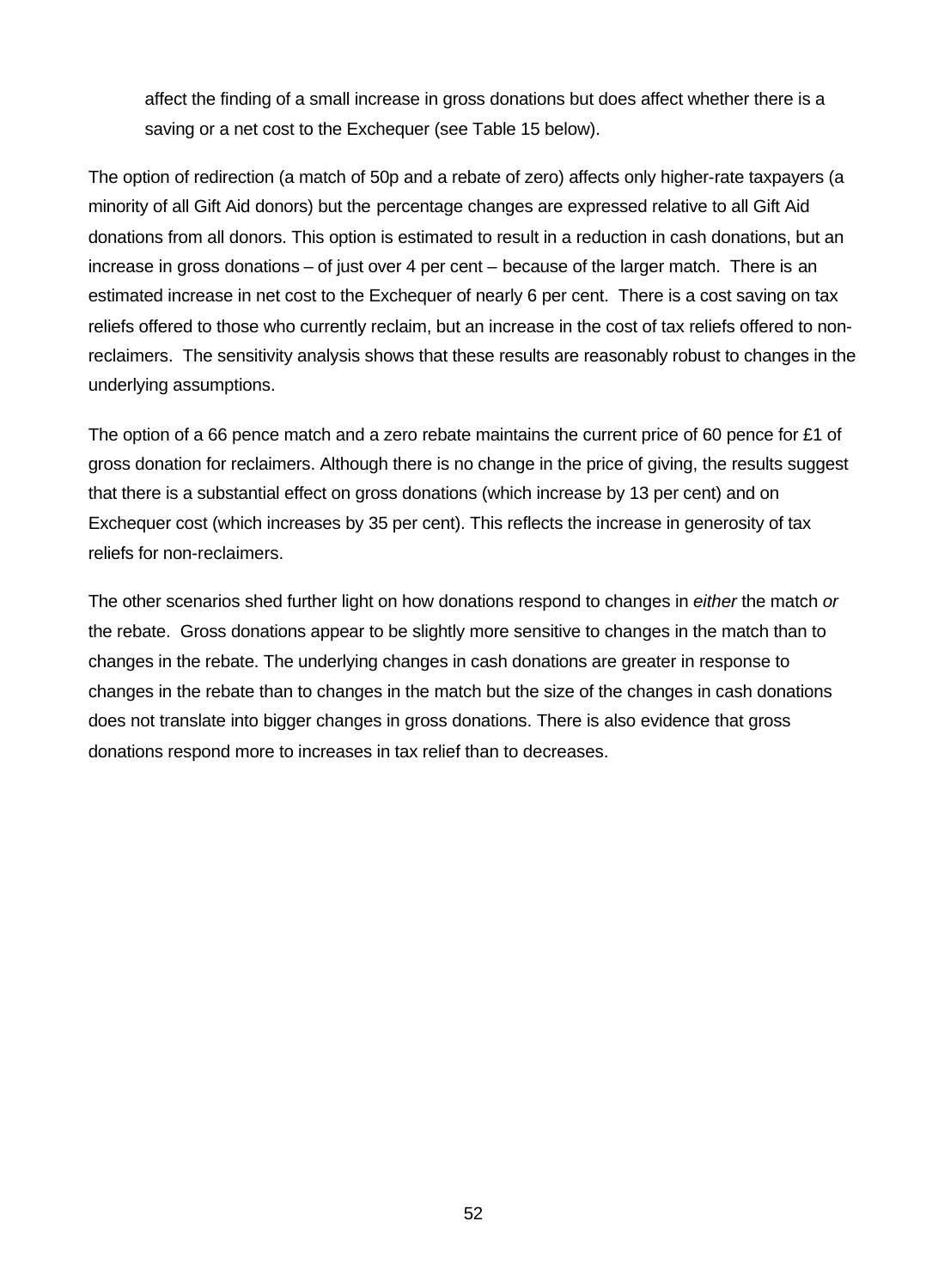affect the finding of a small increase in gross donations but does affect whether there is a saving or a net cost to the Exchequer (see Table 15 below).

The option of redirection (a match of 50p and a rebate of zero) affects only higher-rate taxpayers (a minority of all Gift Aid donors) but the percentage changes are expressed relative to all Gift Aid donations from all donors. This option is estimated to result in a reduction in cash donations, but an increase in gross donations – of just over 4 per cent – because of the larger match. There is an estimated increase in net cost to the Exchequer of nearly 6 per cent. There is a cost saving on tax reliefs offered to those who currently reclaim, but an increase in the cost of tax reliefs offered to non-reclaimers. The sensitivity analysis shows that these results are reasonably robust to changes in the underlying assumptions.

The option of a 66 pence match and a zero rebate maintains the current price of 60 pence for £1 of gross donation for reclaimers. Although there is no change in the price of giving, the results suggest that there is a substantial effect on gross donations (which increase by 13 per cent) and on Exchequer cost (which increases by 35 per cent). This reflects the increase in generosity of tax reliefs for non-reclaimers.

The other scenarios shed further light on how donations respond to changes in *either* the match *or* the rebate. Gross donations appear to be slightly more sensitive to changes in the match than to changes in the rebate. The underlying changes in cash donations are greater in response to changes in the rebate than to changes in the match but the size of the changes in cash donations does not translate into bigger changes in gross donations. There is also evidence that gross donations respond more to increases in tax relief than to decreases.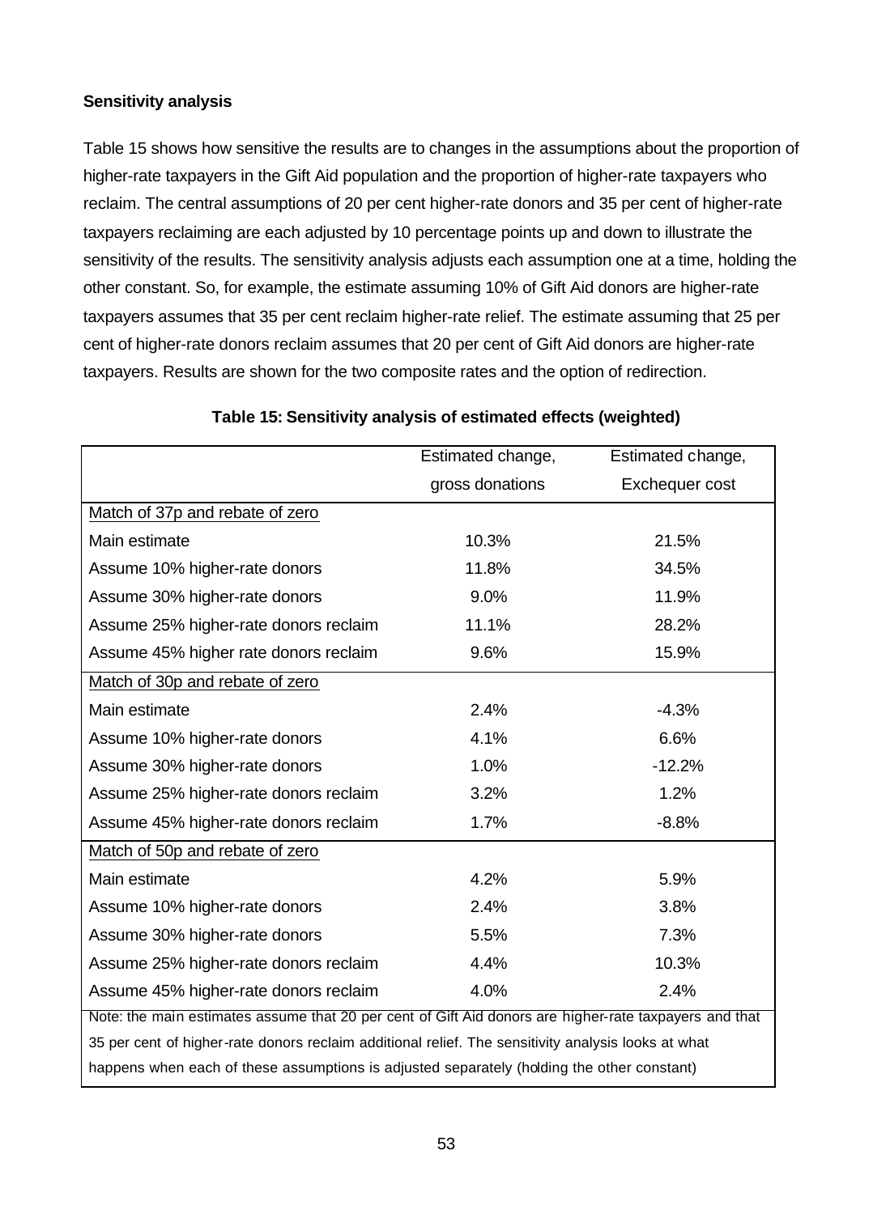**Sensitivity analysis**

Table 15 shows how sensitive the results are to changes in the assumptions about the proportion of higher-rate taxpayers in the Gift Aid population and the proportion of higher-rate taxpayers who reclaim. The central assumptions of 20 per cent higher-rate donors and 35 per cent of higher-rate taxpayers reclaiming are each adjusted by 10 percentage points up and down to illustrate the sensitivity of the results. The sensitivity analysis adjusts each assumption one at a time, holding the other constant. So, for example, the estimate assuming 10% of Gift Aid donors are higher-rate taxpayers assumes that 35 per cent reclaim higher-rate relief. The estimate assuming that 25 per cent of higher-rate donors reclaim assumes that 20 per cent of Gift Aid donors are higher-rate taxpayers. Results are shown for the two composite rates and the option of redirection.

**Table 15: Sensitivity analysis of estimated effects (weighted)**

| | Estimated change, gross donations | Estimated change, Exchequer cost |
|---|---|---|
| Match of 37p and rebate of zero | | |
| Main estimate | 10.3% | 21.5% |
| Assume 10% higher-rate donors | 11.8% | 34.5% |
| Assume 30% higher-rate donors | 9.0% | 11.9% |
| Assume 25% higher-rate donors reclaim | 11.1% | 28.2% |
| Assume 45% higher rate donors reclaim | 9.6% | 15.9% |
| Match of 30p and rebate of zero | | |
| Main estimate | 2.4% | -4.3% |
| Assume 10% higher-rate donors | 4.1% | 6.6% |
| Assume 30% higher-rate donors | 1.0% | -12.2% |
| Assume 25% higher-rate donors reclaim | 3.2% | 1.2% |
| Assume 45% higher-rate donors reclaim | 1.7% | -8.8% |
| Match of 50p and rebate of zero | | |
| Main estimate | 4.2% | 5.9% |
| Assume 10% higher-rate donors | 2.4% | 3.8% |
| Assume 30% higher-rate donors | 5.5% | 7.3% |
| Assume 25% higher-rate donors reclaim | 4.4% | 10.3% |
| Assume 45% higher-rate donors reclaim | 4.0% | 2.4% |

Note: the main estimates assume that 20 per cent of Gift Aid donors are higher-rate taxpayers and that 35 per cent of higher-rate donors reclaim additional relief. The sensitivity analysis looks at what happens when each of these assumptions is adjusted separately (holding the other constant)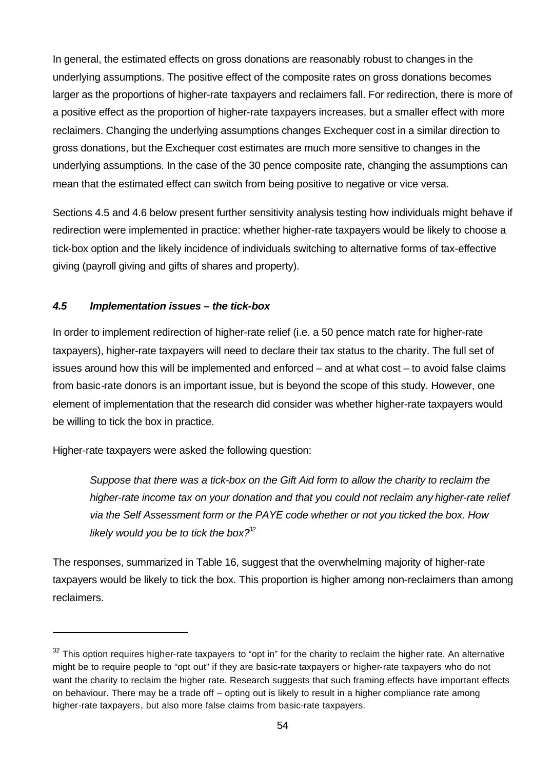In general, the estimated effects on gross donations are reasonably robust to changes in the underlying assumptions. The positive effect of the composite rates on gross donations becomes larger as the proportions of higher-rate taxpayers and reclaimers fall. For redirection, there is more of a positive effect as the proportion of higher-rate taxpayers increases, but a smaller effect with more reclaimers. Changing the underlying assumptions changes Exchequer cost in a similar direction to gross donations, but the Exchequer cost estimates are much more sensitive to changes in the underlying assumptions. In the case of the 30 pence composite rate, changing the assumptions can mean that the estimated effect can switch from being positive to negative or vice versa.

Sections 4.5 and 4.6 below present further sensitivity analysis testing how individuals might behave if redirection were implemented in practice: whether higher-rate taxpayers would be likely to choose a tick-box option and the likely incidence of individuals switching to alternative forms of tax-effective giving (payroll giving and gifts of shares and property).

### *4.5 Implementation issues – the tick-box*

In order to implement redirection of higher-rate relief (i.e. a 50 pence match rate for higher-rate taxpayers), higher-rate taxpayers will need to declare their tax status to the charity. The full set of issues around how this will be implemented and enforced – and at what cost – to avoid false claims from basic-rate donors is an important issue, but is beyond the scope of this study. However, one element of implementation that the research did consider was whether higher-rate taxpayers would be willing to tick the box in practice.

Higher-rate taxpayers were asked the following question:

> *Suppose that there was a tick-box on the Gift Aid form to allow the charity to reclaim the higher-rate income tax on your donation and that you could not reclaim any higher-rate relief via the Self Assessment form or the PAYE code whether or not you ticked the box. How likely would you be to tick the box?*[32]

The responses, summarized in Table 16, suggest that the overwhelming majority of higher-rate taxpayers would be likely to tick the box. This proportion is higher among non-reclaimers than among reclaimers.

---

[32] This option requires higher-rate taxpayers to "opt in" for the charity to reclaim the higher rate. An alternative might be to require people to "opt out" if they are basic-rate taxpayers or higher-rate taxpayers who do not want the charity to reclaim the higher rate. Research suggests that such framing effects have important effects on behaviour. There may be a trade off – opting out is likely to result in a higher compliance rate among higher-rate taxpayers, but also more false claims from basic-rate taxpayers.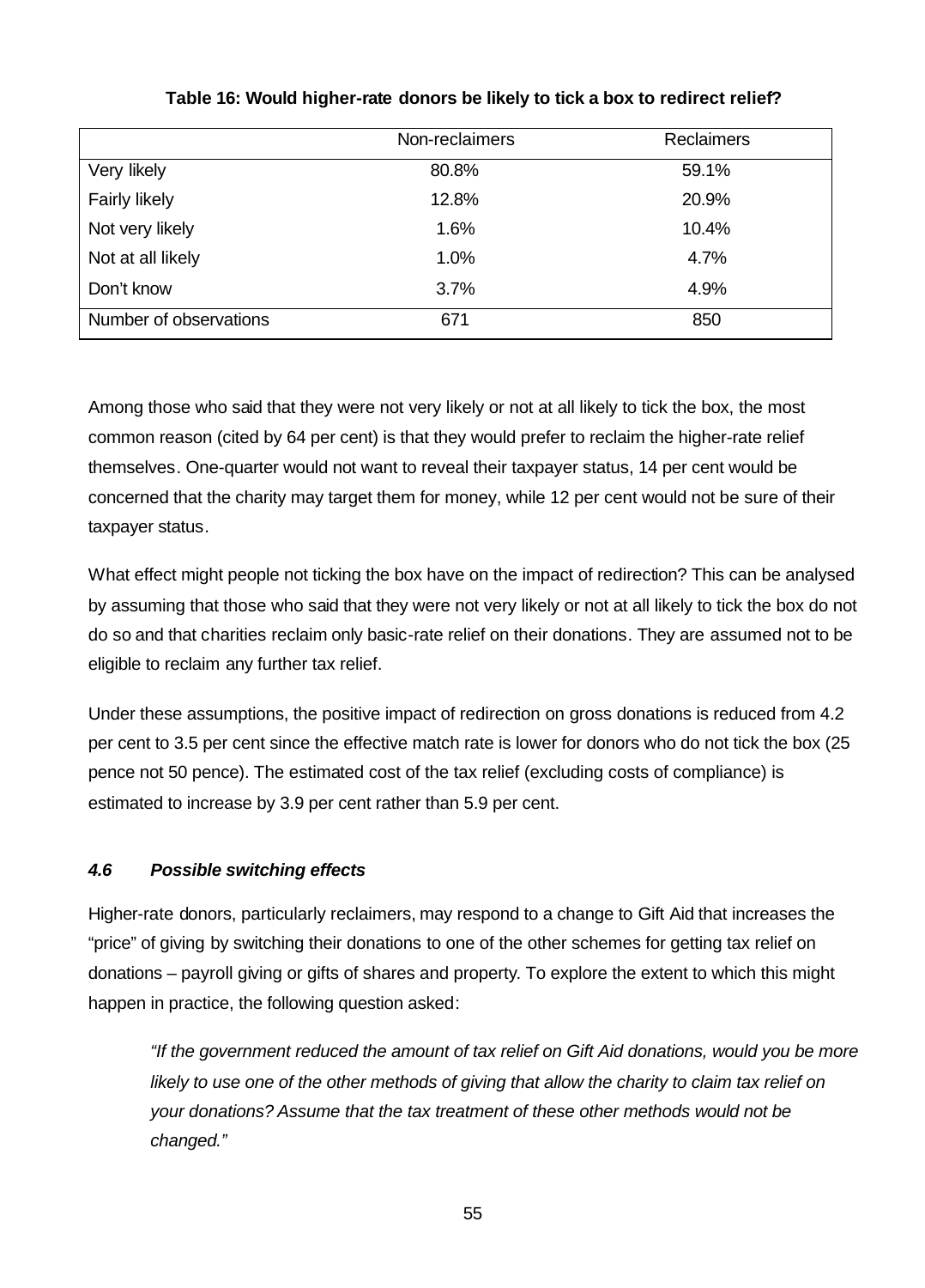**Table 16: Would higher-rate donors be likely to tick a box to redirect relief?**

| | Non-reclaimers | Reclaimers |
|---|---|---|
| Very likely | 80.8% | 59.1% |
| Fairly likely | 12.8% | 20.9% |
| Not very likely | 1.6% | 10.4% |
| Not at all likely | 1.0% | 4.7% |
| Don't know | 3.7% | 4.9% |
| Number of observations | 671 | 850 |

Among those who said that they were not very likely or not at all likely to tick the box, the most common reason (cited by 64 per cent) is that they would prefer to reclaim the higher-rate relief themselves. One-quarter would not want to reveal their taxpayer status, 14 per cent would be concerned that the charity may target them for money, while 12 per cent would not be sure of their taxpayer status.

What effect might people not ticking the box have on the impact of redirection? This can be analysed by assuming that those who said that they were not very likely or not at all likely to tick the box do not do so and that charities reclaim only basic-rate relief on their donations. They are assumed not to be eligible to reclaim any further tax relief.

Under these assumptions, the positive impact of redirection on gross donations is reduced from 4.2 per cent to 3.5 per cent since the effective match rate is lower for donors who do not tick the box (25 pence not 50 pence). The estimated cost of the tax relief (excluding costs of compliance) is estimated to increase by 3.9 per cent rather than 5.9 per cent.

### *4.6 Possible switching effects*

Higher-rate donors, particularly reclaimers, may respond to a change to Gift Aid that increases the "price" of giving by switching their donations to one of the other schemes for getting tax relief on donations – payroll giving or gifts of shares and property. To explore the extent to which this might happen in practice, the following question asked:

> *"If the government reduced the amount of tax relief on Gift Aid donations, would you be more likely to use one of the other methods of giving that allow the charity to claim tax relief on your donations? Assume that the tax treatment of these other methods would not be changed."*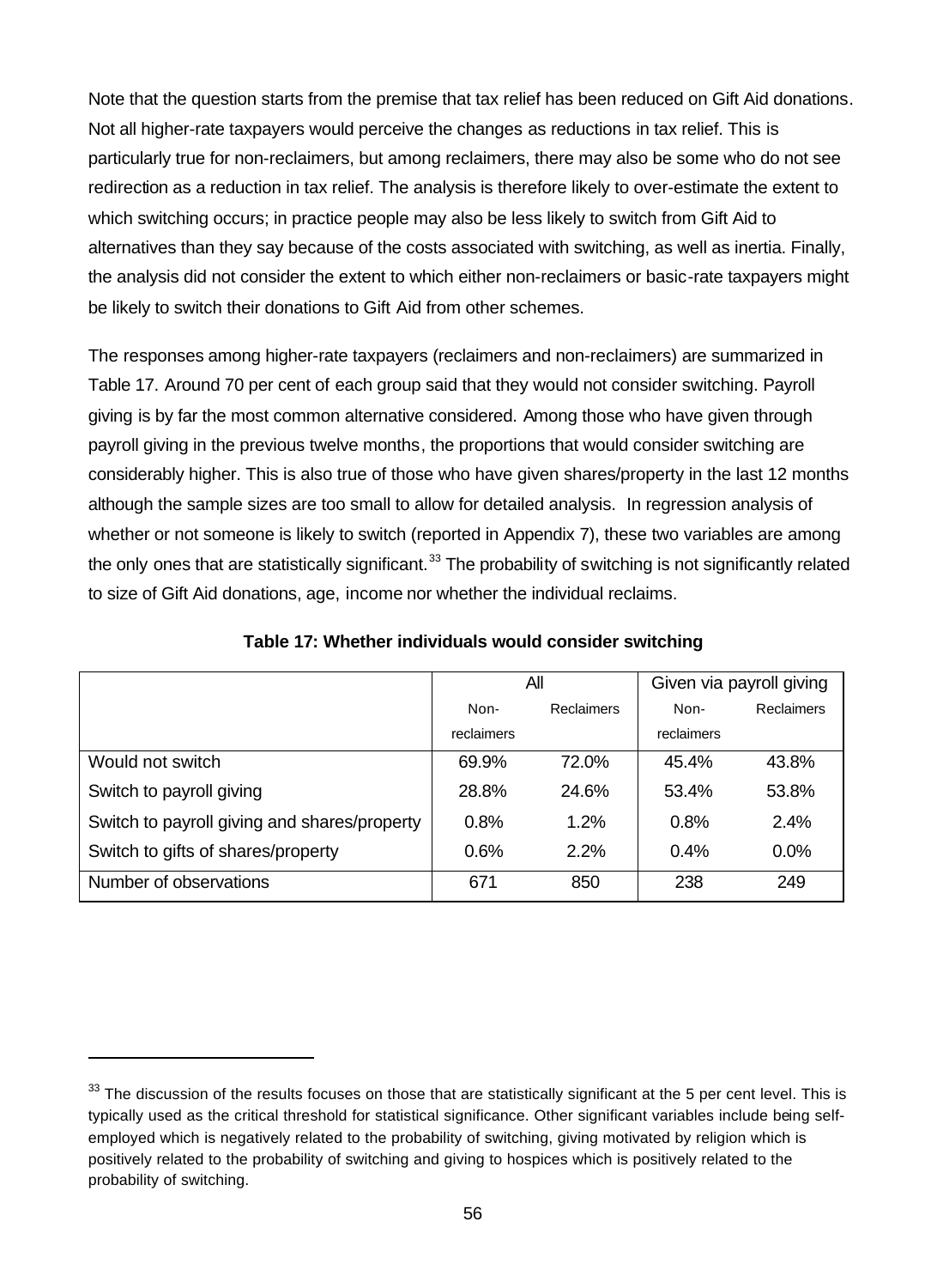Note that the question starts from the premise that tax relief has been reduced on Gift Aid donations. Not all higher-rate taxpayers would perceive the changes as reductions in tax relief. This is particularly true for non-reclaimers, but among reclaimers, there may also be some who do not see redirection as a reduction in tax relief. The analysis is therefore likely to over-estimate the extent to which switching occurs; in practice people may also be less likely to switch from Gift Aid to alternatives than they say because of the costs associated with switching, as well as inertia. Finally, the analysis did not consider the extent to which either non-reclaimers or basic-rate taxpayers might be likely to switch their donations to Gift Aid from other schemes.

The responses among higher-rate taxpayers (reclaimers and non-reclaimers) are summarized in Table 17. Around 70 per cent of each group said that they would not consider switching. Payroll giving is by far the most common alternative considered. Among those who have given through payroll giving in the previous twelve months, the proportions that would consider switching are considerably higher. This is also true of those who have given shares/property in the last 12 months although the sample sizes are too small to allow for detailed analysis. In regression analysis of whether or not someone is likely to switch (reported in Appendix 7), these two variables are among the only ones that are statistically significant.[33] The probability of switching is not significantly related to size of Gift Aid donations, age, income nor whether the individual reclaims.

**Table 17: Whether individuals would consider switching**

| | All | | Given via payroll giving | |
|---|---|---|---|---|
| | Non-reclaimers | Reclaimers | Non-reclaimers | Reclaimers |
| Would not switch | 69.9% | 72.0% | 45.4% | 43.8% |
| Switch to payroll giving | 28.8% | 24.6% | 53.4% | 53.8% |
| Switch to payroll giving and shares/property | 0.8% | 1.2% | 0.8% | 2.4% |
| Switch to gifts of shares/property | 0.6% | 2.2% | 0.4% | 0.0% |
| Number of observations | 671 | 850 | 238 | 249 |

[33] The discussion of the results focuses on those that are statistically significant at the 5 per cent level. This is typically used as the critical threshold for statistical significance. Other significant variables include being self-employed which is negatively related to the probability of switching, giving motivated by religion which is positively related to the probability of switching and giving to hospices which is positively related to the probability of switching.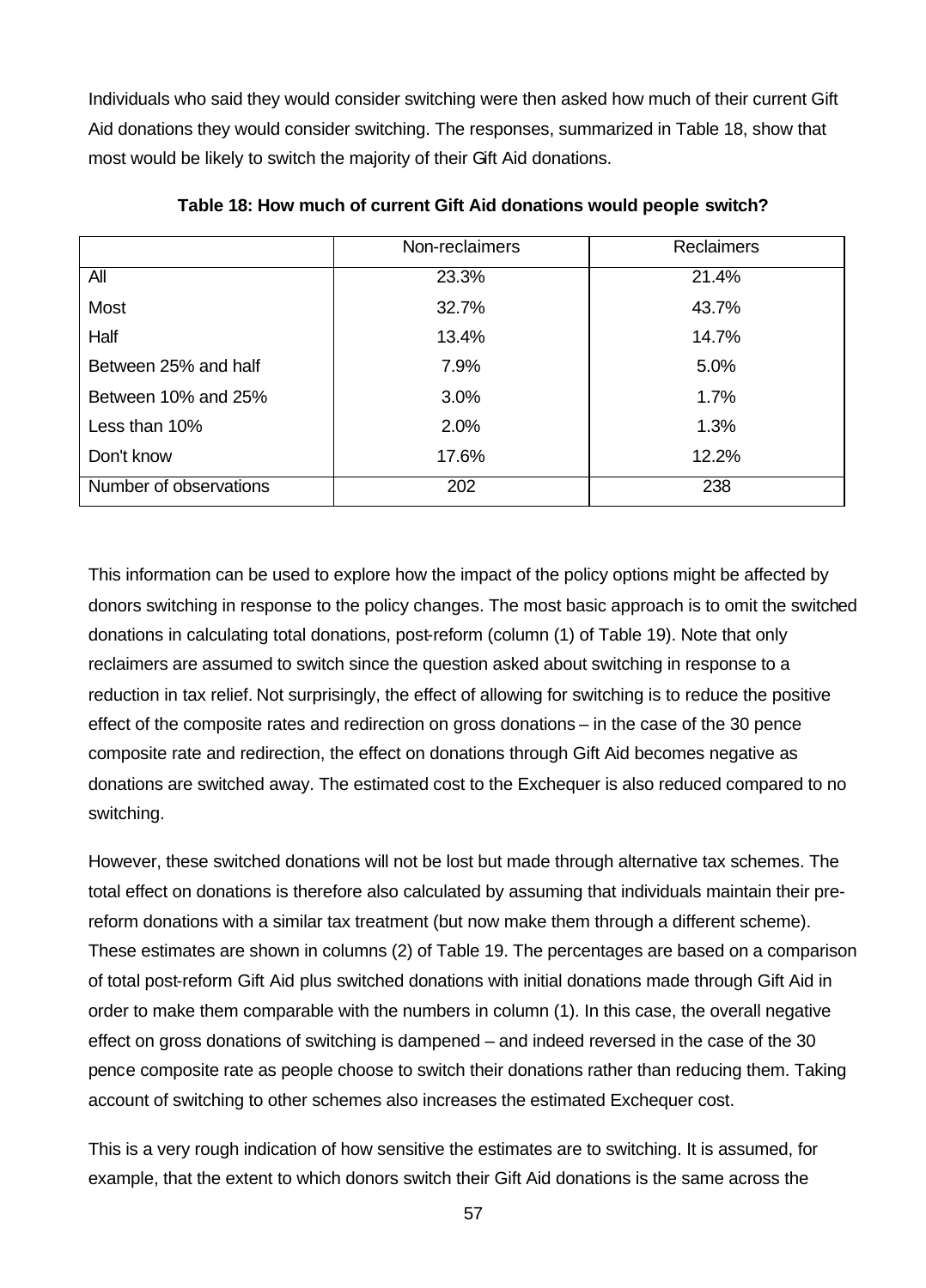Individuals who said they would consider switching were then asked how much of their current Gift Aid donations they would consider switching. The responses, summarized in Table 18, show that most would be likely to switch the majority of their Gift Aid donations.

**Table 18: How much of current Gift Aid donations would people switch?**

| | Non-reclaimers | Reclaimers |
|---|---|---|
| All | 23.3% | 21.4% |
| Most | 32.7% | 43.7% |
| Half | 13.4% | 14.7% |
| Between 25% and half | 7.9% | 5.0% |
| Between 10% and 25% | 3.0% | 1.7% |
| Less than 10% | 2.0% | 1.3% |
| Don't know | 17.6% | 12.2% |
| Number of observations | 202 | 238 |

This information can be used to explore how the impact of the policy options might be affected by donors switching in response to the policy changes. The most basic approach is to omit the switched donations in calculating total donations, post-reform (column (1) of Table 19). Note that only reclaimers are assumed to switch since the question asked about switching in response to a reduction in tax relief. Not surprisingly, the effect of allowing for switching is to reduce the positive effect of the composite rates and redirection on gross donations – in the case of the 30 pence composite rate and redirection, the effect on donations through Gift Aid becomes negative as donations are switched away. The estimated cost to the Exchequer is also reduced compared to no switching.

However, these switched donations will not be lost but made through alternative tax schemes. The total effect on donations is therefore also calculated by assuming that individuals maintain their pre-reform donations with a similar tax treatment (but now make them through a different scheme). These estimates are shown in columns (2) of Table 19. The percentages are based on a comparison of total post-reform Gift Aid plus switched donations with initial donations made through Gift Aid in order to make them comparable with the numbers in column (1). In this case, the overall negative effect on gross donations of switching is dampened – and indeed reversed in the case of the 30 pence composite rate as people choose to switch their donations rather than reducing them. Taking account of switching to other schemes also increases the estimated Exchequer cost.

This is a very rough indication of how sensitive the estimates are to switching. It is assumed, for example, that the extent to which donors switch their Gift Aid donations is the same across the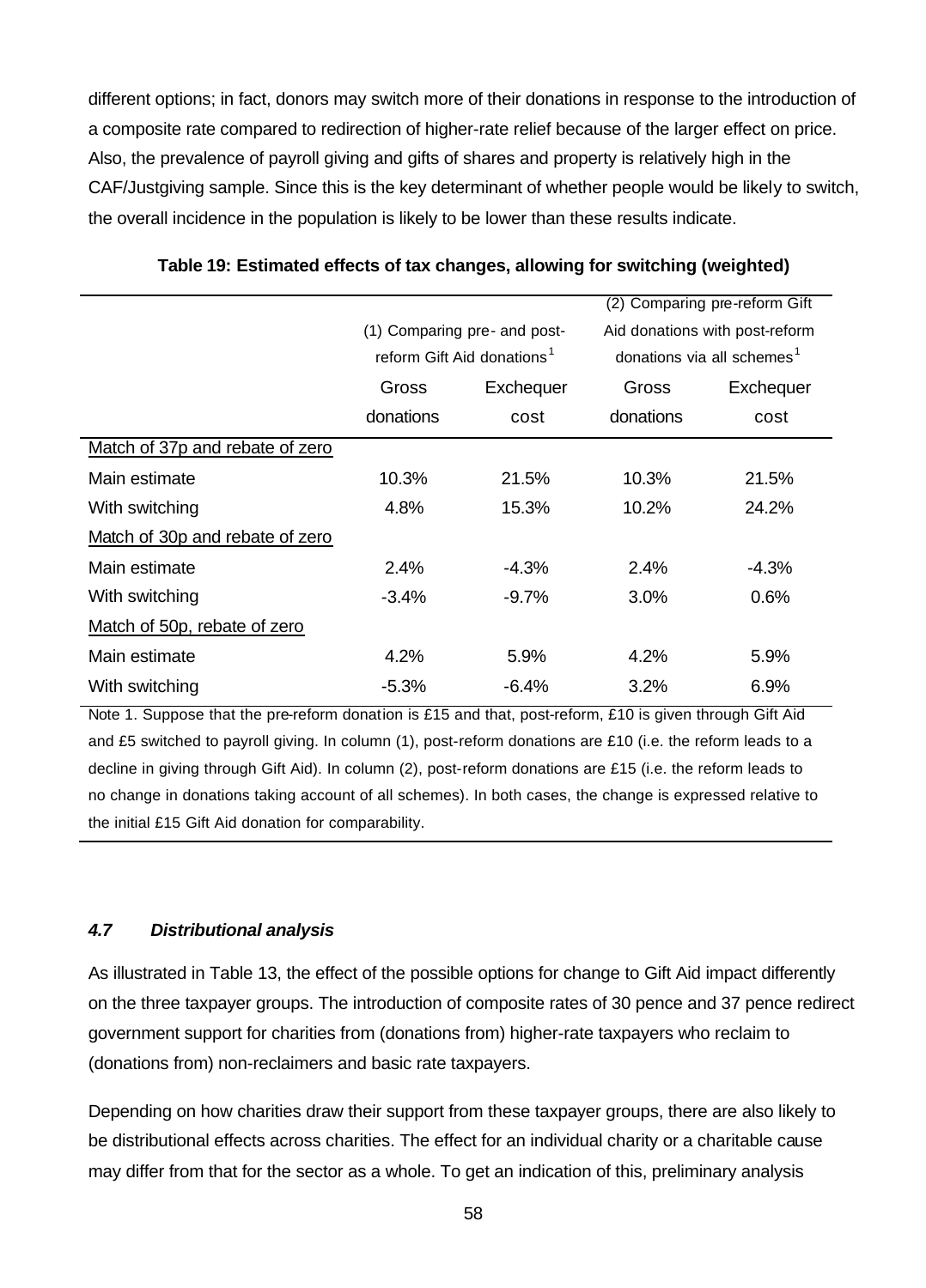different options; in fact, donors may switch more of their donations in response to the introduction of a composite rate compared to redirection of higher-rate relief because of the larger effect on price. Also, the prevalence of payroll giving and gifts of shares and property is relatively high in the CAF/Justgiving sample. Since this is the key determinant of whether people would be likely to switch, the overall incidence in the population is likely to be lower than these results indicate.

**Table 19: Estimated effects of tax changes, allowing for switching (weighted)**

| | (1) Comparing pre- and post-reform Gift Aid donations[1] | | (2) Comparing pre-reform Gift Aid donations with post-reform donations via all schemes[1] | |
|---|---|---|---|---|
| | Gross donations | Exchequer cost | Gross donations | Exchequer cost |
| Match of 37p and rebate of zero | | | | |
| Main estimate | 10.3% | 21.5% | 10.3% | 21.5% |
| With switching | 4.8% | 15.3% | 10.2% | 24.2% |
| Match of 30p and rebate of zero | | | | |
| Main estimate | 2.4% | -4.3% | 2.4% | -4.3% |
| With switching | -3.4% | -9.7% | 3.0% | 0.6% |
| Match of 50p, rebate of zero | | | | |
| Main estimate | 4.2% | 5.9% | 4.2% | 5.9% |
| With switching | -5.3% | -6.4% | 3.2% | 6.9% |

Note 1. Suppose that the pre-reform donation is £15 and that, post-reform, £10 is given through Gift Aid and £5 switched to payroll giving. In column (1), post-reform donations are £10 (i.e. the reform leads to a decline in giving through Gift Aid). In column (2), post-reform donations are £15 (i.e. the reform leads to no change in donations taking account of all schemes). In both cases, the change is expressed relative to the initial £15 Gift Aid donation for comparability.

### *4.7 Distributional analysis*

As illustrated in Table 13, the effect of the possible options for change to Gift Aid impact differently on the three taxpayer groups. The introduction of composite rates of 30 pence and 37 pence redirect government support for charities from (donations from) higher-rate taxpayers who reclaim to (donations from) non-reclaimers and basic rate taxpayers.

Depending on how charities draw their support from these taxpayer groups, there are also likely to be distributional effects across charities. The effect for an individual charity or a charitable cause may differ from that for the sector as a whole. To get an indication of this, preliminary analysis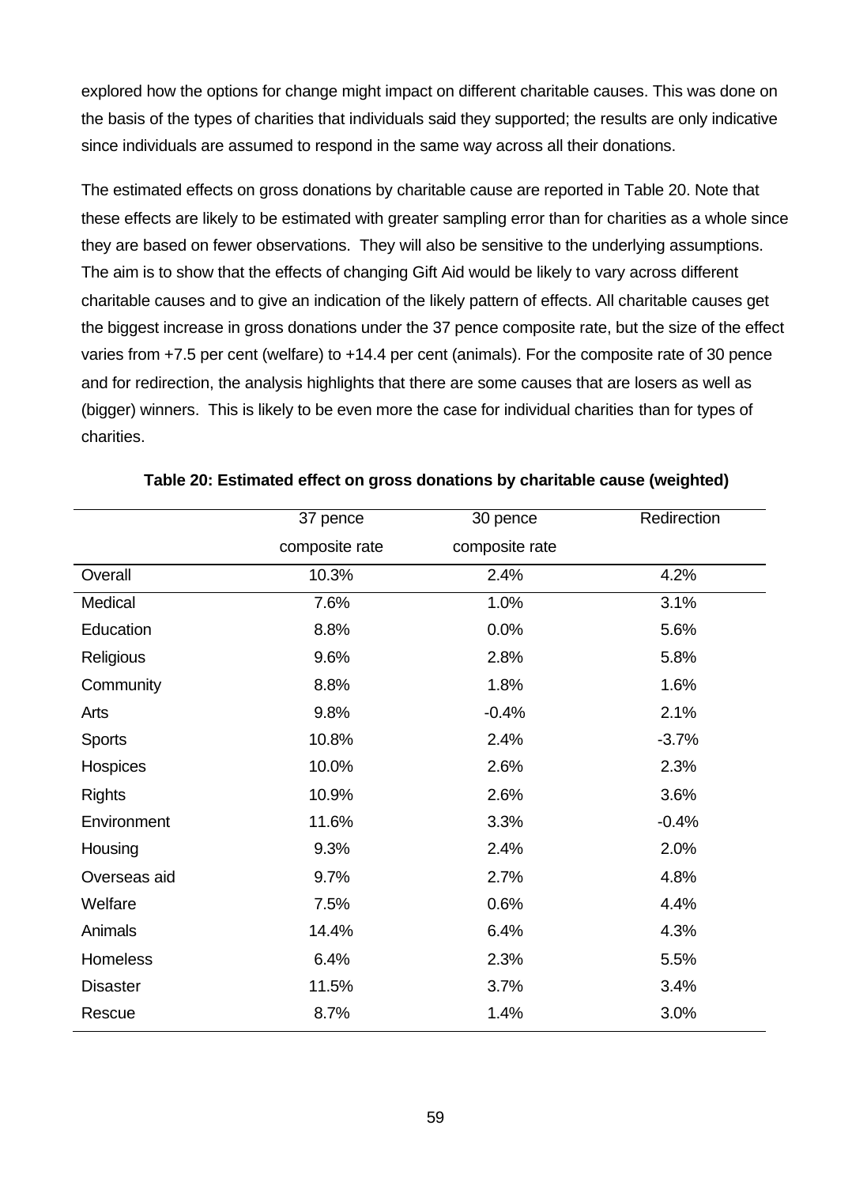explored how the options for change might impact on different charitable causes. This was done on the basis of the types of charities that individuals said they supported; the results are only indicative since individuals are assumed to respond in the same way across all their donations.

The estimated effects on gross donations by charitable cause are reported in Table 20. Note that these effects are likely to be estimated with greater sampling error than for charities as a whole since they are based on fewer observations. They will also be sensitive to the underlying assumptions. The aim is to show that the effects of changing Gift Aid would be likely to vary across different charitable causes and to give an indication of the likely pattern of effects. All charitable causes get the biggest increase in gross donations under the 37 pence composite rate, but the size of the effect varies from +7.5 per cent (welfare) to +14.4 per cent (animals). For the composite rate of 30 pence and for redirection, the analysis highlights that there are some causes that are losers as well as (bigger) winners. This is likely to be even more the case for individual charities than for types of charities.

**Table 20: Estimated effect on gross donations by charitable cause (weighted)**

| | 37 pence composite rate | 30 pence composite rate | Redirection |
|---|---|---|---|
| Overall | 10.3% | 2.4% | 4.2% |
| Medical | 7.6% | 1.0% | 3.1% |
| Education | 8.8% | 0.0% | 5.6% |
| Religious | 9.6% | 2.8% | 5.8% |
| Community | 8.8% | 1.8% | 1.6% |
| Arts | 9.8% | -0.4% | 2.1% |
| Sports | 10.8% | 2.4% | -3.7% |
| Hospices | 10.0% | 2.6% | 2.3% |
| Rights | 10.9% | 2.6% | 3.6% |
| Environment | 11.6% | 3.3% | -0.4% |
| Housing | 9.3% | 2.4% | 2.0% |
| Overseas aid | 9.7% | 2.7% | 4.8% |
| Welfare | 7.5% | 0.6% | 4.4% |
| Animals | 14.4% | 6.4% | 4.3% |
| Homeless | 6.4% | 2.3% | 5.5% |
| Disaster | 11.5% | 3.7% | 3.4% |
| Rescue | 8.7% | 1.4% | 3.0% |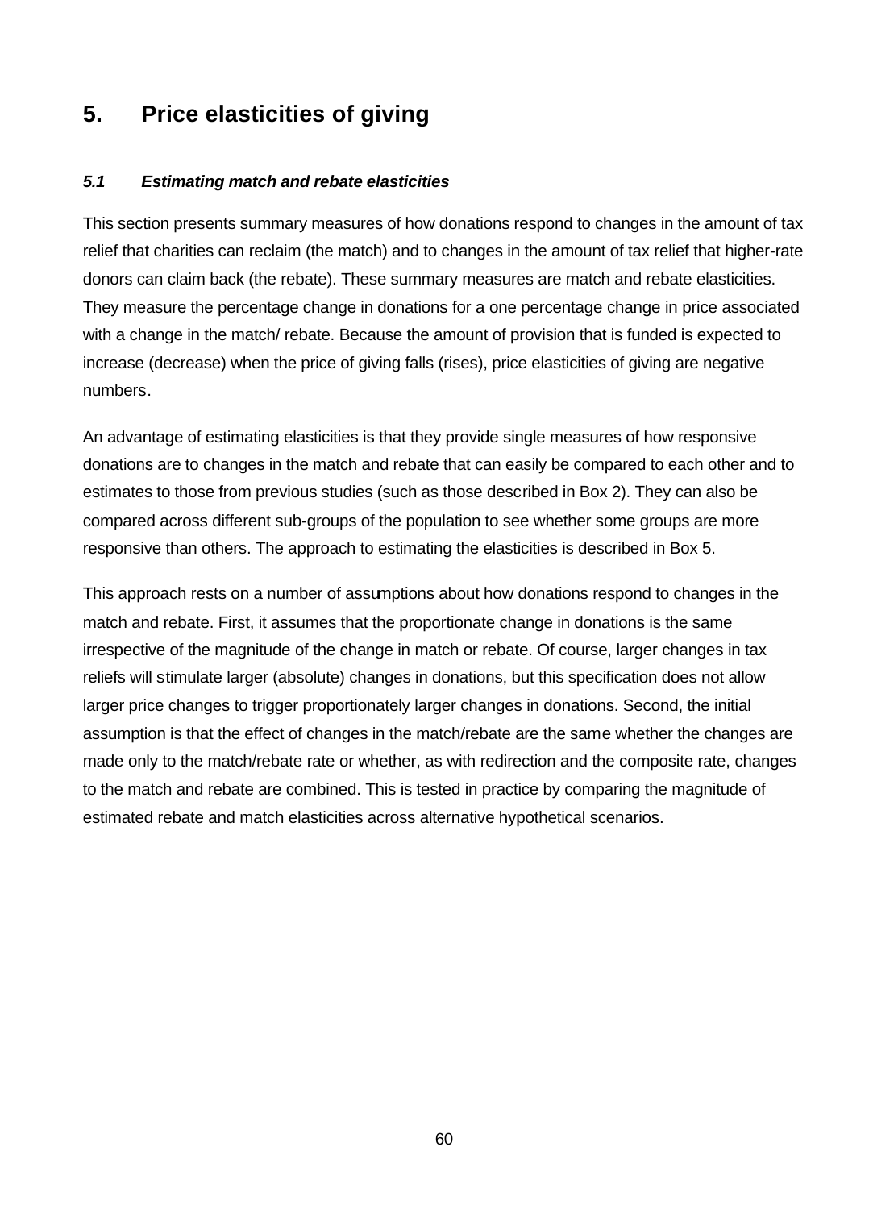# 5. Price elasticities of giving

### *5.1 Estimating match and rebate elasticities*

This section presents summary measures of how donations respond to changes in the amount of tax relief that charities can reclaim (the match) and to changes in the amount of tax relief that higher-rate donors can claim back (the rebate). These summary measures are match and rebate elasticities. They measure the percentage change in donations for a one percentage change in price associated with a change in the match/ rebate. Because the amount of provision that is funded is expected to increase (decrease) when the price of giving falls (rises), price elasticities of giving are negative numbers.

An advantage of estimating elasticities is that they provide single measures of how responsive donations are to changes in the match and rebate that can easily be compared to each other and to estimates to those from previous studies (such as those described in Box 2). They can also be compared across different sub-groups of the population to see whether some groups are more responsive than others. The approach to estimating the elasticities is described in Box 5.

This approach rests on a number of assumptions about how donations respond to changes in the match and rebate. First, it assumes that the proportionate change in donations is the same irrespective of the magnitude of the change in match or rebate. Of course, larger changes in tax reliefs will stimulate larger (absolute) changes in donations, but this specification does not allow larger price changes to trigger proportionately larger changes in donations. Second, the initial assumption is that the effect of changes in the match/rebate are the same whether the changes are made only to the match/rebate rate or whether, as with redirection and the composite rate, changes to the match and rebate are combined. This is tested in practice by comparing the magnitude of estimated rebate and match elasticities across alternative hypothetical scenarios.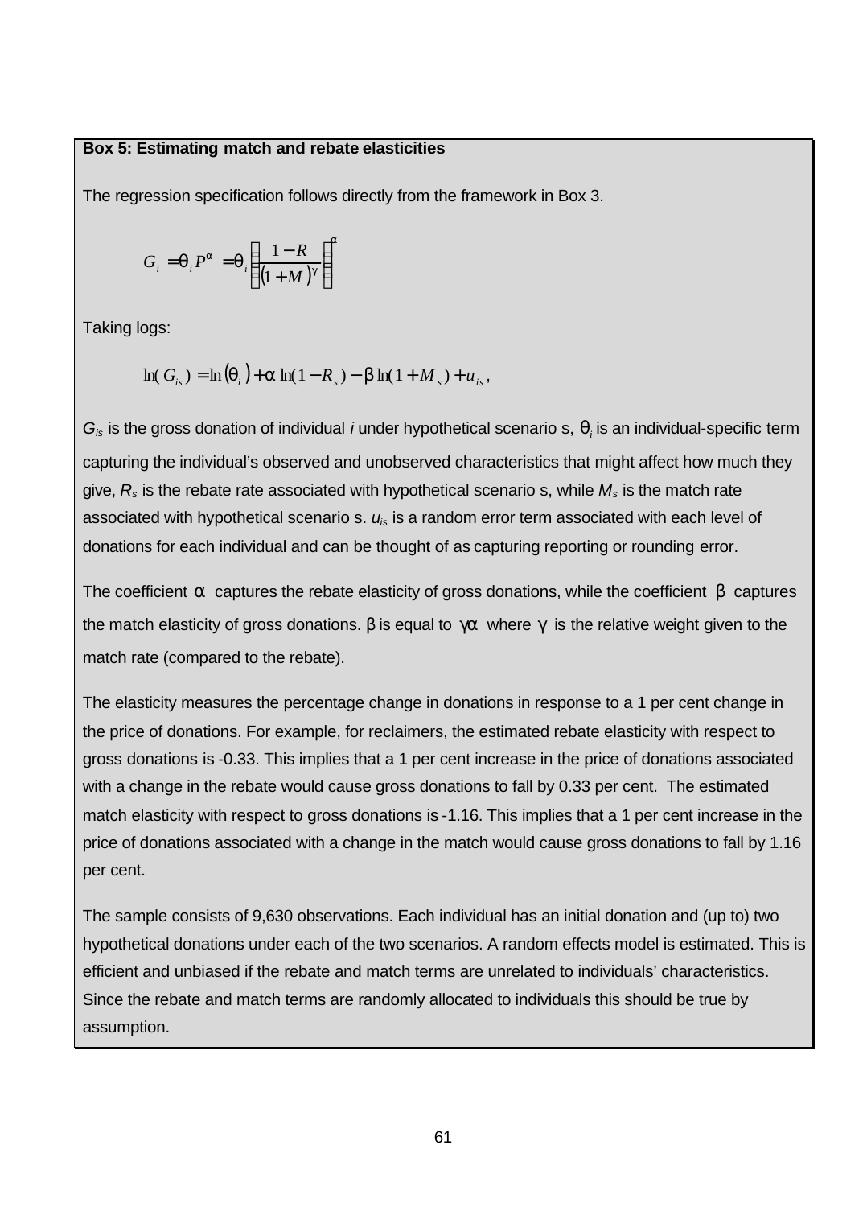**Box 5: Estimating match and rebate elasticities**

The regression specification follows directly from the framework in Box 3.

$$G_i = \theta_i P^{\alpha} = \theta_i \left( \frac{1-R}{(1+M)^{\gamma}} \right)^{\alpha}$$

Taking logs:

$$\ln(G_{is}) = \ln(\theta_i) + \alpha \ln(1-R_s) - \beta \ln(1+M_s) + u_{is},$$

$G_{is}$ is the gross donation of individual *i* under hypothetical scenario s, $\theta_i$ is an individual-specific term capturing the individual's observed and unobserved characteristics that might affect how much they give, $R_s$ is the rebate rate associated with hypothetical scenario s, while $M_s$ is the match rate associated with hypothetical scenario s. $u_{is}$ is a random error term associated with each level of donations for each individual and can be thought of as capturing reporting or rounding error.

The coefficient $\alpha$ captures the rebate elasticity of gross donations, while the coefficient $\beta$ captures the match elasticity of gross donations. $\beta$ is equal to $\gamma\alpha$ where $\gamma$ is the relative weight given to the match rate (compared to the rebate).

The elasticity measures the percentage change in donations in response to a 1 per cent change in the price of donations. For example, for reclaimers, the estimated rebate elasticity with respect to gross donations is -0.33. This implies that a 1 per cent increase in the price of donations associated with a change in the rebate would cause gross donations to fall by 0.33 per cent. The estimated match elasticity with respect to gross donations is -1.16. This implies that a 1 per cent increase in the price of donations associated with a change in the match would cause gross donations to fall by 1.16 per cent.

The sample consists of 9,630 observations. Each individual has an initial donation and (up to) two hypothetical donations under each of the two scenarios. A random effects model is estimated. This is efficient and unbiased if the rebate and match terms are unrelated to individuals' characteristics. Since the rebate and match terms are randomly allocated to individuals this should be true by assumption.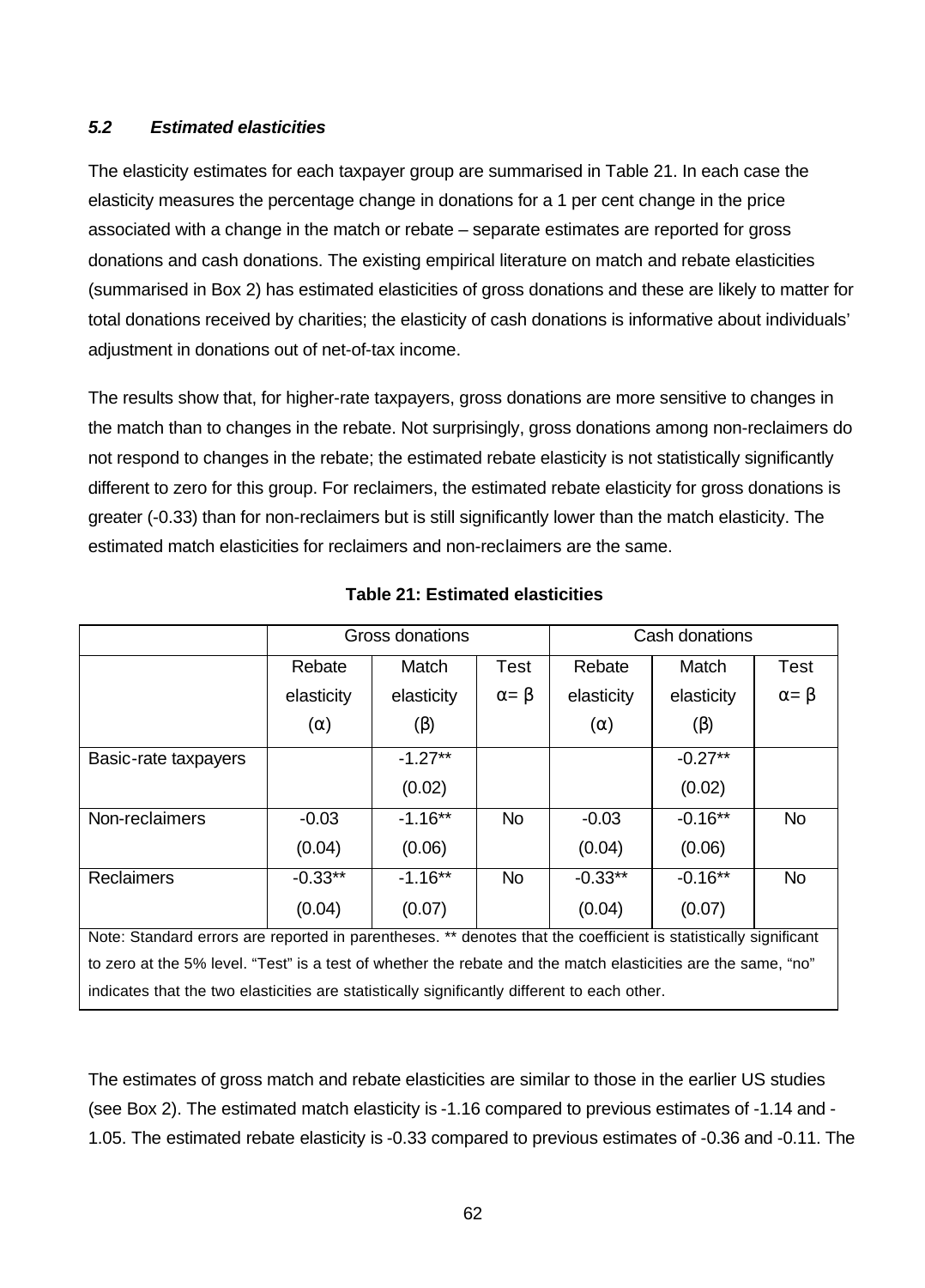### *5.2 Estimated elasticities*

The elasticity estimates for each taxpayer group are summarised in Table 21. In each case the elasticity measures the percentage change in donations for a 1 per cent change in the price associated with a change in the match or rebate – separate estimates are reported for gross donations and cash donations. The existing empirical literature on match and rebate elasticities (summarised in Box 2) has estimated elasticities of gross donations and these are likely to matter for total donations received by charities; the elasticity of cash donations is informative about individuals' adjustment in donations out of net-of-tax income.

The results show that, for higher-rate taxpayers, gross donations are more sensitive to changes in the match than to changes in the rebate. Not surprisingly, gross donations among non-reclaimers do not respond to changes in the rebate; the estimated rebate elasticity is not statistically significantly different to zero for this group. For reclaimers, the estimated rebate elasticity for gross donations is greater (-0.33) than for non-reclaimers but is still significantly lower than the match elasticity. The estimated match elasticities for reclaimers and non-reclaimers are the same.

**Table 21: Estimated elasticities**

| | Gross donations | | | Cash donations | | |
|---|---|---|---|---|---|---|
| | Rebate elasticity ($\alpha$) | Match elasticity ($\beta$) | Test $\alpha = \beta$ | Rebate elasticity ($\alpha$) | Match elasticity ($\beta$) | Test $\alpha = \beta$ |
| Basic-rate taxpayers | | -1.27** (0.02) | | | -0.27** (0.02) | |
| Non-reclaimers | -0.03 (0.04) | -1.16** (0.06) | No | -0.03 (0.04) | -0.16** (0.06) | No |
| Reclaimers | -0.33** (0.04) | -1.16** (0.07) | No | -0.33** (0.04) | -0.16** (0.07) | No |

Note: Standard errors are reported in parentheses. ** denotes that the coefficient is statistically significant to zero at the 5% level. "Test" is a test of whether the rebate and the match elasticities are the same, "no" indicates that the two elasticities are statistically significantly different to each other.

The estimates of gross match and rebate elasticities are similar to those in the earlier US studies (see Box 2). The estimated match elasticity is -1.16 compared to previous estimates of -1.14 and -1.05. The estimated rebate elasticity is -0.33 compared to previous estimates of -0.36 and -0.11. The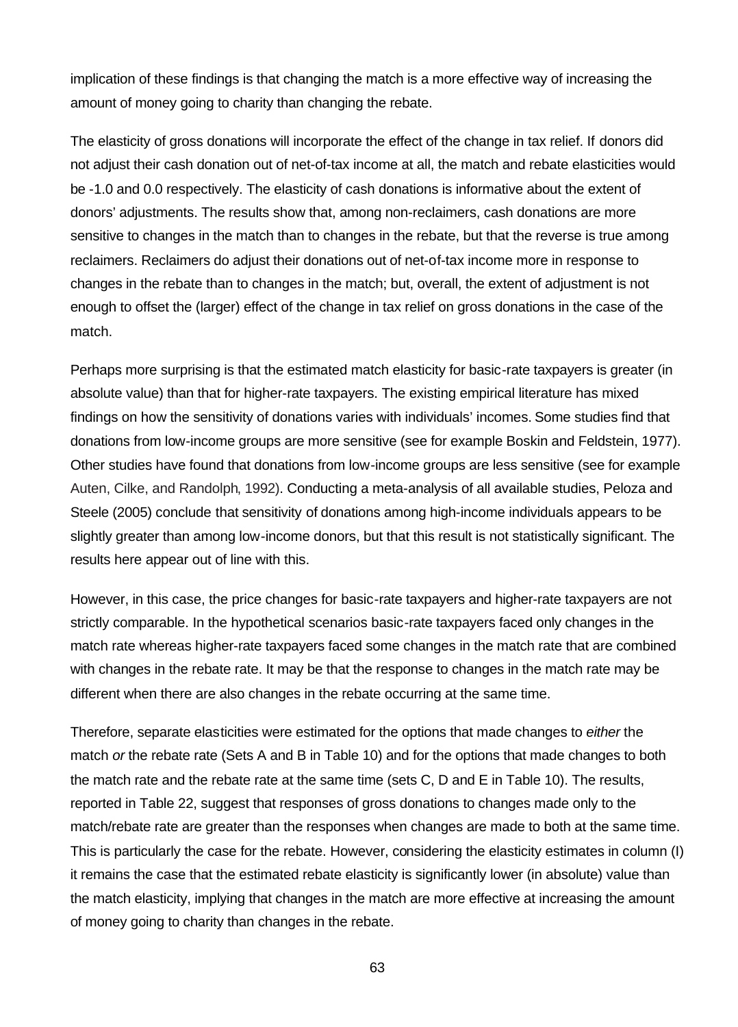implication of these findings is that changing the match is a more effective way of increasing the amount of money going to charity than changing the rebate.

The elasticity of gross donations will incorporate the effect of the change in tax relief. If donors did not adjust their cash donation out of net-of-tax income at all, the match and rebate elasticities would be -1.0 and 0.0 respectively. The elasticity of cash donations is informative about the extent of donors' adjustments. The results show that, among non-reclaimers, cash donations are more sensitive to changes in the match than to changes in the rebate, but that the reverse is true among reclaimers. Reclaimers do adjust their donations out of net-of-tax income more in response to changes in the rebate than to changes in the match; but, overall, the extent of adjustment is not enough to offset the (larger) effect of the change in tax relief on gross donations in the case of the match.

Perhaps more surprising is that the estimated match elasticity for basic-rate taxpayers is greater (in absolute value) than that for higher-rate taxpayers. The existing empirical literature has mixed findings on how the sensitivity of donations varies with individuals' incomes. Some studies find that donations from low-income groups are more sensitive (see for example Boskin and Feldstein, 1977). Other studies have found that donations from low-income groups are less sensitive (see for example Auten, Cilke, and Randolph, 1992). Conducting a meta-analysis of all available studies, Peloza and Steele (2005) conclude that sensitivity of donations among high-income individuals appears to be slightly greater than among low-income donors, but that this result is not statistically significant. The results here appear out of line with this.

However, in this case, the price changes for basic-rate taxpayers and higher-rate taxpayers are not strictly comparable. In the hypothetical scenarios basic-rate taxpayers faced only changes in the match rate whereas higher-rate taxpayers faced some changes in the match rate that are combined with changes in the rebate rate. It may be that the response to changes in the match rate may be different when there are also changes in the rebate occurring at the same time.

Therefore, separate elasticities were estimated for the options that made changes to *either* the match *or* the rebate rate (Sets A and B in Table 10) and for the options that made changes to both the match rate and the rebate rate at the same time (sets C, D and E in Table 10). The results, reported in Table 22, suggest that responses of gross donations to changes made only to the match/rebate rate are greater than the responses when changes are made to both at the same time. This is particularly the case for the rebate. However, considering the elasticity estimates in column (I) it remains the case that the estimated rebate elasticity is significantly lower (in absolute) value than the match elasticity, implying that changes in the match are more effective at increasing the amount of money going to charity than changes in the rebate.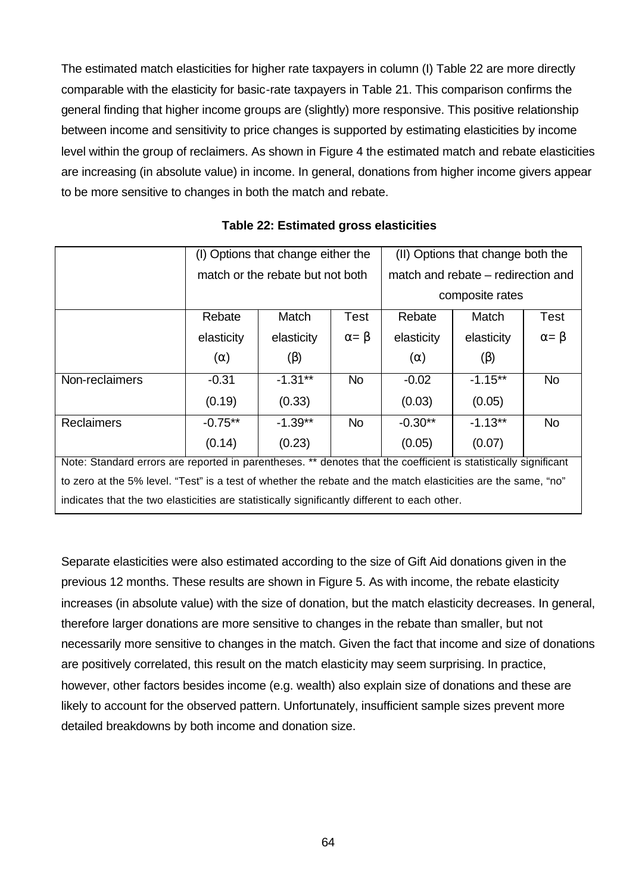The estimated match elasticities for higher rate taxpayers in column (I) Table 22 are more directly comparable with the elasticity for basic-rate taxpayers in Table 21. This comparison confirms the general finding that higher income groups are (slightly) more responsive. This positive relationship between income and sensitivity to price changes is supported by estimating elasticities by income level within the group of reclaimers. As shown in Figure 4 the estimated match and rebate elasticities are increasing (in absolute value) in income. In general, donations from higher income givers appear to be more sensitive to changes in both the match and rebate.

**Table 22: Estimated gross elasticities**

| | (I) Options that change either the match or the rebate but not both | | | (II) Options that change both the match and rebate – redirection and composite rates | | |
|---|---|---|---|---|---|---|
| | Rebate elasticity ($\alpha$) | Match elasticity ($\beta$) | Test $\alpha = \beta$ | Rebate elasticity ($\alpha$) | Match elasticity ($\beta$) | Test $\alpha = \beta$ |
| Non-reclaimers | -0.31<br>(0.19) | -1.31**<br>(0.33) | No | -0.02<br>(0.03) | -1.15**<br>(0.05) | No |
| Reclaimers | -0.75**<br>(0.14) | -1.39**<br>(0.23) | No | -0.30**<br>(0.05) | -1.13**<br>(0.07) | No |

Note: Standard errors are reported in parentheses. ** denotes that the coefficient is statistically significant to zero at the 5% level. "Test" is a test of whether the rebate and the match elasticities are the same, "no" indicates that the two elasticities are statistically significantly different to each other.

Separate elasticities were also estimated according to the size of Gift Aid donations given in the previous 12 months. These results are shown in Figure 5. As with income, the rebate elasticity increases (in absolute value) with the size of donation, but the match elasticity decreases. In general, therefore larger donations are more sensitive to changes in the rebate than smaller, but not necessarily more sensitive to changes in the match. Given the fact that income and size of donations are positively correlated, this result on the match elasticity may seem surprising. In practice, however, other factors besides income (e.g. wealth) also explain size of donations and these are likely to account for the observed pattern. Unfortunately, insufficient sample sizes prevent more detailed breakdowns by both income and donation size.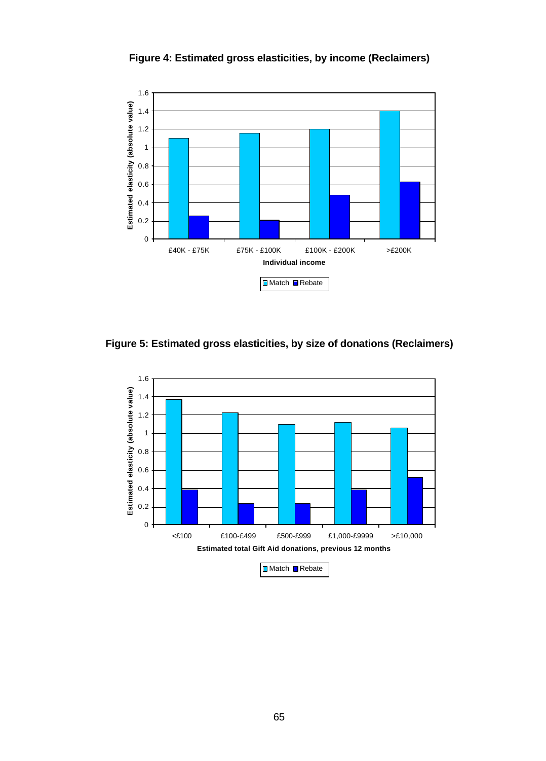**Figure 4: Estimated gross elasticities, by income (Reclaimers)**

**Figure 5: Estimated gross elasticities, by size of donations (Reclaimers)**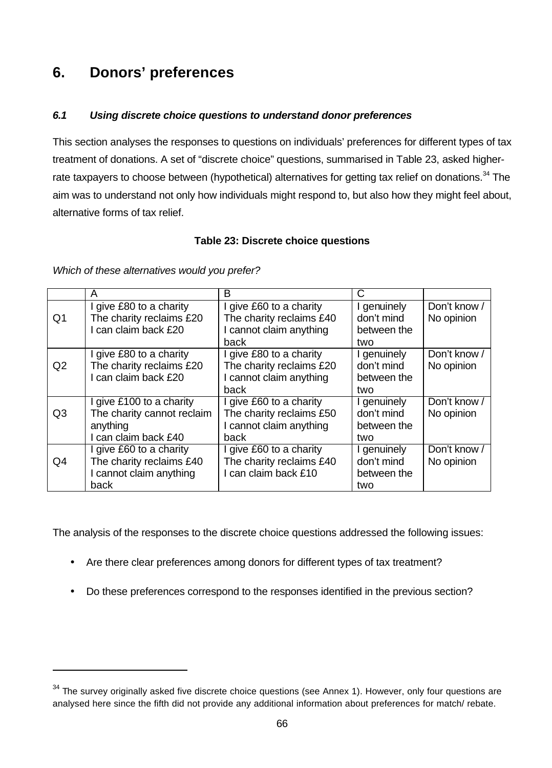# 6. Donors' preferences

## *6.1 Using discrete choice questions to understand donor preferences*

This section analyses the responses to questions on individuals' preferences for different types of tax treatment of donations. A set of "discrete choice" questions, summarised in Table 23, asked higher-rate taxpayers to choose between (hypothetical) alternatives for getting tax relief on donations.[34] The aim was to understand not only how individuals might respond to, but also how they might feel about, alternative forms of tax relief.

**Table 23: Discrete choice questions**

*Which of these alternatives would you prefer?*

| | A | B | C | |
|---|---|---|---|---|
| Q1 | I give £80 to a charity<br>The charity reclaims £20<br>I can claim back £20 | I give £60 to a charity<br>The charity reclaims £40<br>I cannot claim anything back | I genuinely don't mind between the two | Don't know / No opinion |
| Q2 | I give £80 to a charity<br>The charity reclaims £20<br>I can claim back £20 | I give £80 to a charity<br>The charity reclaims £20<br>I cannot claim anything back | I genuinely don't mind between the two | Don't know / No opinion |
| Q3 | I give £100 to a charity<br>The charity cannot reclaim anything<br>I can claim back £40 | I give £60 to a charity<br>The charity reclaims £50<br>I cannot claim anything back | I genuinely don't mind between the two | Don't know / No opinion |
| Q4 | I give £60 to a charity<br>The charity reclaims £40<br>I cannot claim anything back | I give £60 to a charity<br>The charity reclaims £40<br>I can claim back £10 | I genuinely don't mind between the two | Don't know / No opinion |

The analysis of the responses to the discrete choice questions addressed the following issues:

- Are there clear preferences among donors for different types of tax treatment?
- Do these preferences correspond to the responses identified in the previous section?

[34] The survey originally asked five discrete choice questions (see Annex 1). However, only four questions are analysed here since the fifth did not provide any additional information about preferences for match/ rebate.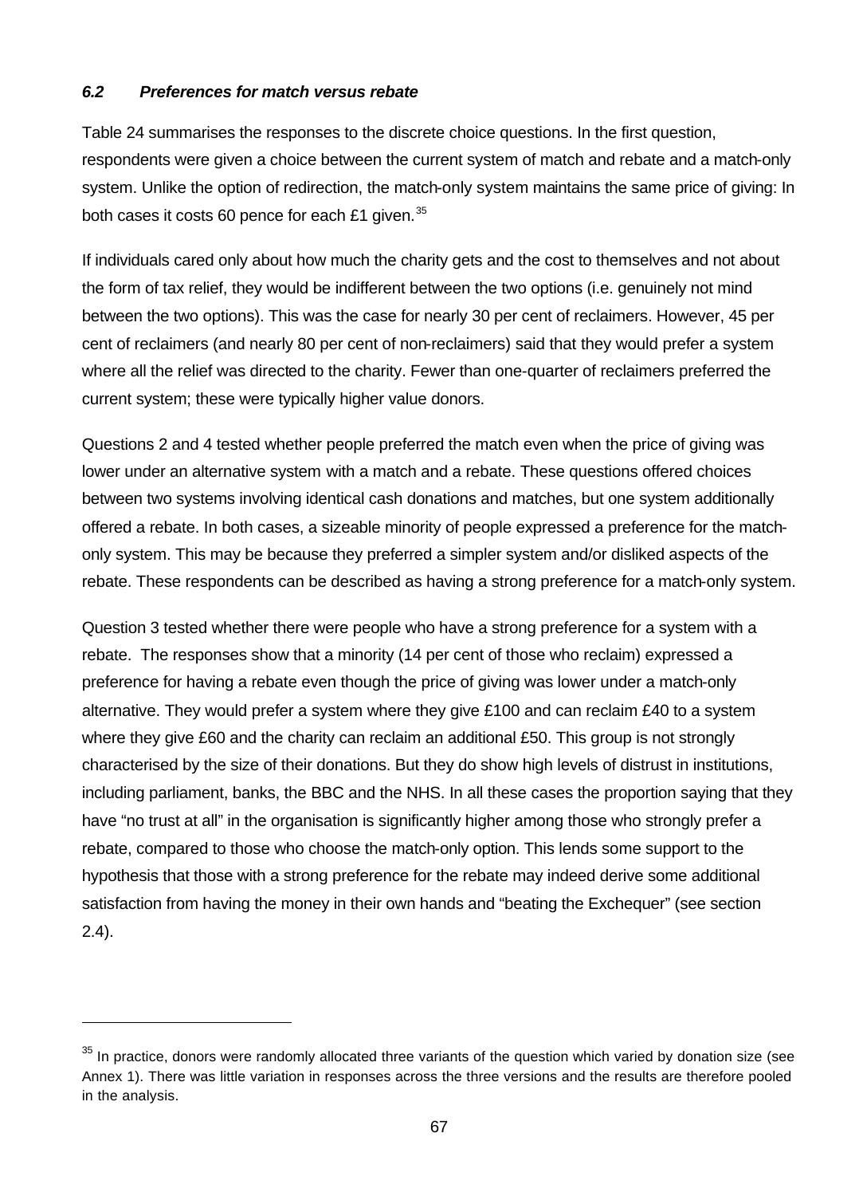### *6.2 Preferences for match versus rebate*

Table 24 summarises the responses to the discrete choice questions. In the first question, respondents were given a choice between the current system of match and rebate and a match-only system. Unlike the option of redirection, the match-only system maintains the same price of giving: In both cases it costs 60 pence for each £1 given.[35]

If individuals cared only about how much the charity gets and the cost to themselves and not about the form of tax relief, they would be indifferent between the two options (i.e. genuinely not mind between the two options). This was the case for nearly 30 per cent of reclaimers. However, 45 per cent of reclaimers (and nearly 80 per cent of non-reclaimers) said that they would prefer a system where all the relief was directed to the charity. Fewer than one-quarter of reclaimers preferred the current system; these were typically higher value donors.

Questions 2 and 4 tested whether people preferred the match even when the price of giving was lower under an alternative system with a match and a rebate. These questions offered choices between two systems involving identical cash donations and matches, but one system additionally offered a rebate. In both cases, a sizeable minority of people expressed a preference for the match-only system. This may be because they preferred a simpler system and/or disliked aspects of the rebate. These respondents can be described as having a strong preference for a match-only system.

Question 3 tested whether there were people who have a strong preference for a system with a rebate. The responses show that a minority (14 per cent of those who reclaim) expressed a preference for having a rebate even though the price of giving was lower under a match-only alternative. They would prefer a system where they give £100 and can reclaim £40 to a system where they give £60 and the charity can reclaim an additional £50. This group is not strongly characterised by the size of their donations. But they do show high levels of distrust in institutions, including parliament, banks, the BBC and the NHS. In all these cases the proportion saying that they have "no trust at all" in the organisation is significantly higher among those who strongly prefer a rebate, compared to those who choose the match-only option. This lends some support to the hypothesis that those with a strong preference for the rebate may indeed derive some additional satisfaction from having the money in their own hands and "beating the Exchequer" (see section 2.4).

---

[35] In practice, donors were randomly allocated three variants of the question which varied by donation size (see Annex 1). There was little variation in responses across the three versions and the results are therefore pooled in the analysis.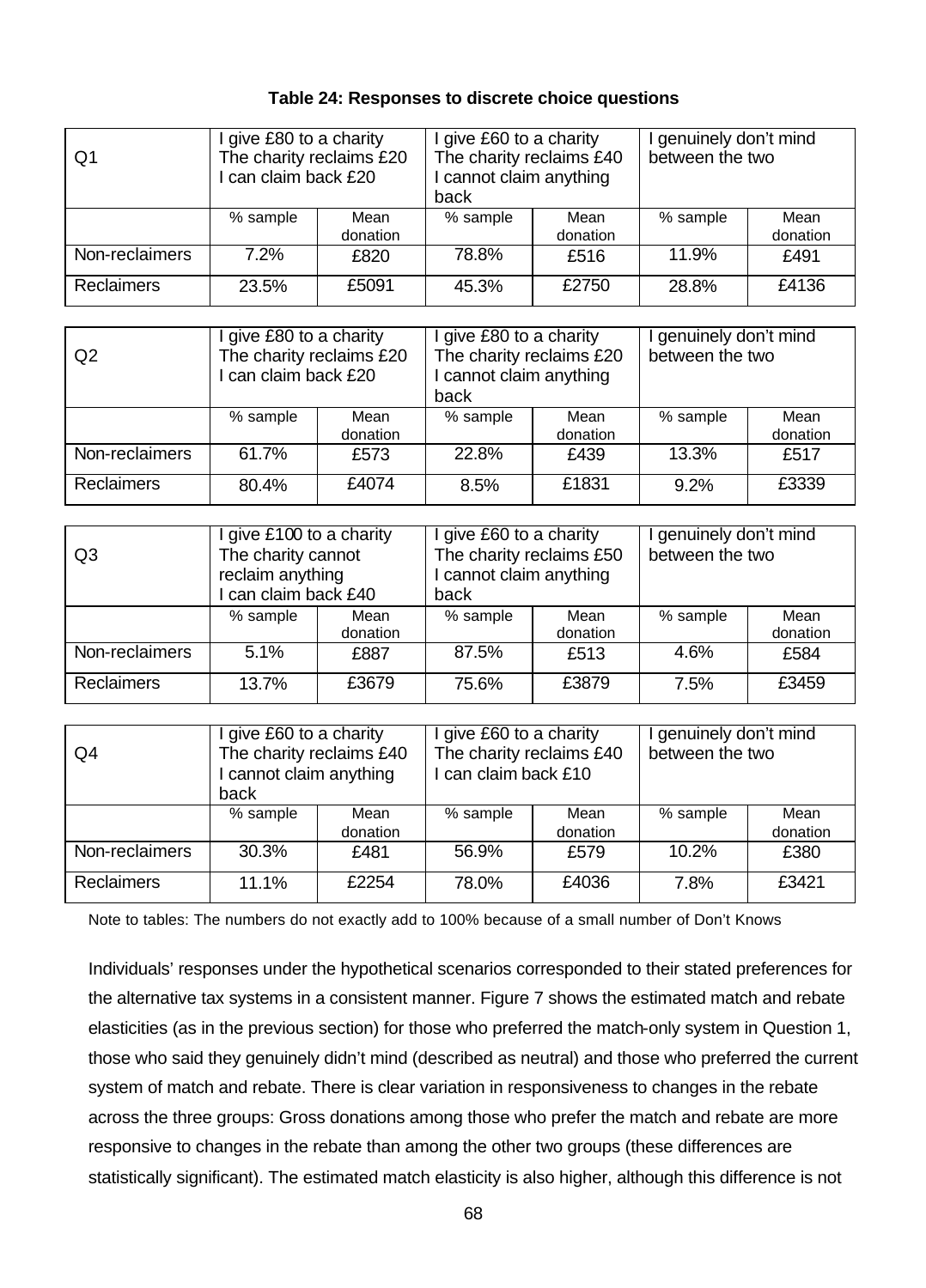**Table 24: Responses to discrete choice questions**

| Q1 | I give £80 to a charity The charity reclaims £20 I can claim back £20 | | I give £60 to a charity The charity reclaims £40 I cannot claim anything back | | I genuinely don't mind between the two | |
|---|---|---|---|---|---|---|
| | % sample | Mean donation | % sample | Mean donation | % sample | Mean donation |
| Non-reclaimers | 7.2% | £820 | 78.8% | £516 | 11.9% | £491 |
| Reclaimers | 23.5% | £5091 | 45.3% | £2750 | 28.8% | £4136 |

| Q2 | I give £80 to a charity The charity reclaims £20 I can claim back £20 | | I give £80 to a charity The charity reclaims £20 I cannot claim anything back | | I genuinely don't mind between the two | |
|---|---|---|---|---|---|---|
| | % sample | Mean donation | % sample | Mean donation | % sample | Mean donation |
| Non-reclaimers | 61.7% | £573 | 22.8% | £439 | 13.3% | £517 |
| Reclaimers | 80.4% | £4074 | 8.5% | £1831 | 9.2% | £3339 |

| Q3 | I give £100 to a charity The charity cannot reclaim anything I can claim back £40 | | I give £60 to a charity The charity reclaims £50 I cannot claim anything back | | I genuinely don't mind between the two | |
|---|---|---|---|---|---|---|
| | % sample | Mean donation | % sample | Mean donation | % sample | Mean donation |
| Non-reclaimers | 5.1% | £887 | 87.5% | £513 | 4.6% | £584 |
| Reclaimers | 13.7% | £3679 | 75.6% | £3879 | 7.5% | £3459 |

| Q4 | I give £60 to a charity The charity reclaims £40 I cannot claim anything back | | I give £60 to a charity The charity reclaims £40 I can claim back £10 | | I genuinely don't mind between the two | |
|---|---|---|---|---|---|---|
| | % sample | Mean donation | % sample | Mean donation | % sample | Mean donation |
| Non-reclaimers | 30.3% | £481 | 56.9% | £579 | 10.2% | £380 |
| Reclaimers | 11.1% | £2254 | 78.0% | £4036 | 7.8% | £3421 |

Note to tables: The numbers do not exactly add to 100% because of a small number of Don't Knows

Individuals' responses under the hypothetical scenarios corresponded to their stated preferences for the alternative tax systems in a consistent manner. Figure 7 shows the estimated match and rebate elasticities (as in the previous section) for those who preferred the match-only system in Question 1, those who said they genuinely didn't mind (described as neutral) and those who preferred the current system of match and rebate. There is clear variation in responsiveness to changes in the rebate across the three groups: Gross donations among those who prefer the match and rebate are more responsive to changes in the rebate than among the other two groups (these differences are statistically significant). The estimated match elasticity is also higher, although this difference is not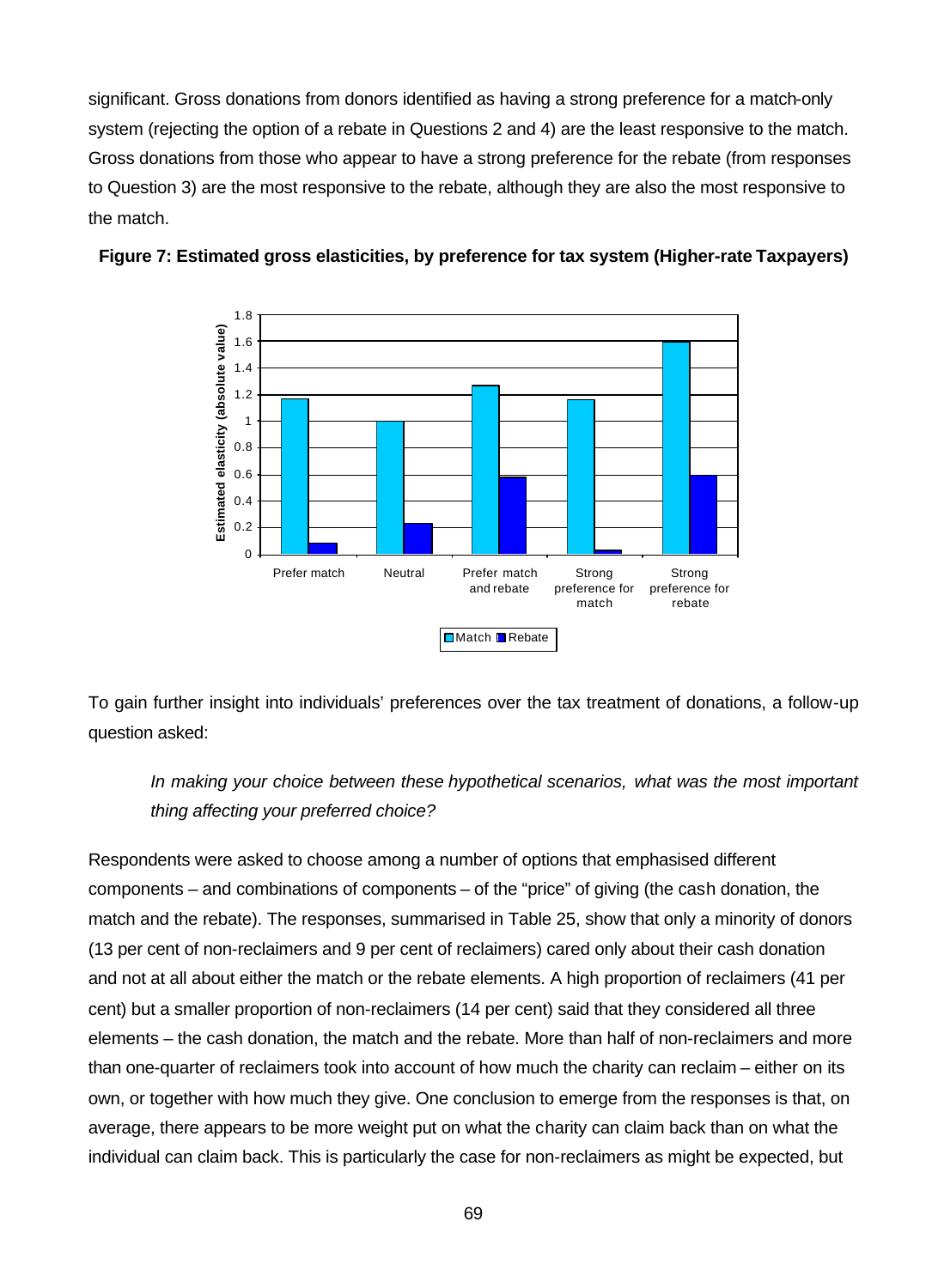significant. Gross donations from donors identified as having a strong preference for a match-only system (rejecting the option of a rebate in Questions 2 and 4) are the least responsive to the match. Gross donations from those who appear to have a strong preference for the rebate (from responses to Question 3) are the most responsive to the rebate, although they are also the most responsive to the match.

**Figure 7: Estimated gross elasticities, by preference for tax system (Higher-rate Taxpayers)**

To gain further insight into individuals' preferences over the tax treatment of donations, a follow-up question asked:

> *In making your choice between these hypothetical scenarios, what was the most important thing affecting your preferred choice?*

Respondents were asked to choose among a number of options that emphasised different components – and combinations of components – of the "price" of giving (the cash donation, the match and the rebate). The responses, summarised in Table 25, show that only a minority of donors (13 per cent of non-reclaimers and 9 per cent of reclaimers) cared only about their cash donation and not at all about either the match or the rebate elements. A high proportion of reclaimers (41 per cent) but a smaller proportion of non-reclaimers (14 per cent) said that they considered all three elements – the cash donation, the match and the rebate. More than half of non-reclaimers and more than one-quarter of reclaimers took into account of how much the charity can reclaim – either on its own, or together with how much they give. One conclusion to emerge from the responses is that, on average, there appears to be more weight put on what the charity can claim back than on what the individual can claim back. This is particularly the case for non-reclaimers as might be expected, but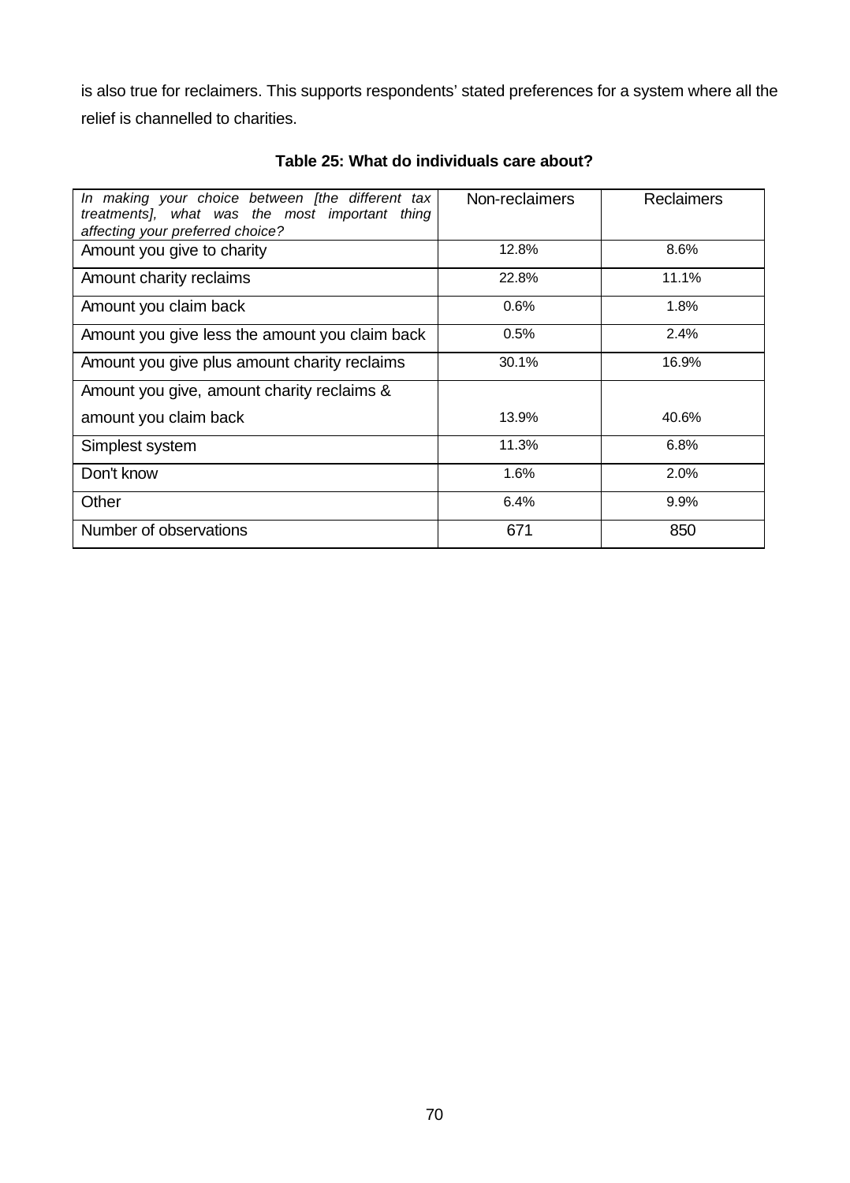is also true for reclaimers. This supports respondents' stated preferences for a system where all the relief is channelled to charities.

**Table 25: What do individuals care about?**

| *In making your choice between [the different tax treatments], what was the most important thing affecting your preferred choice?* | Non-reclaimers | Reclaimers |
|---|---|---|
| Amount you give to charity | 12.8% | 8.6% |
| Amount charity reclaims | 22.8% | 11.1% |
| Amount you claim back | 0.6% | 1.8% |
| Amount you give less the amount you claim back | 0.5% | 2.4% |
| Amount you give plus amount charity reclaims | 30.1% | 16.9% |
| Amount you give, amount charity reclaims & amount you claim back | 13.9% | 40.6% |
| Simplest system | 11.3% | 6.8% |
| Don't know | 1.6% | 2.0% |
| Other | 6.4% | 9.9% |
| Number of observations | 671 | 850 |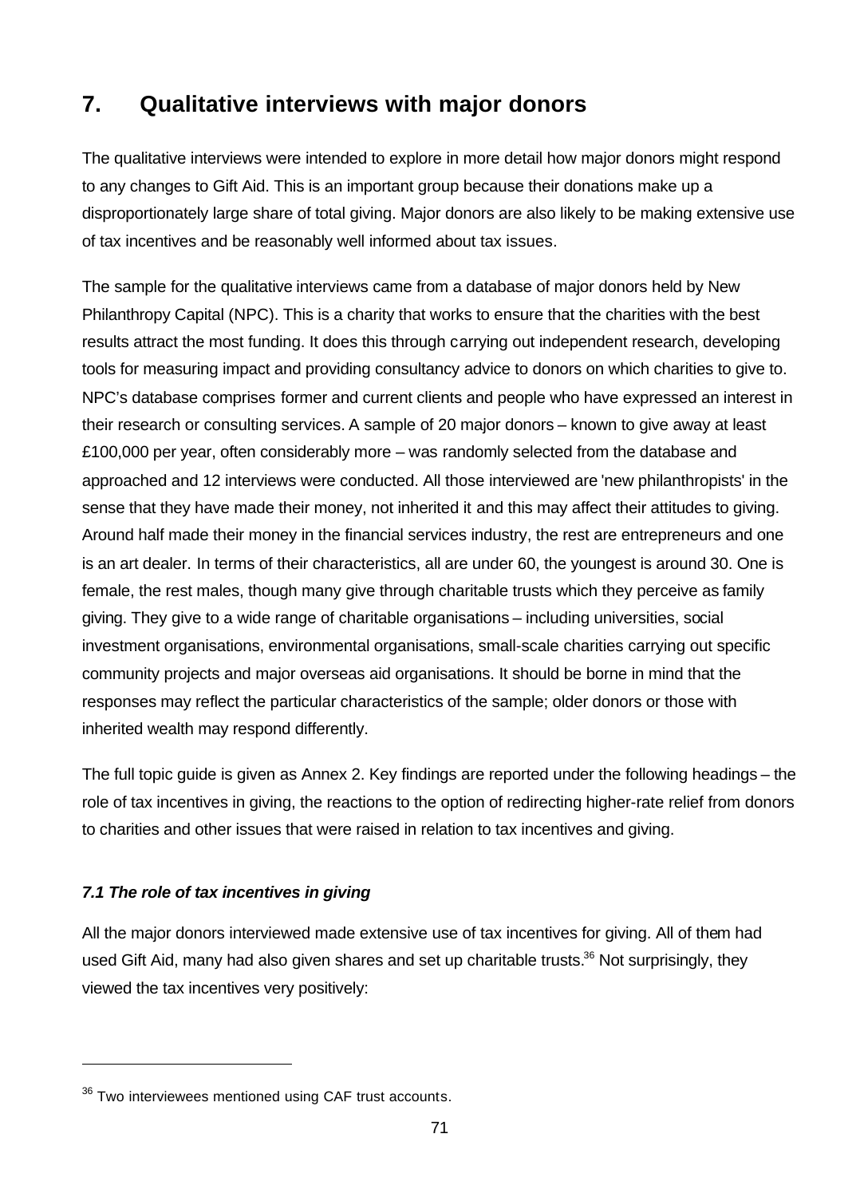# 7. Qualitative interviews with major donors

The qualitative interviews were intended to explore in more detail how major donors might respond to any changes to Gift Aid. This is an important group because their donations make up a disproportionately large share of total giving. Major donors are also likely to be making extensive use of tax incentives and be reasonably well informed about tax issues.

The sample for the qualitative interviews came from a database of major donors held by New Philanthropy Capital (NPC). This is a charity that works to ensure that the charities with the best results attract the most funding. It does this through carrying out independent research, developing tools for measuring impact and providing consultancy advice to donors on which charities to give to. NPC's database comprises former and current clients and people who have expressed an interest in their research or consulting services. A sample of 20 major donors – known to give away at least £100,000 per year, often considerably more – was randomly selected from the database and approached and 12 interviews were conducted. All those interviewed are 'new philanthropists' in the sense that they have made their money, not inherited it and this may affect their attitudes to giving. Around half made their money in the financial services industry, the rest are entrepreneurs and one is an art dealer. In terms of their characteristics, all are under 60, the youngest is around 30. One is female, the rest males, though many give through charitable trusts which they perceive as family giving. They give to a wide range of charitable organisations – including universities, social investment organisations, environmental organisations, small-scale charities carrying out specific community projects and major overseas aid organisations. It should be borne in mind that the responses may reflect the particular characteristics of the sample; older donors or those with inherited wealth may respond differently.

The full topic guide is given as Annex 2. Key findings are reported under the following headings – the role of tax incentives in giving, the reactions to the option of redirecting higher-rate relief from donors to charities and other issues that were raised in relation to tax incentives and giving.

### *7.1 The role of tax incentives in giving*

All the major donors interviewed made extensive use of tax incentives for giving. All of them had used Gift Aid, many had also given shares and set up charitable trusts.[36] Not surprisingly, they viewed the tax incentives very positively:

---

[36] Two interviewees mentioned using CAF trust accounts.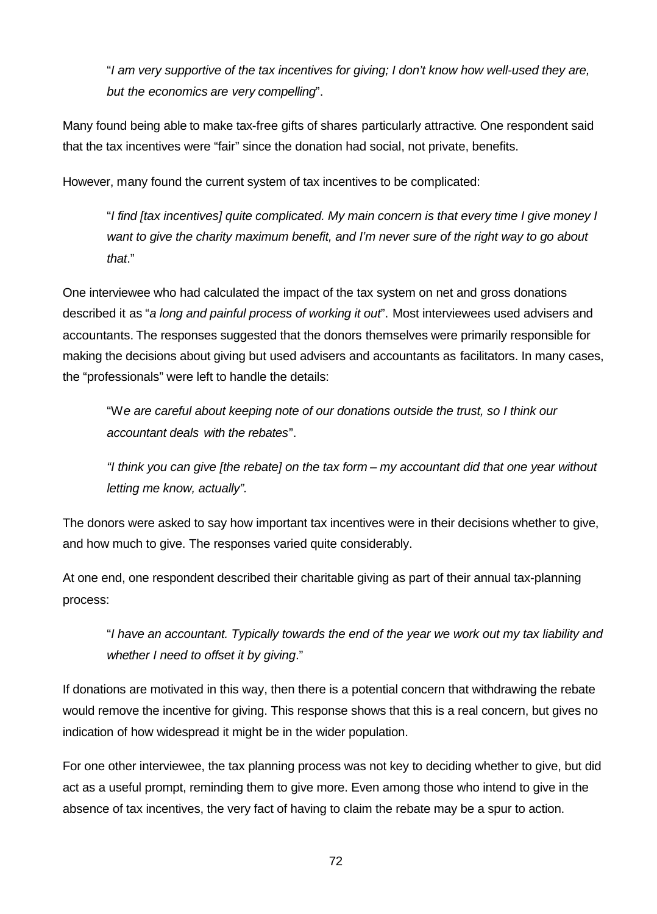> "*I am very supportive of the tax incentives for giving; I don't know how well-used they are, but the economics are very compelling*".

Many found being able to make tax-free gifts of shares particularly attractive. One respondent said that the tax incentives were "fair" since the donation had social, not private, benefits.

However, many found the current system of tax incentives to be complicated:

> "*I find [tax incentives] quite complicated. My main concern is that every time I give money I want to give the charity maximum benefit, and I'm never sure of the right way to go about that*."

One interviewee who had calculated the impact of the tax system on net and gross donations described it as "*a long and painful process of working it out*". Most interviewees used advisers and accountants. The responses suggested that the donors themselves were primarily responsible for making the decisions about giving but used advisers and accountants as facilitators. In many cases, the "professionals" were left to handle the details:

> "W*e are careful about keeping note of our donations outside the trust, so I think our accountant deals with the rebates*".

> *"I think you can give [the rebate] on the tax form – my accountant did that one year without letting me know, actually".*

The donors were asked to say how important tax incentives were in their decisions whether to give, and how much to give. The responses varied quite considerably.

At one end, one respondent described their charitable giving as part of their annual tax-planning process:

> "*I have an accountant. Typically towards the end of the year we work out my tax liability and whether I need to offset it by giving*."

If donations are motivated in this way, then there is a potential concern that withdrawing the rebate would remove the incentive for giving. This response shows that this is a real concern, but gives no indication of how widespread it might be in the wider population.

For one other interviewee, the tax planning process was not key to deciding whether to give, but did act as a useful prompt, reminding them to give more. Even among those who intend to give in the absence of tax incentives, the very fact of having to claim the rebate may be a spur to action.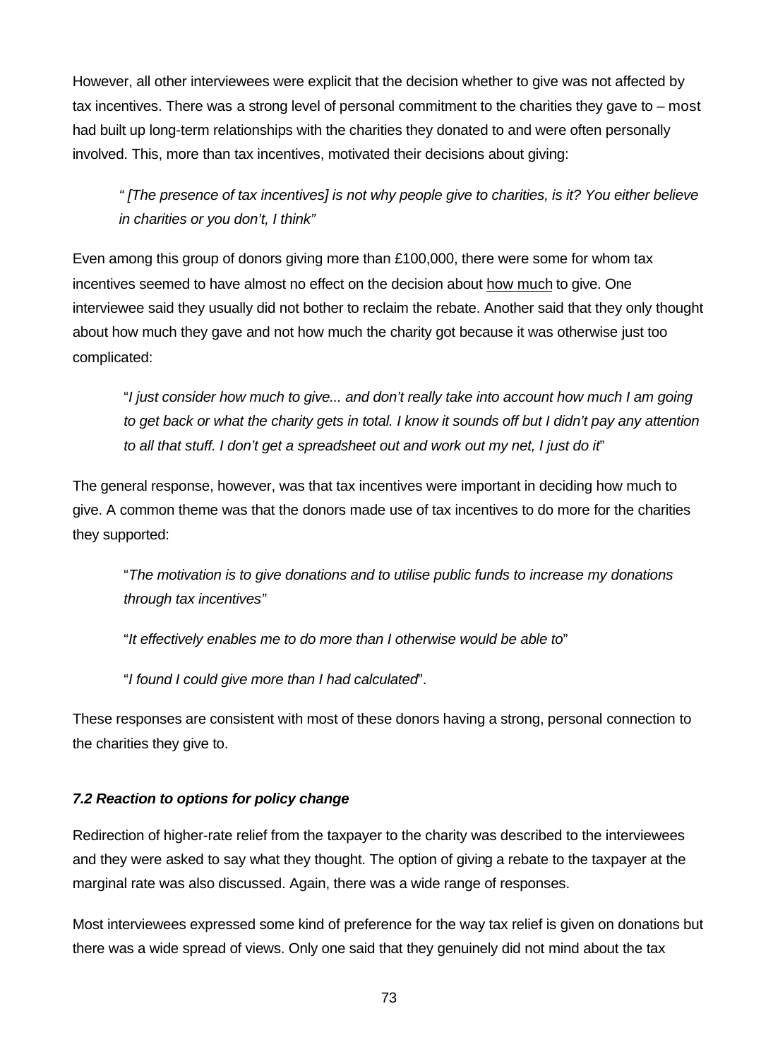However, all other interviewees were explicit that the decision whether to give was not affected by tax incentives. There was a strong level of personal commitment to the charities they gave to – most had built up long-term relationships with the charities they donated to and were often personally involved. This, more than tax incentives, motivated their decisions about giving:

> *" [The presence of tax incentives] is not why people give to charities, is it? You either believe in charities or you don't, I think"*

Even among this group of donors giving more than £100,000, there were some for whom tax incentives seemed to have almost no effect on the decision about <u>how much</u> to give. One interviewee said they usually did not bother to reclaim the rebate. Another said that they only thought about how much they gave and not how much the charity got because it was otherwise just too complicated:

> "*I just consider how much to give... and don't really take into account how much I am going to get back or what the charity gets in total. I know it sounds off but I didn't pay any attention to all that stuff. I don't get a spreadsheet out and work out my net, I just do it*"

The general response, however, was that tax incentives were important in deciding how much to give. A common theme was that the donors made use of tax incentives to do more for the charities they supported:

> "*The motivation is to give donations and to utilise public funds to increase my donations through tax incentives*"
>
> "*It effectively enables me to do more than I otherwise would be able to*"
>
> "*I found I could give more than I had calculated*".

These responses are consistent with most of these donors having a strong, personal connection to the charities they give to.

### *7.2 Reaction to options for policy change*

Redirection of higher-rate relief from the taxpayer to the charity was described to the interviewees and they were asked to say what they thought. The option of giving a rebate to the taxpayer at the marginal rate was also discussed. Again, there was a wide range of responses.

Most interviewees expressed some kind of preference for the way tax relief is given on donations but there was a wide spread of views. Only one said that they genuinely did not mind about the tax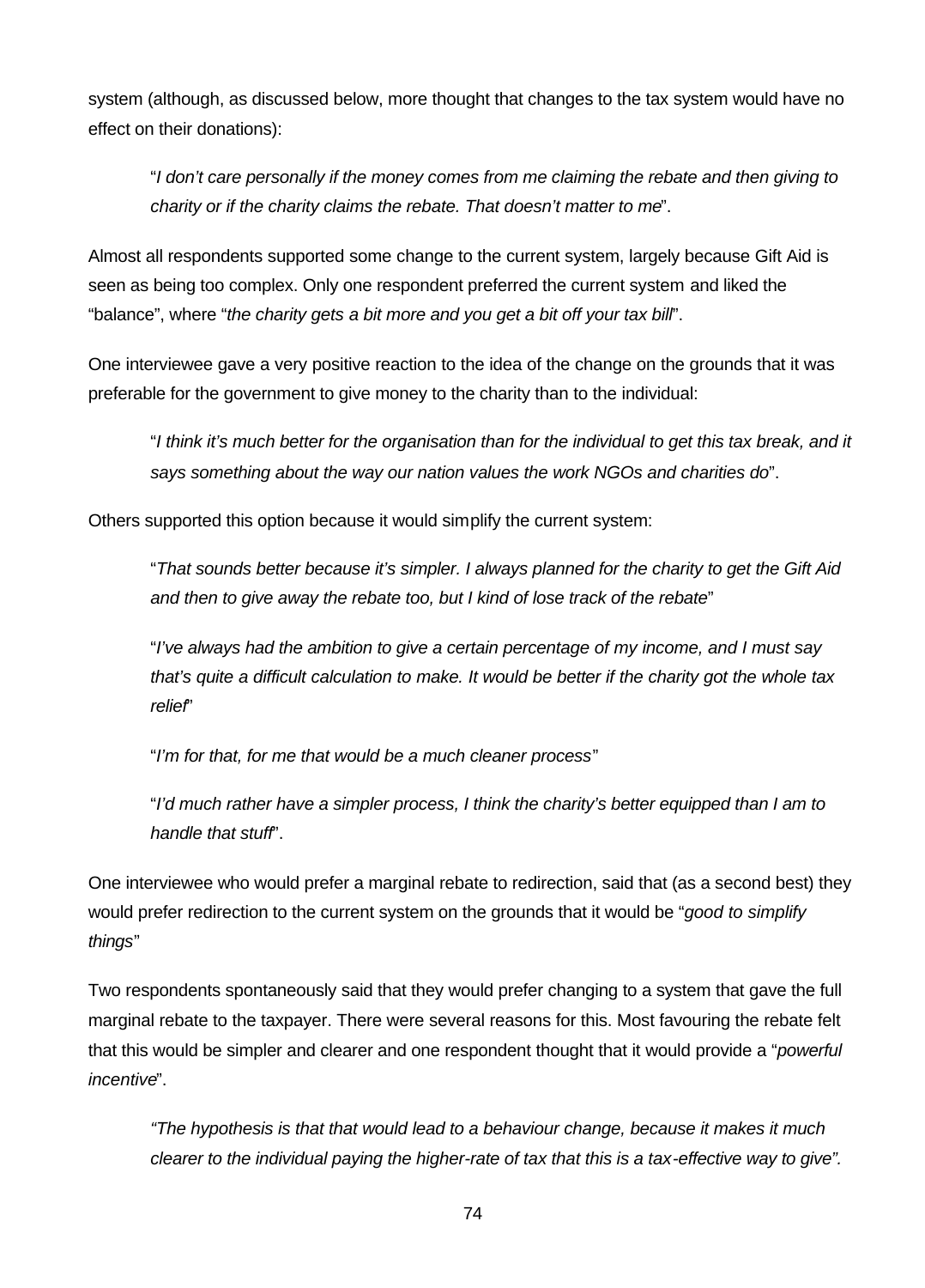system (although, as discussed below, more thought that changes to the tax system would have no effect on their donations):

> "*I don't care personally if the money comes from me claiming the rebate and then giving to charity or if the charity claims the rebate. That doesn't matter to me*".

Almost all respondents supported some change to the current system, largely because Gift Aid is seen as being too complex. Only one respondent preferred the current system and liked the "balance", where "*the charity gets a bit more and you get a bit off your tax bill*".

One interviewee gave a very positive reaction to the idea of the change on the grounds that it was preferable for the government to give money to the charity than to the individual:

> "*I think it's much better for the organisation than for the individual to get this tax break, and it says something about the way our nation values the work NGOs and charities do*".

Others supported this option because it would simplify the current system:

> "*That sounds better because it's simpler. I always planned for the charity to get the Gift Aid and then to give away the rebate too, but I kind of lose track of the rebate*"
>
> "*I've always had the ambition to give a certain percentage of my income, and I must say that's quite a difficult calculation to make. It would be better if the charity got the whole tax relief*"
>
> "*I'm for that, for me that would be a much cleaner process*"
>
> "*I'd much rather have a simpler process, I think the charity's better equipped than I am to handle that stuff*".

One interviewee who would prefer a marginal rebate to redirection, said that (as a second best) they would prefer redirection to the current system on the grounds that it would be "*good to simplify things*"

Two respondents spontaneously said that they would prefer changing to a system that gave the full marginal rebate to the taxpayer. There were several reasons for this. Most favouring the rebate felt that this would be simpler and clearer and one respondent thought that it would provide a "*powerful incentive*".

> *"The hypothesis is that that would lead to a behaviour change, because it makes it much clearer to the individual paying the higher-rate of tax that this is a tax-effective way to give".*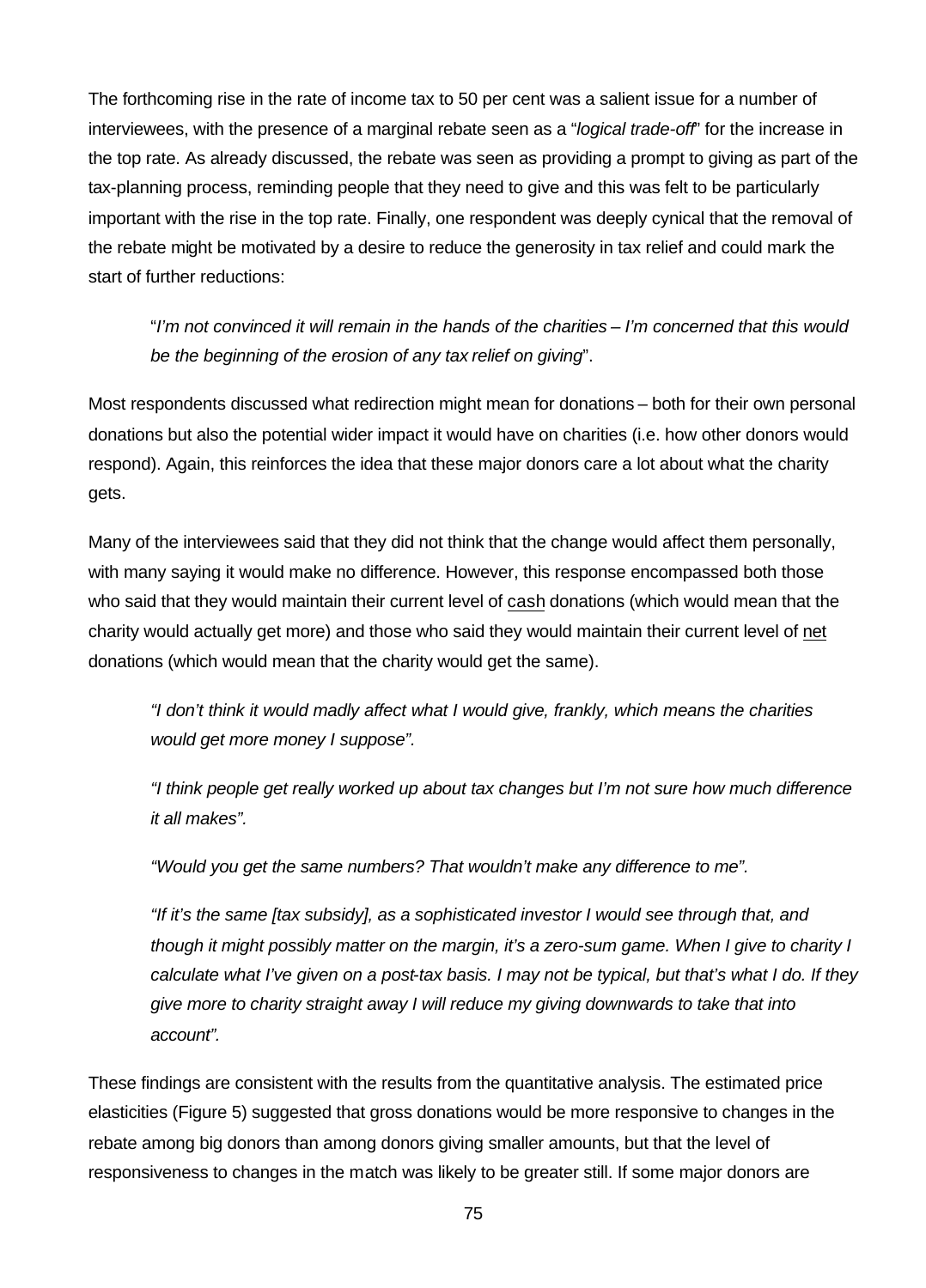The forthcoming rise in the rate of income tax to 50 per cent was a salient issue for a number of interviewees, with the presence of a marginal rebate seen as a "*logical trade-off*" for the increase in the top rate. As already discussed, the rebate was seen as providing a prompt to giving as part of the tax-planning process, reminding people that they need to give and this was felt to be particularly important with the rise in the top rate. Finally, one respondent was deeply cynical that the removal of the rebate might be motivated by a desire to reduce the generosity in tax relief and could mark the start of further reductions:

> "*I'm not convinced it will remain in the hands of the charities – I'm concerned that this would be the beginning of the erosion of any tax relief on giving*".

Most respondents discussed what redirection might mean for donations – both for their own personal donations but also the potential wider impact it would have on charities (i.e. how other donors would respond). Again, this reinforces the idea that these major donors care a lot about what the charity gets.

Many of the interviewees said that they did not think that the change would affect them personally, with many saying it would make no difference. However, this response encompassed both those who said that they would maintain their current level of <u>cash</u> donations (which would mean that the charity would actually get more) and those who said they would maintain their current level of <u>net</u> donations (which would mean that the charity would get the same).

> *"I don't think it would madly affect what I would give, frankly, which means the charities would get more money I suppose".*
>
> *"I think people get really worked up about tax changes but I'm not sure how much difference it all makes".*
>
> *"Would you get the same numbers? That wouldn't make any difference to me".*
>
> *"If it's the same [tax subsidy], as a sophisticated investor I would see through that, and though it might possibly matter on the margin, it's a zero-sum game. When I give to charity I calculate what I've given on a post-tax basis. I may not be typical, but that's what I do. If they give more to charity straight away I will reduce my giving downwards to take that into account".*

These findings are consistent with the results from the quantitative analysis. The estimated price elasticities (Figure 5) suggested that gross donations would be more responsive to changes in the rebate among big donors than among donors giving smaller amounts, but that the level of responsiveness to changes in the match was likely to be greater still. If some major donors are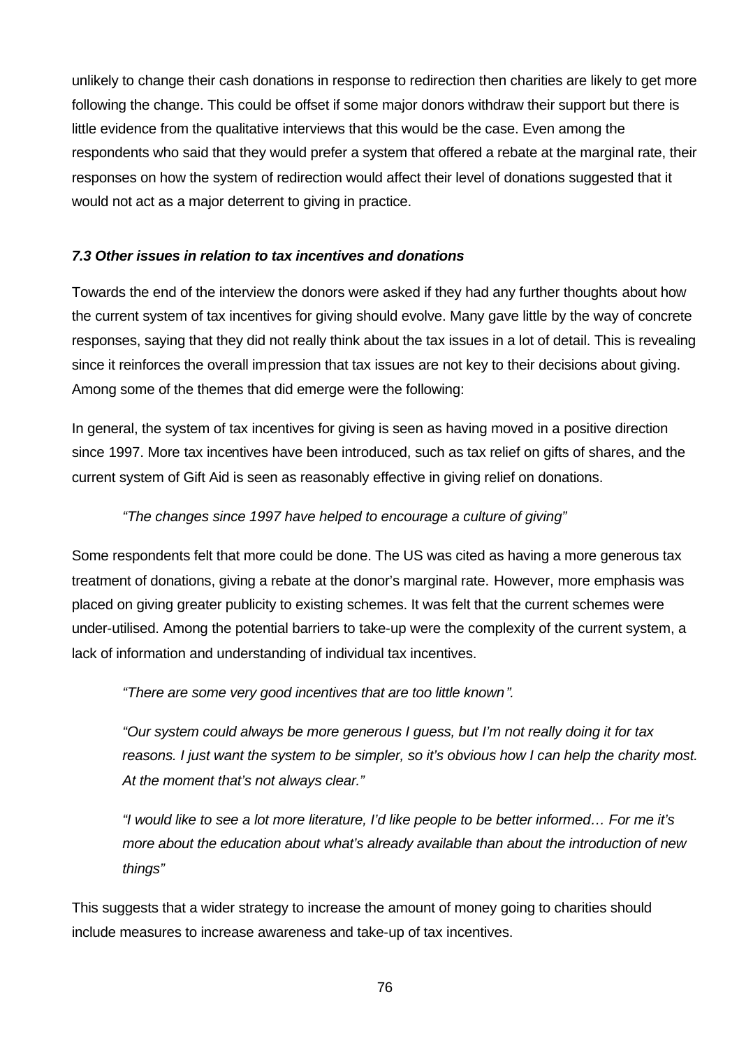unlikely to change their cash donations in response to redirection then charities are likely to get more following the change. This could be offset if some major donors withdraw their support but there is little evidence from the qualitative interviews that this would be the case. Even among the respondents who said that they would prefer a system that offered a rebate at the marginal rate, their responses on how the system of redirection would affect their level of donations suggested that it would not act as a major deterrent to giving in practice.

### *7.3 Other issues in relation to tax incentives and donations*

Towards the end of the interview the donors were asked if they had any further thoughts about how the current system of tax incentives for giving should evolve. Many gave little by the way of concrete responses, saying that they did not really think about the tax issues in a lot of detail. This is revealing since it reinforces the overall impression that tax issues are not key to their decisions about giving. Among some of the themes that did emerge were the following:

In general, the system of tax incentives for giving is seen as having moved in a positive direction since 1997. More tax incentives have been introduced, such as tax relief on gifts of shares, and the current system of Gift Aid is seen as reasonably effective in giving relief on donations.

> *"The changes since 1997 have helped to encourage a culture of giving"*

Some respondents felt that more could be done. The US was cited as having a more generous tax treatment of donations, giving a rebate at the donor's marginal rate. However, more emphasis was placed on giving greater publicity to existing schemes. It was felt that the current schemes were under-utilised. Among the potential barriers to take-up were the complexity of the current system, a lack of information and understanding of individual tax incentives.

> *"There are some very good incentives that are too little known".*

> *"Our system could always be more generous I guess, but I'm not really doing it for tax reasons. I just want the system to be simpler, so it's obvious how I can help the charity most. At the moment that's not always clear."*

> *"I would like to see a lot more literature, I'd like people to be better informed… For me it's more about the education about what's already available than about the introduction of new things"*

This suggests that a wider strategy to increase the amount of money going to charities should include measures to increase awareness and take-up of tax incentives.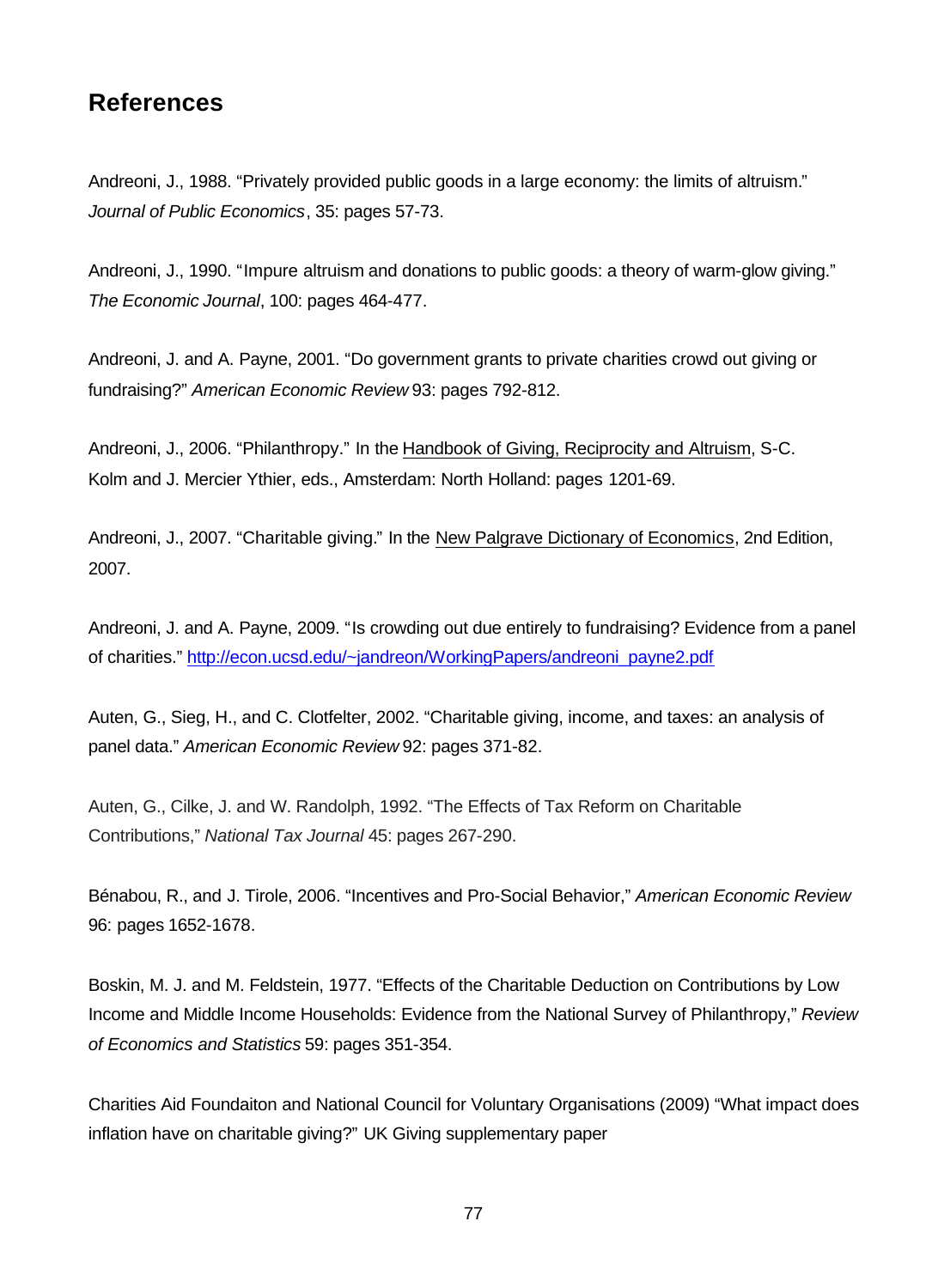## References

Andreoni, J., 1988. "Privately provided public goods in a large economy: the limits of altruism." *Journal of Public Economics*, 35: pages 57-73.

Andreoni, J., 1990. "Impure altruism and donations to public goods: a theory of warm-glow giving." *The Economic Journal*, 100: pages 464-477.

Andreoni, J. and A. Payne, 2001. "Do government grants to private charities crowd out giving or fundraising?" *American Economic Review* 93: pages 792-812.

Andreoni, J., 2006. "Philanthropy." In the Handbook of Giving, Reciprocity and Altruism, S-C. Kolm and J. Mercier Ythier, eds., Amsterdam: North Holland: pages 1201-69.

Andreoni, J., 2007. "Charitable giving." In the New Palgrave Dictionary of Economics, 2nd Edition, 2007.

Andreoni, J. and A. Payne, 2009. "Is crowding out due entirely to fundraising? Evidence from a panel of charities." http://econ.ucsd.edu/~jandreon/WorkingPapers/andreoni_payne2.pdf

Auten, G., Sieg, H., and C. Clotfelter, 2002. "Charitable giving, income, and taxes: an analysis of panel data." *American Economic Review* 92: pages 371-82.

Auten, G., Cilke, J. and W. Randolph, 1992. "The Effects of Tax Reform on Charitable Contributions," *National Tax Journal* 45: pages 267-290.

Bénabou, R., and J. Tirole, 2006. "Incentives and Pro-Social Behavior," *American Economic Review* 96: pages 1652-1678.

Boskin, M. J. and M. Feldstein, 1977. "Effects of the Charitable Deduction on Contributions by Low Income and Middle Income Households: Evidence from the National Survey of Philanthropy," *Review of Economics and Statistics* 59: pages 351-354.

Charities Aid Foundaiton and National Council for Voluntary Organisations (2009) "What impact does inflation have on charitable giving?" UK Giving supplementary paper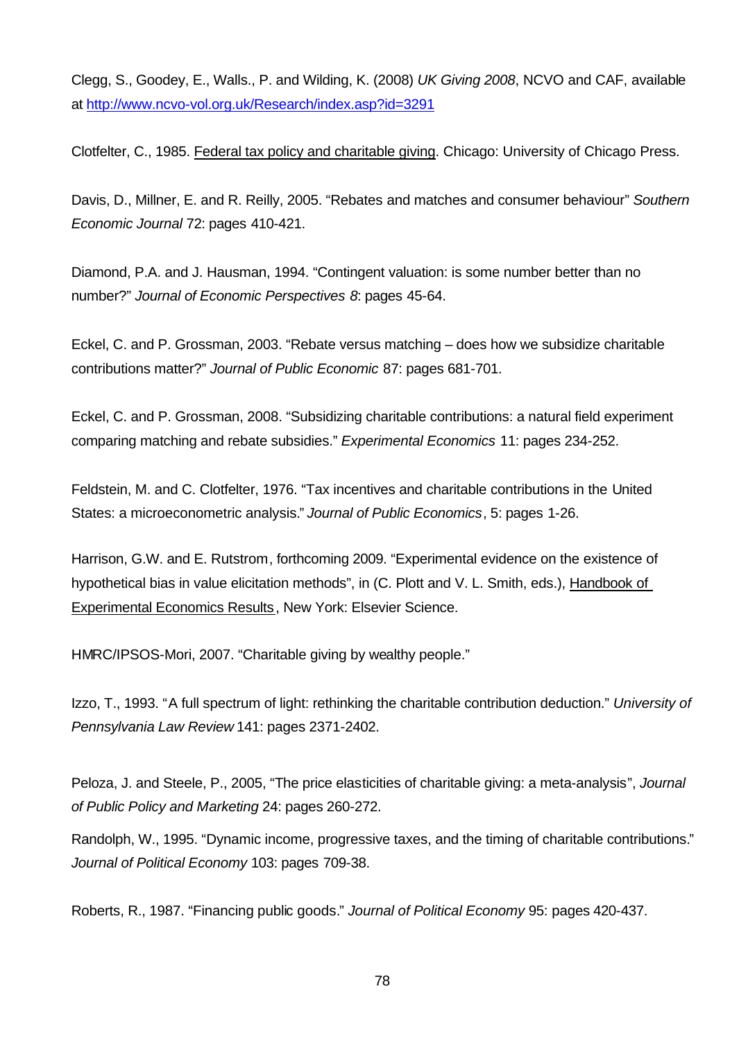Clegg, S., Goodey, E., Walls., P. and Wilding, K. (2008) *UK Giving 2008*, NCVO and CAF, available at http://www.ncvo-vol.org.uk/Research/index.asp?id=3291

Clotfelter, C., 1985. Federal tax policy and charitable giving. Chicago: University of Chicago Press.

Davis, D., Millner, E. and R. Reilly, 2005. "Rebates and matches and consumer behaviour" *Southern Economic Journal* 72: pages 410-421.

Diamond, P.A. and J. Hausman, 1994. "Contingent valuation: is some number better than no number?" *Journal of Economic Perspectives 8*: pages 45-64.

Eckel, C. and P. Grossman, 2003. "Rebate versus matching – does how we subsidize charitable contributions matter?" *Journal of Public Economic* 87: pages 681-701.

Eckel, C. and P. Grossman, 2008. "Subsidizing charitable contributions: a natural field experiment comparing matching and rebate subsidies." *Experimental Economics* 11: pages 234-252.

Feldstein, M. and C. Clotfelter, 1976. "Tax incentives and charitable contributions in the United States: a microeconometric analysis." *Journal of Public Economics*, 5: pages 1-26.

Harrison, G.W. and E. Rutstrom, forthcoming 2009. "Experimental evidence on the existence of hypothetical bias in value elicitation methods", in (C. Plott and V. L. Smith, eds.), Handbook of Experimental Economics Results, New York: Elsevier Science.

HMRC/IPSOS-Mori, 2007. "Charitable giving by wealthy people."

Izzo, T., 1993. "A full spectrum of light: rethinking the charitable contribution deduction." *University of Pennsylvania Law Review* 141: pages 2371-2402.

Peloza, J. and Steele, P., 2005, "The price elasticities of charitable giving: a meta-analysis", *Journal of Public Policy and Marketing* 24: pages 260-272.

Randolph, W., 1995. "Dynamic income, progressive taxes, and the timing of charitable contributions." *Journal of Political Economy* 103: pages 709-38.

Roberts, R., 1987. "Financing public goods." *Journal of Political Economy* 95: pages 420-437.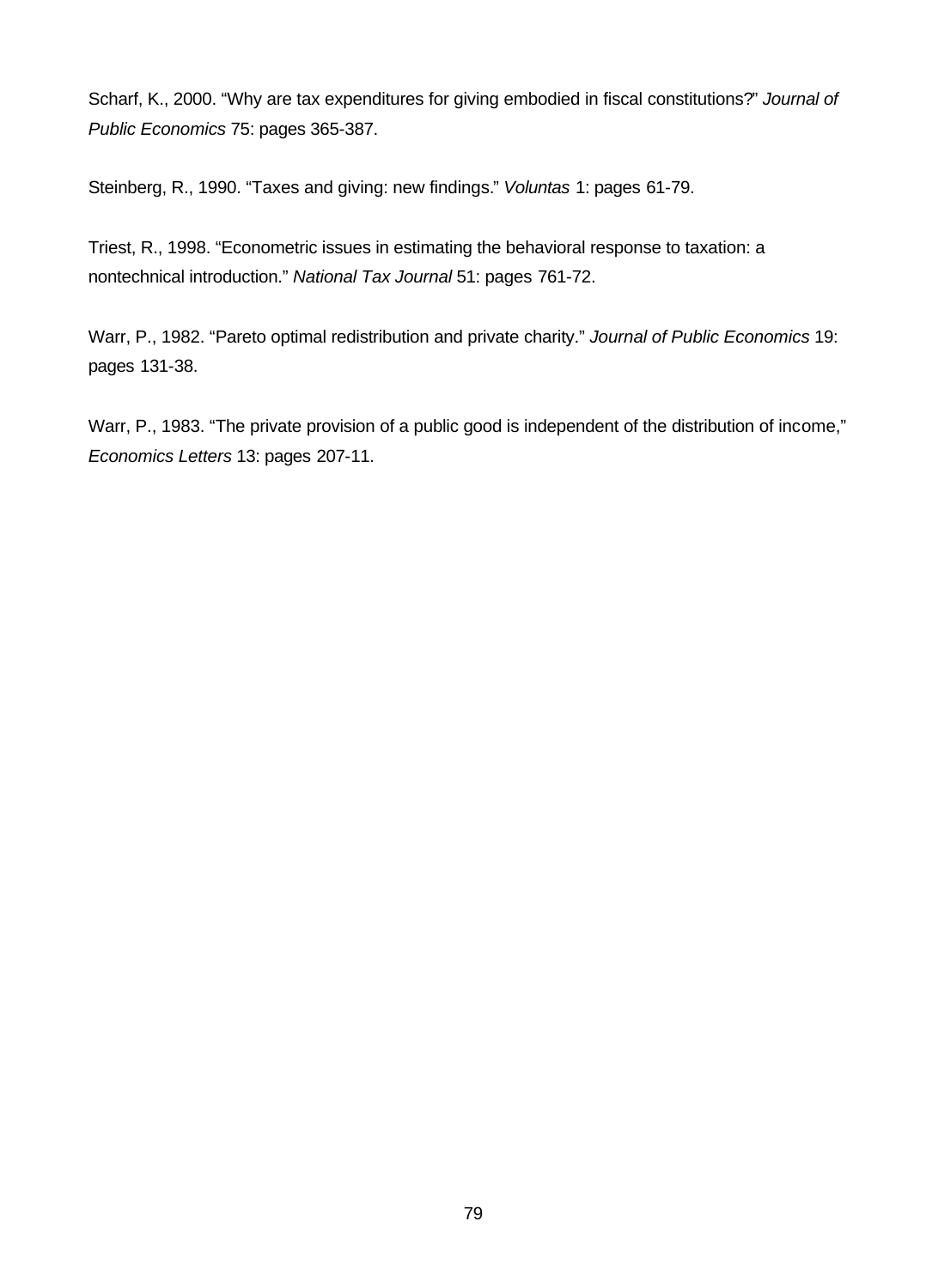Scharf, K., 2000. “Why are tax expenditures for giving embodied in fiscal constitutions?” *Journal of Public Economics* 75: pages 365-387.

Steinberg, R., 1990. “Taxes and giving: new findings.” *Voluntas* 1: pages 61-79.

Triest, R., 1998. “Econometric issues in estimating the behavioral response to taxation: a nontechnical introduction.” *National Tax Journal* 51: pages 761-72.

Warr, P., 1982. “Pareto optimal redistribution and private charity.” *Journal of Public Economics* 19: pages 131-38.

Warr, P., 1983. “The private provision of a public good is independent of the distribution of income,” *Economics Letters* 13: pages 207-11.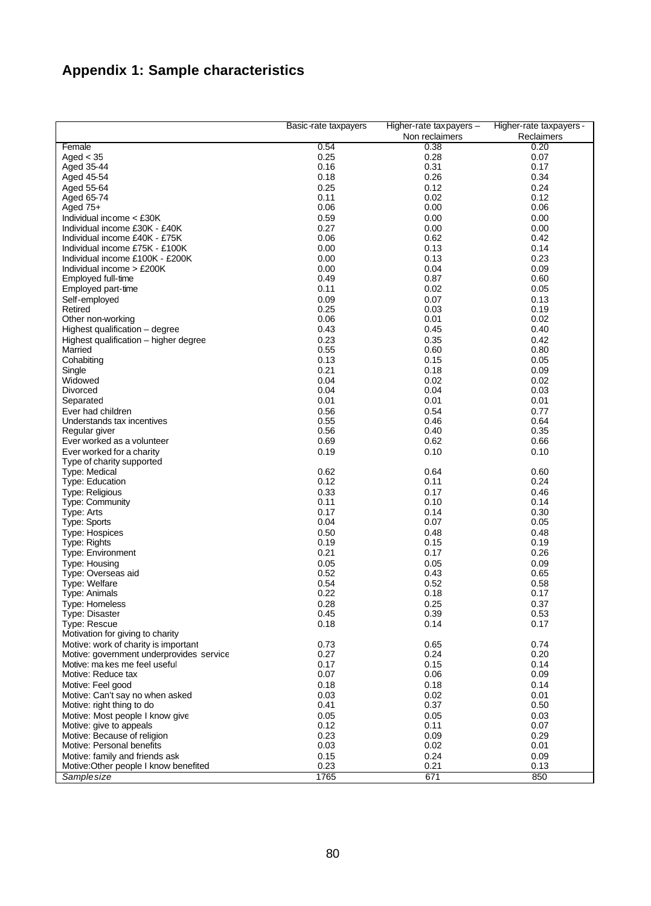## Appendix 1: Sample characteristics

| | Basic-rate taxpayers | Higher-rate taxpayers – Non reclaimers | Higher-rate taxpayers - Reclaimers |
|---|---|---|---|
| Female | 0.54 | 0.38 | 0.20 |
| Aged < 35 | 0.25 | 0.28 | 0.07 |
| Aged 35-44 | 0.16 | 0.31 | 0.17 |
| Aged 45-54 | 0.18 | 0.26 | 0.34 |
| Aged 55-64 | 0.25 | 0.12 | 0.24 |
| Aged 65-74 | 0.11 | 0.02 | 0.12 |
| Aged 75+ | 0.06 | 0.00 | 0.06 |
| Individual income < £30K | 0.59 | 0.00 | 0.00 |
| Individual income £30K - £40K | 0.27 | 0.00 | 0.00 |
| Individual income £40K - £75K | 0.06 | 0.62 | 0.42 |
| Individual income £75K - £100K | 0.00 | 0.13 | 0.14 |
| Individual income £100K - £200K | 0.00 | 0.13 | 0.23 |
| Individual income > £200K | 0.00 | 0.04 | 0.09 |
| Employed full-time | 0.49 | 0.87 | 0.60 |
| Employed part-time | 0.11 | 0.02 | 0.05 |
| Self-employed | 0.09 | 0.07 | 0.13 |
| Retired | 0.25 | 0.03 | 0.19 |
| Other non-working | 0.06 | 0.01 | 0.02 |
| Highest qualification – degree | 0.43 | 0.45 | 0.40 |
| Highest qualification – higher degree | 0.23 | 0.35 | 0.42 |
| Married | 0.55 | 0.60 | 0.80 |
| Cohabiting | 0.13 | 0.15 | 0.05 |
| Single | 0.21 | 0.18 | 0.09 |
| Widowed | 0.04 | 0.02 | 0.02 |
| Divorced | 0.04 | 0.04 | 0.03 |
| Separated | 0.01 | 0.01 | 0.01 |
| Ever had children | 0.56 | 0.54 | 0.77 |
| Understands tax incentives | 0.55 | 0.46 | 0.64 |
| Regular giver | 0.56 | 0.40 | 0.35 |
| Ever worked as a volunteer | 0.69 | 0.62 | 0.66 |
| Ever worked for a charity | 0.19 | 0.10 | 0.10 |
| Type of charity supported | | | |
| Type: Medical | 0.62 | 0.64 | 0.60 |
| Type: Education | 0.12 | 0.11 | 0.24 |
| Type: Religious | 0.33 | 0.17 | 0.46 |
| Type: Community | 0.11 | 0.10 | 0.14 |
| Type: Arts | 0.17 | 0.14 | 0.30 |
| Type: Sports | 0.04 | 0.07 | 0.05 |
| Type: Hospices | 0.50 | 0.48 | 0.48 |
| Type: Rights | 0.19 | 0.15 | 0.19 |
| Type: Environment | 0.21 | 0.17 | 0.26 |
| Type: Housing | 0.05 | 0.05 | 0.09 |
| Type: Overseas aid | 0.52 | 0.43 | 0.65 |
| Type: Welfare | 0.54 | 0.52 | 0.58 |
| Type: Animals | 0.22 | 0.18 | 0.17 |
| Type: Homeless | 0.28 | 0.25 | 0.37 |
| Type: Disaster | 0.45 | 0.39 | 0.53 |
| Type: Rescue | 0.18 | 0.14 | 0.17 |
| Motivation for giving to charity | | | |
| Motive: work of charity is important | 0.73 | 0.65 | 0.74 |
| Motive: government underprovides service | 0.27 | 0.24 | 0.20 |
| Motive: makes me feel useful | 0.17 | 0.15 | 0.14 |
| Motive: Reduce tax | 0.07 | 0.06 | 0.09 |
| Motive: Feel good | 0.18 | 0.18 | 0.14 |
| Motive: Can't say no when asked | 0.03 | 0.02 | 0.01 |
| Motive: right thing to do | 0.41 | 0.37 | 0.50 |
| Motive: Most people I know give | 0.05 | 0.05 | 0.03 |
| Motive: give to appeals | 0.12 | 0.11 | 0.07 |
| Motive: Because of religion | 0.23 | 0.09 | 0.29 |
| Motive: Personal benefits | 0.03 | 0.02 | 0.01 |
| Motive: family and friends ask | 0.15 | 0.24 | 0.09 |
| Motive:Other people I know benefited | 0.23 | 0.21 | 0.13 |
| *Sample size* | 1765 | 671 | 850 |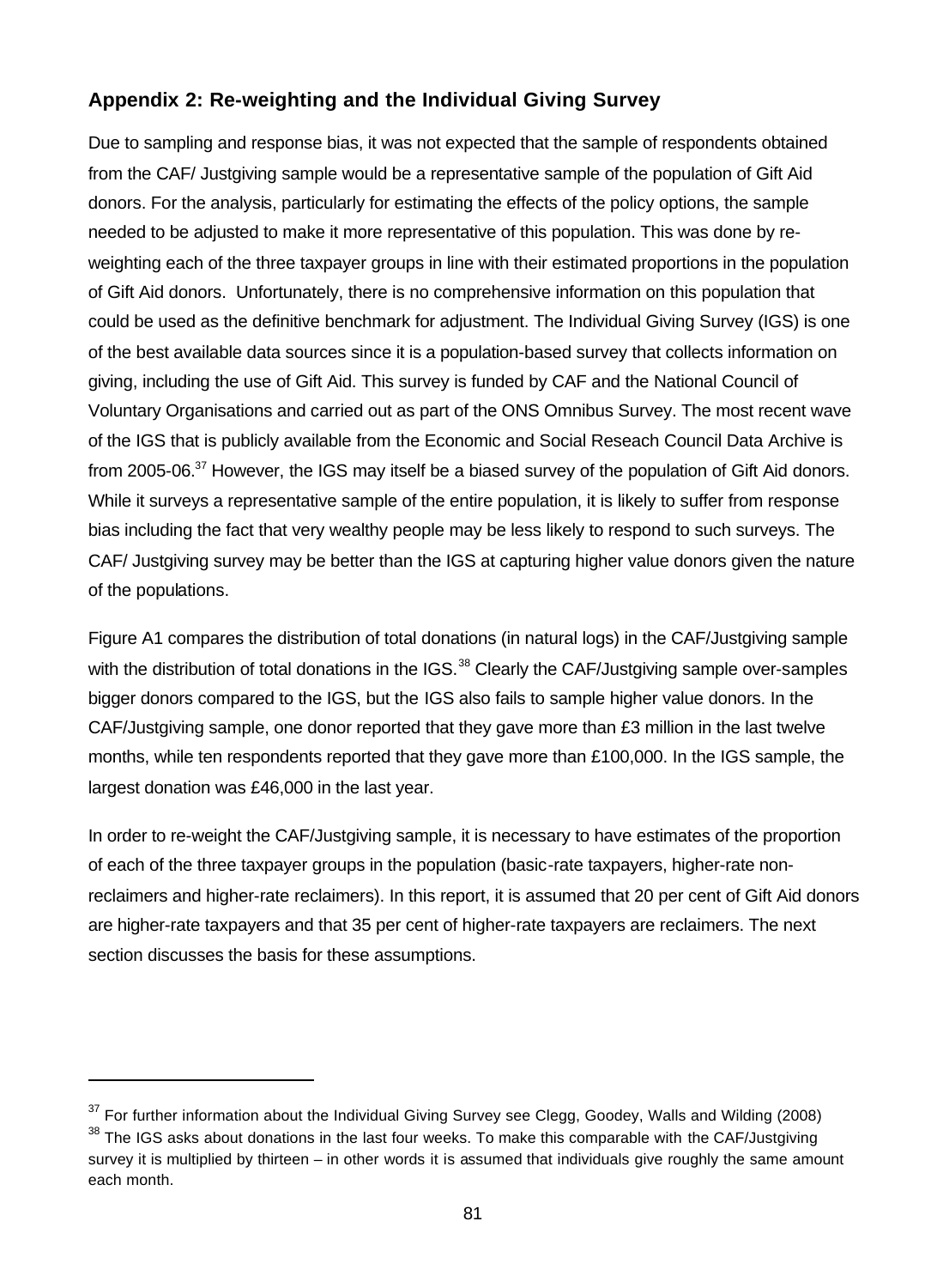## Appendix 2: Re-weighting and the Individual Giving Survey

Due to sampling and response bias, it was not expected that the sample of respondents obtained from the CAF/ Justgiving sample would be a representative sample of the population of Gift Aid donors. For the analysis, particularly for estimating the effects of the policy options, the sample needed to be adjusted to make it more representative of this population. This was done by re-weighting each of the three taxpayer groups in line with their estimated proportions in the population of Gift Aid donors. Unfortunately, there is no comprehensive information on this population that could be used as the definitive benchmark for adjustment. The Individual Giving Survey (IGS) is one of the best available data sources since it is a population-based survey that collects information on giving, including the use of Gift Aid. This survey is funded by CAF and the National Council of Voluntary Organisations and carried out as part of the ONS Omnibus Survey. The most recent wave of the IGS that is publicly available from the Economic and Social Reseach Council Data Archive is from 2005-06.[37] However, the IGS may itself be a biased survey of the population of Gift Aid donors. While it surveys a representative sample of the entire population, it is likely to suffer from response bias including the fact that very wealthy people may be less likely to respond to such surveys. The CAF/ Justgiving survey may be better than the IGS at capturing higher value donors given the nature of the populations.

Figure A1 compares the distribution of total donations (in natural logs) in the CAF/Justgiving sample with the distribution of total donations in the IGS.[38] Clearly the CAF/Justgiving sample over-samples bigger donors compared to the IGS, but the IGS also fails to sample higher value donors. In the CAF/Justgiving sample, one donor reported that they gave more than £3 million in the last twelve months, while ten respondents reported that they gave more than £100,000. In the IGS sample, the largest donation was £46,000 in the last year.

In order to re-weight the CAF/Justgiving sample, it is necessary to have estimates of the proportion of each of the three taxpayer groups in the population (basic-rate taxpayers, higher-rate non-reclaimers and higher-rate reclaimers). In this report, it is assumed that 20 per cent of Gift Aid donors are higher-rate taxpayers and that 35 per cent of higher-rate taxpayers are reclaimers. The next section discusses the basis for these assumptions.

---

[37] For further information about the Individual Giving Survey see Clegg, Goodey, Walls and Wilding (2008)

[38] The IGS asks about donations in the last four weeks. To make this comparable with the CAF/Justgiving survey it is multiplied by thirteen – in other words it is assumed that individuals give roughly the same amount each month.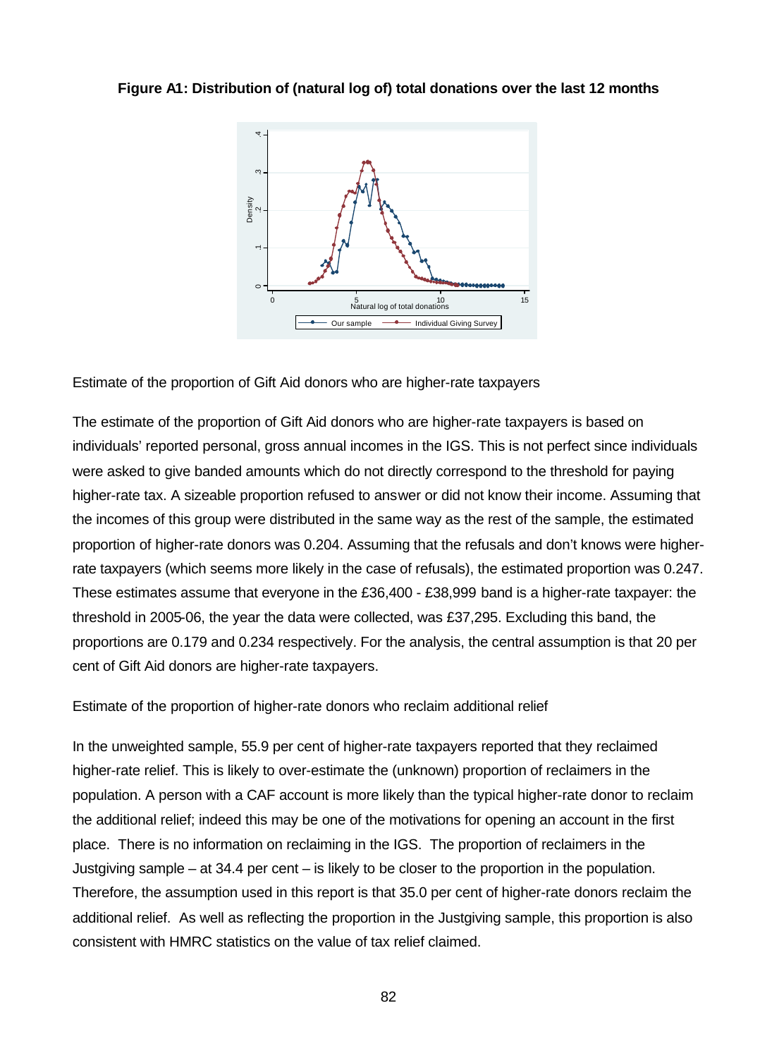**Figure A1: Distribution of (natural log of) total donations over the last 12 months**

Estimate of the proportion of Gift Aid donors who are higher-rate taxpayers

The estimate of the proportion of Gift Aid donors who are higher-rate taxpayers is based on individuals' reported personal, gross annual incomes in the IGS. This is not perfect since individuals were asked to give banded amounts which do not directly correspond to the threshold for paying higher-rate tax. A sizeable proportion refused to answer or did not know their income. Assuming that the incomes of this group were distributed in the same way as the rest of the sample, the estimated proportion of higher-rate donors was 0.204. Assuming that the refusals and don't knows were higher-rate taxpayers (which seems more likely in the case of refusals), the estimated proportion was 0.247. These estimates assume that everyone in the £36,400 - £38,999 band is a higher-rate taxpayer: the threshold in 2005-06, the year the data were collected, was £37,295. Excluding this band, the proportions are 0.179 and 0.234 respectively. For the analysis, the central assumption is that 20 per cent of Gift Aid donors are higher-rate taxpayers.

Estimate of the proportion of higher-rate donors who reclaim additional relief

In the unweighted sample, 55.9 per cent of higher-rate taxpayers reported that they reclaimed higher-rate relief. This is likely to over-estimate the (unknown) proportion of reclaimers in the population. A person with a CAF account is more likely than the typical higher-rate donor to reclaim the additional relief; indeed this may be one of the motivations for opening an account in the first place. There is no information on reclaiming in the IGS. The proportion of reclaimers in the Justgiving sample – at 34.4 per cent – is likely to be closer to the proportion in the population. Therefore, the assumption used in this report is that 35.0 per cent of higher-rate donors reclaim the additional relief. As well as reflecting the proportion in the Justgiving sample, this proportion is also consistent with HMRC statistics on the value of tax relief claimed.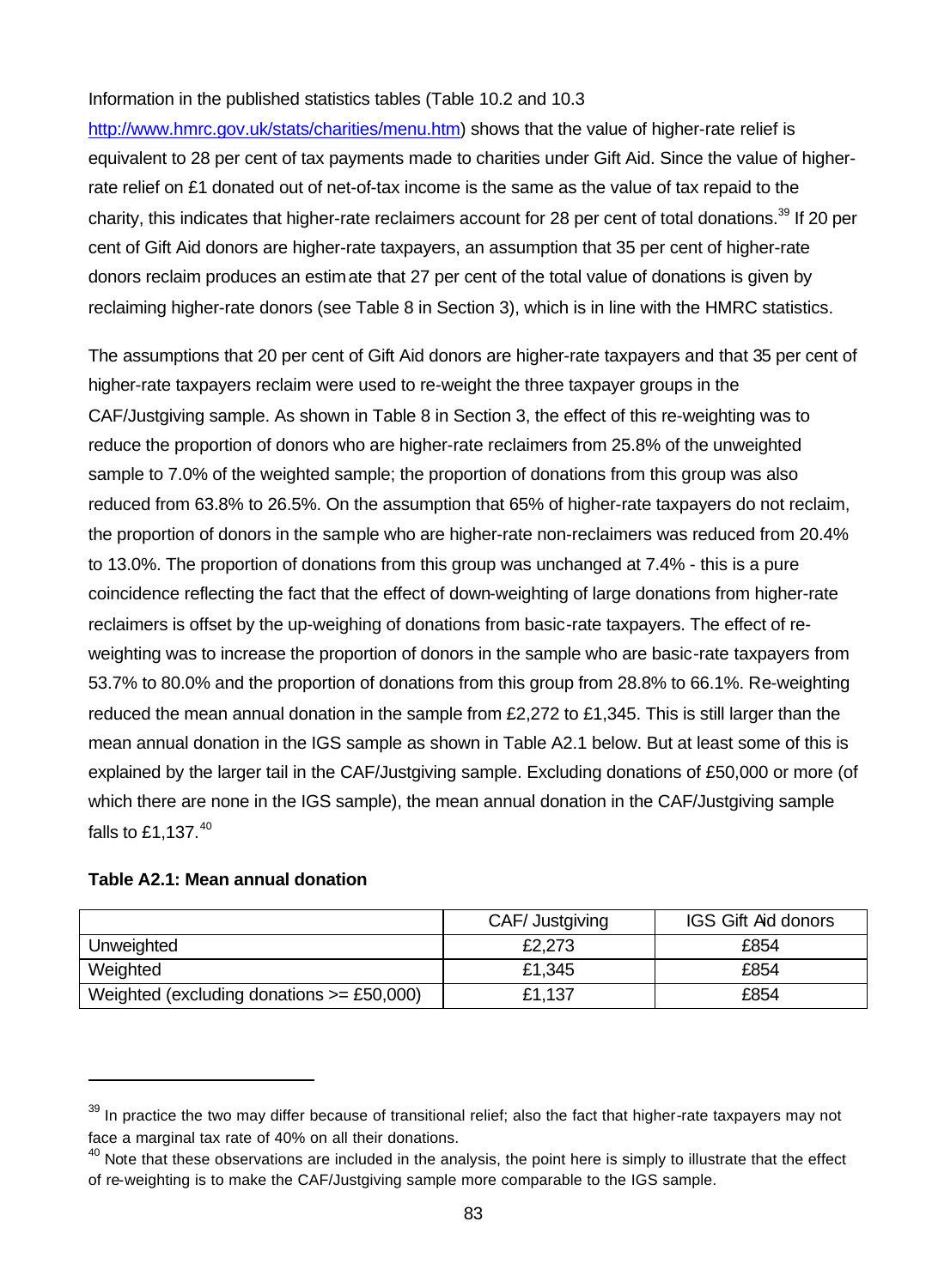Information in the published statistics tables (Table 10.2 and 10.3 http://www.hmrc.gov.uk/stats/charities/menu.htm) shows that the value of higher-rate relief is equivalent to 28 per cent of tax payments made to charities under Gift Aid. Since the value of higher-rate relief on £1 donated out of net-of-tax income is the same as the value of tax repaid to the charity, this indicates that higher-rate reclaimers account for 28 per cent of total donations.[39] If 20 per cent of Gift Aid donors are higher-rate taxpayers, an assumption that 35 per cent of higher-rate donors reclaim produces an estimate that 27 per cent of the total value of donations is given by reclaiming higher-rate donors (see Table 8 in Section 3), which is in line with the HMRC statistics.

The assumptions that 20 per cent of Gift Aid donors are higher-rate taxpayers and that 35 per cent of higher-rate taxpayers reclaim were used to re-weight the three taxpayer groups in the CAF/Justgiving sample. As shown in Table 8 in Section 3, the effect of this re-weighting was to reduce the proportion of donors who are higher-rate reclaimers from 25.8% of the unweighted sample to 7.0% of the weighted sample; the proportion of donations from this group was also reduced from 63.8% to 26.5%. On the assumption that 65% of higher-rate taxpayers do not reclaim, the proportion of donors in the sample who are higher-rate non-reclaimers was reduced from 20.4% to 13.0%. The proportion of donations from this group was unchanged at 7.4% - this is a pure coincidence reflecting the fact that the effect of down-weighting of large donations from higher-rate reclaimers is offset by the up-weighing of donations from basic-rate taxpayers. The effect of re-weighting was to increase the proportion of donors in the sample who are basic-rate taxpayers from 53.7% to 80.0% and the proportion of donations from this group from 28.8% to 66.1%. Re-weighting reduced the mean annual donation in the sample from £2,272 to £1,345. This is still larger than the mean annual donation in the IGS sample as shown in Table A2.1 below. But at least some of this is explained by the larger tail in the CAF/Justgiving sample. Excluding donations of £50,000 or more (of which there are none in the IGS sample), the mean annual donation in the CAF/Justgiving sample falls to £1,137.[40]

**Table A2.1: Mean annual donation**

| | CAF/ Justgiving | IGS Gift Aid donors |
|---|---|---|
| Unweighted | £2,273 | £854 |
| Weighted | £1,345 | £854 |
| Weighted (excluding donations >= £50,000) | £1,137 | £854 |

[39] In practice the two may differ because of transitional relief; also the fact that higher-rate taxpayers may not face a marginal tax rate of 40% on all their donations.

[40] Note that these observations are included in the analysis, the point here is simply to illustrate that the effect of re-weighting is to make the CAF/Justgiving sample more comparable to the IGS sample.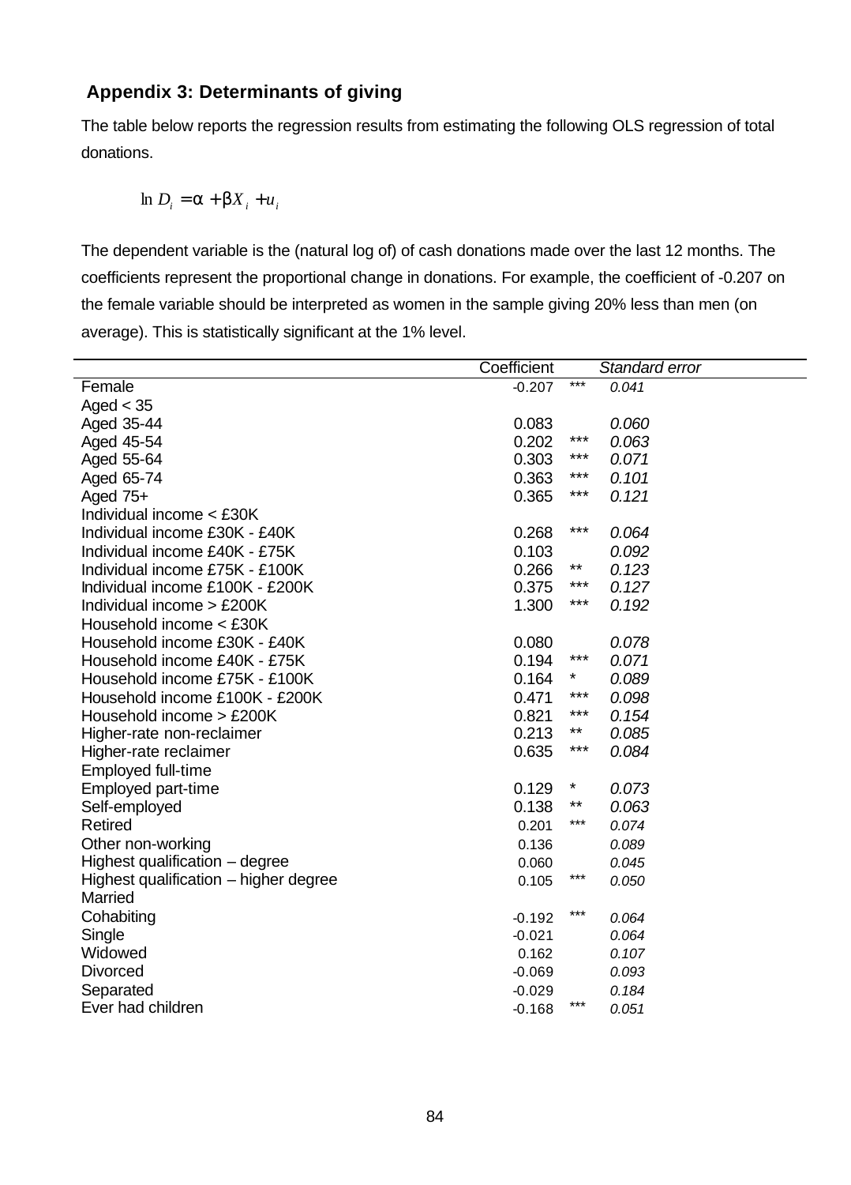## Appendix 3: Determinants of giving

The table below reports the regression results from estimating the following OLS regression of total donations.

$$\ln D_i = \alpha + \beta X_i + u_i$$

The dependent variable is the (natural log of) of cash donations made over the last 12 months. The coefficients represent the proportional change in donations. For example, the coefficient of -0.207 on the female variable should be interpreted as women in the sample giving 20% less than men (on average). This is statistically significant at the 1% level.

| | Coefficient | | *Standard error* |
|---|---|---|---|
| Female | -0.207 | *** | *0.041* |
| Aged < 35 | | | |
| Aged 35-44 | 0.083 | | *0.060* |
| Aged 45-54 | 0.202 | *** | *0.063* |
| Aged 55-64 | 0.303 | *** | *0.071* |
| Aged 65-74 | 0.363 | *** | *0.101* |
| Aged 75+ | 0.365 | *** | *0.121* |
| Individual income < £30K | | | |
| Individual income £30K - £40K | 0.268 | *** | *0.064* |
| Individual income £40K - £75K | 0.103 | | *0.092* |
| Individual income £75K - £100K | 0.266 | ** | *0.123* |
| Individual income £100K - £200K | 0.375 | *** | *0.127* |
| Individual income > £200K | 1.300 | *** | *0.192* |
| Household income < £30K | | | |
| Household income £30K - £40K | 0.080 | | *0.078* |
| Household income £40K - £75K | 0.194 | *** | *0.071* |
| Household income £75K - £100K | 0.164 | * | *0.089* |
| Household income £100K - £200K | 0.471 | *** | *0.098* |
| Household income > £200K | 0.821 | *** | *0.154* |
| Higher-rate non-reclaimer | 0.213 | ** | *0.085* |
| Higher-rate reclaimer | 0.635 | *** | *0.084* |
| Employed full-time | | | |
| Employed part-time | 0.129 | * | *0.073* |
| Self-employed | 0.138 | ** | *0.063* |
| Retired | 0.201 | *** | *0.074* |
| Other non-working | 0.136 | | *0.089* |
| Highest qualification – degree | 0.060 | | *0.045* |
| Highest qualification – higher degree | 0.105 | *** | *0.050* |
| Married | | | |
| Cohabiting | -0.192 | *** | *0.064* |
| Single | -0.021 | | *0.064* |
| Widowed | 0.162 | | *0.107* |
| Divorced | -0.069 | | *0.093* |
| Separated | -0.029 | | *0.184* |
| Ever had children | -0.168 | *** | *0.051* |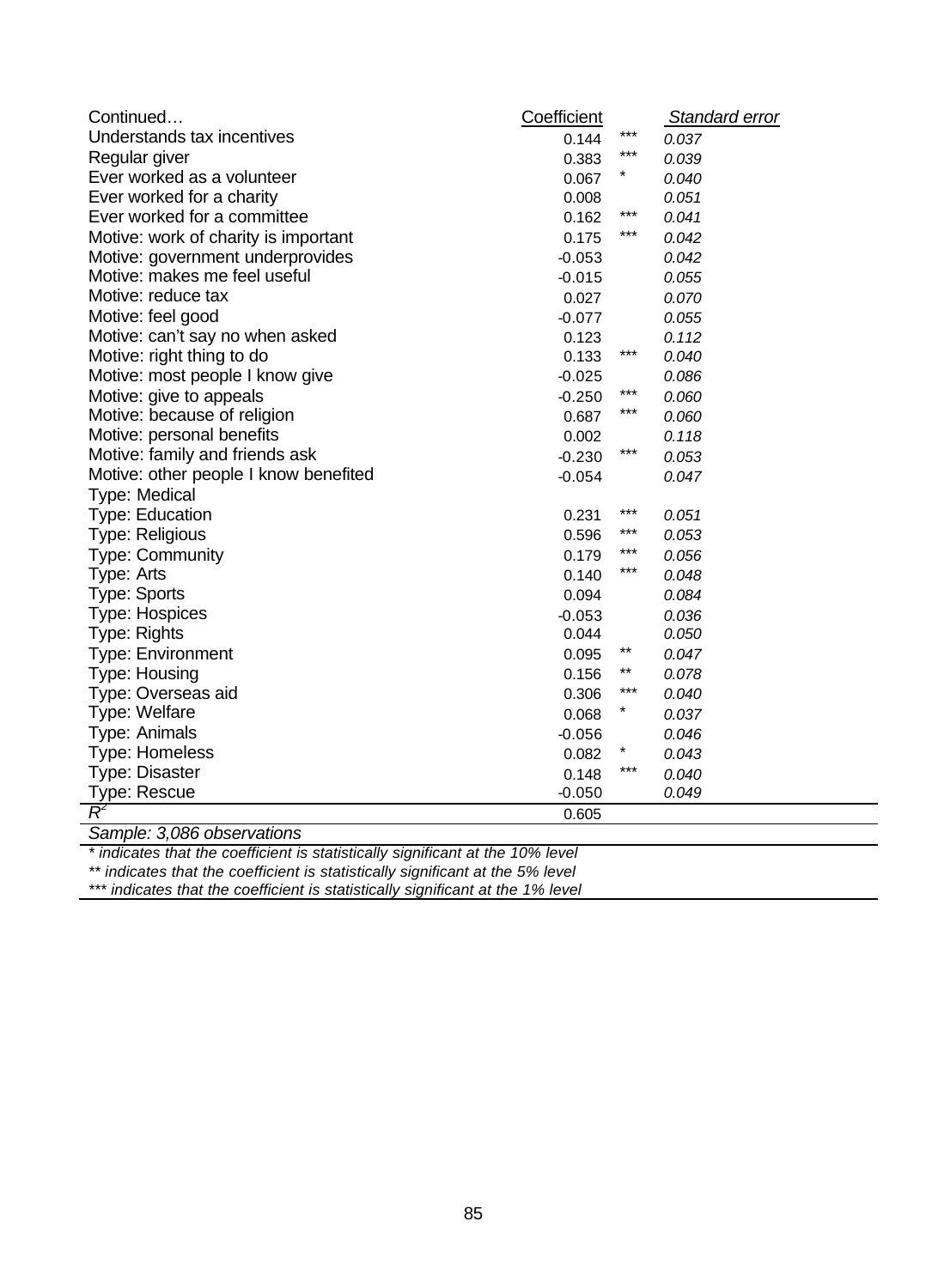| Continued… | Coefficient | | *Standard error* |
|---|---|---|---|
| Understands tax incentives | 0.144 | *** | *0.037* |
| Regular giver | 0.383 | *** | *0.039* |
| Ever worked as a volunteer | 0.067 | * | *0.040* |
| Ever worked for a charity | 0.008 | | *0.051* |
| Ever worked for a committee | 0.162 | *** | *0.041* |
| Motive: work of charity is important | 0.175 | *** | *0.042* |
| Motive: government underprovides | -0.053 | | *0.042* |
| Motive: makes me feel useful | -0.015 | | *0.055* |
| Motive: reduce tax | 0.027 | | *0.070* |
| Motive: feel good | -0.077 | | *0.055* |
| Motive: can't say no when asked | 0.123 | | *0.112* |
| Motive: right thing to do | 0.133 | *** | *0.040* |
| Motive: most people I know give | -0.025 | | *0.086* |
| Motive: give to appeals | -0.250 | *** | *0.060* |
| Motive: because of religion | 0.687 | *** | *0.060* |
| Motive: personal benefits | 0.002 | | *0.118* |
| Motive: family and friends ask | -0.230 | *** | *0.053* |
| Motive: other people I know benefited | -0.054 | | *0.047* |
| Type: Medical | | | |
| Type: Education | 0.231 | *** | *0.051* |
| Type: Religious | 0.596 | *** | *0.053* |
| Type: Community | 0.179 | *** | *0.056* |
| Type: Arts | 0.140 | *** | *0.048* |
| Type: Sports | 0.094 | | *0.084* |
| Type: Hospices | -0.053 | | *0.036* |
| Type: Rights | 0.044 | | *0.050* |
| Type: Environment | 0.095 | ** | *0.047* |
| Type: Housing | 0.156 | ** | *0.078* |
| Type: Overseas aid | 0.306 | *** | *0.040* |
| Type: Welfare | 0.068 | * | *0.037* |
| Type: Animals | -0.056 | | *0.046* |
| Type: Homeless | 0.082 | * | *0.043* |
| Type: Disaster | 0.148 | *** | *0.040* |
| Type: Rescue | -0.050 | | *0.049* |
| $R^2$ | 0.605 | | |

*Sample: 3,086 observations*

*\* indicates that the coefficient is statistically significant at the 10% level*
*\*\* indicates that the coefficient is statistically significant at the 5% level*
*\*\*\* indicates that the coefficient is statistically significant at the 1% level*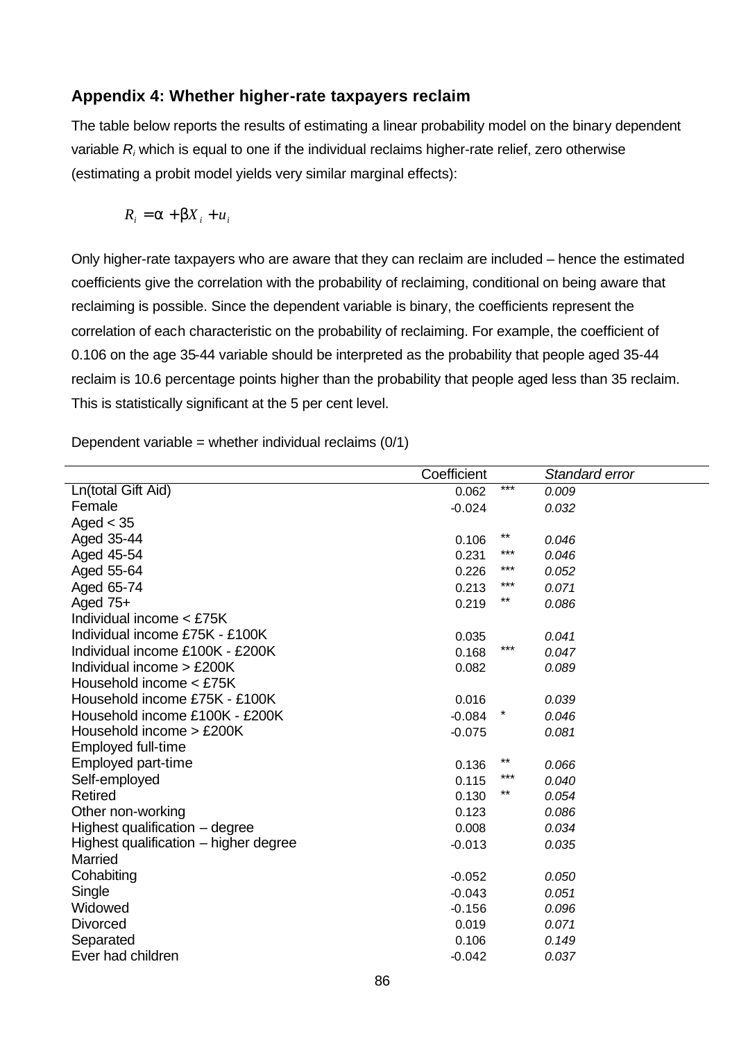## Appendix 4: Whether higher-rate taxpayers reclaim

The table below reports the results of estimating a linear probability model on the binary dependent variable $R_i$ which is equal to one if the individual reclaims higher-rate relief, zero otherwise (estimating a probit model yields very similar marginal effects):

$$R_i = \alpha + \beta X_i + u_i$$

Only higher-rate taxpayers who are aware that they can reclaim are included – hence the estimated coefficients give the correlation with the probability of reclaiming, conditional on being aware that reclaiming is possible. Since the dependent variable is binary, the coefficients represent the correlation of each characteristic on the probability of reclaiming. For example, the coefficient of 0.106 on the age 35-44 variable should be interpreted as the probability that people aged 35-44 reclaim is 10.6 percentage points higher than the probability that people aged less than 35 reclaim. This is statistically significant at the 5 per cent level.

Dependent variable = whether individual reclaims (0/1)

| | Coefficient | | *Standard error* |
|---|---|---|---|
| Ln(total Gift Aid) | 0.062 | *** | *0.009* |
| Female | -0.024 | | *0.032* |
| Aged < 35 | | | |
| Aged 35-44 | 0.106 | ** | *0.046* |
| Aged 45-54 | 0.231 | *** | *0.046* |
| Aged 55-64 | 0.226 | *** | *0.052* |
| Aged 65-74 | 0.213 | *** | *0.071* |
| Aged 75+ | 0.219 | ** | *0.086* |
| Individual income < £75K | | | |
| Individual income £75K - £100K | 0.035 | | *0.041* |
| Individual income £100K - £200K | 0.168 | *** | *0.047* |
| Individual income > £200K | 0.082 | | *0.089* |
| Household income < £75K | | | |
| Household income £75K - £100K | 0.016 | | *0.039* |
| Household income £100K - £200K | -0.084 | * | *0.046* |
| Household income > £200K | -0.075 | | *0.081* |
| Employed full-time | | | |
| Employed part-time | 0.136 | ** | *0.066* |
| Self-employed | 0.115 | *** | *0.040* |
| Retired | 0.130 | ** | *0.054* |
| Other non-working | 0.123 | | *0.086* |
| Highest qualification – degree | 0.008 | | *0.034* |
| Highest qualification – higher degree | -0.013 | | *0.035* |
| Married | | | |
| Cohabiting | -0.052 | | *0.050* |
| Single | -0.043 | | *0.051* |
| Widowed | -0.156 | | *0.096* |
| Divorced | 0.019 | | *0.071* |
| Separated | 0.106 | | *0.149* |
| Ever had children | -0.042 | | *0.037* |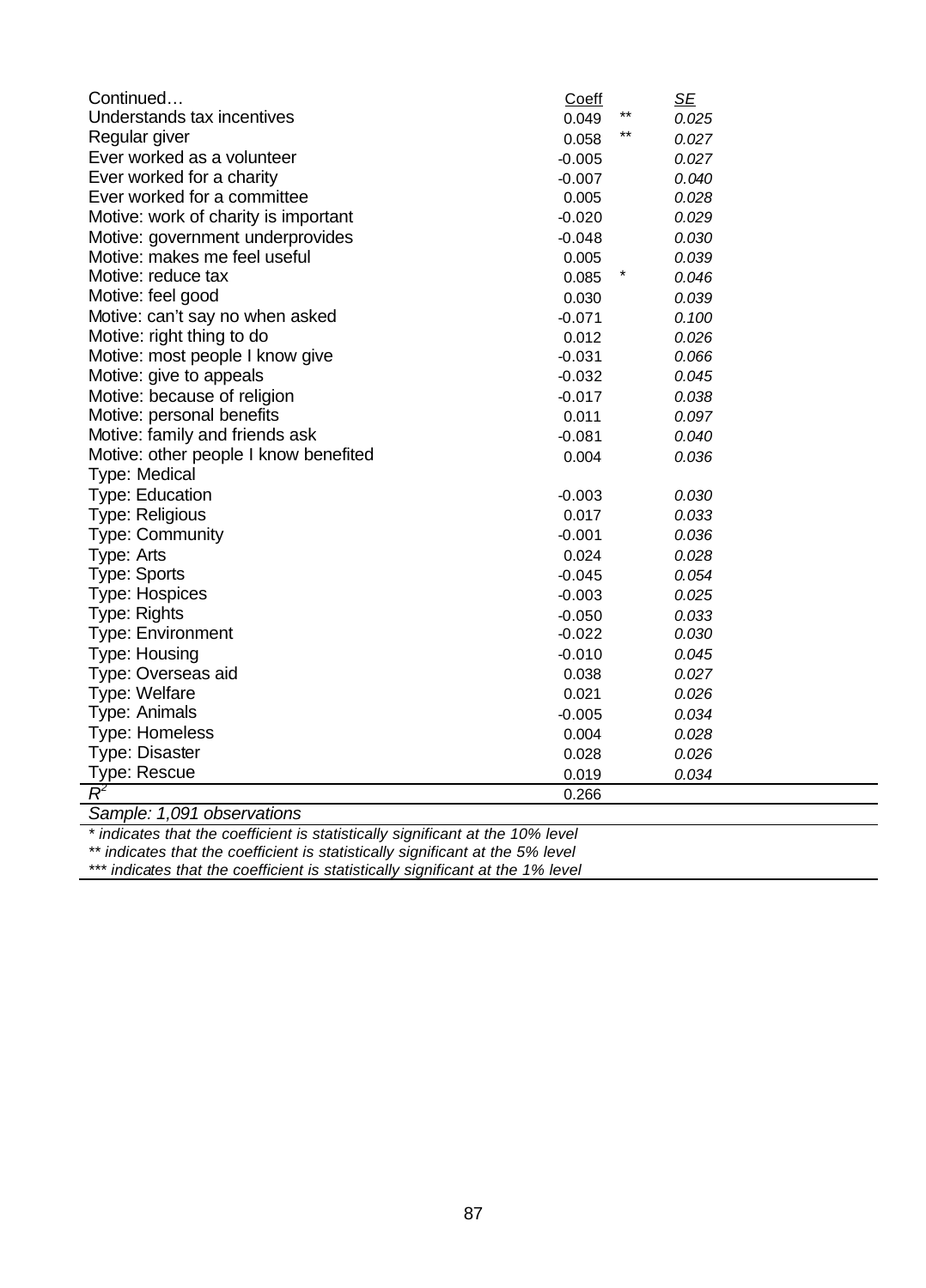| Continued… | Coeff | | SE |
|---|---|---|---|
| Understands tax incentives | 0.049 | ** | 0.025 |
| Regular giver | 0.058 | ** | 0.027 |
| Ever worked as a volunteer | -0.005 | | 0.027 |
| Ever worked for a charity | -0.007 | | 0.040 |
| Ever worked for a committee | 0.005 | | 0.028 |
| Motive: work of charity is important | -0.020 | | 0.029 |
| Motive: government underprovides | -0.048 | | 0.030 |
| Motive: makes me feel useful | 0.005 | | 0.039 |
| Motive: reduce tax | 0.085 | * | 0.046 |
| Motive: feel good | 0.030 | | 0.039 |
| Motive: can't say no when asked | -0.071 | | 0.100 |
| Motive: right thing to do | 0.012 | | 0.026 |
| Motive: most people I know give | -0.031 | | 0.066 |
| Motive: give to appeals | -0.032 | | 0.045 |
| Motive: because of religion | -0.017 | | 0.038 |
| Motive: personal benefits | 0.011 | | 0.097 |
| Motive: family and friends ask | -0.081 | | 0.040 |
| Motive: other people I know benefited | 0.004 | | 0.036 |
| Type: Medical | | | |
| Type: Education | -0.003 | | 0.030 |
| Type: Religious | 0.017 | | 0.033 |
| Type: Community | -0.001 | | 0.036 |
| Type: Arts | 0.024 | | 0.028 |
| Type: Sports | -0.045 | | 0.054 |
| Type: Hospices | -0.003 | | 0.025 |
| Type: Rights | -0.050 | | 0.033 |
| Type: Environment | -0.022 | | 0.030 |
| Type: Housing | -0.010 | | 0.045 |
| Type: Overseas aid | 0.038 | | 0.027 |
| Type: Welfare | 0.021 | | 0.026 |
| Type: Animals | -0.005 | | 0.034 |
| Type: Homeless | 0.004 | | 0.028 |
| Type: Disaster | 0.028 | | 0.026 |
| Type: Rescue | 0.019 | | 0.034 |
| $R^2$ | 0.266 | | |

*Sample: 1,091 observations*

*\* indicates that the coefficient is statistically significant at the 10% level*

*\*\* indicates that the coefficient is statistically significant at the 5% level*

*\*\*\* indicates that the coefficient is statistically significant at the 1% level*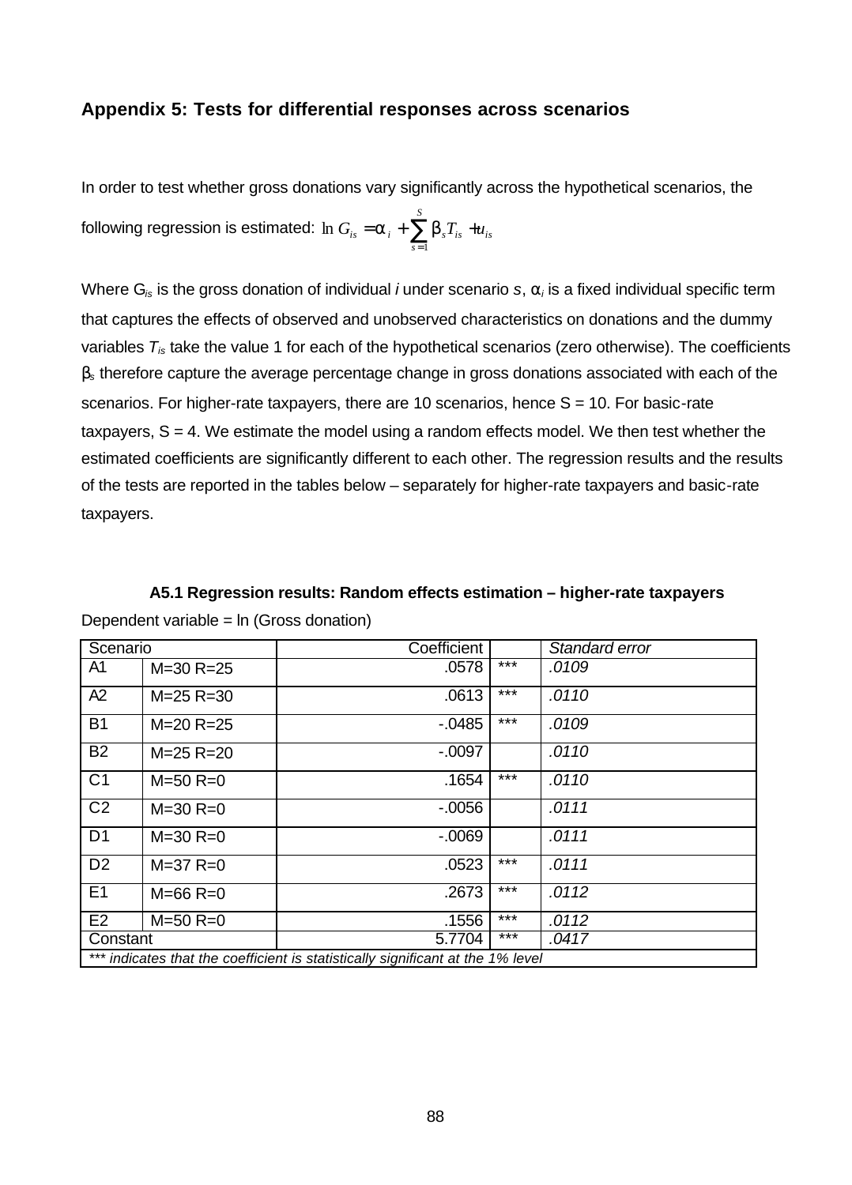## Appendix 5: Tests for differential responses across scenarios

In order to test whether gross donations vary significantly across the hypothetical scenarios, the following regression is estimated: $\ln G_{is} = \alpha_i + \sum_{s=1}^{S} \beta_s T_{is} + u_{is}$

Where $G_{is}$ is the gross donation of individual *i* under scenario *s*, $\alpha_i$ is a fixed individual specific term that captures the effects of observed and unobserved characteristics on donations and the dummy variables $T_{is}$ take the value 1 for each of the hypothetical scenarios (zero otherwise). The coefficients $\beta_s$ therefore capture the average percentage change in gross donations associated with each of the scenarios. For higher-rate taxpayers, there are 10 scenarios, hence S = 10. For basic-rate taxpayers, S = 4. We estimate the model using a random effects model. We then test whether the estimated coefficients are significantly different to each other. The regression results and the results of the tests are reported in the tables below – separately for higher-rate taxpayers and basic-rate taxpayers.

**A5.1 Regression results: Random effects estimation – higher-rate taxpayers**

Dependent variable = ln (Gross donation)

| Scenario | | Coefficient | | *Standard error* |
|---|---|---|---|---|
| A1 | M=30 R=25 | .0578 | *** | *.0109* |
| A2 | M=25 R=30 | .0613 | *** | *.0110* |
| B1 | M=20 R=25 | -.0485 | *** | *.0109* |
| B2 | M=25 R=20 | -.0097 | | *.0110* |
| C1 | M=50 R=0 | .1654 | *** | *.0110* |
| C2 | M=30 R=0 | -.0056 | | *.0111* |
| D1 | M=30 R=0 | -.0069 | | *.0111* |
| D2 | M=37 R=0 | .0523 | *** | *.0111* |
| E1 | M=66 R=0 | .2673 | *** | *.0112* |
| E2 | M=50 R=0 | .1556 | *** | *.0112* |
| Constant | | 5.7704 | *** | *.0417* |
| *\*\*\* indicates that the coefficient is statistically significant at the 1% level* | | | | |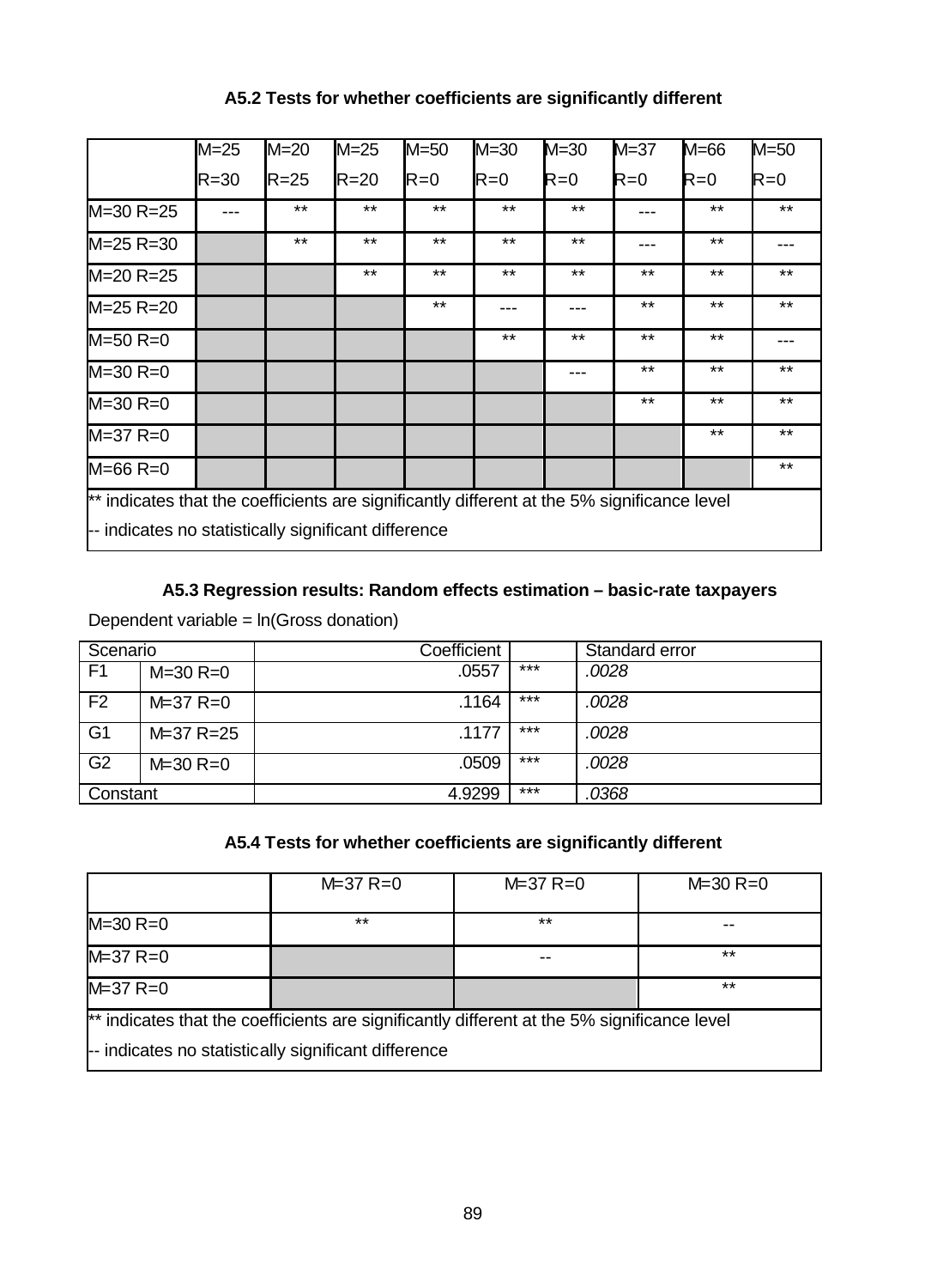### A5.2 Tests for whether coefficients are significantly different

| | M=25 R=30 | M=20 R=25 | M=25 R=20 | M=50 R=0 | M=30 R=0 | M=30 R=0 | M=37 R=0 | M=66 R=0 | M=50 R=0 |
|---|---|---|---|---|---|---|---|---|---|
| M=30 R=25 | --- | ** | ** | ** | ** | ** | --- | ** | ** |
| M=25 R=30 | | ** | ** | ** | ** | ** | --- | ** | --- |
| M=20 R=25 | | | ** | ** | ** | ** | ** | ** | ** |
| M=25 R=20 | | | | ** | --- | --- | ** | ** | ** |
| M=50 R=0 | | | | | ** | ** | ** | ** | --- |
| M=30 R=0 | | | | | | --- | ** | ** | ** |
| M=30 R=0 | | | | | | | ** | ** | ** |
| M=37 R=0 | | | | | | | | ** | ** |
| M=66 R=0 | | | | | | | | | ** |

** indicates that the coefficients are significantly different at the 5% significance level

-- indicates no statistically significant difference

### A5.3 Regression results: Random effects estimation – basic-rate taxpayers

Dependent variable = ln(Gross donation)

| Scenario | | Coefficient | | Standard error |
|---|---|---|---|---|
| F1 | M=30 R=0 | .0557 | *** | *.0028* |
| F2 | M=37 R=0 | .1164 | *** | *.0028* |
| G1 | M=37 R=25 | .1177 | *** | *.0028* |
| G2 | M=30 R=0 | .0509 | *** | *.0028* |
| Constant | | 4.9299 | *** | *.0368* |

### A5.4 Tests for whether coefficients are significantly different

| | M=37 R=0 | M=37 R=0 | M=30 R=0 |
|---|---|---|---|
| M=30 R=0 | ** | ** | -- |
| M=37 R=0 | | -- | ** |
| M=37 R=0 | | | ** |

** indicates that the coefficients are significantly different at the 5% significance level

-- indicates no statistically significant difference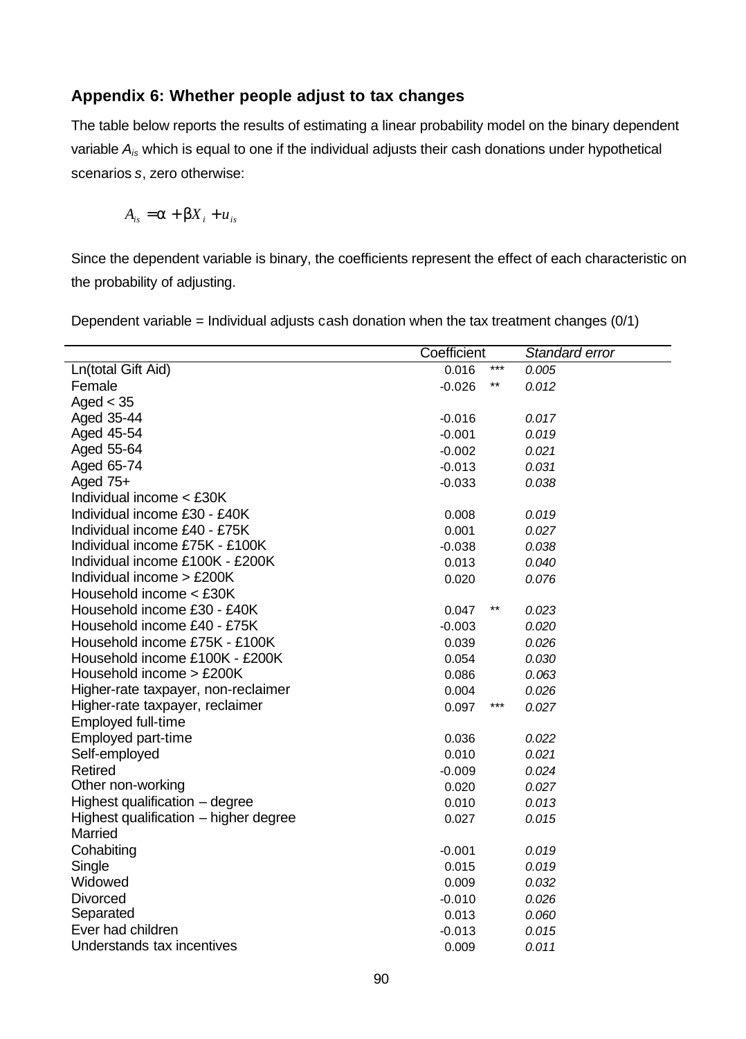### Appendix 6: Whether people adjust to tax changes

The table below reports the results of estimating a linear probability model on the binary dependent variable $A_{is}$ which is equal to one if the individual adjusts their cash donations under hypothetical scenarios $s$, zero otherwise:

$$A_{is} = \alpha + \beta X_i + u_{is}$$

Since the dependent variable is binary, the coefficients represent the effect of each characteristic on the probability of adjusting.

Dependent variable = Individual adjusts cash donation when the tax treatment changes (0/1)

| | Coefficient | | *Standard error* |
|---|---|---|---|
| Ln(total Gift Aid) | 0.016 | *** | *0.005* |
| Female | -0.026 | ** | *0.012* |
| Aged < 35 | | | |
| Aged 35-44 | -0.016 | | *0.017* |
| Aged 45-54 | -0.001 | | *0.019* |
| Aged 55-64 | -0.002 | | *0.021* |
| Aged 65-74 | -0.013 | | *0.031* |
| Aged 75+ | -0.033 | | *0.038* |
| Individual income < £30K | | | |
| Individual income £30 - £40K | 0.008 | | *0.019* |
| Individual income £40 - £75K | 0.001 | | *0.027* |
| Individual income £75K - £100K | -0.038 | | *0.038* |
| Individual income £100K - £200K | 0.013 | | *0.040* |
| Individual income > £200K | 0.020 | | *0.076* |
| Household income < £30K | | | |
| Household income £30 - £40K | 0.047 | ** | *0.023* |
| Household income £40 - £75K | -0.003 | | *0.020* |
| Household income £75K - £100K | 0.039 | | *0.026* |
| Household income £100K - £200K | 0.054 | | *0.030* |
| Household income > £200K | 0.086 | | *0.063* |
| Higher-rate taxpayer, non-reclaimer | 0.004 | | *0.026* |
| Higher-rate taxpayer, reclaimer | 0.097 | *** | *0.027* |
| Employed full-time | | | |
| Employed part-time | 0.036 | | *0.022* |
| Self-employed | 0.010 | | *0.021* |
| Retired | -0.009 | | *0.024* |
| Other non-working | 0.020 | | *0.027* |
| Highest qualification – degree | 0.010 | | *0.013* |
| Highest qualification – higher degree | 0.027 | | *0.015* |
| Married | | | |
| Cohabiting | -0.001 | | *0.019* |
| Single | 0.015 | | *0.019* |
| Widowed | 0.009 | | *0.032* |
| Divorced | -0.010 | | *0.026* |
| Separated | 0.013 | | *0.060* |
| Ever had children | -0.013 | | *0.015* |
| Understands tax incentives | 0.009 | | *0.011* |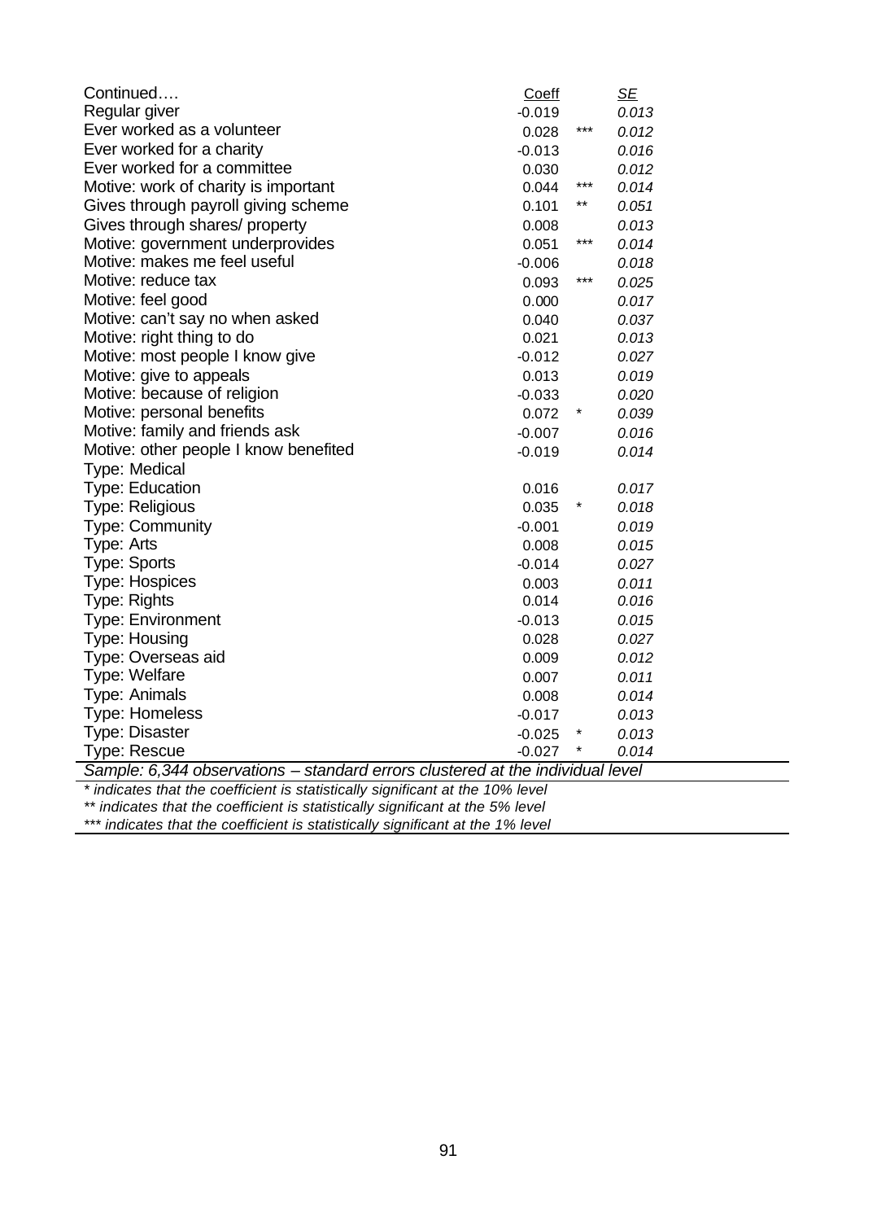| Continued…. | Coeff | | SE |
|---|---|---|---|
| Regular giver | -0.019 | | 0.013 |
| Ever worked as a volunteer | 0.028 | *** | 0.012 |
| Ever worked for a charity | -0.013 | | 0.016 |
| Ever worked for a committee | 0.030 | | 0.012 |
| Motive: work of charity is important | 0.044 | *** | 0.014 |
| Gives through payroll giving scheme | 0.101 | ** | 0.051 |
| Gives through shares/ property | 0.008 | | 0.013 |
| Motive: government underprovides | 0.051 | *** | 0.014 |
| Motive: makes me feel useful | -0.006 | | 0.018 |
| Motive: reduce tax | 0.093 | *** | 0.025 |
| Motive: feel good | 0.000 | | 0.017 |
| Motive: can't say no when asked | 0.040 | | 0.037 |
| Motive: right thing to do | 0.021 | | 0.013 |
| Motive: most people I know give | -0.012 | | 0.027 |
| Motive: give to appeals | 0.013 | | 0.019 |
| Motive: because of religion | -0.033 | | 0.020 |
| Motive: personal benefits | 0.072 | * | 0.039 |
| Motive: family and friends ask | -0.007 | | 0.016 |
| Motive: other people I know benefited | -0.019 | | 0.014 |
| Type: Medical | | | |
| Type: Education | 0.016 | | 0.017 |
| Type: Religious | 0.035 | * | 0.018 |
| Type: Community | -0.001 | | 0.019 |
| Type: Arts | 0.008 | | 0.015 |
| Type: Sports | -0.014 | | 0.027 |
| Type: Hospices | 0.003 | | 0.011 |
| Type: Rights | 0.014 | | 0.016 |
| Type: Environment | -0.013 | | 0.015 |
| Type: Housing | 0.028 | | 0.027 |
| Type: Overseas aid | 0.009 | | 0.012 |
| Type: Welfare | 0.007 | | 0.011 |
| Type: Animals | 0.008 | | 0.014 |
| Type: Homeless | -0.017 | | 0.013 |
| Type: Disaster | -0.025 | * | 0.013 |
| Type: Rescue | -0.027 | * | 0.014 |

*Sample: 6,344 observations – standard errors clustered at the individual level*

*\* indicates that the coefficient is statistically significant at the 10% level*
*\*\* indicates that the coefficient is statistically significant at the 5% level*
*\*\*\* indicates that the coefficient is statistically significant at the 1% level*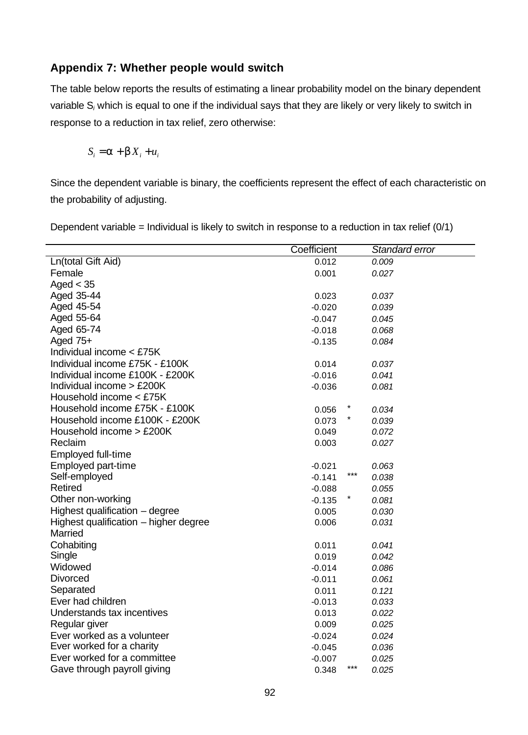## Appendix 7: Whether people would switch

The table below reports the results of estimating a linear probability model on the binary dependent variable $S_i$ which is equal to one if the individual says that they are likely or very likely to switch in response to a reduction in tax relief, zero otherwise:

$$S_i = \alpha + \beta X_i + u_i$$

Since the dependent variable is binary, the coefficients represent the effect of each characteristic on the probability of adjusting.

Dependent variable = Individual is likely to switch in response to a reduction in tax relief (0/1)

| | Coefficient | | *Standard error* |
|---|---|---|---|
| Ln(total Gift Aid) | 0.012 | | *0.009* |
| Female | 0.001 | | *0.027* |
| Aged < 35 | | | |
| Aged 35-44 | 0.023 | | *0.037* |
| Aged 45-54 | -0.020 | | *0.039* |
| Aged 55-64 | -0.047 | | *0.045* |
| Aged 65-74 | -0.018 | | *0.068* |
| Aged 75+ | -0.135 | | *0.084* |
| Individual income < £75K | | | |
| Individual income £75K - £100K | 0.014 | | *0.037* |
| Individual income £100K - £200K | -0.016 | | *0.041* |
| Individual income > £200K | -0.036 | | *0.081* |
| Household income < £75K | | | |
| Household income £75K - £100K | 0.056 | * | *0.034* |
| Household income £100K - £200K | 0.073 | * | *0.039* |
| Household income > £200K | 0.049 | | *0.072* |
| Reclaim | 0.003 | | *0.027* |
| Employed full-time | | | |
| Employed part-time | -0.021 | | *0.063* |
| Self-employed | -0.141 | *** | *0.038* |
| Retired | -0.088 | | *0.055* |
| Other non-working | -0.135 | * | *0.081* |
| Highest qualification – degree | 0.005 | | *0.030* |
| Highest qualification – higher degree | 0.006 | | *0.031* |
| Married | | | |
| Cohabiting | 0.011 | | *0.041* |
| Single | 0.019 | | *0.042* |
| Widowed | -0.014 | | *0.086* |
| Divorced | -0.011 | | *0.061* |
| Separated | 0.011 | | *0.121* |
| Ever had children | -0.013 | | *0.033* |
| Understands tax incentives | 0.013 | | *0.022* |
| Regular giver | 0.009 | | *0.025* |
| Ever worked as a volunteer | -0.024 | | *0.024* |
| Ever worked for a charity | -0.045 | | *0.036* |
| Ever worked for a committee | -0.007 | | *0.025* |
| Gave through payroll giving | 0.348 | *** | *0.025* |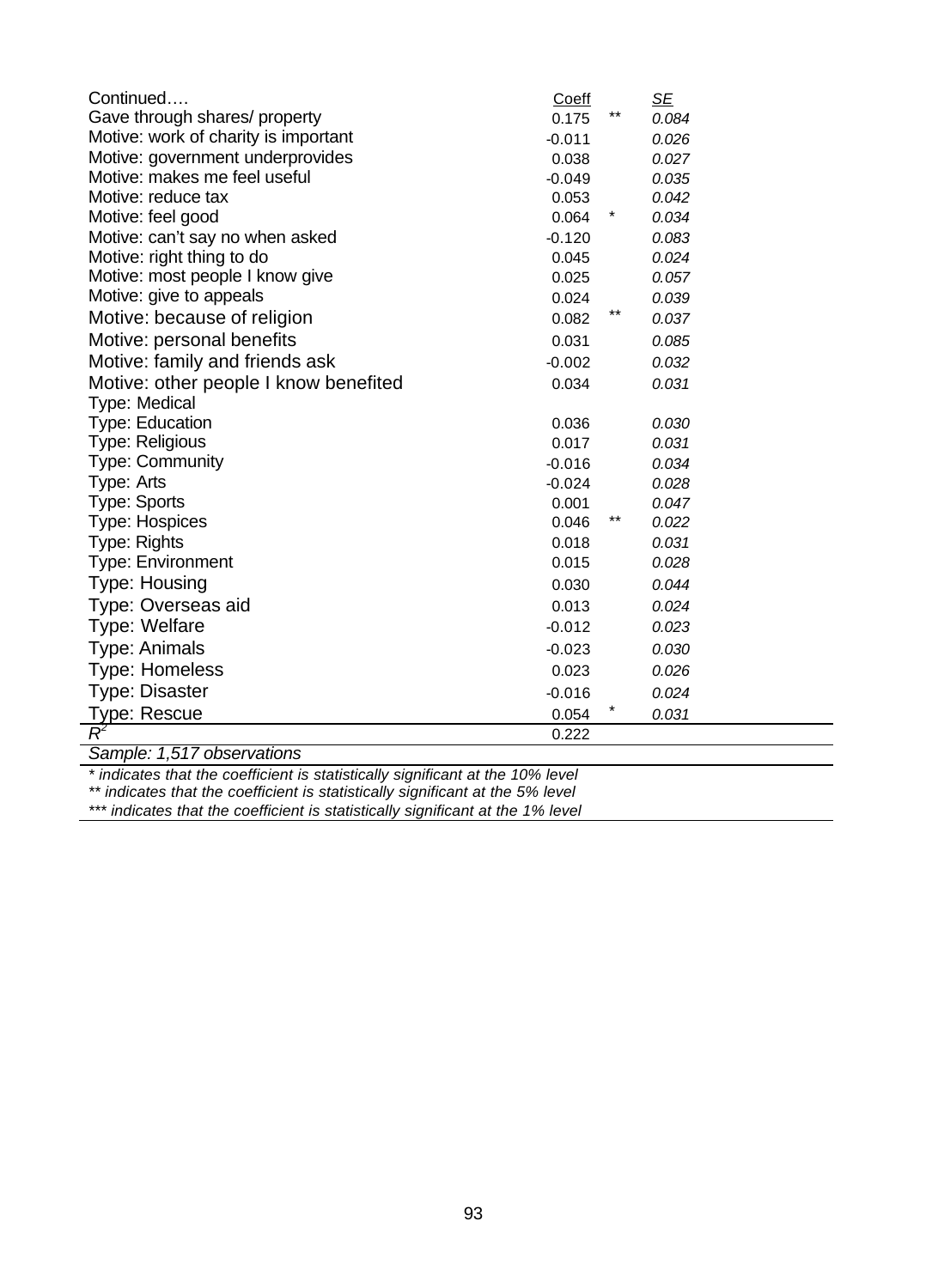| Continued…. | Coeff | | SE |
|---|---|---|---|
| Gave through shares/ property | 0.175 | ** | *0.084* |
| Motive: work of charity is important | -0.011 | | *0.026* |
| Motive: government underprovides | 0.038 | | *0.027* |
| Motive: makes me feel useful | -0.049 | | *0.035* |
| Motive: reduce tax | 0.053 | | *0.042* |
| Motive: feel good | 0.064 | * | *0.034* |
| Motive: can't say no when asked | -0.120 | | *0.083* |
| Motive: right thing to do | 0.045 | | *0.024* |
| Motive: most people I know give | 0.025 | | *0.057* |
| Motive: give to appeals | 0.024 | | *0.039* |
| Motive: because of religion | 0.082 | ** | *0.037* |
| Motive: personal benefits | 0.031 | | *0.085* |
| Motive: family and friends ask | -0.002 | | *0.032* |
| Motive: other people I know benefited | 0.034 | | *0.031* |
| Type: Medical | | | |
| Type: Education | 0.036 | | *0.030* |
| Type: Religious | 0.017 | | *0.031* |
| Type: Community | -0.016 | | *0.034* |
| Type: Arts | -0.024 | | *0.028* |
| Type: Sports | 0.001 | | *0.047* |
| Type: Hospices | 0.046 | ** | *0.022* |
| Type: Rights | 0.018 | | *0.031* |
| Type: Environment | 0.015 | | *0.028* |
| Type: Housing | 0.030 | | *0.044* |
| Type: Overseas aid | 0.013 | | *0.024* |
| Type: Welfare | -0.012 | | *0.023* |
| Type: Animals | -0.023 | | *0.030* |
| Type: Homeless | 0.023 | | *0.026* |
| Type: Disaster | -0.016 | | *0.024* |
| Type: Rescue | 0.054 | * | *0.031* |
| $R^2$ | 0.222 | | |
| *Sample: 1,517 observations* | | | |

*\* indicates that the coefficient is statistically significant at the 10% level*
*\*\* indicates that the coefficient is statistically significant at the 5% level*
*\*\*\* indicates that the coefficient is statistically significant at the 1% level*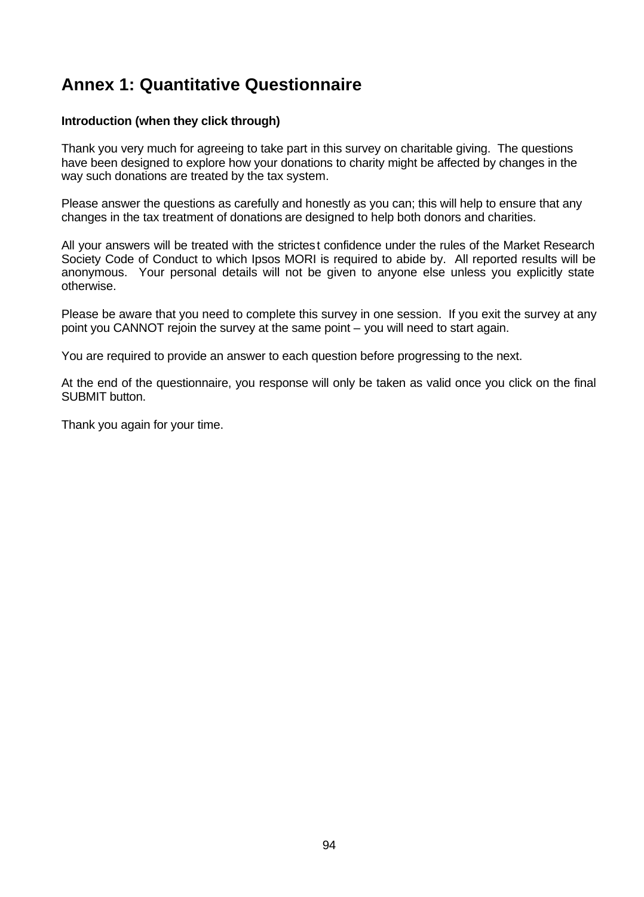# Annex 1: Quantitative Questionnaire

**Introduction (when they click through)**

Thank you very much for agreeing to take part in this survey on charitable giving. The questions have been designed to explore how your donations to charity might be affected by changes in the way such donations are treated by the tax system.

Please answer the questions as carefully and honestly as you can; this will help to ensure that any changes in the tax treatment of donations are designed to help both donors and charities.

All your answers will be treated with the strictest confidence under the rules of the Market Research Society Code of Conduct to which Ipsos MORI is required to abide by. All reported results will be anonymous. Your personal details will not be given to anyone else unless you explicitly state otherwise.

Please be aware that you need to complete this survey in one session. If you exit the survey at any point you CANNOT rejoin the survey at the same point – you will need to start again.

You are required to provide an answer to each question before progressing to the next.

At the end of the questionnaire, you response will only be taken as valid once you click on the final SUBMIT button.

Thank you again for your time.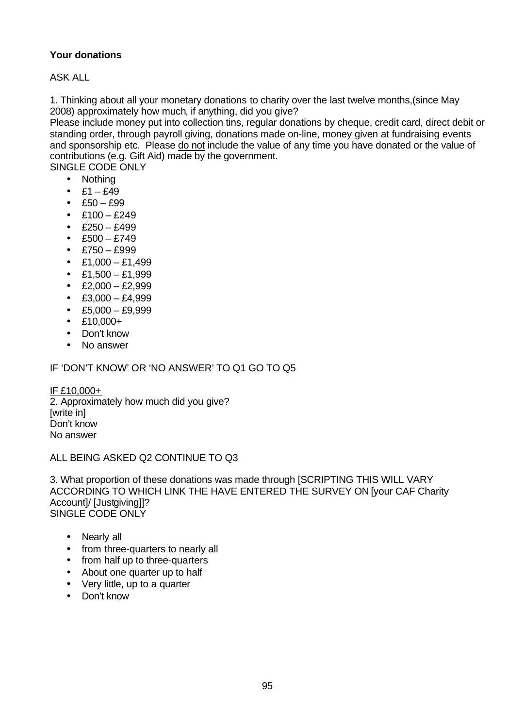**Your donations**

ASK ALL

1. Thinking about all your monetary donations to charity over the last twelve months,(since May 2008) approximately how much, if anything, did you give?
Please include money put into collection tins, regular donations by cheque, credit card, direct debit or standing order, through payroll giving, donations made on-line, money given at fundraising events and sponsorship etc. Please <u>do not</u> include the value of any time you have donated or the value of contributions (e.g. Gift Aid) made by the government.
SINGLE CODE ONLY

- Nothing
- £1 – £49
- £50 – £99
- £100 – £249
- £250 – £499
- £500 – £749
- £750 – £999
- £1,000 – £1,499
- £1,500 – £1,999
- £2,000 – £2,999
- £3,000 – £4,999
- £5,000 – £9,999
- £10,000+
- Don't know
- No answer

IF 'DON'T KNOW' OR 'NO ANSWER' TO Q1 GO TO Q5

<u>IF £10,000+</u>
2. Approximately how much did you give?
[write in]
Don't know
No answer

ALL BEING ASKED Q2 CONTINUE TO Q3

3. What proportion of these donations was made through [SCRIPTING THIS WILL VARY ACCORDING TO WHICH LINK THE HAVE ENTERED THE SURVEY ON [your CAF Charity Account]/ [Justgiving]]?
SINGLE CODE ONLY

- Nearly all
- from three-quarters to nearly all
- from half up to three-quarters
- About one quarter up to half
- Very little, up to a quarter
- Don't know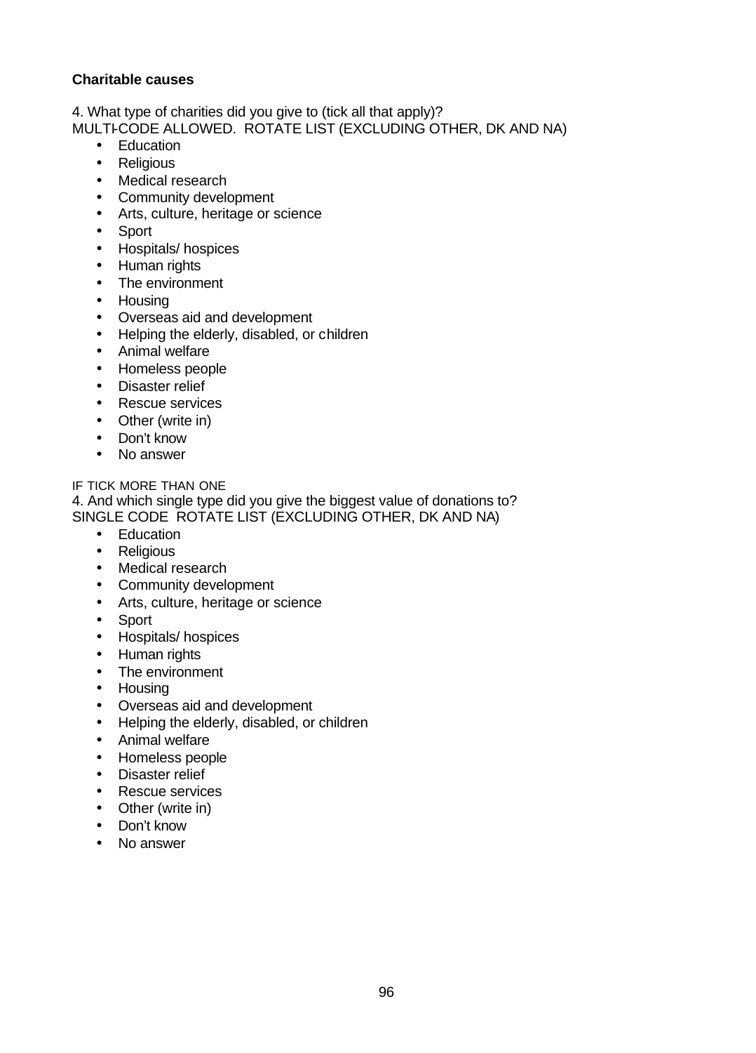**Charitable causes**

4. What type of charities did you give to (tick all that apply)?
MULTI-CODE ALLOWED. ROTATE LIST (EXCLUDING OTHER, DK AND NA)

- Education
- Religious
- Medical research
- Community development
- Arts, culture, heritage or science
- Sport
- Hospitals/ hospices
- Human rights
- The environment
- Housing
- Overseas aid and development
- Helping the elderly, disabled, or children
- Animal welfare
- Homeless people
- Disaster relief
- Rescue services
- Other (write in)
- Don't know
- No answer

IF TICK MORE THAN ONE
4. And which single type did you give the biggest value of donations to?
SINGLE CODE ROTATE LIST (EXCLUDING OTHER, DK AND NA)

- Education
- Religious
- Medical research
- Community development
- Arts, culture, heritage or science
- Sport
- Hospitals/ hospices
- Human rights
- The environment
- Housing
- Overseas aid and development
- Helping the elderly, disabled, or children
- Animal welfare
- Homeless people
- Disaster relief
- Rescue services
- Other (write in)
- Don't know
- No answer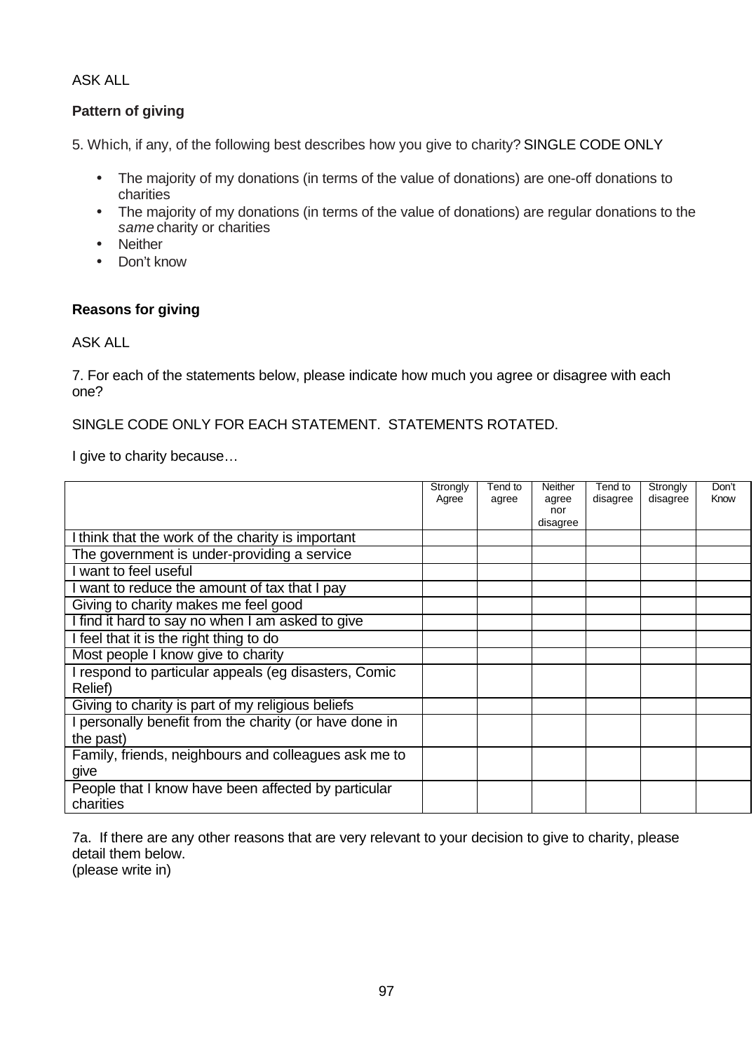ASK ALL

**Pattern of giving**

5. Which, if any, of the following best describes how you give to charity? SINGLE CODE ONLY

- The majority of my donations (in terms of the value of donations) are one-off donations to charities
- The majority of my donations (in terms of the value of donations) are regular donations to the *same* charity or charities
- Neither
- Don't know

**Reasons for giving**

ASK ALL

7. For each of the statements below, please indicate how much you agree or disagree with each one?

SINGLE CODE ONLY FOR EACH STATEMENT. STATEMENTS ROTATED.

I give to charity because…

| | Strongly Agree | Tend to agree | Neither agree nor disagree | Tend to disagree | Strongly disagree | Don't Know |
|---|---|---|---|---|---|---|
| I think that the work of the charity is important | | | | | | |
| The government is under-providing a service | | | | | | |
| I want to feel useful | | | | | | |
| I want to reduce the amount of tax that I pay | | | | | | |
| Giving to charity makes me feel good | | | | | | |
| I find it hard to say no when I am asked to give | | | | | | |
| I feel that it is the right thing to do | | | | | | |
| Most people I know give to charity | | | | | | |
| I respond to particular appeals (eg disasters, Comic Relief) | | | | | | |
| Giving to charity is part of my religious beliefs | | | | | | |
| I personally benefit from the charity (or have done in the past) | | | | | | |
| Family, friends, neighbours and colleagues ask me to give | | | | | | |
| People that I know have been affected by particular charities | | | | | | |

7a. If there are any other reasons that are very relevant to your decision to give to charity, please detail them below.
(please write in)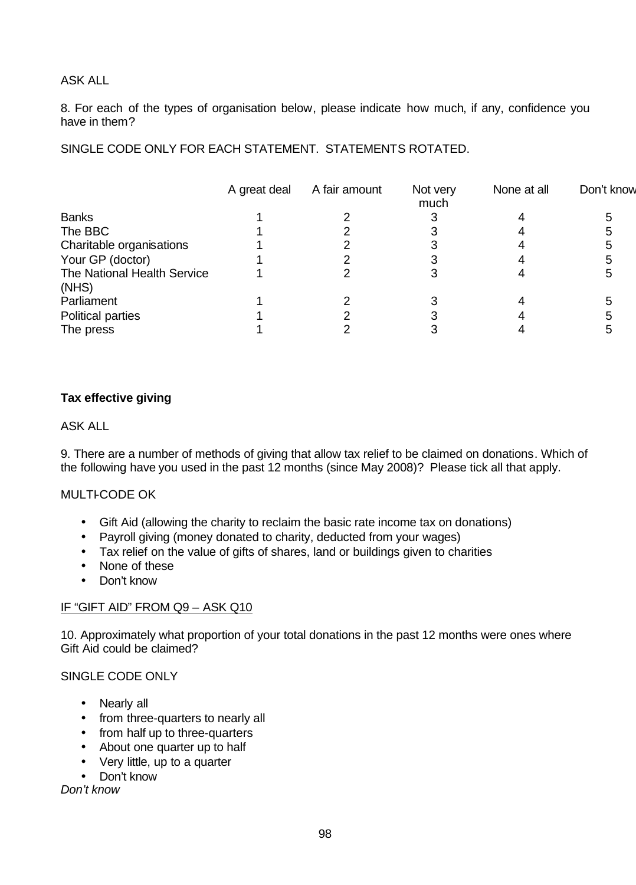ASK ALL

8. For each of the types of organisation below, please indicate how much, if any, confidence you have in them?

SINGLE CODE ONLY FOR EACH STATEMENT. STATEMENTS ROTATED.

| | A great deal | A fair amount | Not very much | None at all | Don't know |
|---|---|---|---|---|---|
| Banks | 1 | 2 | 3 | 4 | 5 |
| The BBC | 1 | 2 | 3 | 4 | 5 |
| Charitable organisations | 1 | 2 | 3 | 4 | 5 |
| Your GP (doctor) | 1 | 2 | 3 | 4 | 5 |
| The National Health Service (NHS) | 1 | 2 | 3 | 4 | 5 |
| Parliament | 1 | 2 | 3 | 4 | 5 |
| Political parties | 1 | 2 | 3 | 4 | 5 |
| The press | 1 | 2 | 3 | 4 | 5 |

**Tax effective giving**

ASK ALL

9. There are a number of methods of giving that allow tax relief to be claimed on donations. Which of the following have you used in the past 12 months (since May 2008)? Please tick all that apply.

MULTI-CODE OK

- Gift Aid (allowing the charity to reclaim the basic rate income tax on donations)
- Payroll giving (money donated to charity, deducted from your wages)
- Tax relief on the value of gifts of shares, land or buildings given to charities
- None of these
- Don't know

IF "GIFT AID" FROM Q9 – ASK Q10

10. Approximately what proportion of your total donations in the past 12 months were ones where Gift Aid could be claimed?

SINGLE CODE ONLY

- Nearly all
- from three-quarters to nearly all
- from half up to three-quarters
- About one quarter up to half
- Very little, up to a quarter
- Don't know

*Don't know*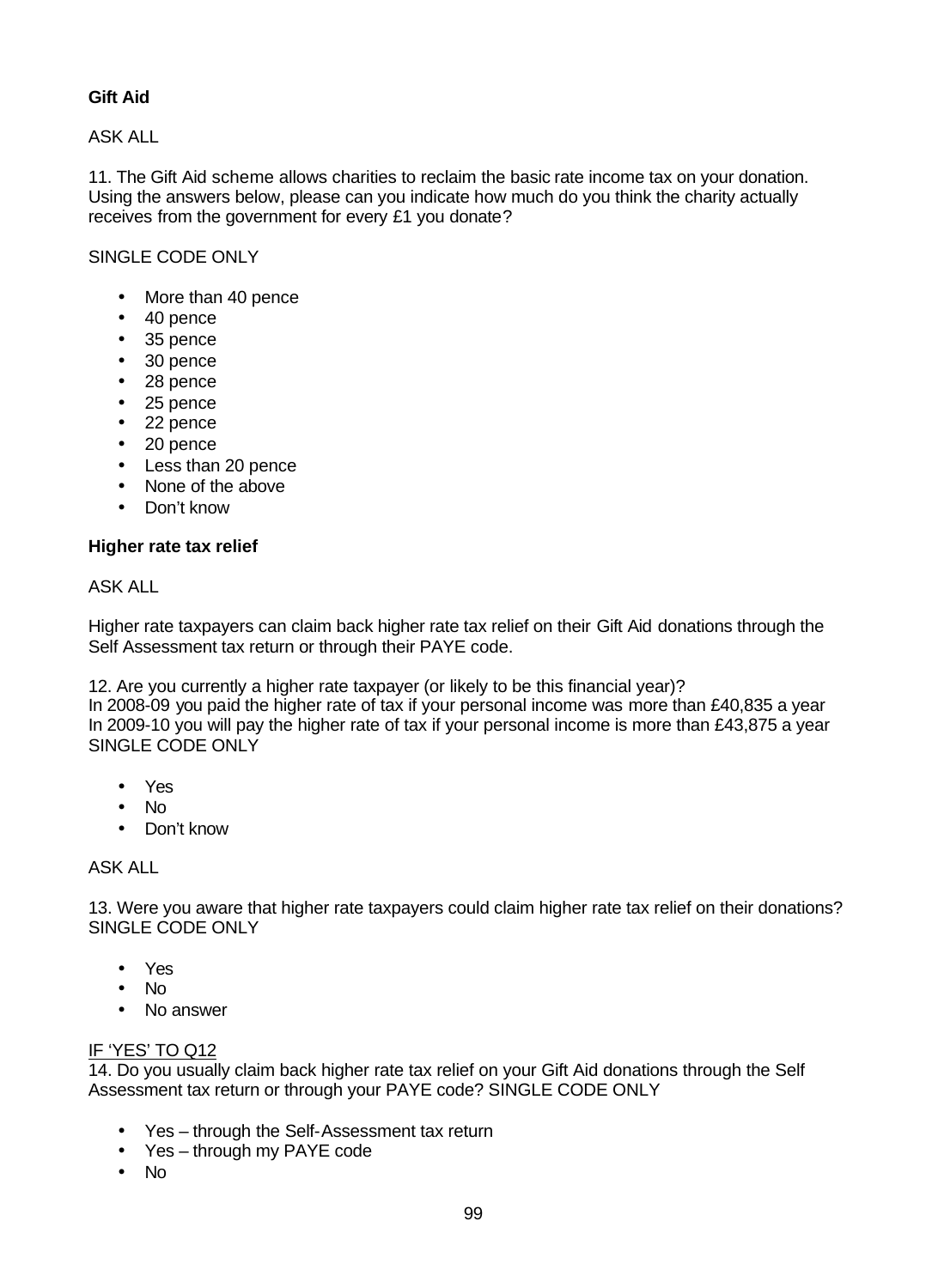**Gift Aid**

ASK ALL

11. The Gift Aid scheme allows charities to reclaim the basic rate income tax on your donation. Using the answers below, please can you indicate how much do you think the charity actually receives from the government for every £1 you donate?

SINGLE CODE ONLY

- More than 40 pence
- 40 pence
- 35 pence
- 30 pence
- 28 pence
- 25 pence
- 22 pence
- 20 pence
- Less than 20 pence
- None of the above
- Don't know

**Higher rate tax relief**

ASK ALL

Higher rate taxpayers can claim back higher rate tax relief on their Gift Aid donations through the Self Assessment tax return or through their PAYE code.

12. Are you currently a higher rate taxpayer (or likely to be this financial year)?
In 2008-09 you paid the higher rate of tax if your personal income was more than £40,835 a year
In 2009-10 you will pay the higher rate of tax if your personal income is more than £43,875 a year
SINGLE CODE ONLY

- Yes
- No
- Don't know

ASK ALL

13. Were you aware that higher rate taxpayers could claim higher rate tax relief on their donations? SINGLE CODE ONLY

- Yes
- No
- No answer

<u>IF 'YES' TO Q12</u>
14. Do you usually claim back higher rate tax relief on your Gift Aid donations through the Self Assessment tax return or through your PAYE code? SINGLE CODE ONLY

- Yes – through the Self-Assessment tax return
- Yes – through my PAYE code
- No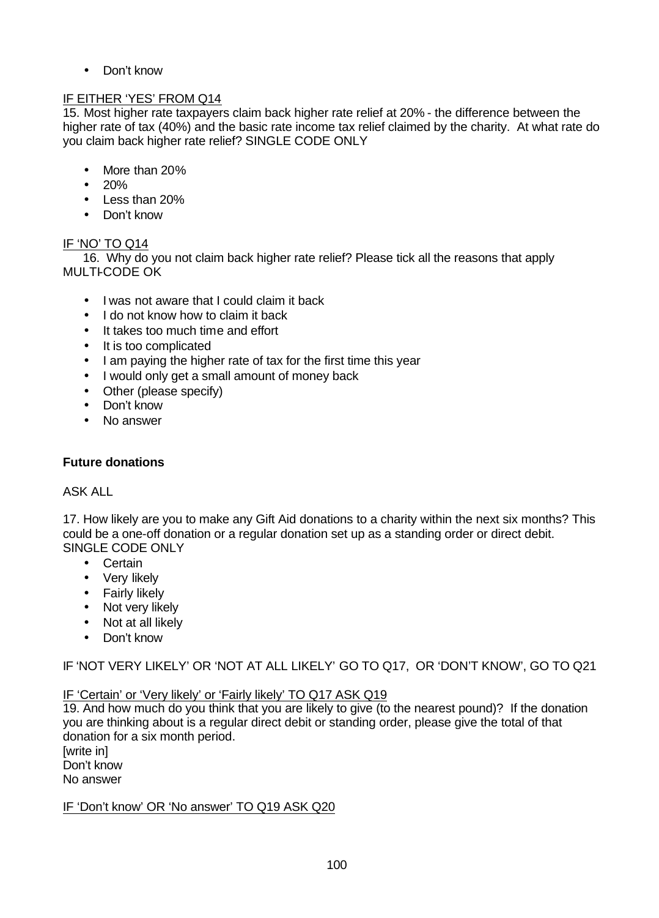- Don't know

IF EITHER 'YES' FROM Q14

15. Most higher rate taxpayers claim back higher rate relief at 20% - the difference between the higher rate of tax (40%) and the basic rate income tax relief claimed by the charity. At what rate do you claim back higher rate relief? SINGLE CODE ONLY

- More than 20%
- 20%
- Less than 20%
- Don't know

IF 'NO' TO Q14

16. Why do you not claim back higher rate relief? Please tick all the reasons that apply MULTI-CODE OK

- I was not aware that I could claim it back
- I do not know how to claim it back
- It takes too much time and effort
- It is too complicated
- I am paying the higher rate of tax for the first time this year
- I would only get a small amount of money back
- Other (please specify)
- Don't know
- No answer

**Future donations**

ASK ALL

17. How likely are you to make any Gift Aid donations to a charity within the next six months? This could be a one-off donation or a regular donation set up as a standing order or direct debit. SINGLE CODE ONLY

- Certain
- Very likely
- Fairly likely
- Not very likely
- Not at all likely
- Don't know

IF 'NOT VERY LIKELY' OR 'NOT AT ALL LIKELY' GO TO Q17, OR 'DON'T KNOW', GO TO Q21

IF 'Certain' or 'Very likely' or 'Fairly likely' TO Q17 ASK Q19

19. And how much do you think that you are likely to give (to the nearest pound)? If the donation you are thinking about is a regular direct debit or standing order, please give the total of that donation for a six month period.
[write in]
Don't know
No answer

IF 'Don't know' OR 'No answer' TO Q19 ASK Q20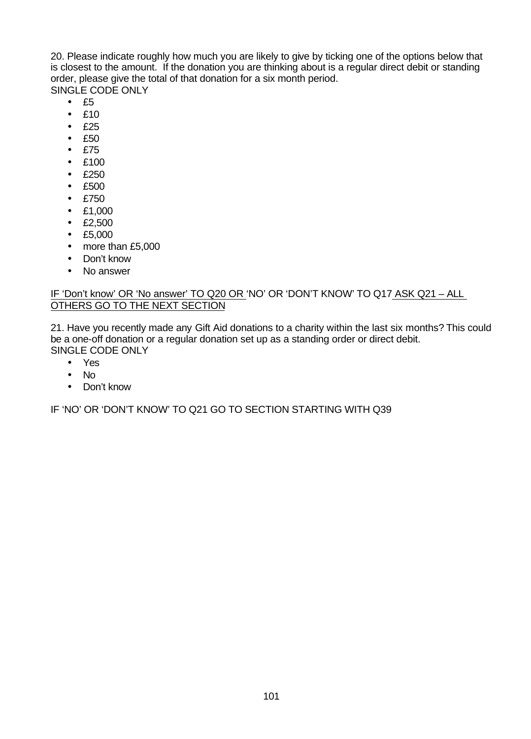20. Please indicate roughly how much you are likely to give by ticking one of the options below that is closest to the amount. If the donation you are thinking about is a regular direct debit or standing order, please give the total of that donation for a six month period.
SINGLE CODE ONLY

- £5
- £10
- £25
- £50
- £75
- £100
- £250
- £500
- £750
- £1,000
- £2,500
- £5,000
- more than £5,000
- Don't know
- No answer

IF 'Don't know' OR 'No answer' TO Q20 OR 'NO' OR 'DON'T KNOW' TO Q17 ASK Q21 – ALL OTHERS GO TO THE NEXT SECTION

21. Have you recently made any Gift Aid donations to a charity within the last six months? This could be a one-off donation or a regular donation set up as a standing order or direct debit.
SINGLE CODE ONLY

- Yes
- No
- Don't know

IF 'NO' OR 'DON'T KNOW' TO Q21 GO TO SECTION STARTING WITH Q39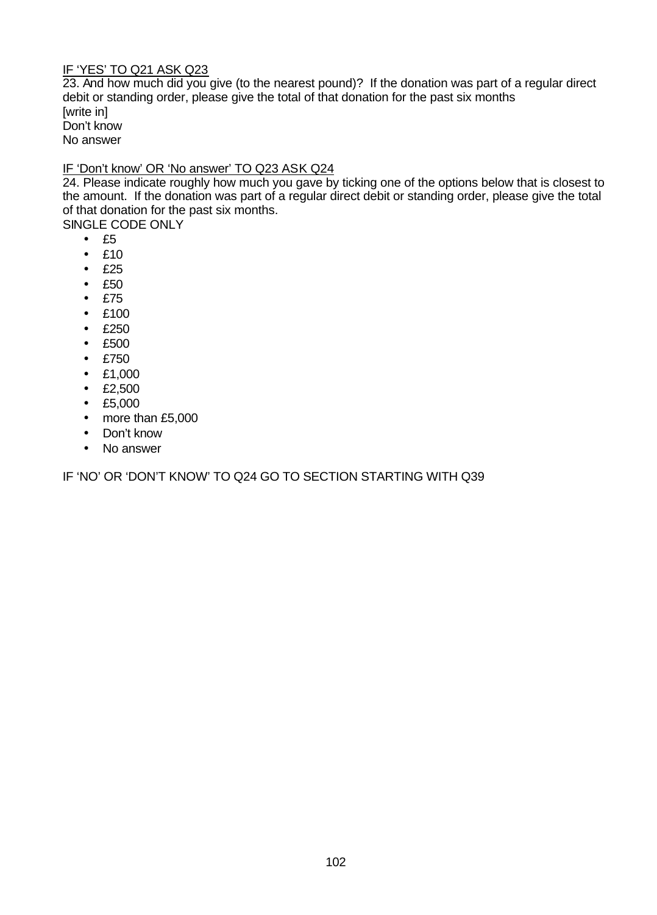<u>IF 'YES' TO Q21 ASK Q23</u>

23. And how much did you give (to the nearest pound)? If the donation was part of a regular direct debit or standing order, please give the total of that donation for the past six months
[write in]
Don't know
No answer

<u>IF 'Don't know' OR 'No answer' TO Q23 ASK Q24</u>

24. Please indicate roughly how much you gave by ticking one of the options below that is closest to the amount. If the donation was part of a regular direct debit or standing order, please give the total of that donation for the past six months.
SINGLE CODE ONLY

- £5
- £10
- £25
- £50
- £75
- £100
- £250
- £500
- £750
- £1,000
- £2,500
- £5,000
- more than £5,000
- Don't know
- No answer

IF 'NO' OR 'DON'T KNOW' TO Q24 GO TO SECTION STARTING WITH Q39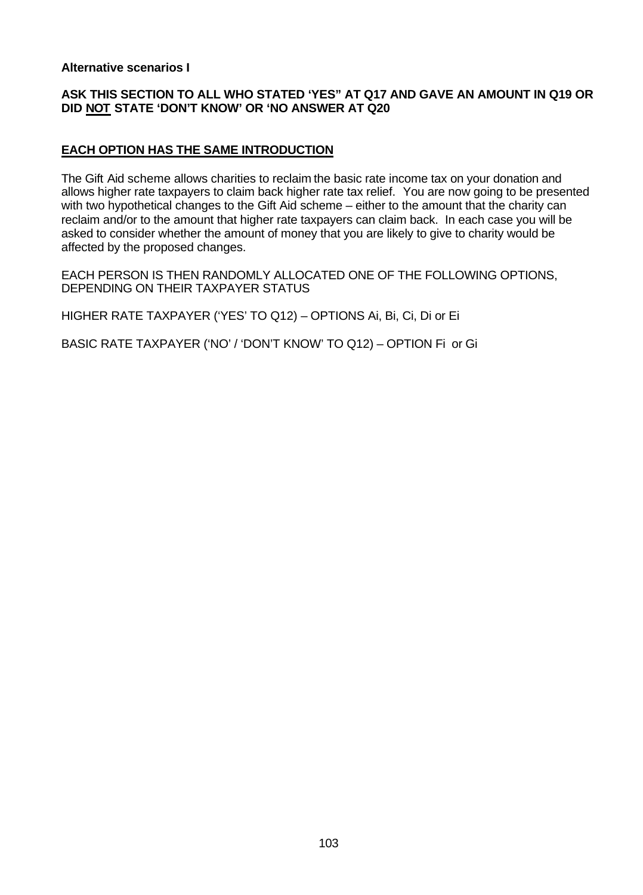**Alternative scenarios I**

**ASK THIS SECTION TO ALL WHO STATED 'YES" AT Q17 AND GAVE AN AMOUNT IN Q19 OR DID <u>NOT</u> STATE 'DON'T KNOW' OR 'NO ANSWER AT Q20**

**<u>EACH OPTION HAS THE SAME INTRODUCTION</u>**

The Gift Aid scheme allows charities to reclaim the basic rate income tax on your donation and allows higher rate taxpayers to claim back higher rate tax relief. You are now going to be presented with two hypothetical changes to the Gift Aid scheme – either to the amount that the charity can reclaim and/or to the amount that higher rate taxpayers can claim back. In each case you will be asked to consider whether the amount of money that you are likely to give to charity would be affected by the proposed changes.

EACH PERSON IS THEN RANDOMLY ALLOCATED ONE OF THE FOLLOWING OPTIONS, DEPENDING ON THEIR TAXPAYER STATUS

HIGHER RATE TAXPAYER ('YES' TO Q12) – OPTIONS Ai, Bi, Ci, Di or Ei

BASIC RATE TAXPAYER ('NO' / 'DON'T KNOW' TO Q12) – OPTION Fi or Gi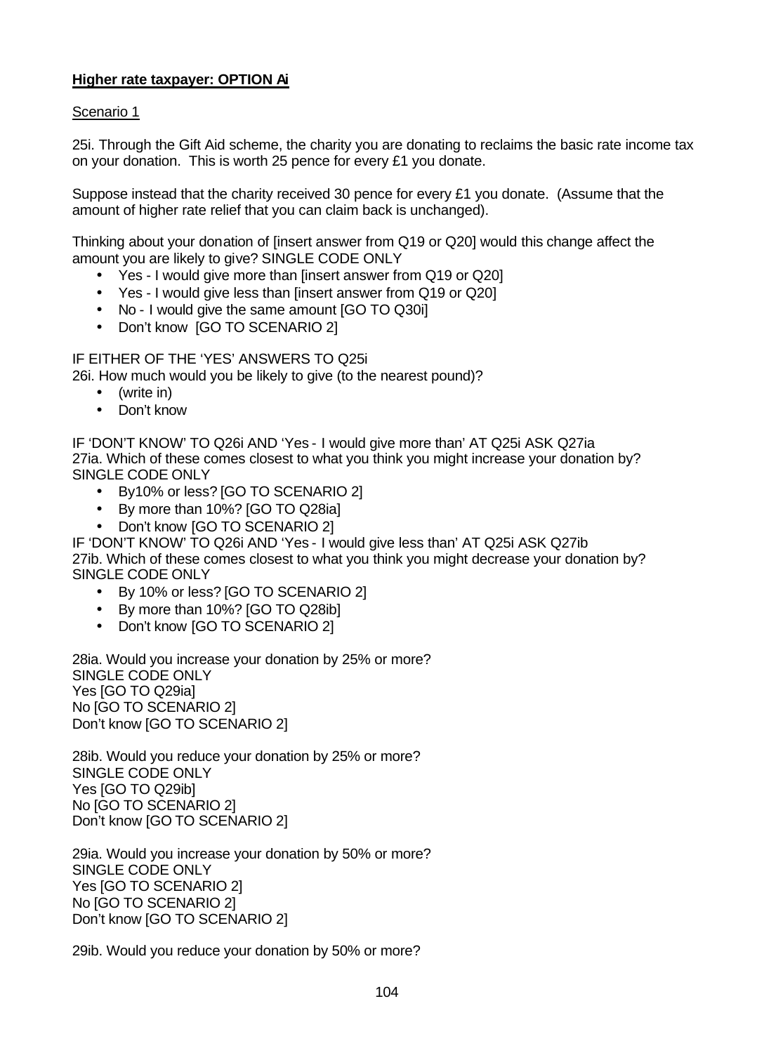**Higher rate taxpayer: OPTION Ai**

Scenario 1

25i. Through the Gift Aid scheme, the charity you are donating to reclaims the basic rate income tax on your donation. This is worth 25 pence for every £1 you donate.

Suppose instead that the charity received 30 pence for every £1 you donate. (Assume that the amount of higher rate relief that you can claim back is unchanged).

Thinking about your donation of [insert answer from Q19 or Q20] would this change affect the amount you are likely to give? SINGLE CODE ONLY

- Yes - I would give more than [insert answer from Q19 or Q20]
- Yes - I would give less than [insert answer from Q19 or Q20]
- No - I would give the same amount [GO TO Q30i]
- Don't know [GO TO SCENARIO 2]

IF EITHER OF THE 'YES' ANSWERS TO Q25i
26i. How much would you be likely to give (to the nearest pound)?

- (write in)
- Don't know

IF 'DON'T KNOW' TO Q26i AND 'Yes - I would give more than' AT Q25i ASK Q27ia
27ia. Which of these comes closest to what you think you might increase your donation by? SINGLE CODE ONLY

- By10% or less? [GO TO SCENARIO 2]
- By more than 10%? [GO TO Q28ia]
- Don't know [GO TO SCENARIO 2]

IF 'DON'T KNOW' TO Q26i AND 'Yes - I would give less than' AT Q25i ASK Q27ib
27ib. Which of these comes closest to what you think you might decrease your donation by? SINGLE CODE ONLY

- By 10% or less? [GO TO SCENARIO 2]
- By more than 10%? [GO TO Q28ib]
- Don't know [GO TO SCENARIO 2]

28ia. Would you increase your donation by 25% or more?
SINGLE CODE ONLY
Yes [GO TO Q29ia]
No [GO TO SCENARIO 2]
Don't know [GO TO SCENARIO 2]

28ib. Would you reduce your donation by 25% or more?
SINGLE CODE ONLY
Yes [GO TO Q29ib]
No [GO TO SCENARIO 2]
Don't know [GO TO SCENARIO 2]

29ia. Would you increase your donation by 50% or more?
SINGLE CODE ONLY
Yes [GO TO SCENARIO 2]
No [GO TO SCENARIO 2]
Don't know [GO TO SCENARIO 2]

29ib. Would you reduce your donation by 50% or more?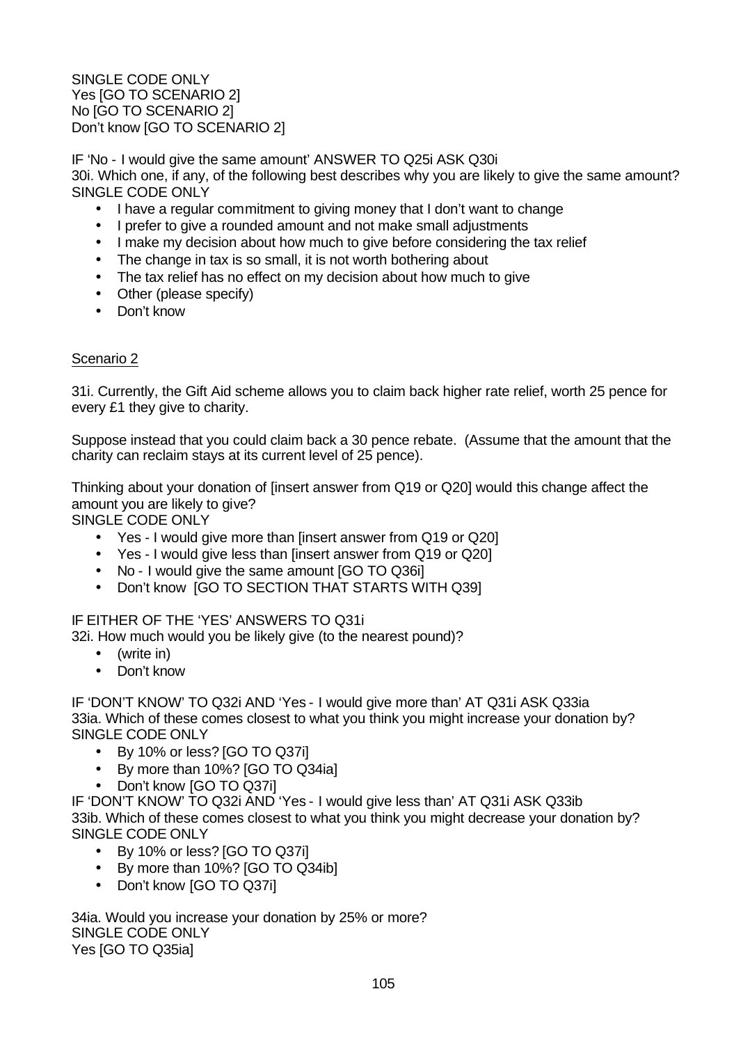SINGLE CODE ONLY
Yes [GO TO SCENARIO 2]
No [GO TO SCENARIO 2]
Don't know [GO TO SCENARIO 2]

IF 'No - I would give the same amount' ANSWER TO Q25i ASK Q30i
30i. Which one, if any, of the following best describes why you are likely to give the same amount?
SINGLE CODE ONLY

- I have a regular commitment to giving money that I don't want to change
- I prefer to give a rounded amount and not make small adjustments
- I make my decision about how much to give before considering the tax relief
- The change in tax is so small, it is not worth bothering about
- The tax relief has no effect on my decision about how much to give
- Other (please specify)
- Don't know

Scenario 2

31i. Currently, the Gift Aid scheme allows you to claim back higher rate relief, worth 25 pence for every £1 they give to charity.

Suppose instead that you could claim back a 30 pence rebate. (Assume that the amount that the charity can reclaim stays at its current level of 25 pence).

Thinking about your donation of [insert answer from Q19 or Q20] would this change affect the amount you are likely to give?
SINGLE CODE ONLY

- Yes - I would give more than [insert answer from Q19 or Q20]
- Yes - I would give less than [insert answer from Q19 or Q20]
- No - I would give the same amount [GO TO Q36i]
- Don't know [GO TO SECTION THAT STARTS WITH Q39]

IF EITHER OF THE 'YES' ANSWERS TO Q31i
32i. How much would you be likely give (to the nearest pound)?

- (write in)
- Don't know

IF 'DON'T KNOW' TO Q32i AND 'Yes - I would give more than' AT Q31i ASK Q33ia
33ia. Which of these comes closest to what you think you might increase your donation by?
SINGLE CODE ONLY

- By 10% or less? [GO TO Q37i]
- By more than 10%? [GO TO Q34ia]
- Don't know [GO TO Q37i]

IF 'DON'T KNOW' TO Q32i AND 'Yes - I would give less than' AT Q31i ASK Q33ib
33ib. Which of these comes closest to what you think you might decrease your donation by?
SINGLE CODE ONLY

- By 10% or less? [GO TO Q37i]
- By more than 10%? [GO TO Q34ib]
- Don't know [GO TO Q37i]

34ia. Would you increase your donation by 25% or more?
SINGLE CODE ONLY
Yes [GO TO Q35ia]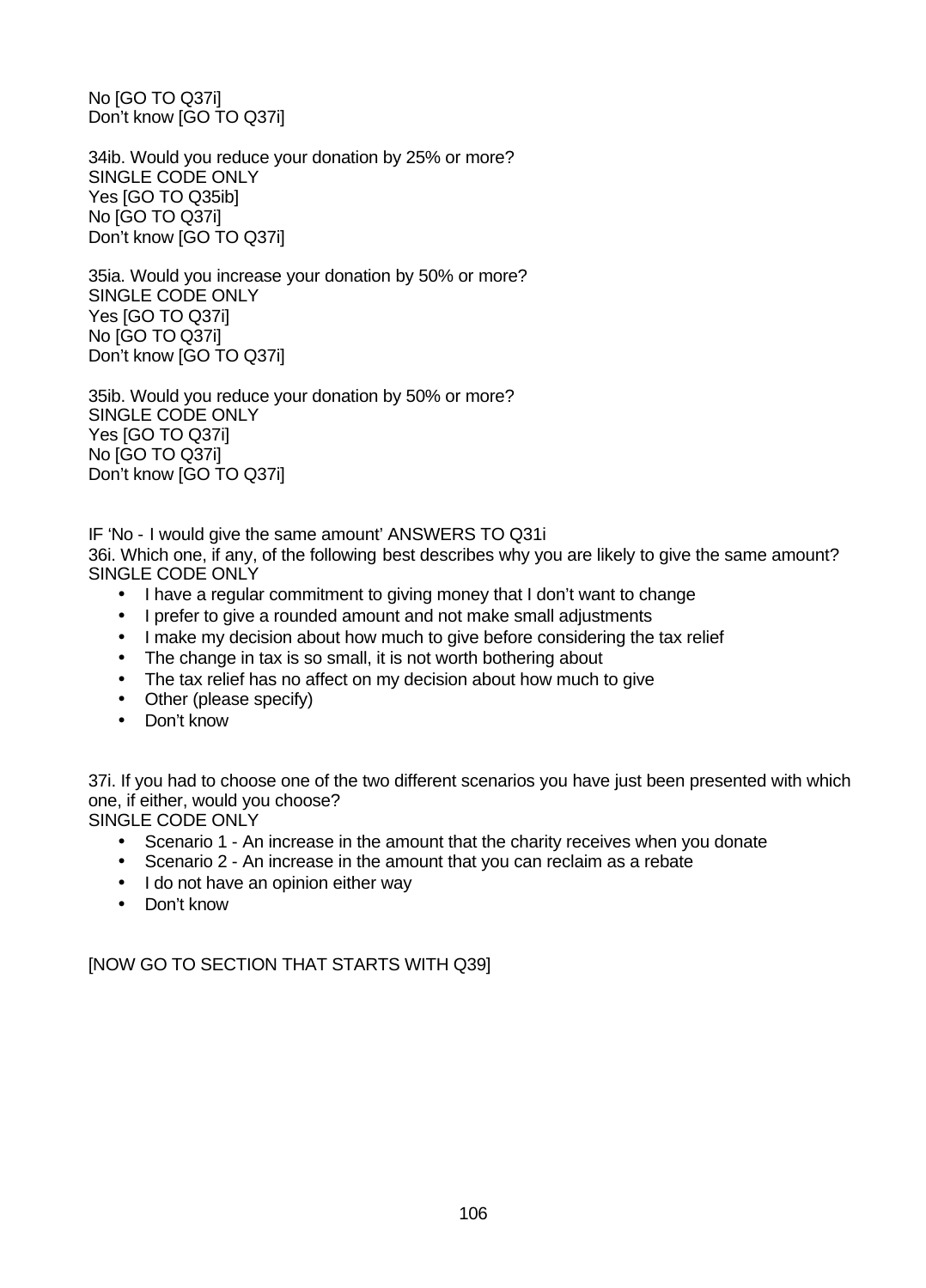No [GO TO Q37i]
Don't know [GO TO Q37i]

34ib. Would you reduce your donation by 25% or more?
SINGLE CODE ONLY
Yes [GO TO Q35ib]
No [GO TO Q37i]
Don't know [GO TO Q37i]

35ia. Would you increase your donation by 50% or more?
SINGLE CODE ONLY
Yes [GO TO Q37i]
No [GO TO Q37i]
Don't know [GO TO Q37i]

35ib. Would you reduce your donation by 50% or more?
SINGLE CODE ONLY
Yes [GO TO Q37i]
No [GO TO Q37i]
Don't know [GO TO Q37i]

IF 'No - I would give the same amount' ANSWERS TO Q31i
36i. Which one, if any, of the following best describes why you are likely to give the same amount?
SINGLE CODE ONLY

- I have a regular commitment to giving money that I don't want to change
- I prefer to give a rounded amount and not make small adjustments
- I make my decision about how much to give before considering the tax relief
- The change in tax is so small, it is not worth bothering about
- The tax relief has no affect on my decision about how much to give
- Other (please specify)
- Don't know

37i. If you had to choose one of the two different scenarios you have just been presented with which one, if either, would you choose?
SINGLE CODE ONLY

- Scenario 1 - An increase in the amount that the charity receives when you donate
- Scenario 2 - An increase in the amount that you can reclaim as a rebate
- I do not have an opinion either way
- Don't know

[NOW GO TO SECTION THAT STARTS WITH Q39]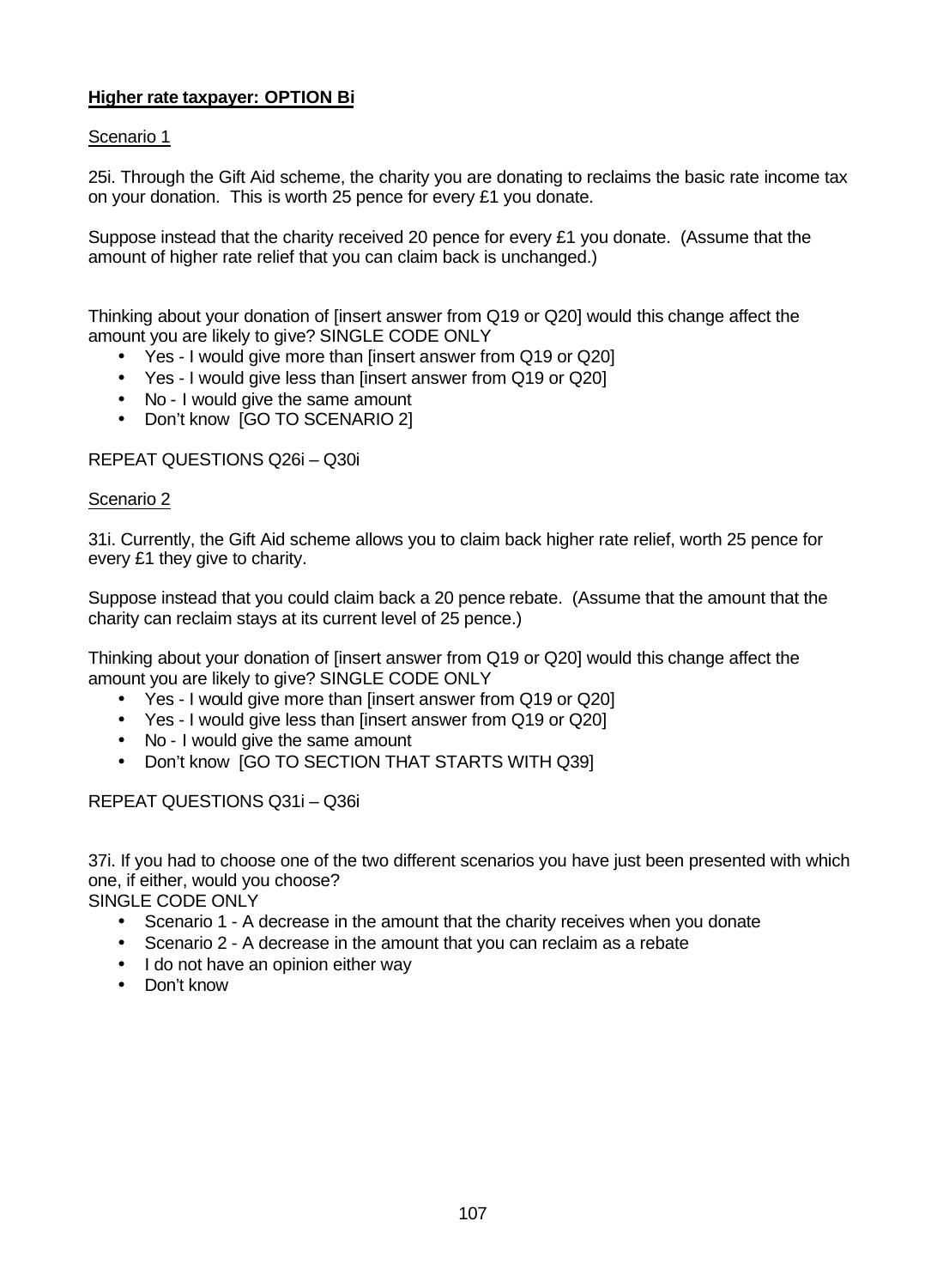**Higher rate taxpayer: OPTION Bi**

Scenario 1

25i. Through the Gift Aid scheme, the charity you are donating to reclaims the basic rate income tax on your donation. This is worth 25 pence for every £1 you donate.

Suppose instead that the charity received 20 pence for every £1 you donate. (Assume that the amount of higher rate relief that you can claim back is unchanged.)

Thinking about your donation of [insert answer from Q19 or Q20] would this change affect the amount you are likely to give? SINGLE CODE ONLY

- Yes - I would give more than [insert answer from Q19 or Q20]
- Yes - I would give less than [insert answer from Q19 or Q20]
- No - I would give the same amount
- Don't know [GO TO SCENARIO 2]

REPEAT QUESTIONS Q26i – Q30i

Scenario 2

31i. Currently, the Gift Aid scheme allows you to claim back higher rate relief, worth 25 pence for every £1 they give to charity.

Suppose instead that you could claim back a 20 pence rebate. (Assume that the amount that the charity can reclaim stays at its current level of 25 pence.)

Thinking about your donation of [insert answer from Q19 or Q20] would this change affect the amount you are likely to give? SINGLE CODE ONLY

- Yes - I would give more than [insert answer from Q19 or Q20]
- Yes - I would give less than [insert answer from Q19 or Q20]
- No - I would give the same amount
- Don't know [GO TO SECTION THAT STARTS WITH Q39]

REPEAT QUESTIONS Q31i – Q36i

37i. If you had to choose one of the two different scenarios you have just been presented with which one, if either, would you choose?
SINGLE CODE ONLY

- Scenario 1 - A decrease in the amount that the charity receives when you donate
- Scenario 2 - A decrease in the amount that you can reclaim as a rebate
- I do not have an opinion either way
- Don't know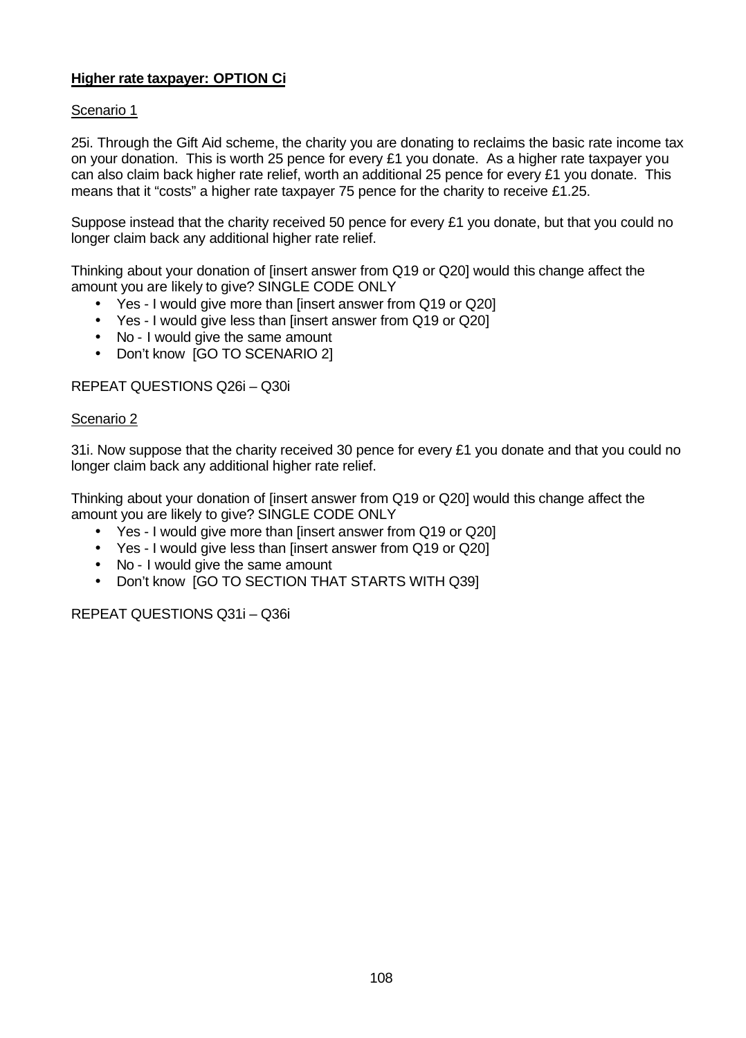**<u>Higher rate taxpayer: OPTION Ci</u>**

<u>Scenario 1</u>

25i. Through the Gift Aid scheme, the charity you are donating to reclaims the basic rate income tax on your donation. This is worth 25 pence for every £1 you donate. As a higher rate taxpayer you can also claim back higher rate relief, worth an additional 25 pence for every £1 you donate. This means that it "costs" a higher rate taxpayer 75 pence for the charity to receive £1.25.

Suppose instead that the charity received 50 pence for every £1 you donate, but that you could no longer claim back any additional higher rate relief.

Thinking about your donation of [insert answer from Q19 or Q20] would this change affect the amount you are likely to give? SINGLE CODE ONLY

- Yes - I would give more than [insert answer from Q19 or Q20]
- Yes - I would give less than [insert answer from Q19 or Q20]
- No - I would give the same amount
- Don't know [GO TO SCENARIO 2]

REPEAT QUESTIONS Q26i – Q30i

<u>Scenario 2</u>

31i. Now suppose that the charity received 30 pence for every £1 you donate and that you could no longer claim back any additional higher rate relief.

Thinking about your donation of [insert answer from Q19 or Q20] would this change affect the amount you are likely to give? SINGLE CODE ONLY

- Yes - I would give more than [insert answer from Q19 or Q20]
- Yes - I would give less than [insert answer from Q19 or Q20]
- No - I would give the same amount
- Don't know [GO TO SECTION THAT STARTS WITH Q39]

REPEAT QUESTIONS Q31i – Q36i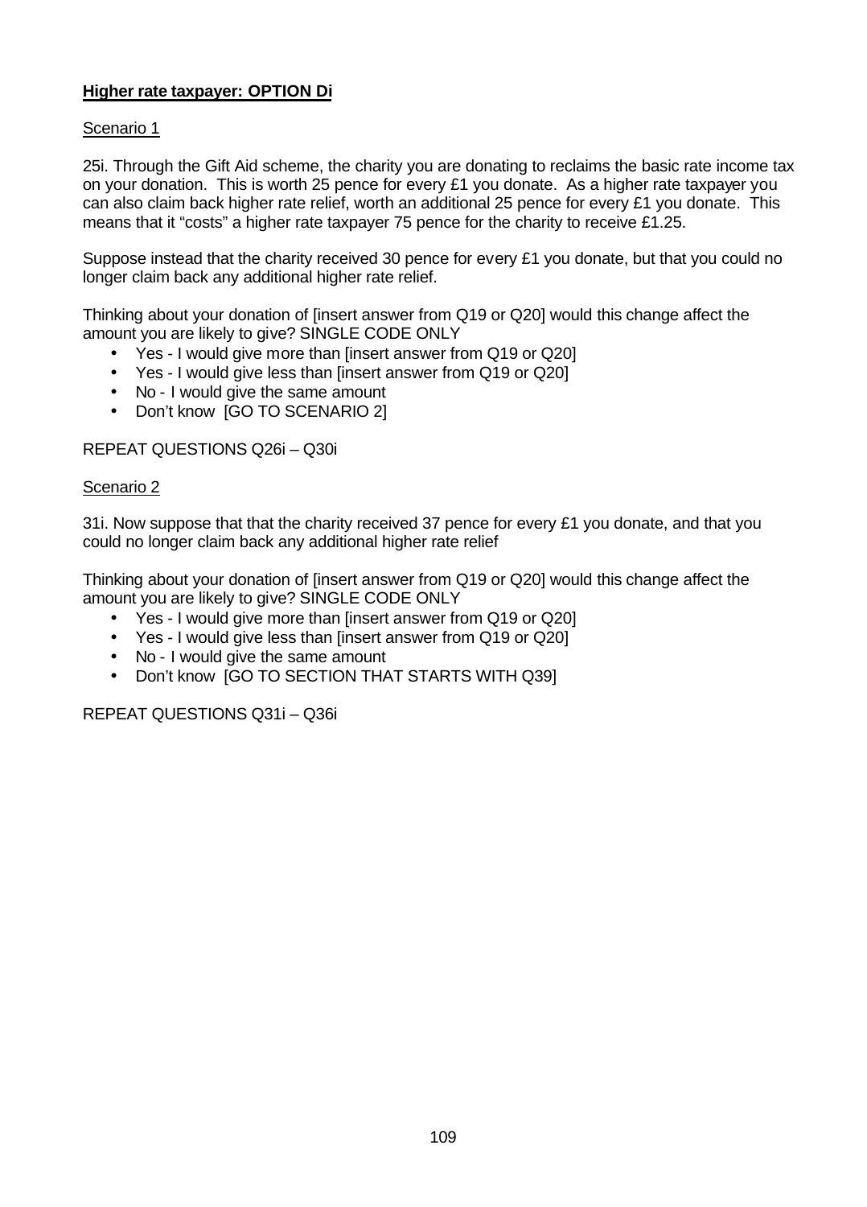**Higher rate taxpayer: OPTION Di**

Scenario 1

25i. Through the Gift Aid scheme, the charity you are donating to reclaims the basic rate income tax on your donation. This is worth 25 pence for every £1 you donate. As a higher rate taxpayer you can also claim back higher rate relief, worth an additional 25 pence for every £1 you donate. This means that it "costs" a higher rate taxpayer 75 pence for the charity to receive £1.25.

Suppose instead that the charity received 30 pence for every £1 you donate, but that you could no longer claim back any additional higher rate relief.

Thinking about your donation of [insert answer from Q19 or Q20] would this change affect the amount you are likely to give? SINGLE CODE ONLY

- Yes - I would give more than [insert answer from Q19 or Q20]
- Yes - I would give less than [insert answer from Q19 or Q20]
- No - I would give the same amount
- Don't know [GO TO SCENARIO 2]

REPEAT QUESTIONS Q26i – Q30i

Scenario 2

31i. Now suppose that that the charity received 37 pence for every £1 you donate, and that you could no longer claim back any additional higher rate relief

Thinking about your donation of [insert answer from Q19 or Q20] would this change affect the amount you are likely to give? SINGLE CODE ONLY

- Yes - I would give more than [insert answer from Q19 or Q20]
- Yes - I would give less than [insert answer from Q19 or Q20]
- No - I would give the same amount
- Don't know [GO TO SECTION THAT STARTS WITH Q39]

REPEAT QUESTIONS Q31i – Q36i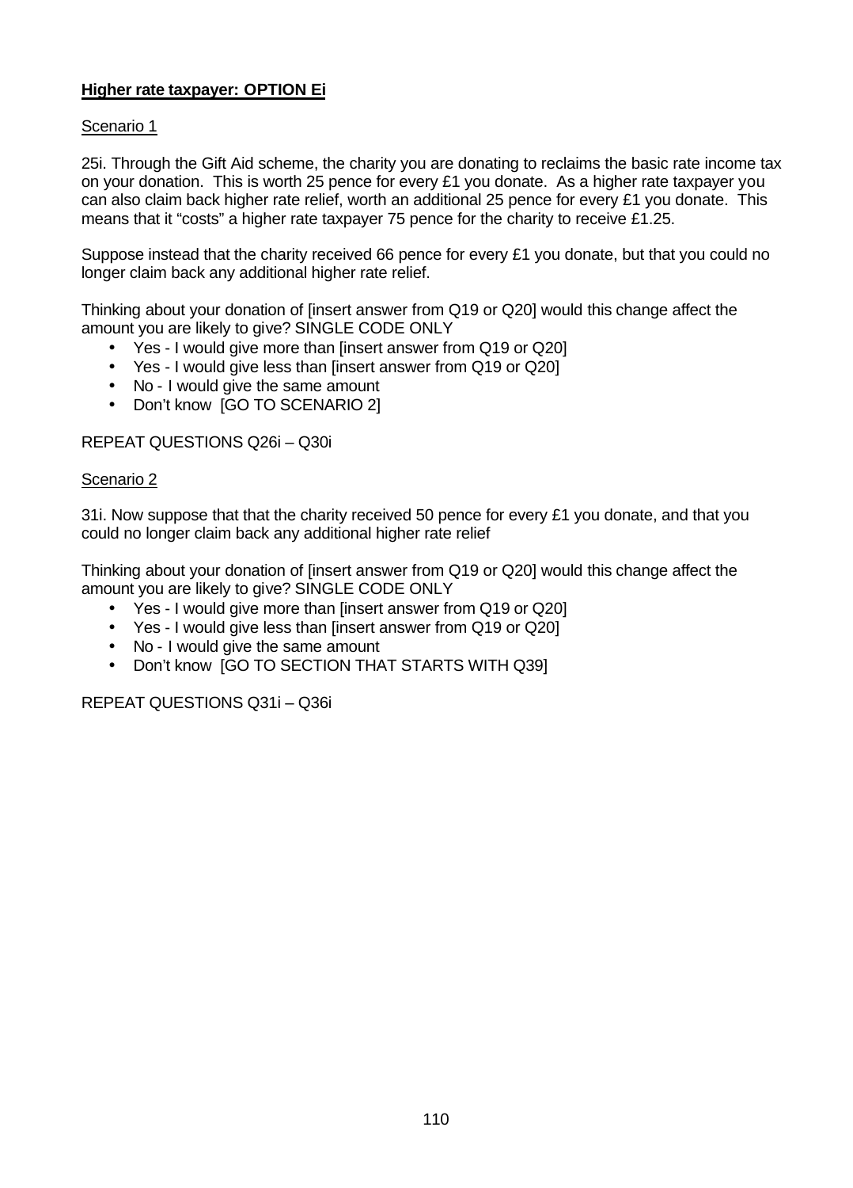**Higher rate taxpayer: OPTION Ei**

Scenario 1

25i. Through the Gift Aid scheme, the charity you are donating to reclaims the basic rate income tax on your donation. This is worth 25 pence for every £1 you donate. As a higher rate taxpayer you can also claim back higher rate relief, worth an additional 25 pence for every £1 you donate. This means that it "costs" a higher rate taxpayer 75 pence for the charity to receive £1.25.

Suppose instead that the charity received 66 pence for every £1 you donate, but that you could no longer claim back any additional higher rate relief.

Thinking about your donation of [insert answer from Q19 or Q20] would this change affect the amount you are likely to give? SINGLE CODE ONLY

- Yes - I would give more than [insert answer from Q19 or Q20]
- Yes - I would give less than [insert answer from Q19 or Q20]
- No - I would give the same amount
- Don't know [GO TO SCENARIO 2]

REPEAT QUESTIONS Q26i – Q30i

Scenario 2

31i. Now suppose that that the charity received 50 pence for every £1 you donate, and that you could no longer claim back any additional higher rate relief

Thinking about your donation of [insert answer from Q19 or Q20] would this change affect the amount you are likely to give? SINGLE CODE ONLY

- Yes - I would give more than [insert answer from Q19 or Q20]
- Yes - I would give less than [insert answer from Q19 or Q20]
- No - I would give the same amount
- Don't know [GO TO SECTION THAT STARTS WITH Q39]

REPEAT QUESTIONS Q31i – Q36i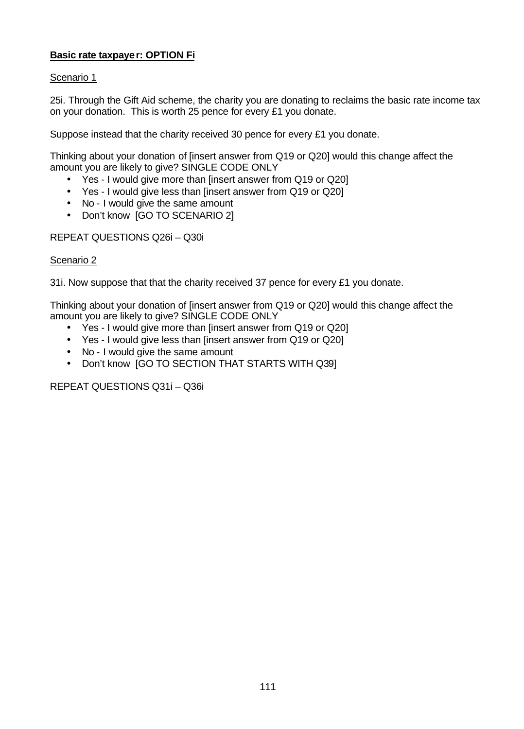**Basic rate taxpayer: OPTION Fi**

Scenario 1

25i. Through the Gift Aid scheme, the charity you are donating to reclaims the basic rate income tax on your donation. This is worth 25 pence for every £1 you donate.

Suppose instead that the charity received 30 pence for every £1 you donate.

Thinking about your donation of [insert answer from Q19 or Q20] would this change affect the amount you are likely to give? SINGLE CODE ONLY

- Yes - I would give more than [insert answer from Q19 or Q20]
- Yes - I would give less than [insert answer from Q19 or Q20]
- No - I would give the same amount
- Don't know [GO TO SCENARIO 2]

REPEAT QUESTIONS Q26i – Q30i

Scenario 2

31i. Now suppose that that the charity received 37 pence for every £1 you donate.

Thinking about your donation of [insert answer from Q19 or Q20] would this change affect the amount you are likely to give? SINGLE CODE ONLY

- Yes - I would give more than [insert answer from Q19 or Q20]
- Yes - I would give less than [insert answer from Q19 or Q20]
- No - I would give the same amount
- Don't know [GO TO SECTION THAT STARTS WITH Q39]

REPEAT QUESTIONS Q31i – Q36i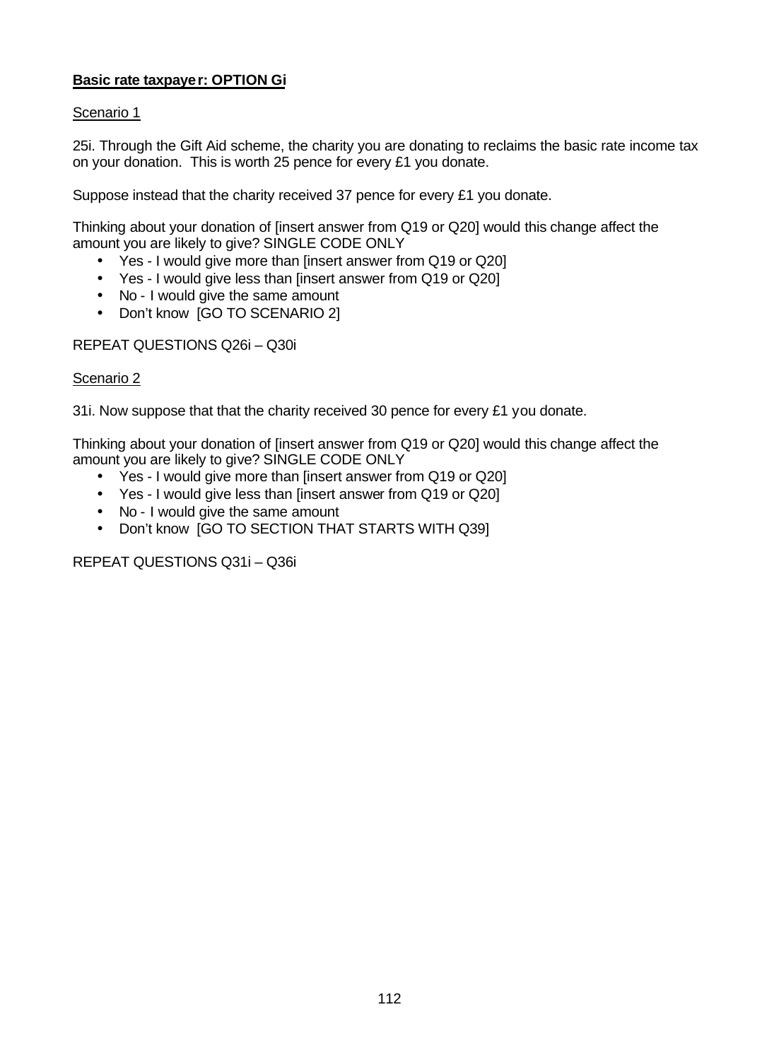**Basic rate taxpayer: OPTION Gi**

Scenario 1

25i. Through the Gift Aid scheme, the charity you are donating to reclaims the basic rate income tax on your donation. This is worth 25 pence for every £1 you donate.

Suppose instead that the charity received 37 pence for every £1 you donate.

Thinking about your donation of [insert answer from Q19 or Q20] would this change affect the amount you are likely to give? SINGLE CODE ONLY

- Yes - I would give more than [insert answer from Q19 or Q20]
- Yes - I would give less than [insert answer from Q19 or Q20]
- No - I would give the same amount
- Don't know [GO TO SCENARIO 2]

REPEAT QUESTIONS Q26i – Q30i

Scenario 2

31i. Now suppose that that the charity received 30 pence for every £1 you donate.

Thinking about your donation of [insert answer from Q19 or Q20] would this change affect the amount you are likely to give? SINGLE CODE ONLY

- Yes - I would give more than [insert answer from Q19 or Q20]
- Yes - I would give less than [insert answer from Q19 or Q20]
- No - I would give the same amount
- Don't know [GO TO SECTION THAT STARTS WITH Q39]

REPEAT QUESTIONS Q31i – Q36i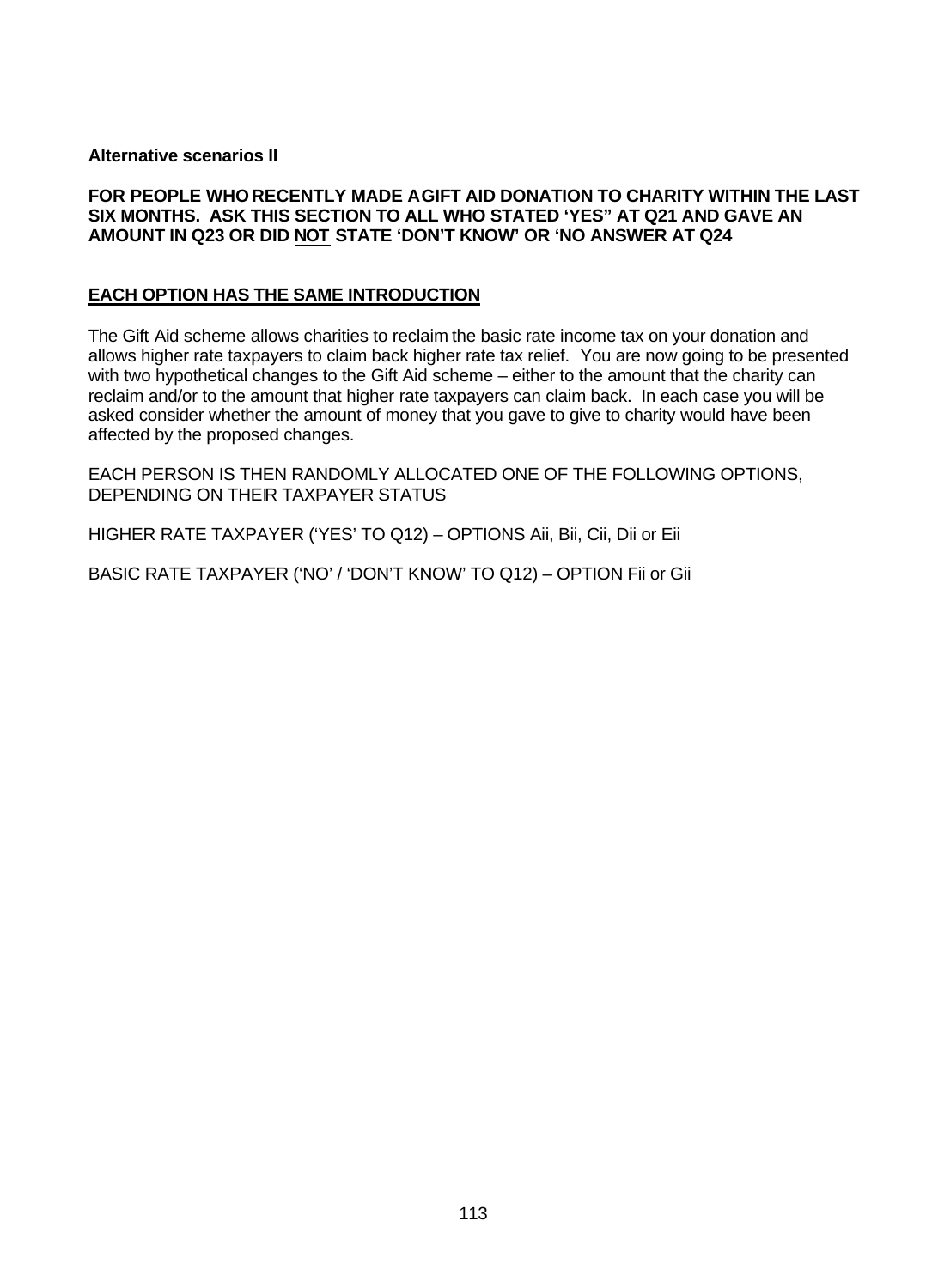**Alternative scenarios II**

**FOR PEOPLE WHO RECENTLY MADE A GIFT AID DONATION TO CHARITY WITHIN THE LAST SIX MONTHS. ASK THIS SECTION TO ALL WHO STATED 'YES" AT Q21 AND GAVE AN AMOUNT IN Q23 OR DID <u>NOT</u> STATE 'DON'T KNOW' OR 'NO ANSWER AT Q24**

**<u>EACH OPTION HAS THE SAME INTRODUCTION</u>**

The Gift Aid scheme allows charities to reclaim the basic rate income tax on your donation and allows higher rate taxpayers to claim back higher rate tax relief. You are now going to be presented with two hypothetical changes to the Gift Aid scheme – either to the amount that the charity can reclaim and/or to the amount that higher rate taxpayers can claim back. In each case you will be asked consider whether the amount of money that you gave to give to charity would have been affected by the proposed changes.

EACH PERSON IS THEN RANDOMLY ALLOCATED ONE OF THE FOLLOWING OPTIONS, DEPENDING ON THEIR TAXPAYER STATUS

HIGHER RATE TAXPAYER ('YES' TO Q12) – OPTIONS Aii, Bii, Cii, Dii or Eii

BASIC RATE TAXPAYER ('NO' / 'DON'T KNOW' TO Q12) – OPTION Fii or Gii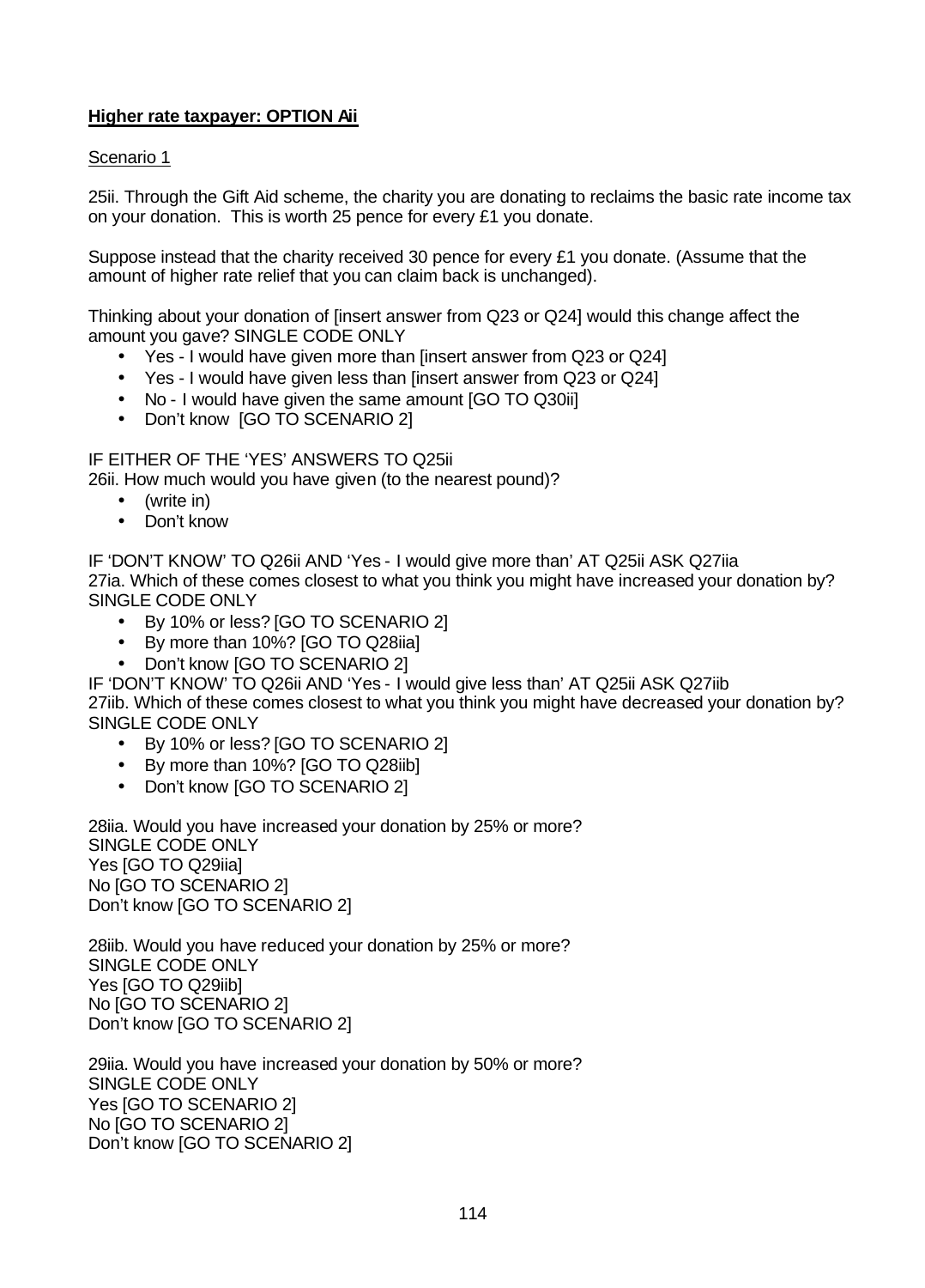**Higher rate taxpayer: OPTION Aii**

Scenario 1

25ii. Through the Gift Aid scheme, the charity you are donating to reclaims the basic rate income tax on your donation. This is worth 25 pence for every £1 you donate.

Suppose instead that the charity received 30 pence for every £1 you donate. (Assume that the amount of higher rate relief that you can claim back is unchanged).

Thinking about your donation of [insert answer from Q23 or Q24] would this change affect the amount you gave? SINGLE CODE ONLY

- Yes - I would have given more than [insert answer from Q23 or Q24]
- Yes - I would have given less than [insert answer from Q23 or Q24]
- No - I would have given the same amount [GO TO Q30ii]
- Don't know [GO TO SCENARIO 2]

IF EITHER OF THE 'YES' ANSWERS TO Q25ii
26ii. How much would you have given (to the nearest pound)?

- (write in)
- Don't know

IF 'DON'T KNOW' TO Q26ii AND 'Yes - I would give more than' AT Q25ii ASK Q27iia
27ia. Which of these comes closest to what you think you might have increased your donation by? SINGLE CODE ONLY

- By 10% or less? [GO TO SCENARIO 2]
- By more than 10%? [GO TO Q28iia]
- Don't know [GO TO SCENARIO 2]

IF 'DON'T KNOW' TO Q26ii AND 'Yes - I would give less than' AT Q25ii ASK Q27iib
27iib. Which of these comes closest to what you think you might have decreased your donation by? SINGLE CODE ONLY

- By 10% or less? [GO TO SCENARIO 2]
- By more than 10%? [GO TO Q28iib]
- Don't know [GO TO SCENARIO 2]

28iia. Would you have increased your donation by 25% or more?
SINGLE CODE ONLY
Yes [GO TO Q29iia]
No [GO TO SCENARIO 2]
Don't know [GO TO SCENARIO 2]

28iib. Would you have reduced your donation by 25% or more?
SINGLE CODE ONLY
Yes [GO TO Q29iib]
No [GO TO SCENARIO 2]
Don't know [GO TO SCENARIO 2]

29iia. Would you have increased your donation by 50% or more?
SINGLE CODE ONLY
Yes [GO TO SCENARIO 2]
No [GO TO SCENARIO 2]
Don't know [GO TO SCENARIO 2]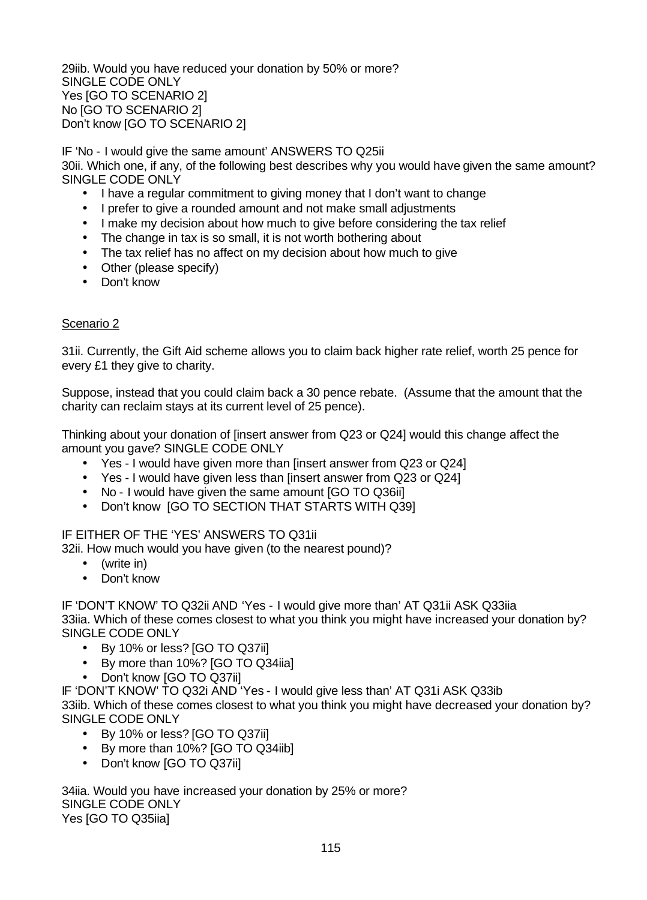29iib. Would you have reduced your donation by 50% or more?
SINGLE CODE ONLY
Yes [GO TO SCENARIO 2]
No [GO TO SCENARIO 2]
Don't know [GO TO SCENARIO 2]

IF 'No - I would give the same amount' ANSWERS TO Q25ii
30ii. Which one, if any, of the following best describes why you would have given the same amount? SINGLE CODE ONLY

- I have a regular commitment to giving money that I don't want to change
- I prefer to give a rounded amount and not make small adjustments
- I make my decision about how much to give before considering the tax relief
- The change in tax is so small, it is not worth bothering about
- The tax relief has no affect on my decision about how much to give
- Other (please specify)
- Don't know

<u>Scenario 2</u>

31ii. Currently, the Gift Aid scheme allows you to claim back higher rate relief, worth 25 pence for every £1 they give to charity.

Suppose, instead that you could claim back a 30 pence rebate. (Assume that the amount that the charity can reclaim stays at its current level of 25 pence).

Thinking about your donation of [insert answer from Q23 or Q24] would this change affect the amount you gave? SINGLE CODE ONLY

- Yes - I would have given more than [insert answer from Q23 or Q24]
- Yes - I would have given less than [insert answer from Q23 or Q24]
- No - I would have given the same amount [GO TO Q36ii]
- Don't know [GO TO SECTION THAT STARTS WITH Q39]

IF EITHER OF THE 'YES' ANSWERS TO Q31ii
32ii. How much would you have given (to the nearest pound)?

- (write in)
- Don't know

IF 'DON'T KNOW' TO Q32ii AND 'Yes - I would give more than' AT Q31ii ASK Q33iia
33iia. Which of these comes closest to what you think you might have increased your donation by? SINGLE CODE ONLY

- By 10% or less? [GO TO Q37ii]
- By more than 10%? [GO TO Q34iia]
- Don't know [GO TO Q37ii]

IF 'DON'T KNOW' TO Q32i AND 'Yes - I would give less than' AT Q31i ASK Q33ib
33iib. Which of these comes closest to what you think you might have decreased your donation by? SINGLE CODE ONLY

- By 10% or less? [GO TO Q37ii]
- By more than 10%? [GO TO Q34iib]
- Don't know [GO TO Q37ii]

34iia. Would you have increased your donation by 25% or more?
SINGLE CODE ONLY
Yes [GO TO Q35iia]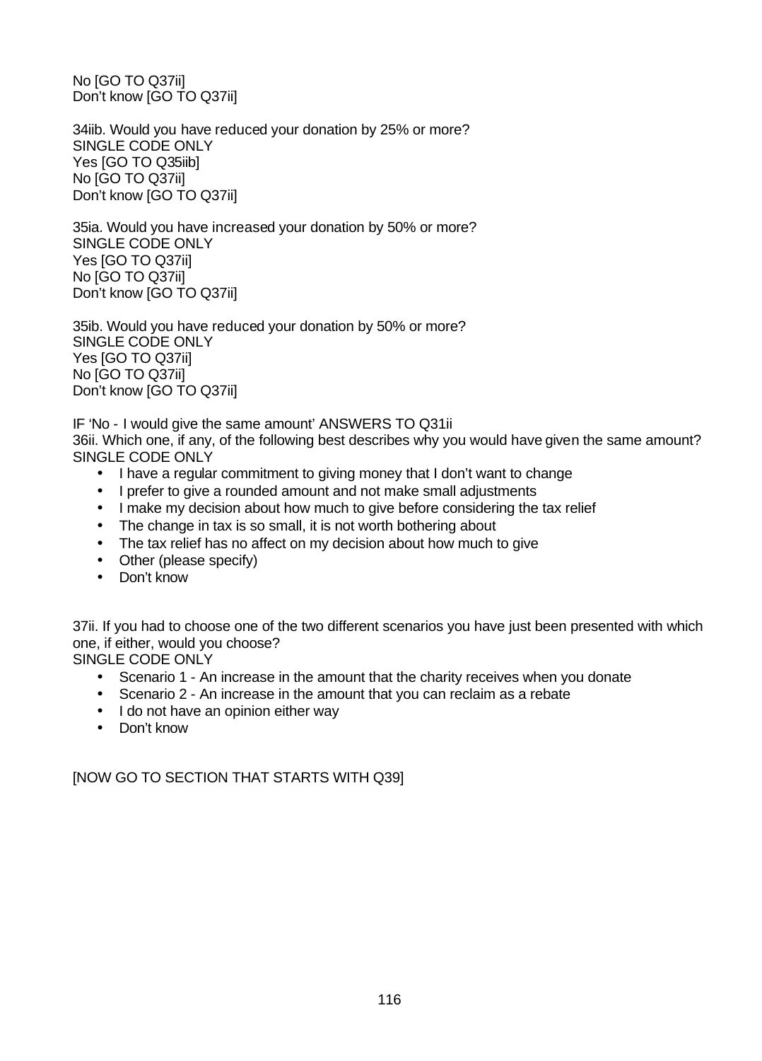No [GO TO Q37ii]
Don't know [GO TO Q37ii]

34iib. Would you have reduced your donation by 25% or more?
SINGLE CODE ONLY
Yes [GO TO Q35iib]
No [GO TO Q37ii]
Don't know [GO TO Q37ii]

35ia. Would you have increased your donation by 50% or more?
SINGLE CODE ONLY
Yes [GO TO Q37ii]
No [GO TO Q37ii]
Don't know [GO TO Q37ii]

35ib. Would you have reduced your donation by 50% or more?
SINGLE CODE ONLY
Yes [GO TO Q37ii]
No [GO TO Q37ii]
Don't know [GO TO Q37ii]

IF 'No - I would give the same amount' ANSWERS TO Q31ii
36ii. Which one, if any, of the following best describes why you would have given the same amount?
SINGLE CODE ONLY

- I have a regular commitment to giving money that I don't want to change
- I prefer to give a rounded amount and not make small adjustments
- I make my decision about how much to give before considering the tax relief
- The change in tax is so small, it is not worth bothering about
- The tax relief has no affect on my decision about how much to give
- Other (please specify)
- Don't know

37ii. If you had to choose one of the two different scenarios you have just been presented with which one, if either, would you choose?
SINGLE CODE ONLY

- Scenario 1 - An increase in the amount that the charity receives when you donate
- Scenario 2 - An increase in the amount that you can reclaim as a rebate
- I do not have an opinion either way
- Don't know

[NOW GO TO SECTION THAT STARTS WITH Q39]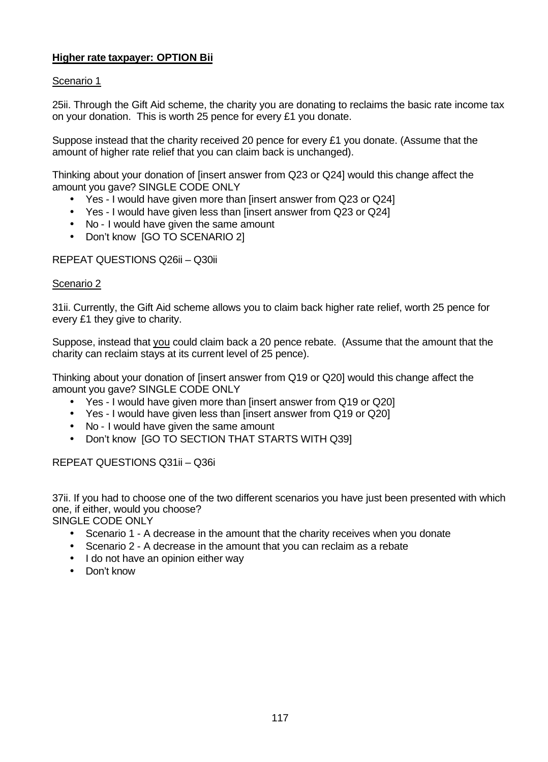**Higher rate taxpayer: OPTION Bii**

Scenario 1

25ii. Through the Gift Aid scheme, the charity you are donating to reclaims the basic rate income tax on your donation. This is worth 25 pence for every £1 you donate.

Suppose instead that the charity received 20 pence for every £1 you donate. (Assume that the amount of higher rate relief that you can claim back is unchanged).

Thinking about your donation of [insert answer from Q23 or Q24] would this change affect the amount you gave? SINGLE CODE ONLY

- Yes - I would have given more than [insert answer from Q23 or Q24]
- Yes - I would have given less than [insert answer from Q23 or Q24]
- No - I would have given the same amount
- Don't know [GO TO SCENARIO 2]

REPEAT QUESTIONS Q26ii – Q30ii

Scenario 2

31ii. Currently, the Gift Aid scheme allows you to claim back higher rate relief, worth 25 pence for every £1 they give to charity.

Suppose, instead that you could claim back a 20 pence rebate. (Assume that the amount that the charity can reclaim stays at its current level of 25 pence).

Thinking about your donation of [insert answer from Q19 or Q20] would this change affect the amount you gave? SINGLE CODE ONLY

- Yes - I would have given more than [insert answer from Q19 or Q20]
- Yes - I would have given less than [insert answer from Q19 or Q20]
- No - I would have given the same amount
- Don't know [GO TO SECTION THAT STARTS WITH Q39]

REPEAT QUESTIONS Q31ii – Q36i

37ii. If you had to choose one of the two different scenarios you have just been presented with which one, if either, would you choose?
SINGLE CODE ONLY

- Scenario 1 - A decrease in the amount that the charity receives when you donate
- Scenario 2 - A decrease in the amount that you can reclaim as a rebate
- I do not have an opinion either way
- Don't know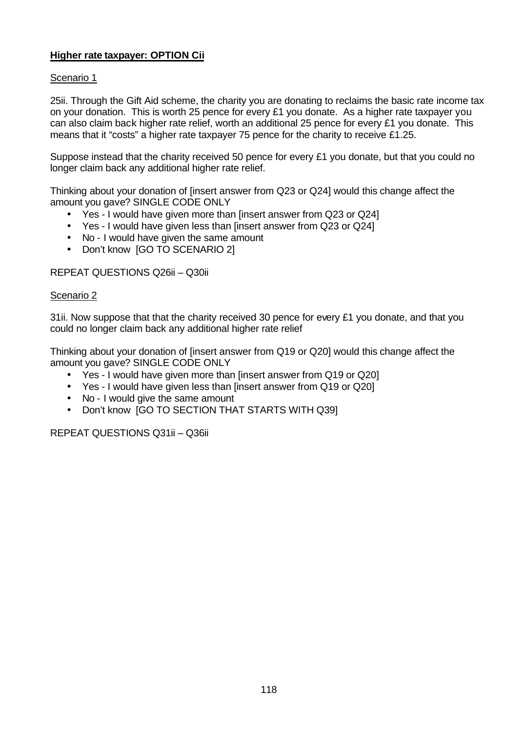**Higher rate taxpayer: OPTION Cii**

Scenario 1

25ii. Through the Gift Aid scheme, the charity you are donating to reclaims the basic rate income tax on your donation. This is worth 25 pence for every £1 you donate. As a higher rate taxpayer you can also claim back higher rate relief, worth an additional 25 pence for every £1 you donate. This means that it "costs" a higher rate taxpayer 75 pence for the charity to receive £1.25.

Suppose instead that the charity received 50 pence for every £1 you donate, but that you could no longer claim back any additional higher rate relief.

Thinking about your donation of [insert answer from Q23 or Q24] would this change affect the amount you gave? SINGLE CODE ONLY

- Yes - I would have given more than [insert answer from Q23 or Q24]
- Yes - I would have given less than [insert answer from Q23 or Q24]
- No - I would have given the same amount
- Don't know [GO TO SCENARIO 2]

REPEAT QUESTIONS Q26ii – Q30ii

Scenario 2

31ii. Now suppose that that the charity received 30 pence for every £1 you donate, and that you could no longer claim back any additional higher rate relief

Thinking about your donation of [insert answer from Q19 or Q20] would this change affect the amount you gave? SINGLE CODE ONLY

- Yes - I would have given more than [insert answer from Q19 or Q20]
- Yes - I would have given less than [insert answer from Q19 or Q20]
- No - I would give the same amount
- Don't know [GO TO SECTION THAT STARTS WITH Q39]

REPEAT QUESTIONS Q31ii – Q36ii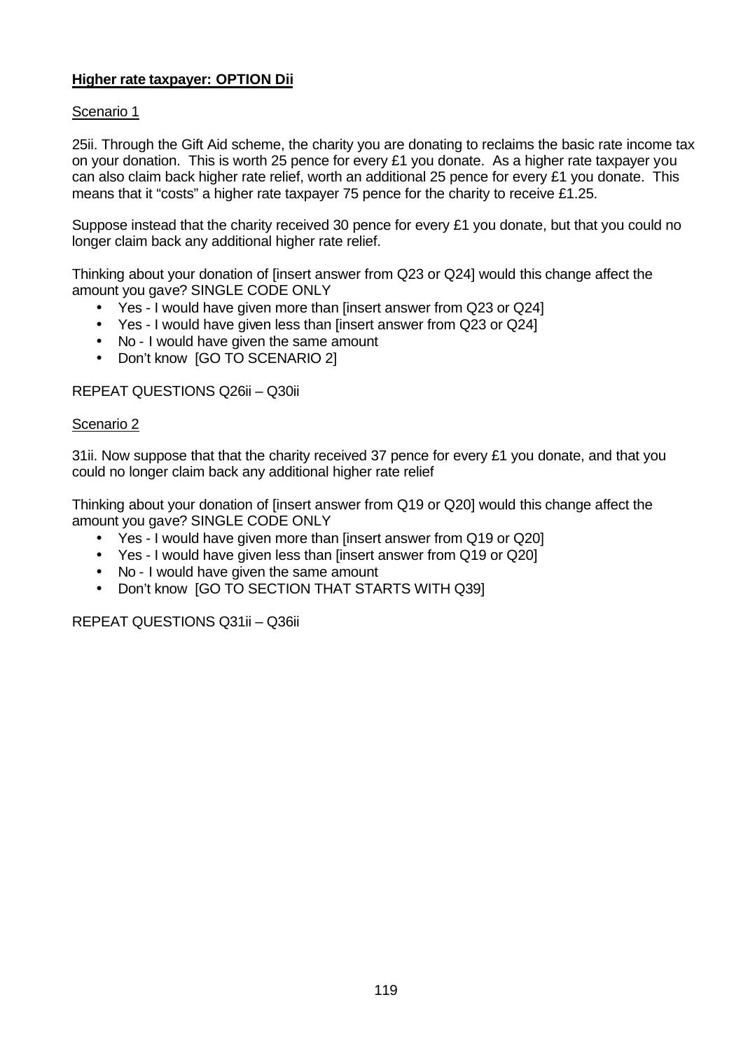**Higher rate taxpayer: OPTION Dii**

Scenario 1

25ii. Through the Gift Aid scheme, the charity you are donating to reclaims the basic rate income tax on your donation. This is worth 25 pence for every £1 you donate. As a higher rate taxpayer you can also claim back higher rate relief, worth an additional 25 pence for every £1 you donate. This means that it "costs" a higher rate taxpayer 75 pence for the charity to receive £1.25.

Suppose instead that the charity received 30 pence for every £1 you donate, but that you could no longer claim back any additional higher rate relief.

Thinking about your donation of [insert answer from Q23 or Q24] would this change affect the amount you gave? SINGLE CODE ONLY

- Yes - I would have given more than [insert answer from Q23 or Q24]
- Yes - I would have given less than [insert answer from Q23 or Q24]
- No - I would have given the same amount
- Don't know [GO TO SCENARIO 2]

REPEAT QUESTIONS Q26ii – Q30ii

Scenario 2

31ii. Now suppose that that the charity received 37 pence for every £1 you donate, and that you could no longer claim back any additional higher rate relief

Thinking about your donation of [insert answer from Q19 or Q20] would this change affect the amount you gave? SINGLE CODE ONLY

- Yes - I would have given more than [insert answer from Q19 or Q20]
- Yes - I would have given less than [insert answer from Q19 or Q20]
- No - I would have given the same amount
- Don't know [GO TO SECTION THAT STARTS WITH Q39]

REPEAT QUESTIONS Q31ii – Q36ii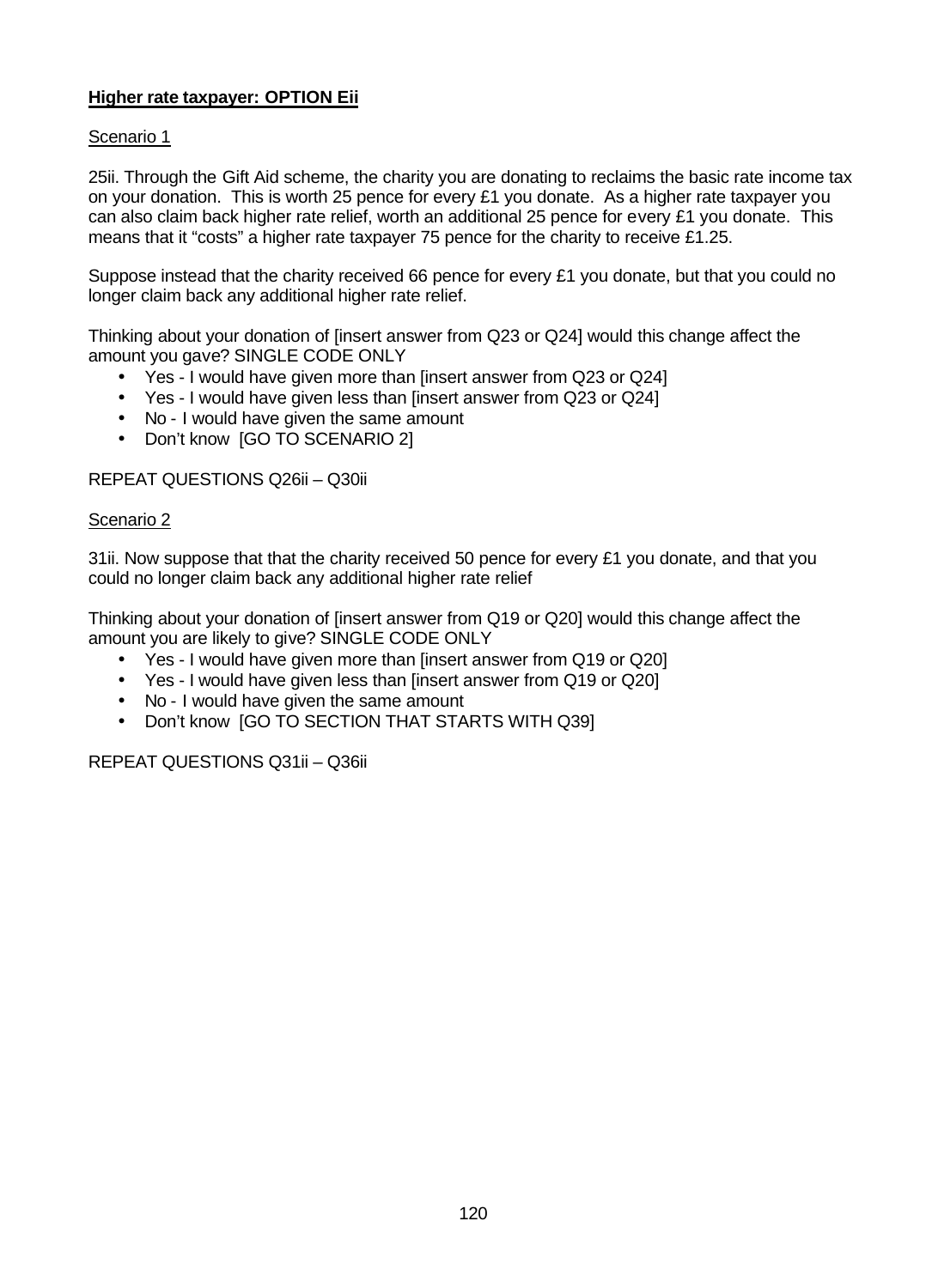**Higher rate taxpayer: OPTION Eii**

Scenario 1

25ii. Through the Gift Aid scheme, the charity you are donating to reclaims the basic rate income tax on your donation. This is worth 25 pence for every £1 you donate. As a higher rate taxpayer you can also claim back higher rate relief, worth an additional 25 pence for every £1 you donate. This means that it "costs" a higher rate taxpayer 75 pence for the charity to receive £1.25.

Suppose instead that the charity received 66 pence for every £1 you donate, but that you could no longer claim back any additional higher rate relief.

Thinking about your donation of [insert answer from Q23 or Q24] would this change affect the amount you gave? SINGLE CODE ONLY

- Yes - I would have given more than [insert answer from Q23 or Q24]
- Yes - I would have given less than [insert answer from Q23 or Q24]
- No - I would have given the same amount
- Don't know [GO TO SCENARIO 2]

REPEAT QUESTIONS Q26ii – Q30ii

Scenario 2

31ii. Now suppose that that the charity received 50 pence for every £1 you donate, and that you could no longer claim back any additional higher rate relief

Thinking about your donation of [insert answer from Q19 or Q20] would this change affect the amount you are likely to give? SINGLE CODE ONLY

- Yes - I would have given more than [insert answer from Q19 or Q20]
- Yes - I would have given less than [insert answer from Q19 or Q20]
- No - I would have given the same amount
- Don't know [GO TO SECTION THAT STARTS WITH Q39]

REPEAT QUESTIONS Q31ii – Q36ii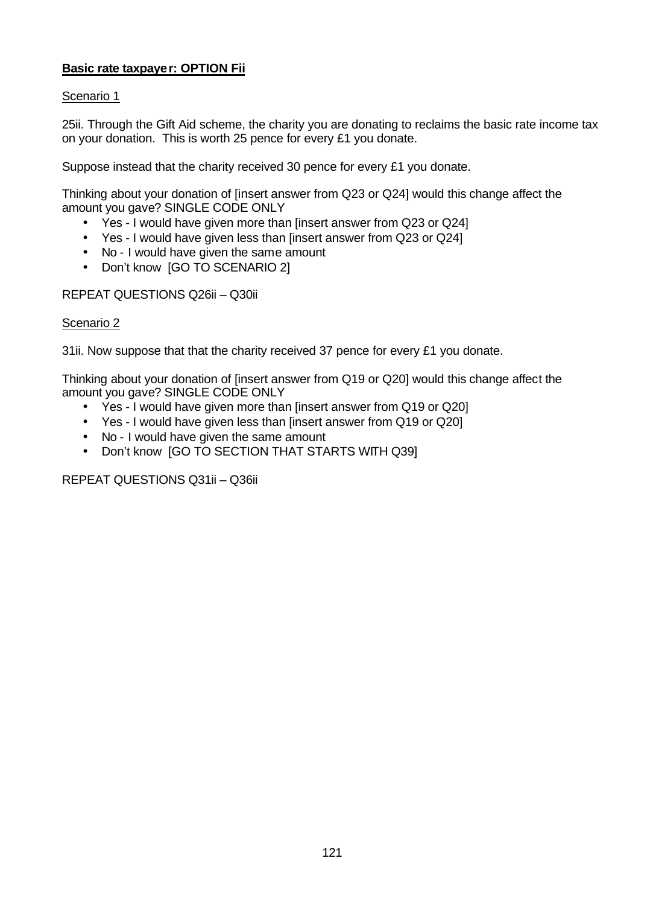**Basic rate taxpayer: OPTION Fii**

Scenario 1

25ii. Through the Gift Aid scheme, the charity you are donating to reclaims the basic rate income tax on your donation. This is worth 25 pence for every £1 you donate.

Suppose instead that the charity received 30 pence for every £1 you donate.

Thinking about your donation of [insert answer from Q23 or Q24] would this change affect the amount you gave? SINGLE CODE ONLY

- Yes - I would have given more than [insert answer from Q23 or Q24]
- Yes - I would have given less than [insert answer from Q23 or Q24]
- No - I would have given the same amount
- Don't know [GO TO SCENARIO 2]

REPEAT QUESTIONS Q26ii – Q30ii

Scenario 2

31ii. Now suppose that that the charity received 37 pence for every £1 you donate.

Thinking about your donation of [insert answer from Q19 or Q20] would this change affect the amount you gave? SINGLE CODE ONLY

- Yes - I would have given more than [insert answer from Q19 or Q20]
- Yes - I would have given less than [insert answer from Q19 or Q20]
- No - I would have given the same amount
- Don't know [GO TO SECTION THAT STARTS WITH Q39]

REPEAT QUESTIONS Q31ii – Q36ii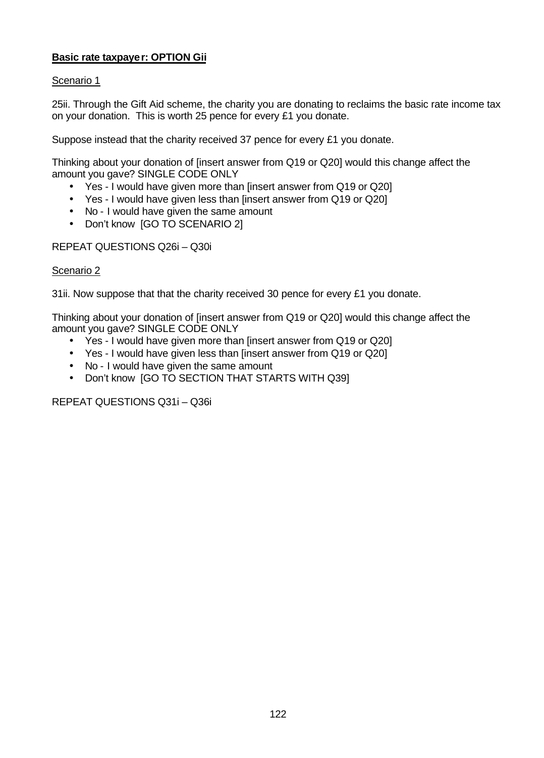**Basic rate taxpayer: OPTION Gii**

Scenario 1

25ii. Through the Gift Aid scheme, the charity you are donating to reclaims the basic rate income tax on your donation. This is worth 25 pence for every £1 you donate.

Suppose instead that the charity received 37 pence for every £1 you donate.

Thinking about your donation of [insert answer from Q19 or Q20] would this change affect the amount you gave? SINGLE CODE ONLY

- Yes - I would have given more than [insert answer from Q19 or Q20]
- Yes - I would have given less than [insert answer from Q19 or Q20]
- No - I would have given the same amount
- Don't know [GO TO SCENARIO 2]

REPEAT QUESTIONS Q26i – Q30i

Scenario 2

31ii. Now suppose that that the charity received 30 pence for every £1 you donate.

Thinking about your donation of [insert answer from Q19 or Q20] would this change affect the amount you gave? SINGLE CODE ONLY

- Yes - I would have given more than [insert answer from Q19 or Q20]
- Yes - I would have given less than [insert answer from Q19 or Q20]
- No - I would have given the same amount
- Don't know [GO TO SECTION THAT STARTS WITH Q39]

REPEAT QUESTIONS Q31i – Q36i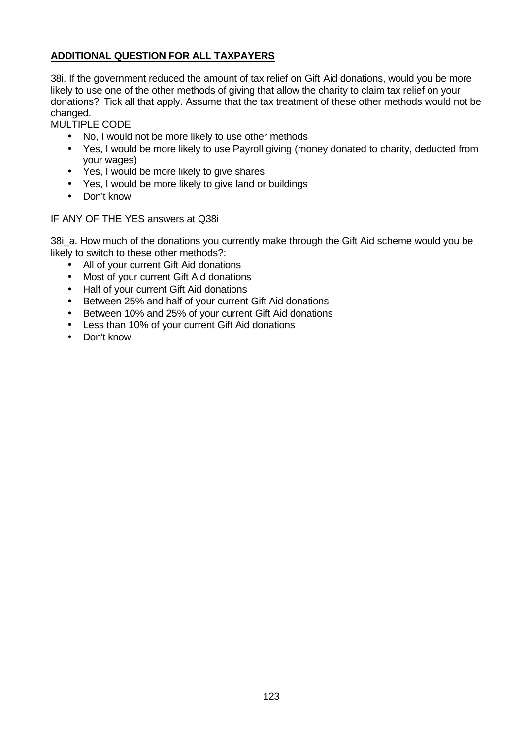**<u>ADDITIONAL QUESTION FOR ALL TAXPAYERS</u>**

38i. If the government reduced the amount of tax relief on Gift Aid donations, would you be more likely to use one of the other methods of giving that allow the charity to claim tax relief on your donations? Tick all that apply. Assume that the tax treatment of these other methods would not be changed.

MULTIPLE CODE

- No, I would not be more likely to use other methods
- Yes, I would be more likely to use Payroll giving (money donated to charity, deducted from your wages)
- Yes, I would be more likely to give shares
- Yes, I would be more likely to give land or buildings
- Don't know

IF ANY OF THE YES answers at Q38i

38i_a. How much of the donations you currently make through the Gift Aid scheme would you be likely to switch to these other methods?:

- All of your current Gift Aid donations
- Most of your current Gift Aid donations
- Half of your current Gift Aid donations
- Between 25% and half of your current Gift Aid donations
- Between 10% and 25% of your current Gift Aid donations
- Less than 10% of your current Gift Aid donations
- Don't know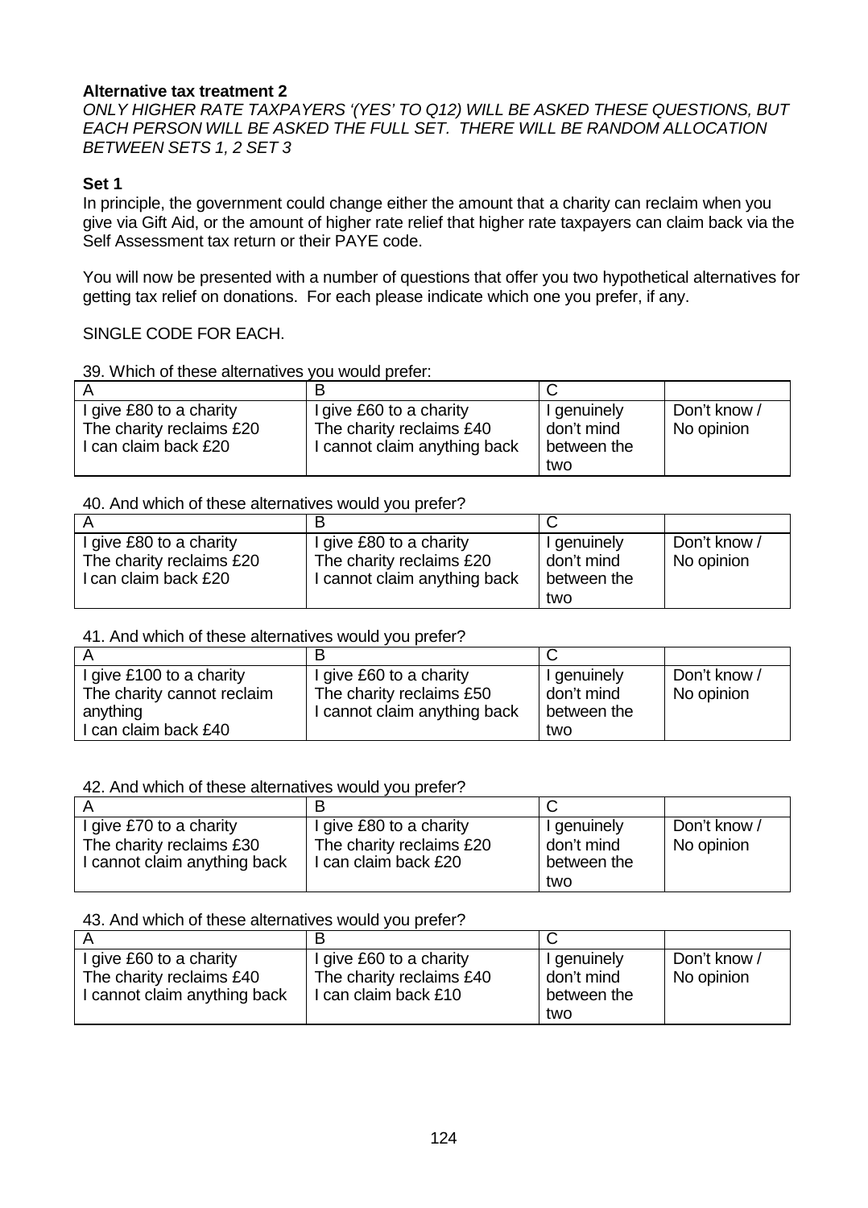**Alternative tax treatment 2**

*ONLY HIGHER RATE TAXPAYERS '(YES' TO Q12) WILL BE ASKED THESE QUESTIONS, BUT EACH PERSON WILL BE ASKED THE FULL SET. THERE WILL BE RANDOM ALLOCATION BETWEEN SETS 1, 2 SET 3*

**Set 1**

In principle, the government could change either the amount that a charity can reclaim when you give via Gift Aid, or the amount of higher rate relief that higher rate taxpayers can claim back via the Self Assessment tax return or their PAYE code.

You will now be presented with a number of questions that offer you two hypothetical alternatives for getting tax relief on donations. For each please indicate which one you prefer, if any.

SINGLE CODE FOR EACH.

39. Which of these alternatives you would prefer:

| A | B | C | |
|---|---|---|---|
| I give £80 to a charity<br>The charity reclaims £20<br>I can claim back £20 | I give £60 to a charity<br>The charity reclaims £40<br>I cannot claim anything back | I genuinely don't mind between the two | Don't know / No opinion |

40. And which of these alternatives would you prefer?

| A | B | C | |
|---|---|---|---|
| I give £80 to a charity<br>The charity reclaims £20<br>I can claim back £20 | I give £80 to a charity<br>The charity reclaims £20<br>I cannot claim anything back | I genuinely don't mind between the two | Don't know / No opinion |

41. And which of these alternatives would you prefer?

| A | B | C | |
|---|---|---|---|
| I give £100 to a charity<br>The charity cannot reclaim anything<br>I can claim back £40 | I give £60 to a charity<br>The charity reclaims £50<br>I cannot claim anything back | I genuinely don't mind between the two | Don't know / No opinion |

42. And which of these alternatives would you prefer?

| A | B | C | |
|---|---|---|---|
| I give £70 to a charity<br>The charity reclaims £30<br>I cannot claim anything back | I give £80 to a charity<br>The charity reclaims £20<br>I can claim back £20 | I genuinely don't mind between the two | Don't know / No opinion |

43. And which of these alternatives would you prefer?

| A | B | C | |
|---|---|---|---|
| I give £60 to a charity<br>The charity reclaims £40<br>I cannot claim anything back | I give £60 to a charity<br>The charity reclaims £40<br>I can claim back £10 | I genuinely don't mind between the two | Don't know / No opinion |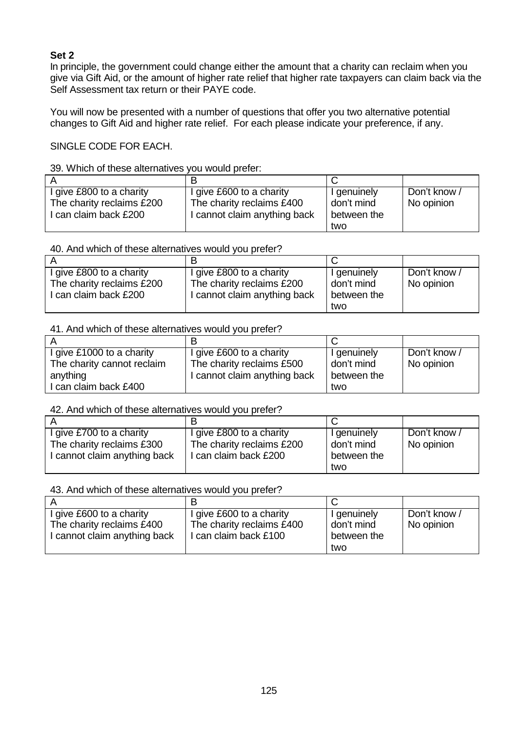**Set 2**

In principle, the government could change either the amount that a charity can reclaim when you give via Gift Aid, or the amount of higher rate relief that higher rate taxpayers can claim back via the Self Assessment tax return or their PAYE code.

You will now be presented with a number of questions that offer you two alternative potential changes to Gift Aid and higher rate relief. For each please indicate your preference, if any.

SINGLE CODE FOR EACH.

39. Which of these alternatives you would prefer:

| A | B | C | |
|---|---|---|---|
| I give £800 to a charity<br>The charity reclaims £200<br>I can claim back £200 | I give £600 to a charity<br>The charity reclaims £400<br>I cannot claim anything back | I genuinely don't mind between the two | Don't know / No opinion |

40. And which of these alternatives would you prefer?

| A | B | C | |
|---|---|---|---|
| I give £800 to a charity<br>The charity reclaims £200<br>I can claim back £200 | I give £800 to a charity<br>The charity reclaims £200<br>I cannot claim anything back | I genuinely don't mind between the two | Don't know / No opinion |

41. And which of these alternatives would you prefer?

| A | B | C | |
|---|---|---|---|
| I give £1000 to a charity<br>The charity cannot reclaim anything<br>I can claim back £400 | I give £600 to a charity<br>The charity reclaims £500<br>I cannot claim anything back | I genuinely don't mind between the two | Don't know / No opinion |

42. And which of these alternatives would you prefer?

| A | B | C | |
|---|---|---|---|
| I give £700 to a charity<br>The charity reclaims £300<br>I cannot claim anything back | I give £800 to a charity<br>The charity reclaims £200<br>I can claim back £200 | I genuinely don't mind between the two | Don't know / No opinion |

43. And which of these alternatives would you prefer?

| A | B | C | |
|---|---|---|---|
| I give £600 to a charity<br>The charity reclaims £400<br>I cannot claim anything back | I give £600 to a charity<br>The charity reclaims £400<br>I can claim back £100 | I genuinely don't mind between the two | Don't know / No opinion |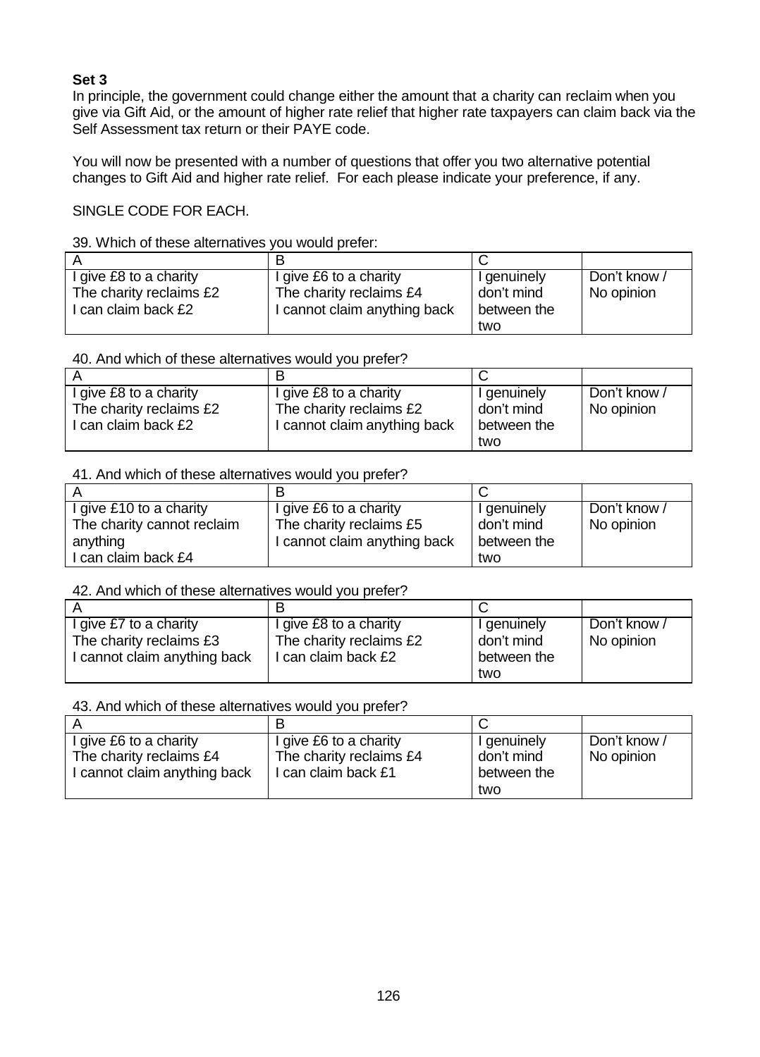**Set 3**

In principle, the government could change either the amount that a charity can reclaim when you give via Gift Aid, or the amount of higher rate relief that higher rate taxpayers can claim back via the Self Assessment tax return or their PAYE code.

You will now be presented with a number of questions that offer you two alternative potential changes to Gift Aid and higher rate relief. For each please indicate your preference, if any.

SINGLE CODE FOR EACH.

39. Which of these alternatives you would prefer:

| A | B | C | |
|---|---|---|---|
| I give £8 to a charity<br>The charity reclaims £2<br>I can claim back £2 | I give £6 to a charity<br>The charity reclaims £4<br>I cannot claim anything back | I genuinely don't mind between the two | Don't know / No opinion |

40. And which of these alternatives would you prefer?

| A | B | C | |
|---|---|---|---|
| I give £8 to a charity<br>The charity reclaims £2<br>I can claim back £2 | I give £8 to a charity<br>The charity reclaims £2<br>I cannot claim anything back | I genuinely don't mind between the two | Don't know / No opinion |

41. And which of these alternatives would you prefer?

| A | B | C | |
|---|---|---|---|
| I give £10 to a charity<br>The charity cannot reclaim anything<br>I can claim back £4 | I give £6 to a charity<br>The charity reclaims £5<br>I cannot claim anything back | I genuinely don't mind between the two | Don't know / No opinion |

42. And which of these alternatives would you prefer?

| A | B | C | |
|---|---|---|---|
| I give £7 to a charity<br>The charity reclaims £3<br>I cannot claim anything back | I give £8 to a charity<br>The charity reclaims £2<br>I can claim back £2 | I genuinely don't mind between the two | Don't know / No opinion |

43. And which of these alternatives would you prefer?

| A | B | C | |
|---|---|---|---|
| I give £6 to a charity<br>The charity reclaims £4<br>I cannot claim anything back | I give £6 to a charity<br>The charity reclaims £4<br>I can claim back £1 | I genuinely don't mind between the two | Don't know / No opinion |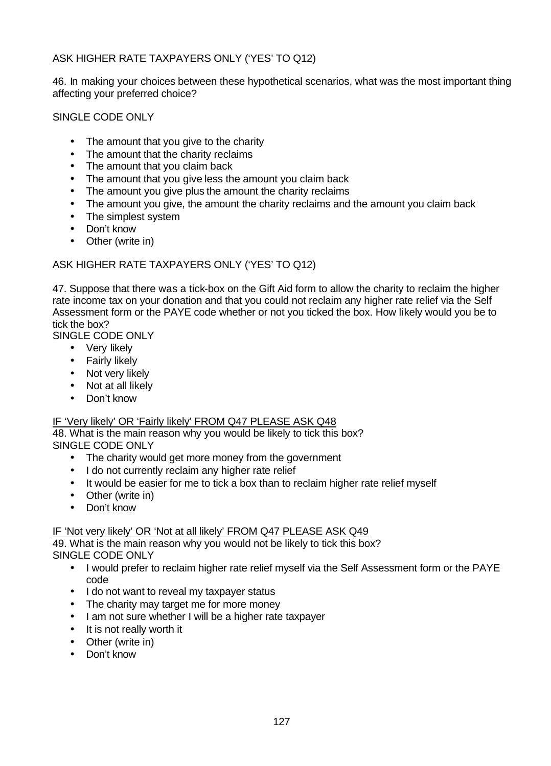ASK HIGHER RATE TAXPAYERS ONLY ('YES' TO Q12)

46. In making your choices between these hypothetical scenarios, what was the most important thing affecting your preferred choice?

SINGLE CODE ONLY

- The amount that you give to the charity
- The amount that the charity reclaims
- The amount that you claim back
- The amount that you give less the amount you claim back
- The amount you give plus the amount the charity reclaims
- The amount you give, the amount the charity reclaims and the amount you claim back
- The simplest system
- Don't know
- Other (write in)

ASK HIGHER RATE TAXPAYERS ONLY ('YES' TO Q12)

47. Suppose that there was a tick-box on the Gift Aid form to allow the charity to reclaim the higher rate income tax on your donation and that you could not reclaim any higher rate relief via the Self Assessment form or the PAYE code whether or not you ticked the box. How likely would you be to tick the box?

SINGLE CODE ONLY

- Very likely
- Fairly likely
- Not very likely
- Not at all likely
- Don't know

<u>IF 'Very likely' OR 'Fairly likely' FROM Q47 PLEASE ASK Q48</u>

48. What is the main reason why you would be likely to tick this box?

SINGLE CODE ONLY

- The charity would get more money from the government
- I do not currently reclaim any higher rate relief
- It would be easier for me to tick a box than to reclaim higher rate relief myself
- Other (write in)
- Don't know

<u>IF 'Not very likely' OR 'Not at all likely' FROM Q47 PLEASE ASK Q49</u>

49. What is the main reason why you would not be likely to tick this box?

SINGLE CODE ONLY

- I would prefer to reclaim higher rate relief myself via the Self Assessment form or the PAYE code
- I do not want to reveal my taxpayer status
- The charity may target me for more money
- I am not sure whether I will be a higher rate taxpayer
- It is not really worth it
- Other (write in)
- Don't know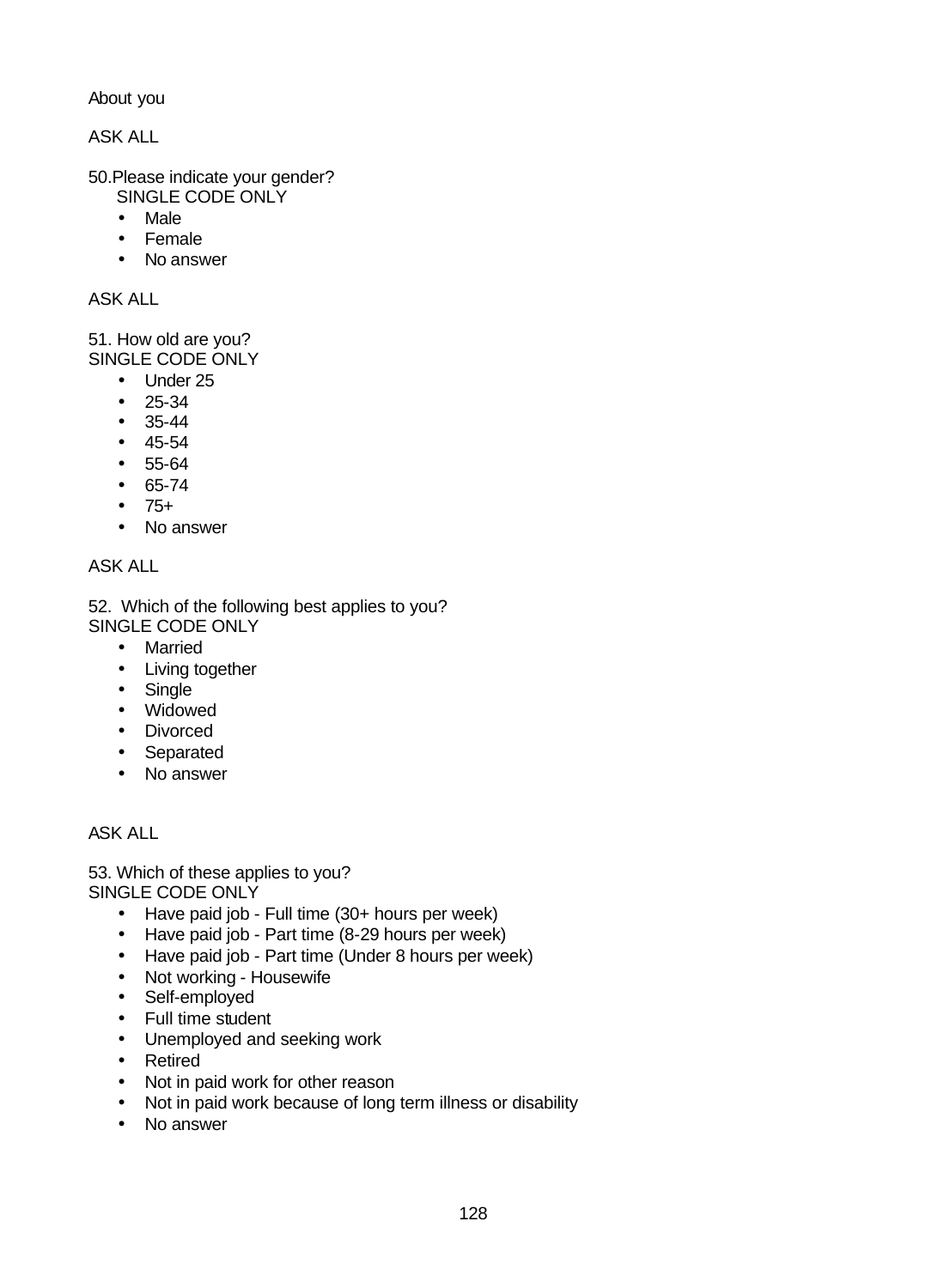About you

ASK ALL

50.Please indicate your gender?
SINGLE CODE ONLY

- Male
- Female
- No answer

ASK ALL

51. How old are you?
SINGLE CODE ONLY

- Under 25
- 25-34
- 35-44
- 45-54
- 55-64
- 65-74
- 75+
- No answer

ASK ALL

52. Which of the following best applies to you?
SINGLE CODE ONLY

- Married
- Living together
- Single
- Widowed
- Divorced
- Separated
- No answer

ASK ALL

53. Which of these applies to you?
SINGLE CODE ONLY

- Have paid job - Full time (30+ hours per week)
- Have paid job - Part time (8-29 hours per week)
- Have paid job - Part time (Under 8 hours per week)
- Not working - Housewife
- Self-employed
- Full time student
- Unemployed and seeking work
- Retired
- Not in paid work for other reason
- Not in paid work because of long term illness or disability
- No answer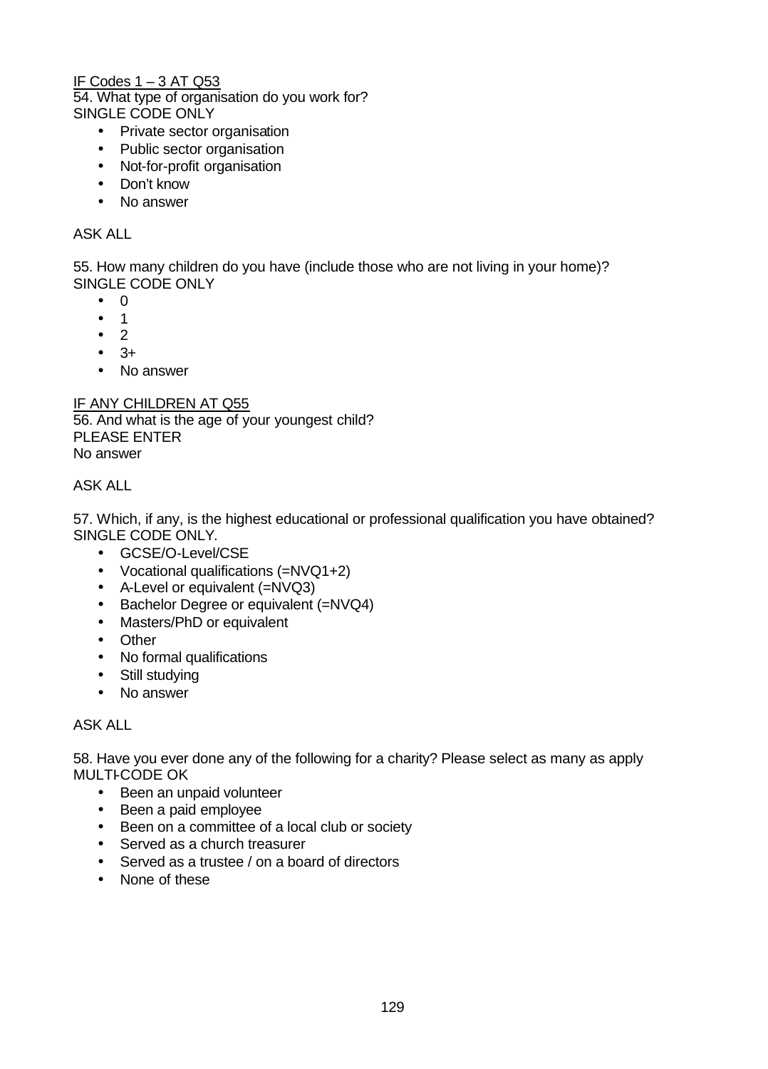IF Codes 1 – 3 AT Q53

54. What type of organisation do you work for?
SINGLE CODE ONLY

- Private sector organisation
- Public sector organisation
- Not-for-profit organisation
- Don't know
- No answer

ASK ALL

55. How many children do you have (include those who are not living in your home)?
SINGLE CODE ONLY

- 0
- 1
- 2
- 3+
- No answer

IF ANY CHILDREN AT Q55

56. And what is the age of your youngest child?
PLEASE ENTER
No answer

ASK ALL

57. Which, if any, is the highest educational or professional qualification you have obtained?
SINGLE CODE ONLY.

- GCSE/O-Level/CSE
- Vocational qualifications (=NVQ1+2)
- A-Level or equivalent (=NVQ3)
- Bachelor Degree or equivalent (=NVQ4)
- Masters/PhD or equivalent
- Other
- No formal qualifications
- Still studying
- No answer

ASK ALL

58. Have you ever done any of the following for a charity? Please select as many as apply
MULTI-CODE OK

- Been an unpaid volunteer
- Been a paid employee
- Been on a committee of a local club or society
- Served as a church treasurer
- Served as a trustee / on a board of directors
- None of these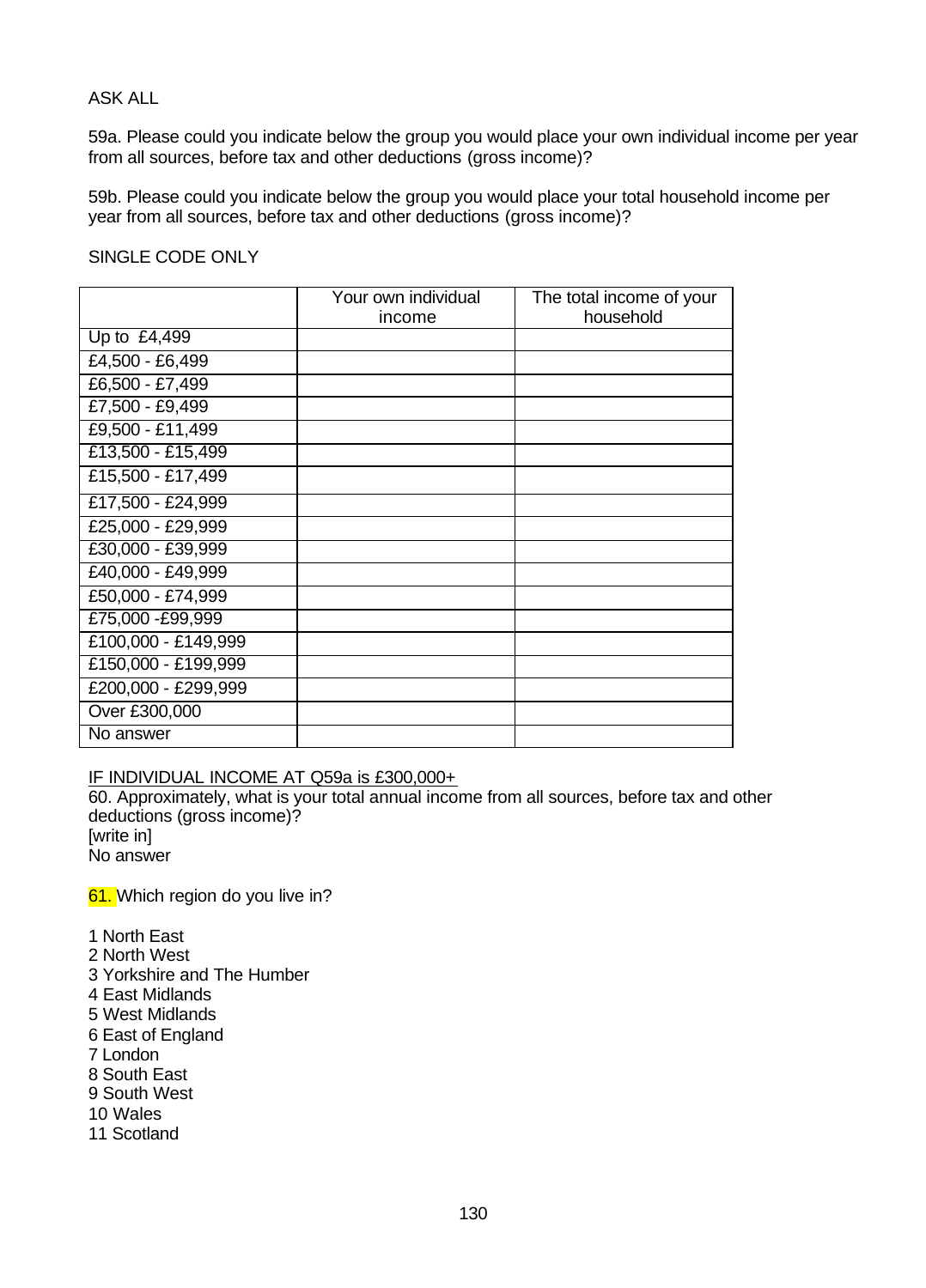ASK ALL

59a. Please could you indicate below the group you would place your own individual income per year from all sources, before tax and other deductions (gross income)?

59b. Please could you indicate below the group you would place your total household income per year from all sources, before tax and other deductions (gross income)?

SINGLE CODE ONLY

| | Your own individual income | The total income of your household |
|---|---|---|
| Up to £4,499 | | |
| £4,500 - £6,499 | | |
| £6,500 - £7,499 | | |
| £7,500 - £9,499 | | |
| £9,500 - £11,499 | | |
| £13,500 - £15,499 | | |
| £15,500 - £17,499 | | |
| £17,500 - £24,999 | | |
| £25,000 - £29,999 | | |
| £30,000 - £39,999 | | |
| £40,000 - £49,999 | | |
| £50,000 - £74,999 | | |
| £75,000 -£99,999 | | |
| £100,000 - £149,999 | | |
| £150,000 - £199,999 | | |
| £200,000 - £299,999 | | |
| Over £300,000 | | |
| No answer | | |

IF INDIVIDUAL INCOME AT Q59a is £300,000+

60. Approximately, what is your total annual income from all sources, before tax and other deductions (gross income)?
[write in]
No answer

61. Which region do you live in?

1 North East
2 North West
3 Yorkshire and The Humber
4 East Midlands
5 West Midlands
6 East of England
7 London
8 South East
9 South West
10 Wales
11 Scotland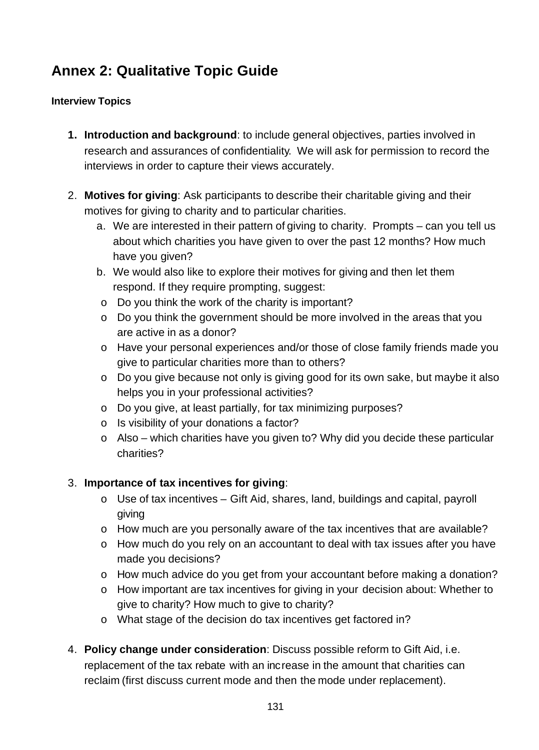## Annex 2: Qualitative Topic Guide

**Interview Topics**

1. **Introduction and background**: to include general objectives, parties involved in research and assurances of confidentiality. We will ask for permission to record the interviews in order to capture their views accurately.

2. **Motives for giving**: Ask participants to describe their charitable giving and their motives for giving to charity and to particular charities.
   a. We are interested in their pattern of giving to charity. Prompts – can you tell us about which charities you have given to over the past 12 months? How much have you given?
   b. We would also like to explore their motives for giving and then let them respond. If they require prompting, suggest:
   - Do you think the work of the charity is important?
   - Do you think the government should be more involved in the areas that you are active in as a donor?
   - Have your personal experiences and/or those of close family friends made you give to particular charities more than to others?
   - Do you give because not only is giving good for its own sake, but maybe it also helps you in your professional activities?
   - Do you give, at least partially, for tax minimizing purposes?
   - Is visibility of your donations a factor?
   - Also – which charities have you given to? Why did you decide these particular charities?

3. **Importance of tax incentives for giving**:
   - Use of tax incentives – Gift Aid, shares, land, buildings and capital, payroll giving
   - How much are you personally aware of the tax incentives that are available?
   - How much do you rely on an accountant to deal with tax issues after you have made you decisions?
   - How much advice do you get from your accountant before making a donation?
   - How important are tax incentives for giving in your decision about: Whether to give to charity? How much to give to charity?
   - What stage of the decision do tax incentives get factored in?

4. **Policy change under consideration**: Discuss possible reform to Gift Aid, i.e. replacement of the tax rebate with an increase in the amount that charities can reclaim (first discuss current mode and then the mode under replacement).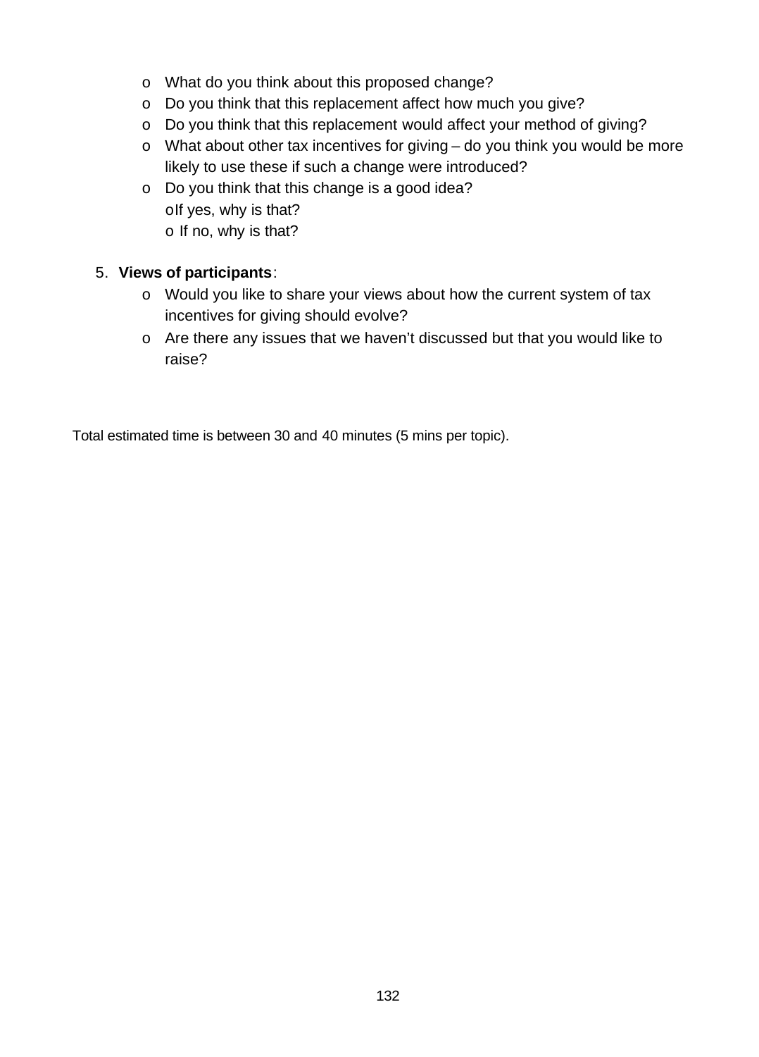- What do you think about this proposed change?
- Do you think that this replacement affect how much you give?
- Do you think that this replacement would affect your method of giving?
- What about other tax incentives for giving – do you think you would be more likely to use these if such a change were introduced?
- Do you think that this change is a good idea?
  - If yes, why is that?
  - If no, why is that?

5. **Views of participants**:
   - Would you like to share your views about how the current system of tax incentives for giving should evolve?
   - Are there any issues that we haven't discussed but that you would like to raise?

Total estimated time is between 30 and 40 minutes (5 mins per topic).